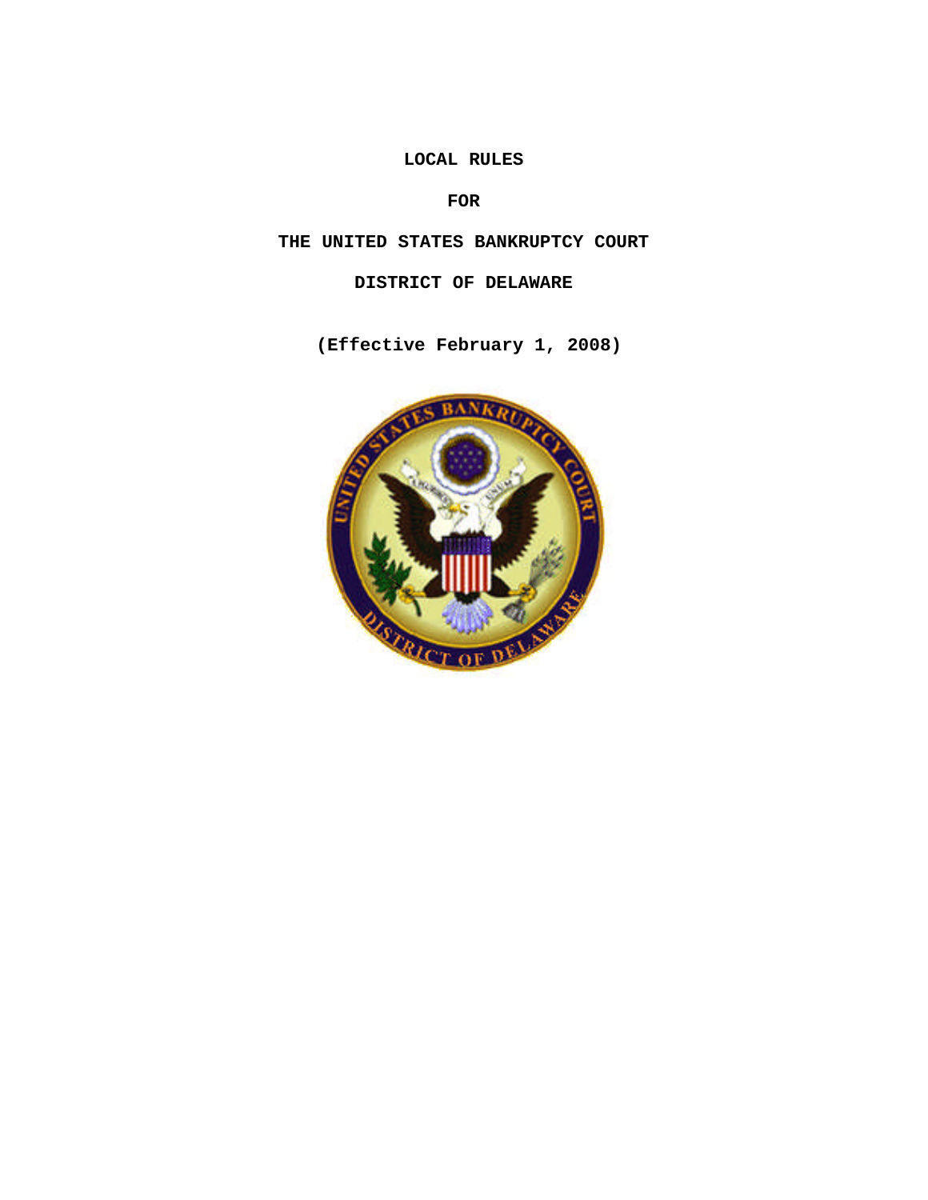# LOCAL RULES

# FOR

# THE UNITED STATES BANKRUPTCY COURT

# DISTRICT OF DELAWARE

**(Effective February 1, 2008)**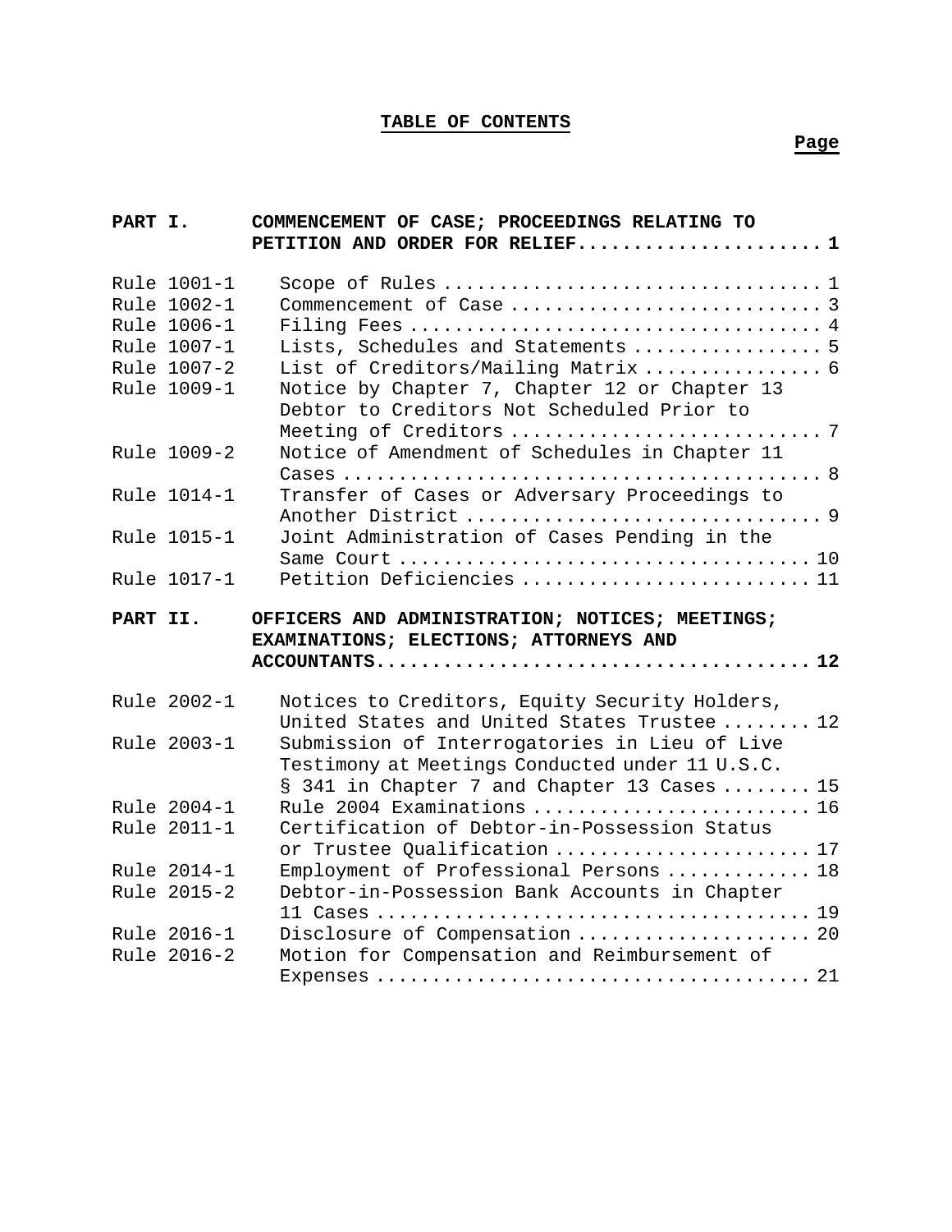# TABLE OF CONTENTS

| | | Page |
|---|---|---|
| **PART I.** | **COMMENCEMENT OF CASE; PROCEEDINGS RELATING TO PETITION AND ORDER FOR RELIEF** | **1** |
| Rule 1001-1 | Scope of Rules | 1 |
| Rule 1002-1 | Commencement of Case | 3 |
| Rule 1006-1 | Filing Fees | 4 |
| Rule 1007-1 | Lists, Schedules and Statements | 5 |
| Rule 1007-2 | List of Creditors/Mailing Matrix | 6 |
| Rule 1009-1 | Notice by Chapter 7, Chapter 12 or Chapter 13 Debtor to Creditors Not Scheduled Prior to Meeting of Creditors | 7 |
| Rule 1009-2 | Notice of Amendment of Schedules in Chapter 11 Cases | 8 |
| Rule 1014-1 | Transfer of Cases or Adversary Proceedings to Another District | 9 |
| Rule 1015-1 | Joint Administration of Cases Pending in the Same Court | 10 |
| Rule 1017-1 | Petition Deficiencies | 11 |
| **PART II.** | **OFFICERS AND ADMINISTRATION; NOTICES; MEETINGS; EXAMINATIONS; ELECTIONS; ATTORNEYS AND ACCOUNTANTS** | **12** |
| Rule 2002-1 | Notices to Creditors, Equity Security Holders, United States and United States Trustee | 12 |
| Rule 2003-1 | Submission of Interrogatories in Lieu of Live Testimony at Meetings Conducted under 11 U.S.C. § 341 in Chapter 7 and Chapter 13 Cases | 15 |
| Rule 2004-1 | Rule 2004 Examinations | 16 |
| Rule 2011-1 | Certification of Debtor-in-Possession Status or Trustee Qualification | 17 |
| Rule 2014-1 | Employment of Professional Persons | 18 |
| Rule 2015-2 | Debtor-in-Possession Bank Accounts in Chapter 11 Cases | 19 |
| Rule 2016-1 | Disclosure of Compensation | 20 |
| Rule 2016-2 | Motion for Compensation and Reimbursement of Expenses | 21 |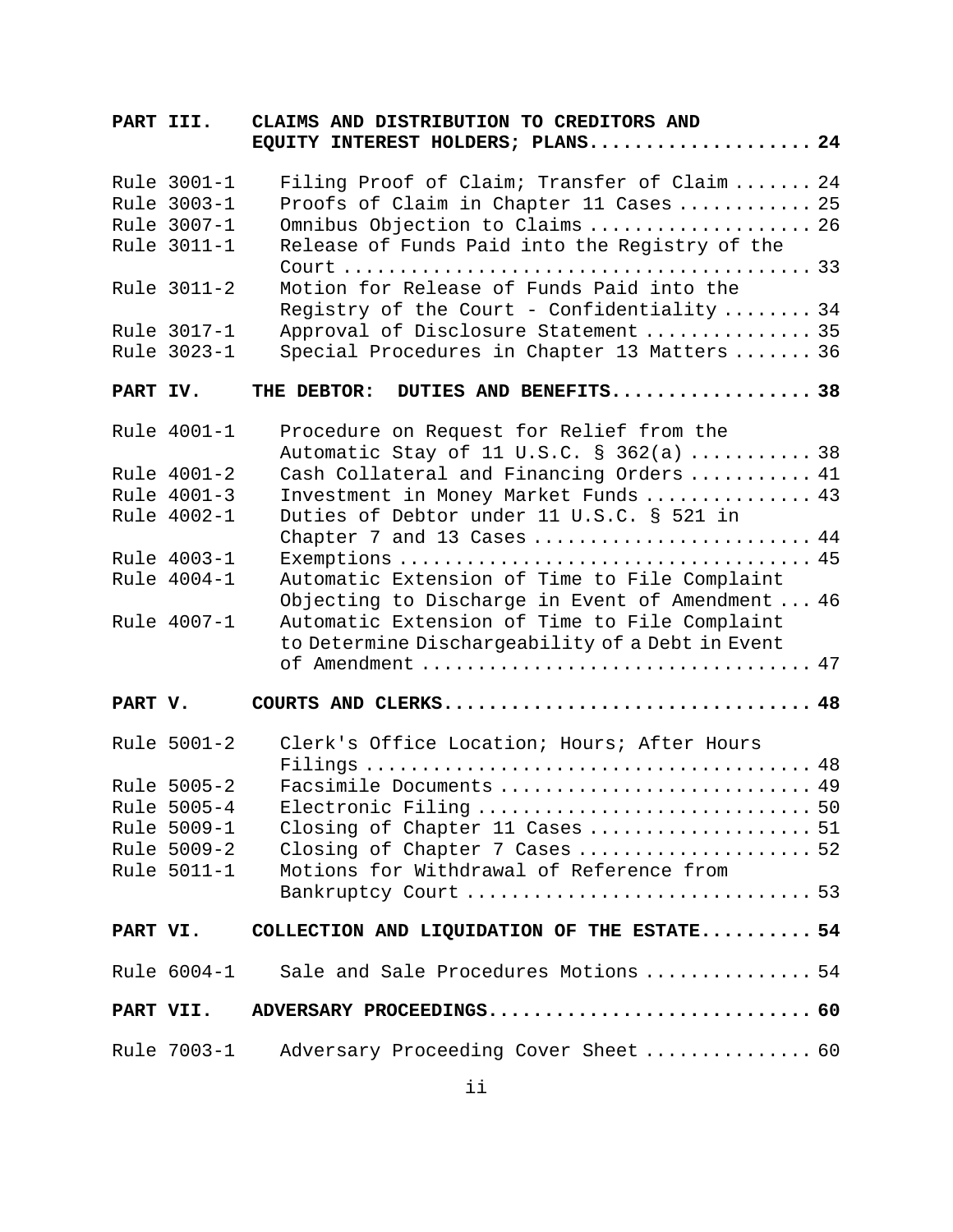| | | |
|---|---|---|
| **PART III.** | **CLAIMS AND DISTRIBUTION TO CREDITORS AND EQUITY INTEREST HOLDERS; PLANS** | **24** |
| Rule 3001-1 | Filing Proof of Claim; Transfer of Claim | 24 |
| Rule 3003-1 | Proofs of Claim in Chapter 11 Cases | 25 |
| Rule 3007-1 | Omnibus Objection to Claims | 26 |
| Rule 3011-1 | Release of Funds Paid into the Registry of the Court | 33 |
| Rule 3011-2 | Motion for Release of Funds Paid into the Registry of the Court - Confidentiality | 34 |
| Rule 3017-1 | Approval of Disclosure Statement | 35 |
| Rule 3023-1 | Special Procedures in Chapter 13 Matters | 36 |
| **PART IV.** | **THE DEBTOR: DUTIES AND BENEFITS** | **38** |
| Rule 4001-1 | Procedure on Request for Relief from the Automatic Stay of 11 U.S.C. § 362(a) | 38 |
| Rule 4001-2 | Cash Collateral and Financing Orders | 41 |
| Rule 4001-3 | Investment in Money Market Funds | 43 |
| Rule 4002-1 | Duties of Debtor under 11 U.S.C. § 521 in Chapter 7 and 13 Cases | 44 |
| Rule 4003-1 | Exemptions | 45 |
| Rule 4004-1 | Automatic Extension of Time to File Complaint Objecting to Discharge in Event of Amendment | 46 |
| Rule 4007-1 | Automatic Extension of Time to File Complaint to Determine Dischargeability of a Debt in Event of Amendment | 47 |
| **PART V.** | **COURTS AND CLERKS** | **48** |
| Rule 5001-2 | Clerk's Office Location; Hours; After Hours Filings | 48 |
| Rule 5005-2 | Facsimile Documents | 49 |
| Rule 5005-4 | Electronic Filing | 50 |
| Rule 5009-1 | Closing of Chapter 11 Cases | 51 |
| Rule 5009-2 | Closing of Chapter 7 Cases | 52 |
| Rule 5011-1 | Motions for Withdrawal of Reference from Bankruptcy Court | 53 |
| **PART VI.** | **COLLECTION AND LIQUIDATION OF THE ESTATE** | **54** |
| Rule 6004-1 | Sale and Sale Procedures Motions | 54 |
| **PART VII.** | **ADVERSARY PROCEEDINGS** | **60** |
| Rule 7003-1 | Adversary Proceeding Cover Sheet | 60 |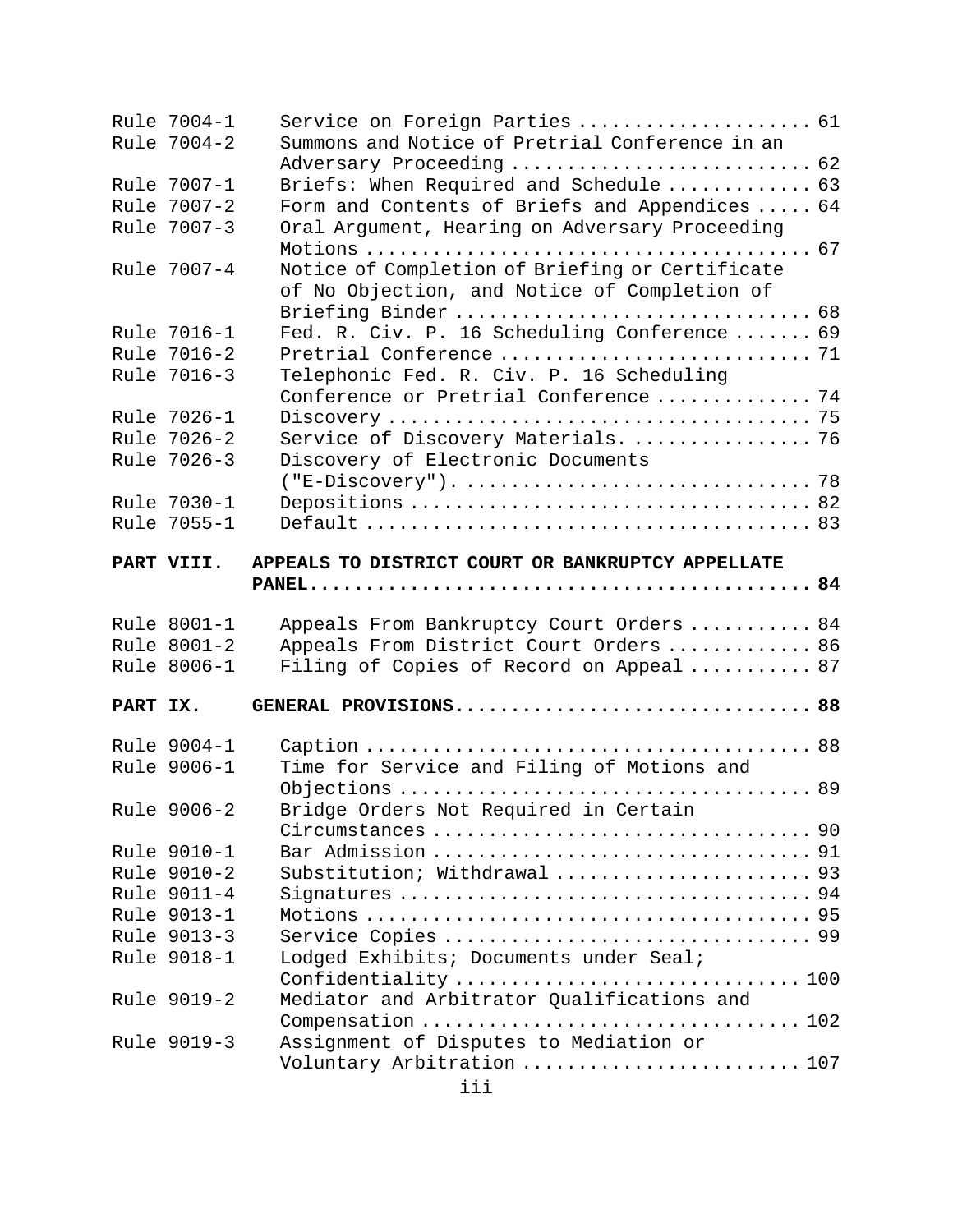| | | |
|---|---|---|
| Rule 7004-1 | Service on Foreign Parties | 61 |
| Rule 7004-2 | Summons and Notice of Pretrial Conference in an Adversary Proceeding | 62 |
| Rule 7007-1 | Briefs: When Required and Schedule | 63 |
| Rule 7007-2 | Form and Contents of Briefs and Appendices | 64 |
| Rule 7007-3 | Oral Argument, Hearing on Adversary Proceeding Motions | 67 |
| Rule 7007-4 | Notice of Completion of Briefing or Certificate of No Objection, and Notice of Completion of Briefing Binder | 68 |
| Rule 7016-1 | Fed. R. Civ. P. 16 Scheduling Conference | 69 |
| Rule 7016-2 | Pretrial Conference | 71 |
| Rule 7016-3 | Telephonic Fed. R. Civ. P. 16 Scheduling Conference or Pretrial Conference | 74 |
| Rule 7026-1 | Discovery | 75 |
| Rule 7026-2 | Service of Discovery Materials. | 76 |
| Rule 7026-3 | Discovery of Electronic Documents ("E-Discovery"). | 78 |
| Rule 7030-1 | Depositions | 82 |
| Rule 7055-1 | Default | 83 |
| **PART VIII.** | **APPEALS TO DISTRICT COURT OR BANKRUPTCY APPELLATE PANEL** | **84** |
| Rule 8001-1 | Appeals From Bankruptcy Court Orders | 84 |
| Rule 8001-2 | Appeals From District Court Orders | 86 |
| Rule 8006-1 | Filing of Copies of Record on Appeal | 87 |
| **PART IX.** | **GENERAL PROVISIONS** | **88** |
| Rule 9004-1 | Caption | 88 |
| Rule 9006-1 | Time for Service and Filing of Motions and Objections | 89 |
| Rule 9006-2 | Bridge Orders Not Required in Certain Circumstances | 90 |
| Rule 9010-1 | Bar Admission | 91 |
| Rule 9010-2 | Substitution; Withdrawal | 93 |
| Rule 9011-4 | Signatures | 94 |
| Rule 9013-1 | Motions | 95 |
| Rule 9013-3 | Service Copies | 99 |
| Rule 9018-1 | Lodged Exhibits; Documents under Seal; Confidentiality | 100 |
| Rule 9019-2 | Mediator and Arbitrator Qualifications and Compensation | 102 |
| Rule 9019-3 | Assignment of Disputes to Mediation or Voluntary Arbitration | 107 |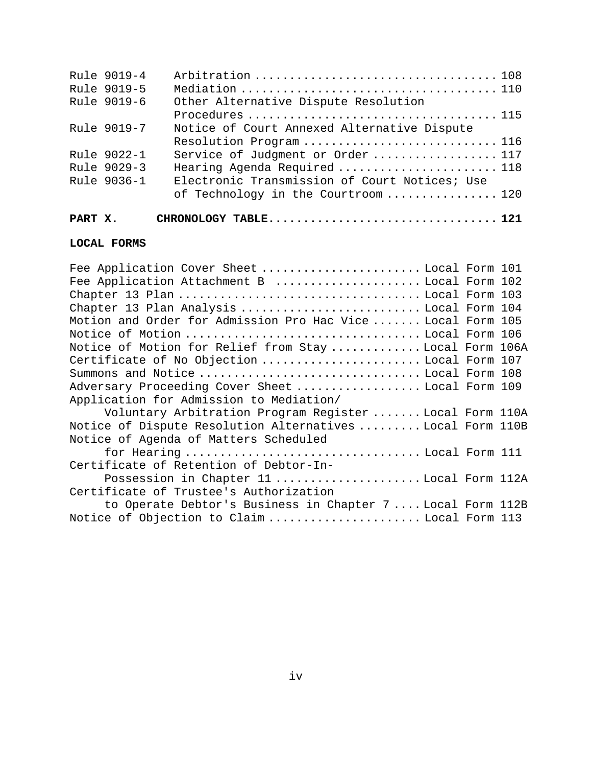| | | |
|---|---|---|
| Rule 9019-4 | Arbitration | 108 |
| Rule 9019-5 | Mediation | 110 |
| Rule 9019-6 | Other Alternative Dispute Resolution Procedures | 115 |
| Rule 9019-7 | Notice of Court Annexed Alternative Dispute Resolution Program | 116 |
| Rule 9022-1 | Service of Judgment or Order | 117 |
| Rule 9029-3 | Hearing Agenda Required | 118 |
| Rule 9036-1 | Electronic Transmission of Court Notices; Use of Technology in the Courtroom | 120 |

**PART X. CHRONOLOGY TABLE .................................. 121**

**LOCAL FORMS**

| | |
|---|---|
| Fee Application Cover Sheet | Local Form 101 |
| Fee Application Attachment B | Local Form 102 |
| Chapter 13 Plan | Local Form 103 |
| Chapter 13 Plan Analysis | Local Form 104 |
| Motion and Order for Admission Pro Hac Vice | Local Form 105 |
| Notice of Motion | Local Form 106 |
| Notice of Motion for Relief from Stay | Local Form 106A |
| Certificate of No Objection | Local Form 107 |
| Summons and Notice | Local Form 108 |
| Adversary Proceeding Cover Sheet | Local Form 109 |
| Application for Admission to Mediation/ Voluntary Arbitration Program Register | Local Form 110A |
| Notice of Dispute Resolution Alternatives | Local Form 110B |
| Notice of Agenda of Matters Scheduled for Hearing | Local Form 111 |
| Certificate of Retention of Debtor-In-Possession in Chapter 11 | Local Form 112A |
| Certificate of Trustee's Authorization to Operate Debtor's Business in Chapter 7 | Local Form 112B |
| Notice of Objection to Claim | Local Form 113 |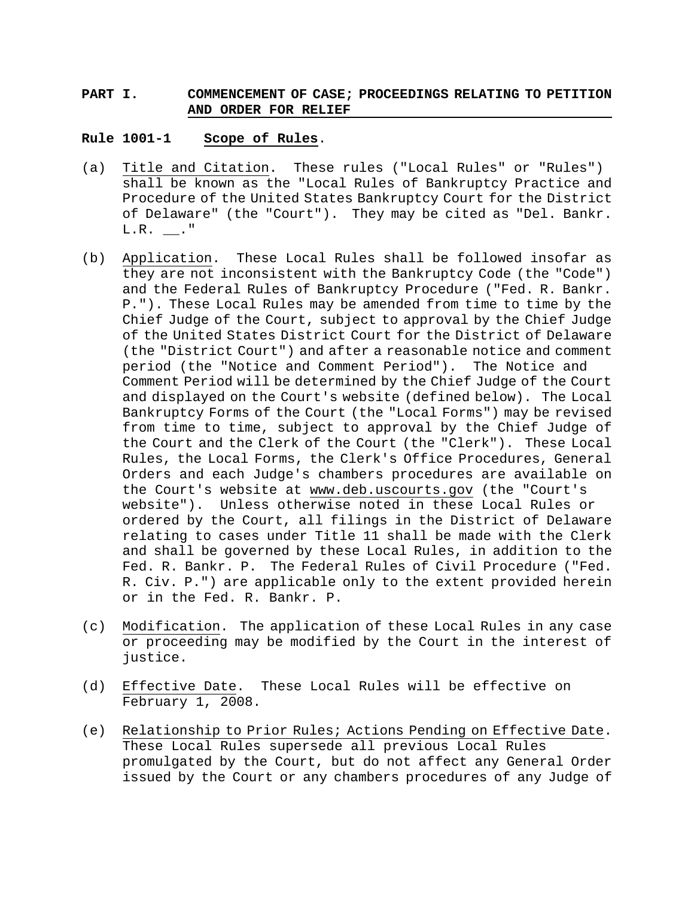## PART I. COMMENCEMENT OF CASE; PROCEEDINGS RELATING TO PETITION AND ORDER FOR RELIEF

### Rule 1001-1 Scope of Rules.

(a) Title and Citation. These rules ("Local Rules" or "Rules") shall be known as the "Local Rules of Bankruptcy Practice and Procedure of the United States Bankruptcy Court for the District of Delaware" (the "Court"). They may be cited as "Del. Bankr. L.R. __."

(b) Application. These Local Rules shall be followed insofar as they are not inconsistent with the Bankruptcy Code (the "Code") and the Federal Rules of Bankruptcy Procedure ("Fed. R. Bankr. P."). These Local Rules may be amended from time to time by the Chief Judge of the Court, subject to approval by the Chief Judge of the United States District Court for the District of Delaware (the "District Court") and after a reasonable notice and comment period (the "Notice and Comment Period"). The Notice and Comment Period will be determined by the Chief Judge of the Court and displayed on the Court's website (defined below). The Local Bankruptcy Forms of the Court (the "Local Forms") may be revised from time to time, subject to approval by the Chief Judge of the Court and the Clerk of the Court (the "Clerk"). These Local Rules, the Local Forms, the Clerk's Office Procedures, General Orders and each Judge's chambers procedures are available on the Court's website at www.deb.uscourts.gov (the "Court's website"). Unless otherwise noted in these Local Rules or ordered by the Court, all filings in the District of Delaware relating to cases under Title 11 shall be made with the Clerk and shall be governed by these Local Rules, in addition to the Fed. R. Bankr. P. The Federal Rules of Civil Procedure ("Fed. R. Civ. P.") are applicable only to the extent provided herein or in the Fed. R. Bankr. P.

(c) Modification. The application of these Local Rules in any case or proceeding may be modified by the Court in the interest of justice.

(d) Effective Date. These Local Rules will be effective on February 1, 2008.

(e) Relationship to Prior Rules; Actions Pending on Effective Date. These Local Rules supersede all previous Local Rules promulgated by the Court, but do not affect any General Order issued by the Court or any chambers procedures of any Judge of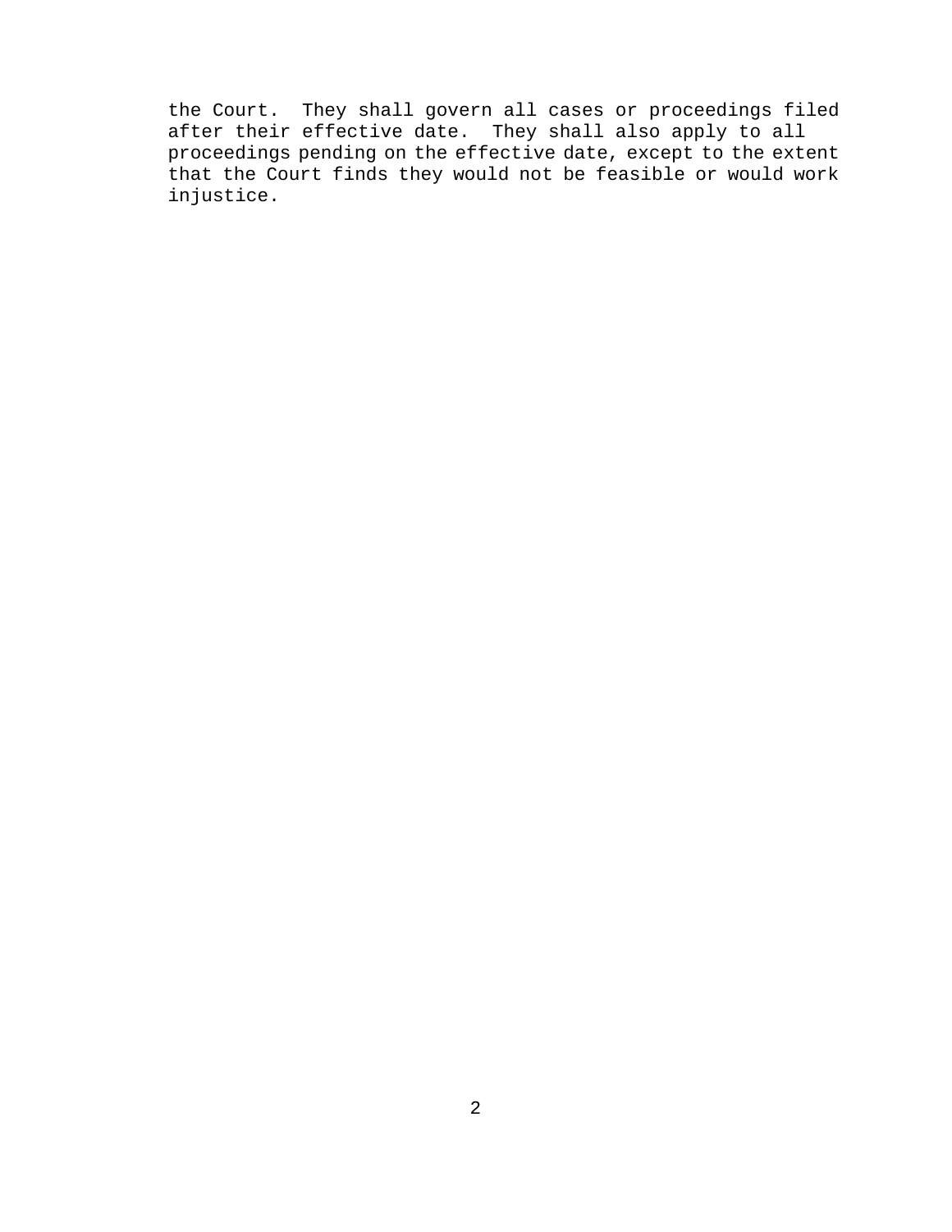the Court. They shall govern all cases or proceedings filed after their effective date. They shall also apply to all proceedings pending on the effective date, except to the extent that the Court finds they would not be feasible or would work injustice.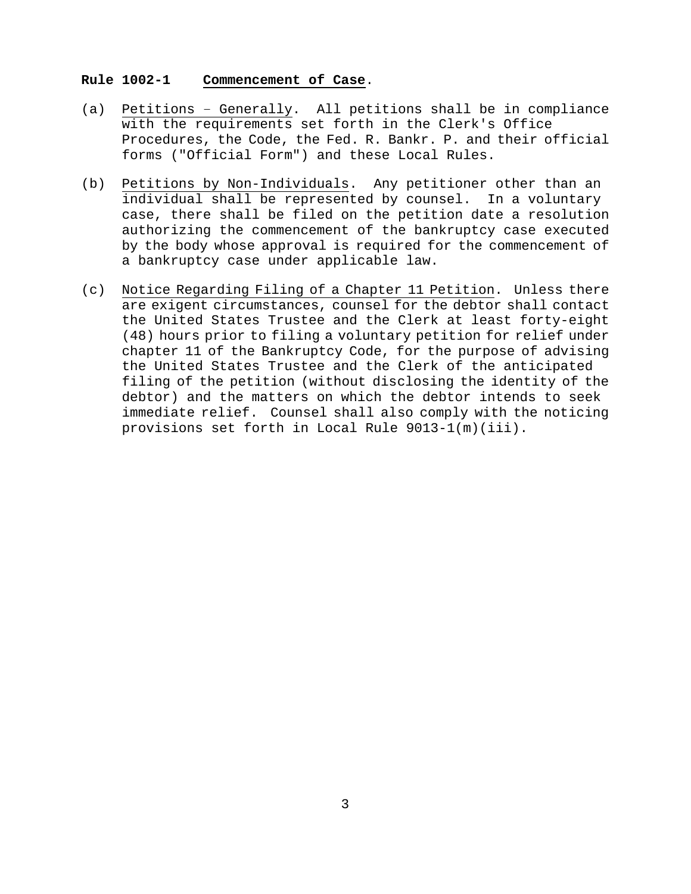**Rule 1002-1 Commencement of Case.**

(a) Petitions – Generally. All petitions shall be in compliance with the requirements set forth in the Clerk's Office Procedures, the Code, the Fed. R. Bankr. P. and their official forms ("Official Form") and these Local Rules.

(b) Petitions by Non-Individuals. Any petitioner other than an individual shall be represented by counsel. In a voluntary case, there shall be filed on the petition date a resolution authorizing the commencement of the bankruptcy case executed by the body whose approval is required for the commencement of a bankruptcy case under applicable law.

(c) Notice Regarding Filing of a Chapter 11 Petition. Unless there are exigent circumstances, counsel for the debtor shall contact the United States Trustee and the Clerk at least forty-eight (48) hours prior to filing a voluntary petition for relief under chapter 11 of the Bankruptcy Code, for the purpose of advising the United States Trustee and the Clerk of the anticipated filing of the petition (without disclosing the identity of the debtor) and the matters on which the debtor intends to seek immediate relief. Counsel shall also comply with the noticing provisions set forth in Local Rule 9013-1(m)(iii).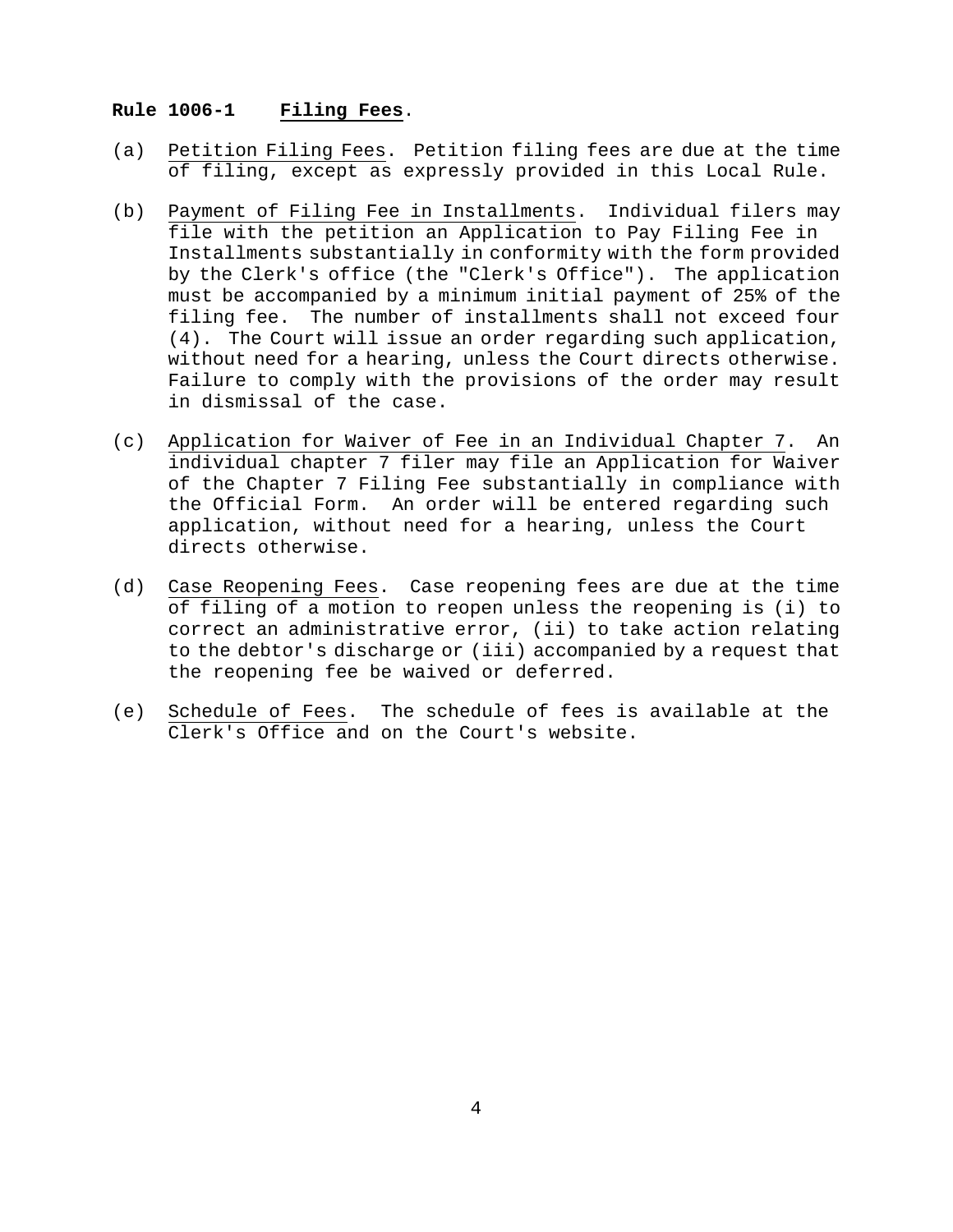**Rule 1006-1 Filing Fees**.

(a) Petition Filing Fees. Petition filing fees are due at the time of filing, except as expressly provided in this Local Rule.

(b) Payment of Filing Fee in Installments. Individual filers may file with the petition an Application to Pay Filing Fee in Installments substantially in conformity with the form provided by the Clerk's office (the "Clerk's Office"). The application must be accompanied by a minimum initial payment of 25% of the filing fee. The number of installments shall not exceed four (4). The Court will issue an order regarding such application, without need for a hearing, unless the Court directs otherwise. Failure to comply with the provisions of the order may result in dismissal of the case.

(c) Application for Waiver of Fee in an Individual Chapter 7. An individual chapter 7 filer may file an Application for Waiver of the Chapter 7 Filing Fee substantially in compliance with the Official Form. An order will be entered regarding such application, without need for a hearing, unless the Court directs otherwise.

(d) Case Reopening Fees. Case reopening fees are due at the time of filing of a motion to reopen unless the reopening is (i) to correct an administrative error, (ii) to take action relating to the debtor's discharge or (iii) accompanied by a request that the reopening fee be waived or deferred.

(e) Schedule of Fees. The schedule of fees is available at the Clerk's Office and on the Court's website.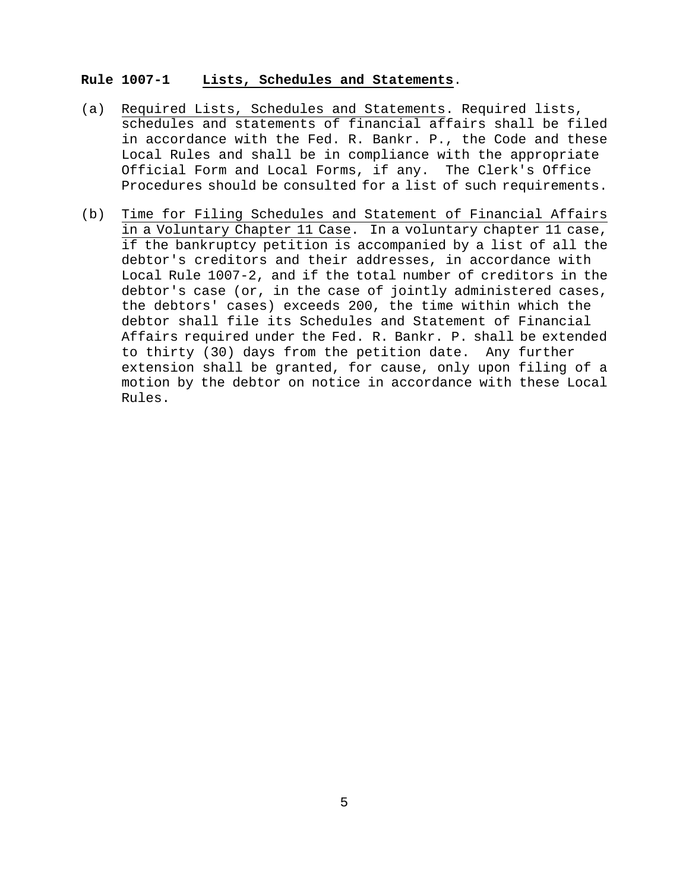## Rule 1007-1 Lists, Schedules and Statements.

(a) Required Lists, Schedules and Statements. Required lists, schedules and statements of financial affairs shall be filed in accordance with the Fed. R. Bankr. P., the Code and these Local Rules and shall be in compliance with the appropriate Official Form and Local Forms, if any. The Clerk's Office Procedures should be consulted for a list of such requirements.

(b) Time for Filing Schedules and Statement of Financial Affairs in a Voluntary Chapter 11 Case. In a voluntary chapter 11 case, if the bankruptcy petition is accompanied by a list of all the debtor's creditors and their addresses, in accordance with Local Rule 1007-2, and if the total number of creditors in the debtor's case (or, in the case of jointly administered cases, the debtors' cases) exceeds 200, the time within which the debtor shall file its Schedules and Statement of Financial Affairs required under the Fed. R. Bankr. P. shall be extended to thirty (30) days from the petition date. Any further extension shall be granted, for cause, only upon filing of a motion by the debtor on notice in accordance with these Local Rules.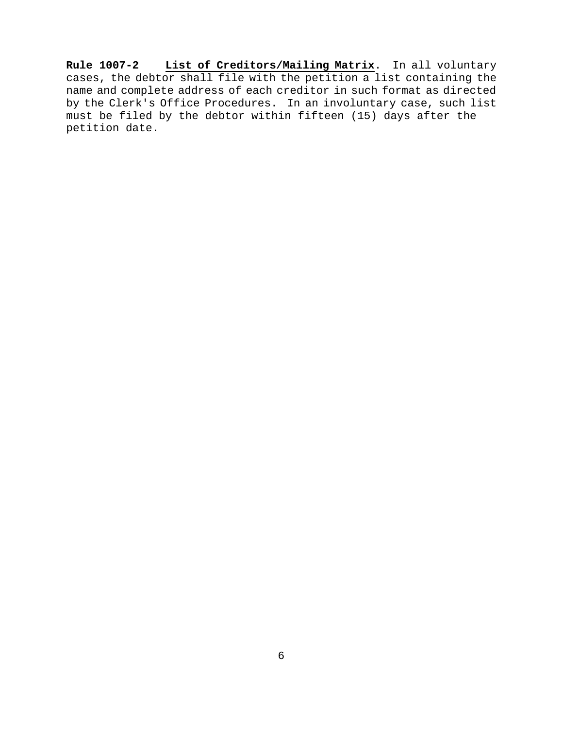**Rule 1007-2** **<u>List of Creditors/Mailing Matrix</u>**. In all voluntary cases, the debtor shall file with the petition a list containing the name and complete address of each creditor in such format as directed by the Clerk's Office Procedures. In an involuntary case, such list must be filed by the debtor within fifteen (15) days after the petition date.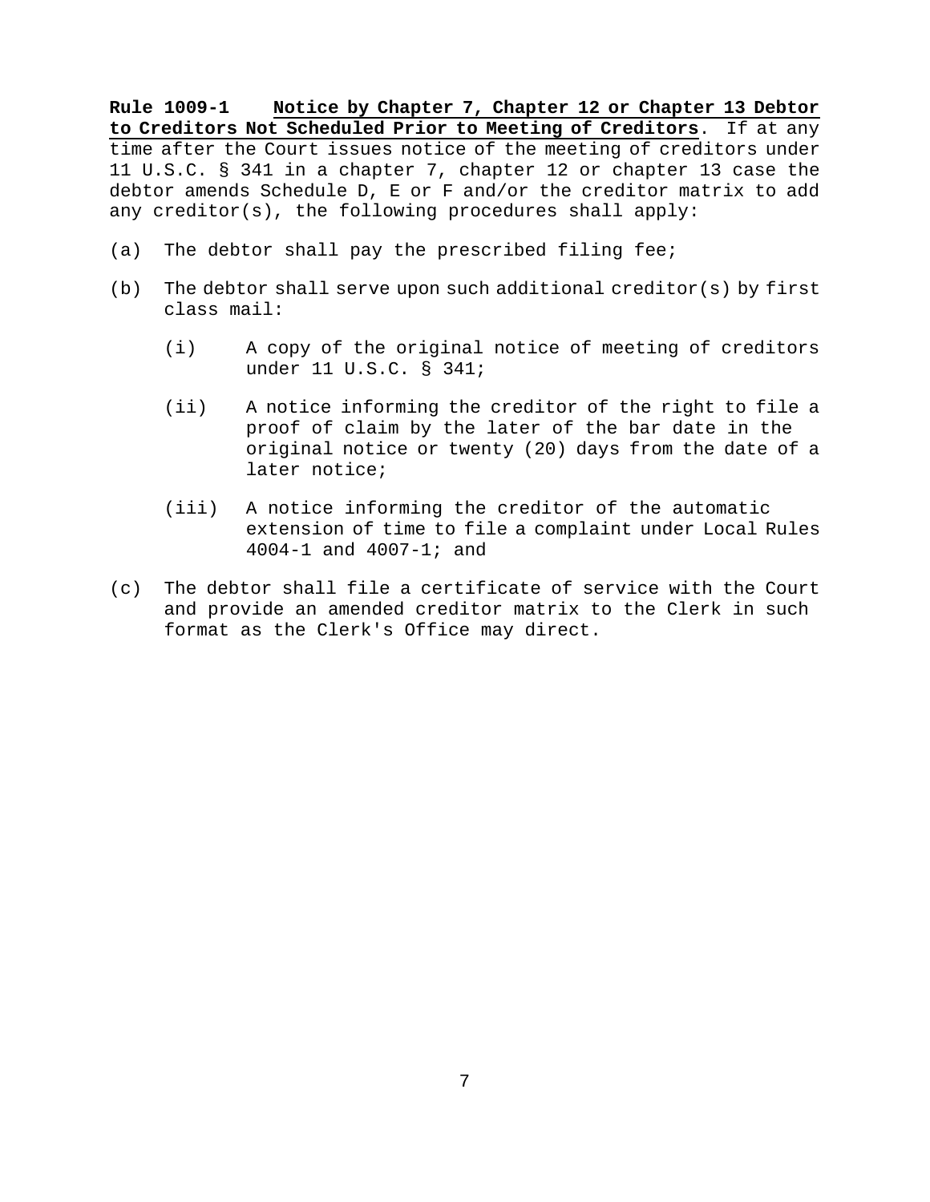**Rule 1009-1 Notice by Chapter 7, Chapter 12 or Chapter 13 Debtor to Creditors Not Scheduled Prior to Meeting of Creditors**. If at any time after the Court issues notice of the meeting of creditors under 11 U.S.C. § 341 in a chapter 7, chapter 12 or chapter 13 case the debtor amends Schedule D, E or F and/or the creditor matrix to add any creditor(s), the following procedures shall apply:

(a) The debtor shall pay the prescribed filing fee;

(b) The debtor shall serve upon such additional creditor(s) by first class mail:

 (i) A copy of the original notice of meeting of creditors under 11 U.S.C. § 341;

 (ii) A notice informing the creditor of the right to file a proof of claim by the later of the bar date in the original notice or twenty (20) days from the date of a later notice;

 (iii) A notice informing the creditor of the automatic extension of time to file a complaint under Local Rules 4004-1 and 4007-1; and

(c) The debtor shall file a certificate of service with the Court and provide an amended creditor matrix to the Clerk in such format as the Clerk's Office may direct.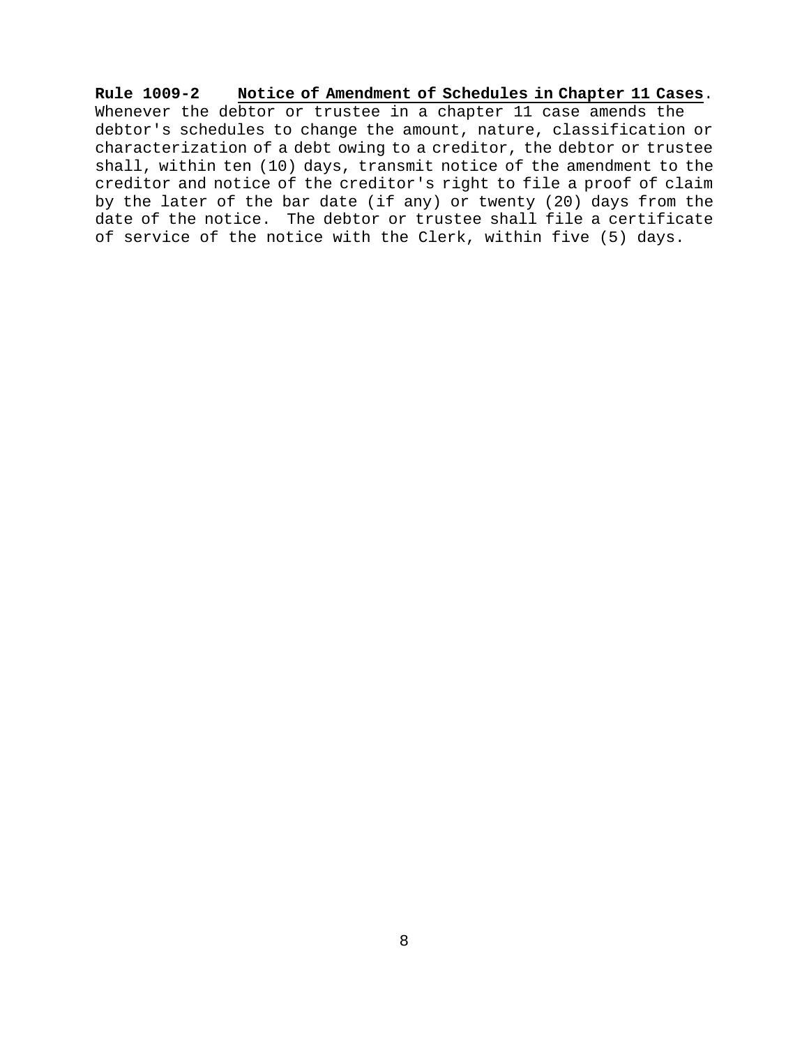**Rule 1009-2** **Notice of Amendment of Schedules in Chapter 11 Cases**. Whenever the debtor or trustee in a chapter 11 case amends the debtor's schedules to change the amount, nature, classification or characterization of a debt owing to a creditor, the debtor or trustee shall, within ten (10) days, transmit notice of the amendment to the creditor and notice of the creditor's right to file a proof of claim by the later of the bar date (if any) or twenty (20) days from the date of the notice. The debtor or trustee shall file a certificate of service of the notice with the Clerk, within five (5) days.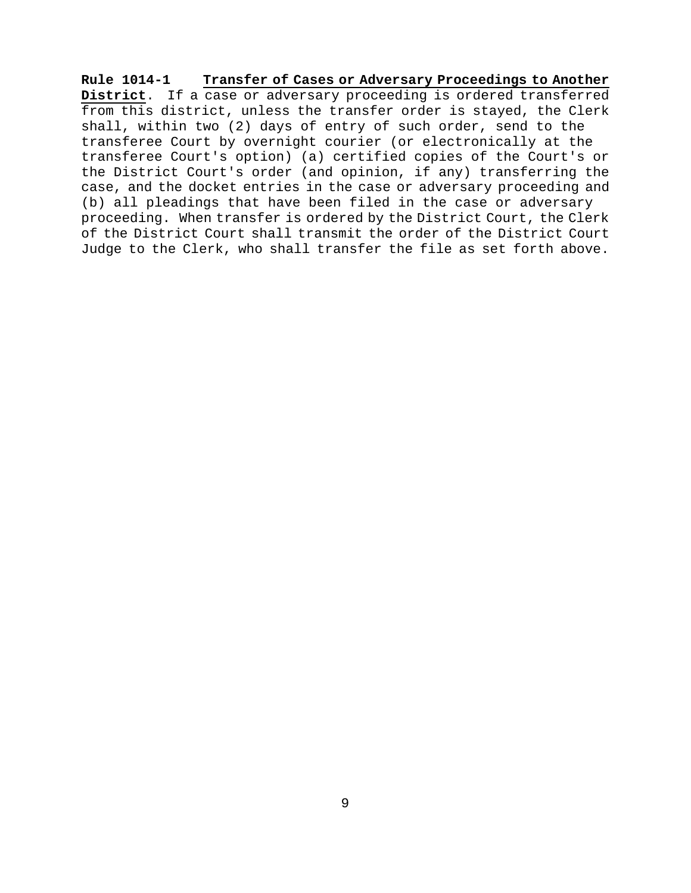**Rule 1014-1** **Transfer of Cases or Adversary Proceedings to Another District**. If a case or adversary proceeding is ordered transferred from this district, unless the transfer order is stayed, the Clerk shall, within two (2) days of entry of such order, send to the transferee Court by overnight courier (or electronically at the transferee Court's option) (a) certified copies of the Court's or the District Court's order (and opinion, if any) transferring the case, and the docket entries in the case or adversary proceeding and (b) all pleadings that have been filed in the case or adversary proceeding. When transfer is ordered by the District Court, the Clerk of the District Court shall transmit the order of the District Court Judge to the Clerk, who shall transfer the file as set forth above.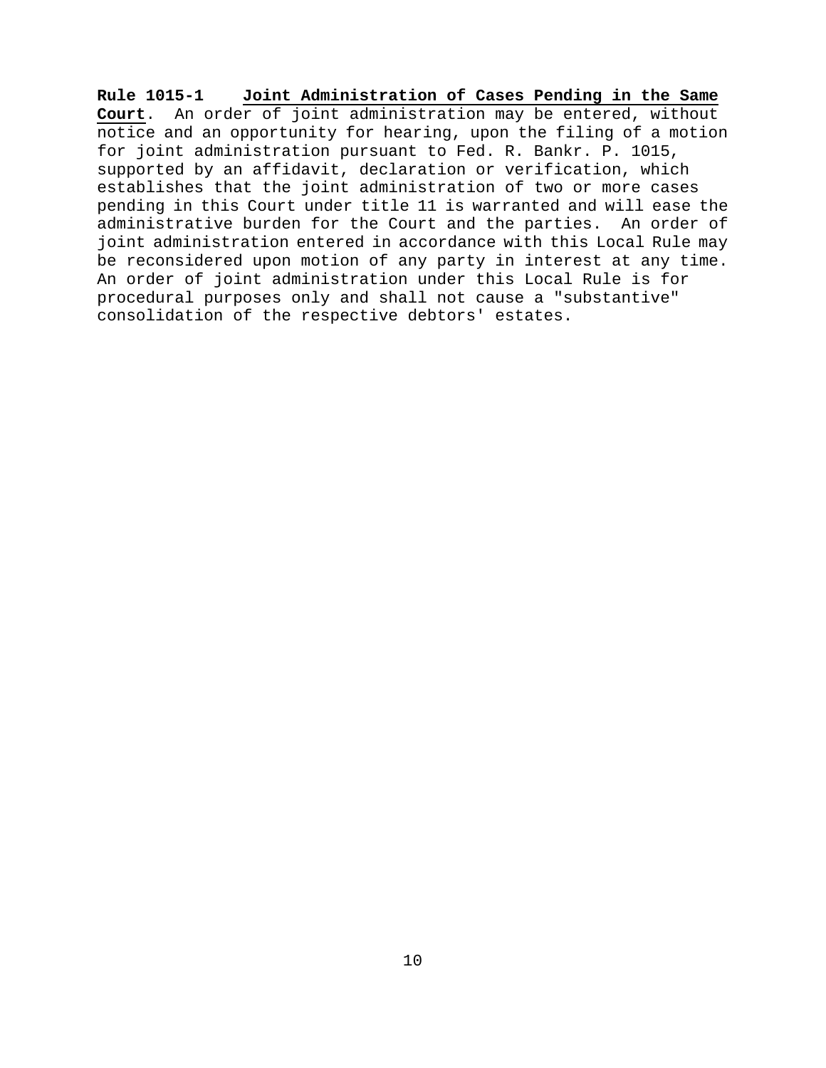**Rule 1015-1 Joint Administration of Cases Pending in the Same Court**. An order of joint administration may be entered, without notice and an opportunity for hearing, upon the filing of a motion for joint administration pursuant to Fed. R. Bankr. P. 1015, supported by an affidavit, declaration or verification, which establishes that the joint administration of two or more cases pending in this Court under title 11 is warranted and will ease the administrative burden for the Court and the parties. An order of joint administration entered in accordance with this Local Rule may be reconsidered upon motion of any party in interest at any time. An order of joint administration under this Local Rule is for procedural purposes only and shall not cause a "substantive" consolidation of the respective debtors' estates.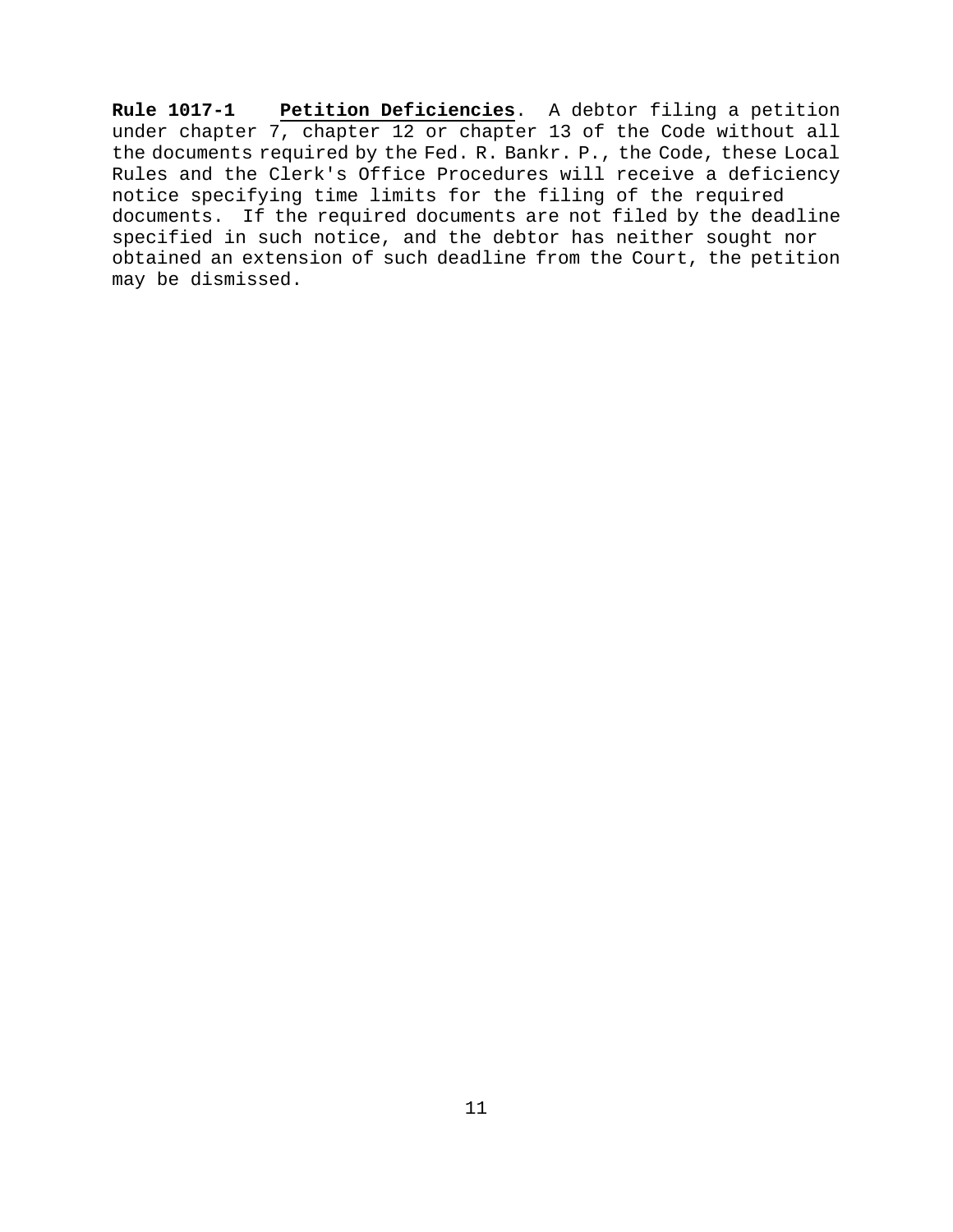**Rule 1017-1** <u>**Petition Deficiencies**</u>. A debtor filing a petition under chapter 7, chapter 12 or chapter 13 of the Code without all the documents required by the Fed. R. Bankr. P., the Code, these Local Rules and the Clerk's Office Procedures will receive a deficiency notice specifying time limits for the filing of the required documents. If the required documents are not filed by the deadline specified in such notice, and the debtor has neither sought nor obtained an extension of such deadline from the Court, the petition may be dismissed.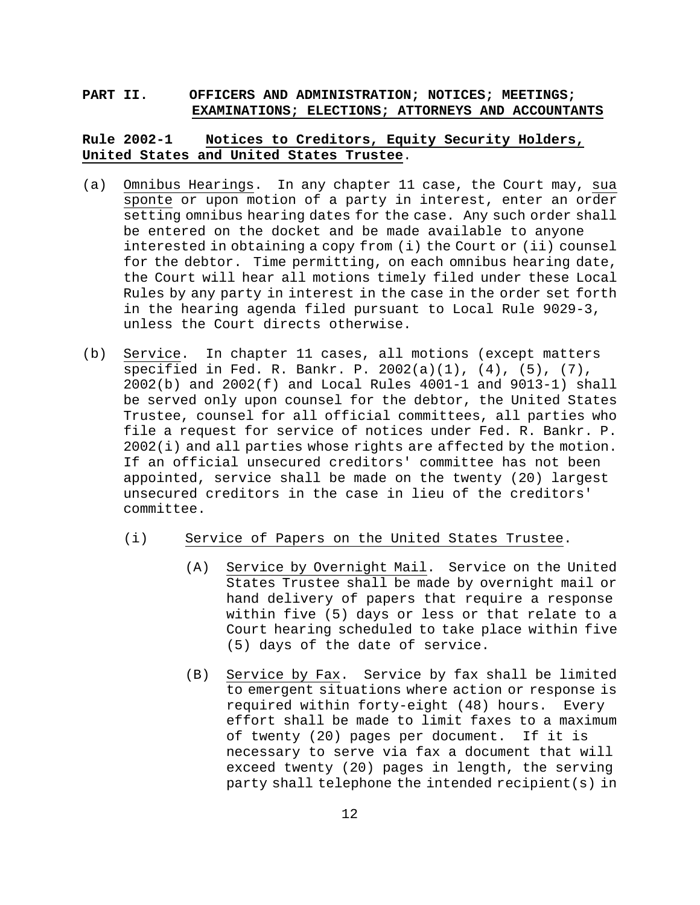## PART II. OFFICERS AND ADMINISTRATION; NOTICES; MEETINGS; EXAMINATIONS; ELECTIONS; ATTORNEYS AND ACCOUNTANTS

### Rule 2002-1 Notices to Creditors, Equity Security Holders, United States and United States Trustee.

(a) Omnibus Hearings. In any chapter 11 case, the Court may, sua sponte or upon motion of a party in interest, enter an order setting omnibus hearing dates for the case. Any such order shall be entered on the docket and be made available to anyone interested in obtaining a copy from (i) the Court or (ii) counsel for the debtor. Time permitting, on each omnibus hearing date, the Court will hear all motions timely filed under these Local Rules by any party in interest in the case in the order set forth in the hearing agenda filed pursuant to Local Rule 9029-3, unless the Court directs otherwise.

(b) Service. In chapter 11 cases, all motions (except matters specified in Fed. R. Bankr. P. 2002(a)(1), (4), (5), (7), 2002(b) and 2002(f) and Local Rules 4001-1 and 9013-1) shall be served only upon counsel for the debtor, the United States Trustee, counsel for all official committees, all parties who file a request for service of notices under Fed. R. Bankr. P. 2002(i) and all parties whose rights are affected by the motion. If an official unsecured creditors' committee has not been appointed, service shall be made on the twenty (20) largest unsecured creditors in the case in lieu of the creditors' committee.

   (i) Service of Papers on the United States Trustee.

      (A) Service by Overnight Mail. Service on the United States Trustee shall be made by overnight mail or hand delivery of papers that require a response within five (5) days or less or that relate to a Court hearing scheduled to take place within five (5) days of the date of service.

      (B) Service by Fax. Service by fax shall be limited to emergent situations where action or response is required within forty-eight (48) hours. Every effort shall be made to limit faxes to a maximum of twenty (20) pages per document. If it is necessary to serve via fax a document that will exceed twenty (20) pages in length, the serving party shall telephone the intended recipient(s) in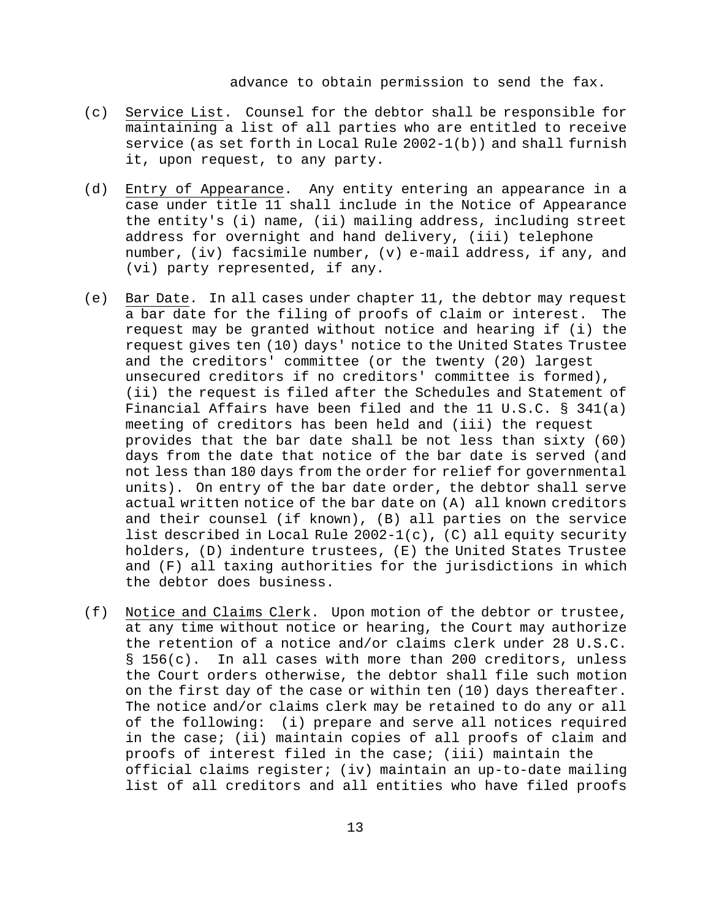advance to obtain permission to send the fax.

(c) Service List. Counsel for the debtor shall be responsible for maintaining a list of all parties who are entitled to receive service (as set forth in Local Rule 2002-1(b)) and shall furnish it, upon request, to any party.

(d) Entry of Appearance. Any entity entering an appearance in a case under title 11 shall include in the Notice of Appearance the entity's (i) name, (ii) mailing address, including street address for overnight and hand delivery, (iii) telephone number, (iv) facsimile number, (v) e-mail address, if any, and (vi) party represented, if any.

(e) Bar Date. In all cases under chapter 11, the debtor may request a bar date for the filing of proofs of claim or interest. The request may be granted without notice and hearing if (i) the request gives ten (10) days' notice to the United States Trustee and the creditors' committee (or the twenty (20) largest unsecured creditors if no creditors' committee is formed), (ii) the request is filed after the Schedules and Statement of Financial Affairs have been filed and the 11 U.S.C. § 341(a) meeting of creditors has been held and (iii) the request provides that the bar date shall be not less than sixty (60) days from the date that notice of the bar date is served (and not less than 180 days from the order for relief for governmental units). On entry of the bar date order, the debtor shall serve actual written notice of the bar date on (A) all known creditors and their counsel (if known), (B) all parties on the service list described in Local Rule 2002-1(c), (C) all equity security holders, (D) indenture trustees, (E) the United States Trustee and (F) all taxing authorities for the jurisdictions in which the debtor does business.

(f) Notice and Claims Clerk. Upon motion of the debtor or trustee, at any time without notice or hearing, the Court may authorize the retention of a notice and/or claims clerk under 28 U.S.C. § 156(c). In all cases with more than 200 creditors, unless the Court orders otherwise, the debtor shall file such motion on the first day of the case or within ten (10) days thereafter. The notice and/or claims clerk may be retained to do any or all of the following: (i) prepare and serve all notices required in the case; (ii) maintain copies of all proofs of claim and proofs of interest filed in the case; (iii) maintain the official claims register; (iv) maintain an up-to-date mailing list of all creditors and all entities who have filed proofs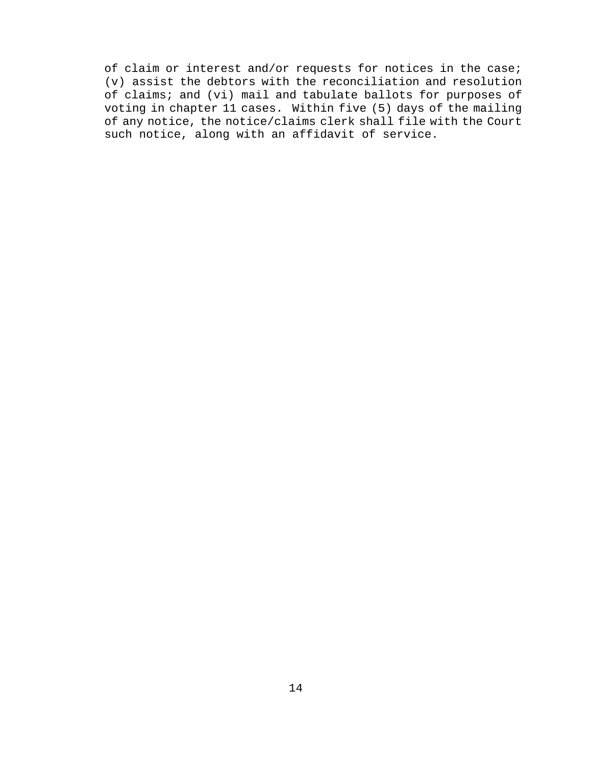of claim or interest and/or requests for notices in the case; (v) assist the debtors with the reconciliation and resolution of claims; and (vi) mail and tabulate ballots for purposes of voting in chapter 11 cases. Within five (5) days of the mailing of any notice, the notice/claims clerk shall file with the Court such notice, along with an affidavit of service.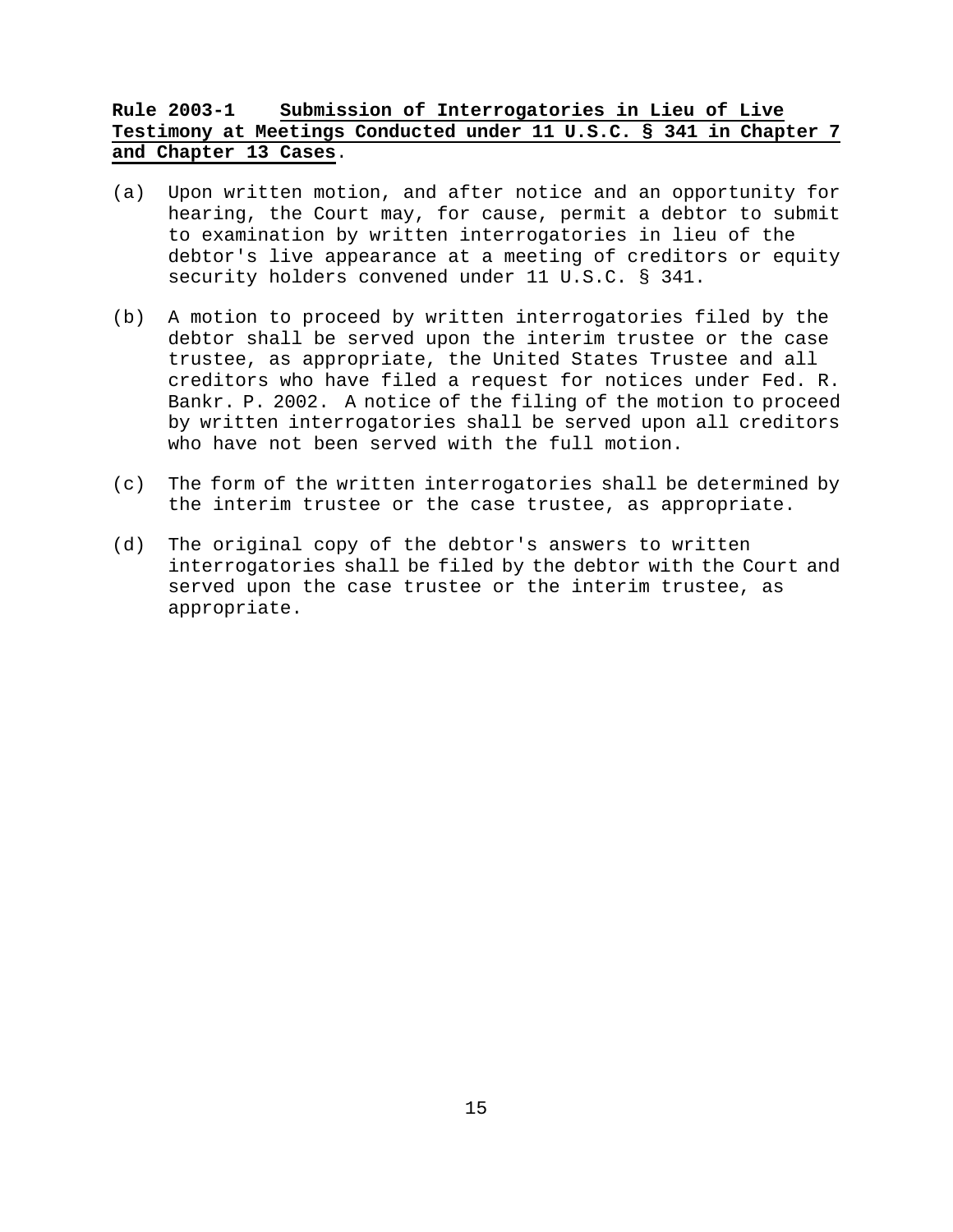**Rule 2003-1 Submission of Interrogatories in Lieu of Live Testimony at Meetings Conducted under 11 U.S.C. § 341 in Chapter 7 and Chapter 13 Cases.**

(a) Upon written motion, and after notice and an opportunity for hearing, the Court may, for cause, permit a debtor to submit to examination by written interrogatories in lieu of the debtor's live appearance at a meeting of creditors or equity security holders convened under 11 U.S.C. § 341.

(b) A motion to proceed by written interrogatories filed by the debtor shall be served upon the interim trustee or the case trustee, as appropriate, the United States Trustee and all creditors who have filed a request for notices under Fed. R. Bankr. P. 2002. A notice of the filing of the motion to proceed by written interrogatories shall be served upon all creditors who have not been served with the full motion.

(c) The form of the written interrogatories shall be determined by the interim trustee or the case trustee, as appropriate.

(d) The original copy of the debtor's answers to written interrogatories shall be filed by the debtor with the Court and served upon the case trustee or the interim trustee, as appropriate.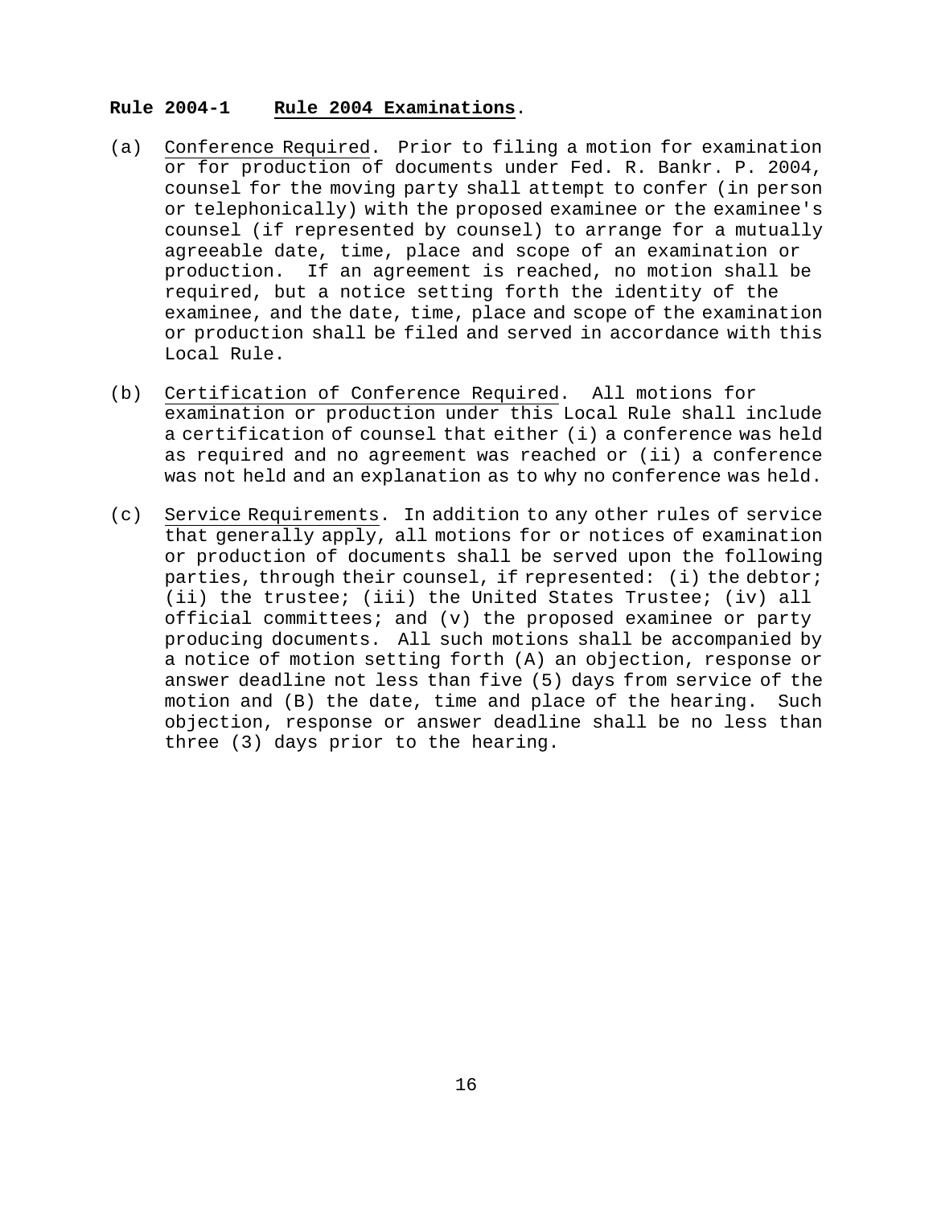**Rule 2004-1 Rule 2004 Examinations.**

(a) Conference Required. Prior to filing a motion for examination or for production of documents under Fed. R. Bankr. P. 2004, counsel for the moving party shall attempt to confer (in person or telephonically) with the proposed examinee or the examinee's counsel (if represented by counsel) to arrange for a mutually agreeable date, time, place and scope of an examination or production. If an agreement is reached, no motion shall be required, but a notice setting forth the identity of the examinee, and the date, time, place and scope of the examination or production shall be filed and served in accordance with this Local Rule.

(b) Certification of Conference Required. All motions for examination or production under this Local Rule shall include a certification of counsel that either (i) a conference was held as required and no agreement was reached or (ii) a conference was not held and an explanation as to why no conference was held.

(c) Service Requirements. In addition to any other rules of service that generally apply, all motions for or notices of examination or production of documents shall be served upon the following parties, through their counsel, if represented: (i) the debtor; (ii) the trustee; (iii) the United States Trustee; (iv) all official committees; and (v) the proposed examinee or party producing documents. All such motions shall be accompanied by a notice of motion setting forth (A) an objection, response or answer deadline not less than five (5) days from service of the motion and (B) the date, time and place of the hearing. Such objection, response or answer deadline shall be no less than three (3) days prior to the hearing.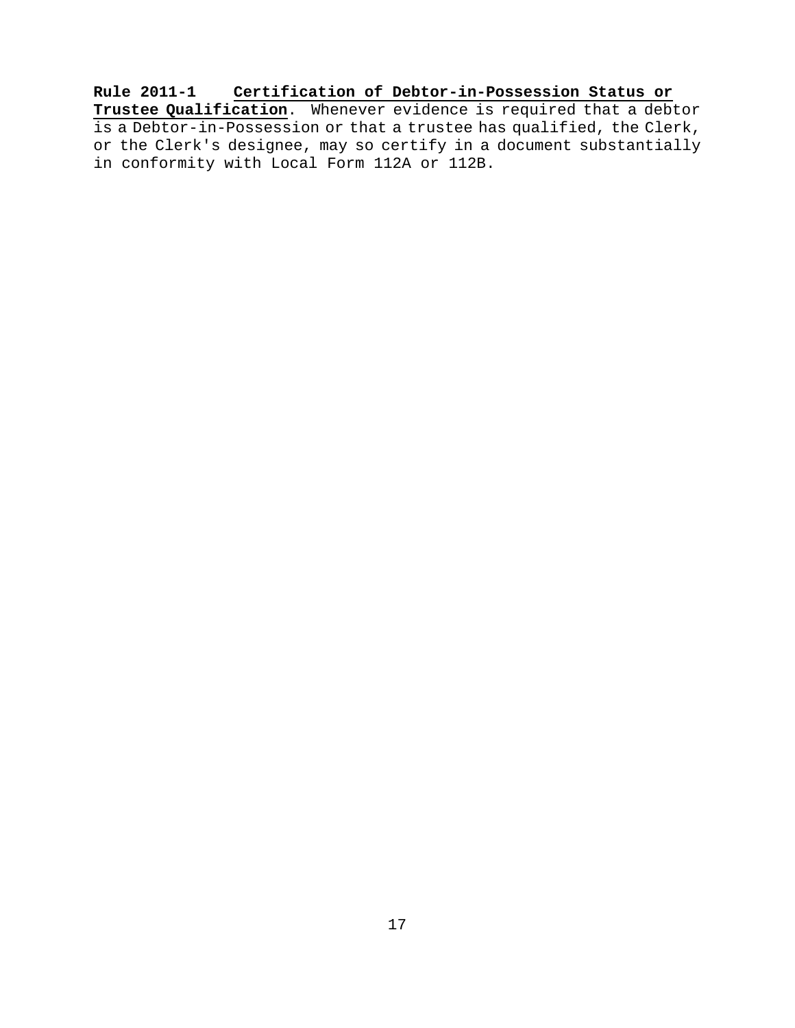**Rule 2011-1 Certification of Debtor-in-Possession Status or Trustee Qualification**. Whenever evidence is required that a debtor is a Debtor-in-Possession or that a trustee has qualified, the Clerk, or the Clerk's designee, may so certify in a document substantially in conformity with Local Form 112A or 112B.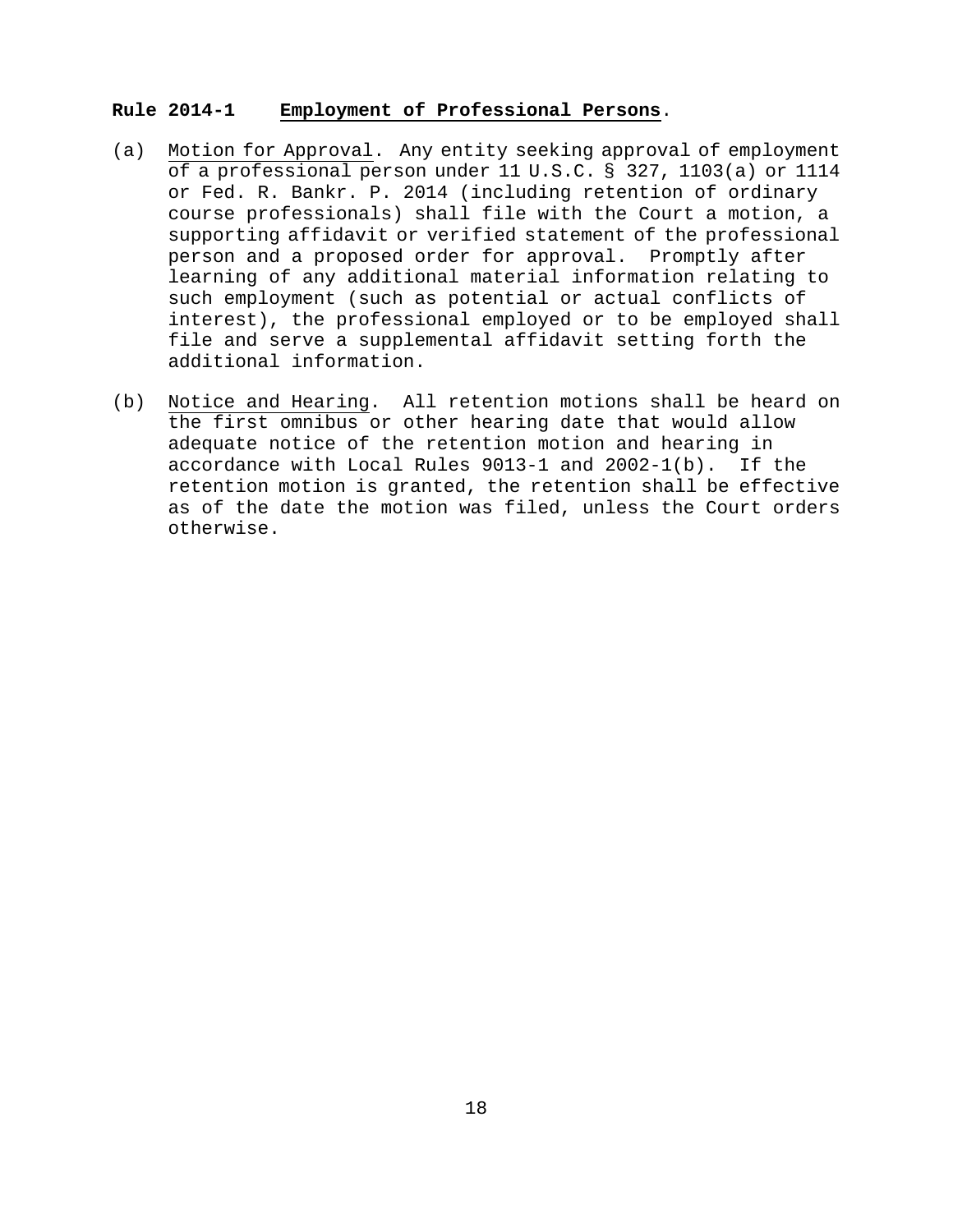**Rule 2014-1 Employment of Professional Persons.**

(a) Motion for Approval. Any entity seeking approval of employment of a professional person under 11 U.S.C. § 327, 1103(a) or 1114 or Fed. R. Bankr. P. 2014 (including retention of ordinary course professionals) shall file with the Court a motion, a supporting affidavit or verified statement of the professional person and a proposed order for approval. Promptly after learning of any additional material information relating to such employment (such as potential or actual conflicts of interest), the professional employed or to be employed shall file and serve a supplemental affidavit setting forth the additional information.

(b) Notice and Hearing. All retention motions shall be heard on the first omnibus or other hearing date that would allow adequate notice of the retention motion and hearing in accordance with Local Rules 9013-1 and 2002-1(b). If the retention motion is granted, the retention shall be effective as of the date the motion was filed, unless the Court orders otherwise.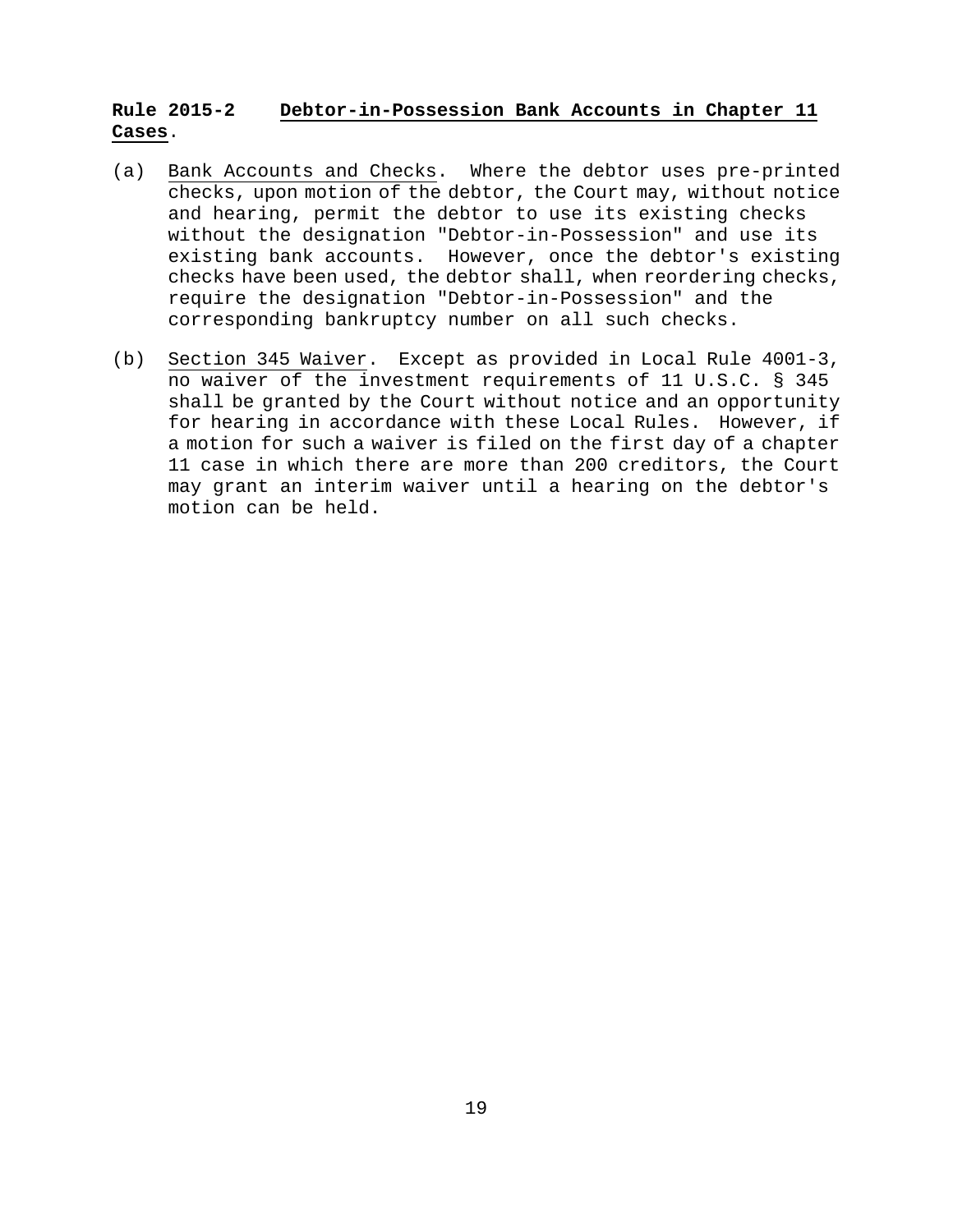**Rule 2015-2 Debtor-in-Possession Bank Accounts in Chapter 11 Cases.**

(a) Bank Accounts and Checks. Where the debtor uses pre-printed checks, upon motion of the debtor, the Court may, without notice and hearing, permit the debtor to use its existing checks without the designation "Debtor-in-Possession" and use its existing bank accounts. However, once the debtor's existing checks have been used, the debtor shall, when reordering checks, require the designation "Debtor-in-Possession" and the corresponding bankruptcy number on all such checks.

(b) Section 345 Waiver. Except as provided in Local Rule 4001-3, no waiver of the investment requirements of 11 U.S.C. § 345 shall be granted by the Court without notice and an opportunity for hearing in accordance with these Local Rules. However, if a motion for such a waiver is filed on the first day of a chapter 11 case in which there are more than 200 creditors, the Court may grant an interim waiver until a hearing on the debtor's motion can be held.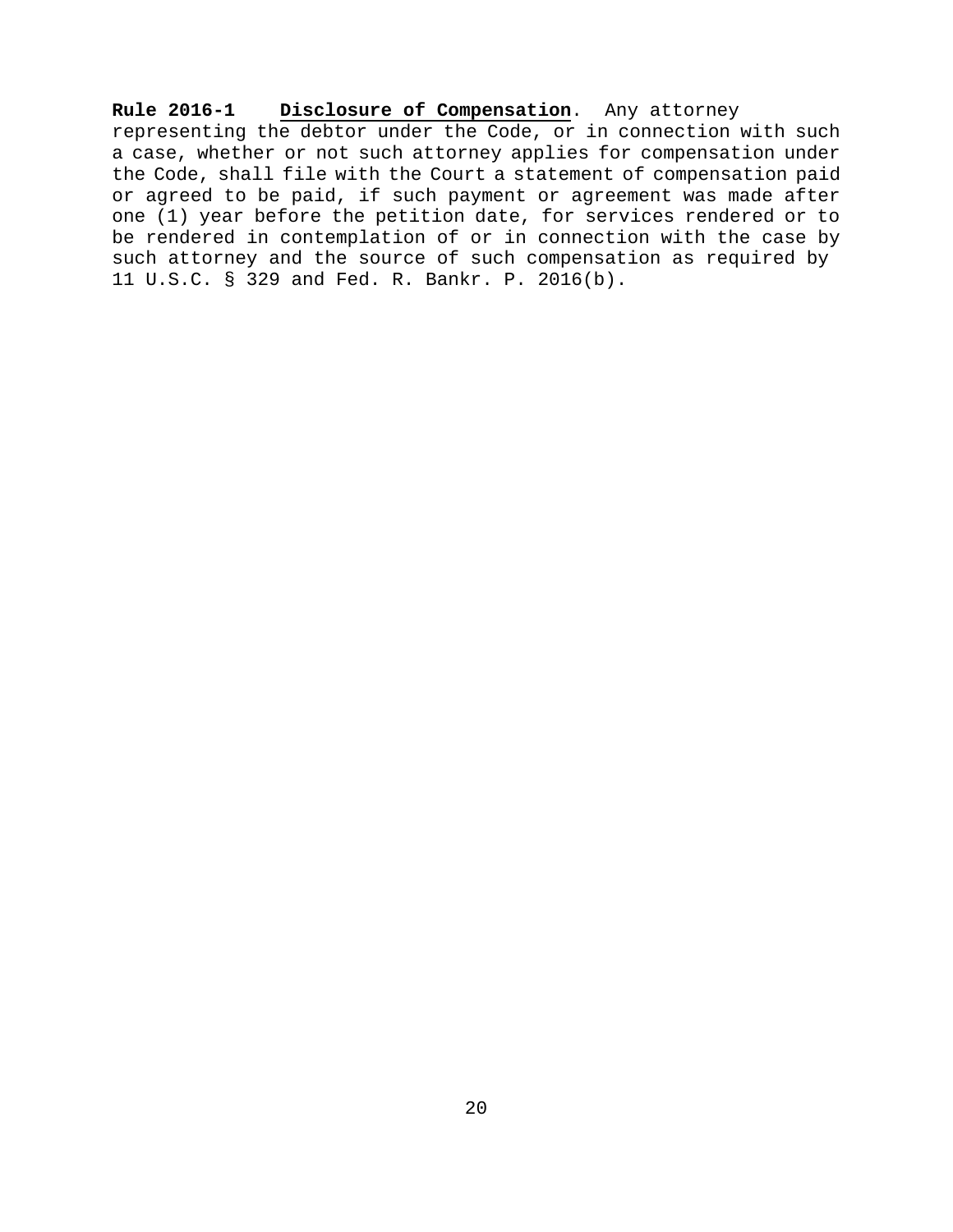**Rule 2016-1** **Disclosure of Compensation**. Any attorney representing the debtor under the Code, or in connection with such a case, whether or not such attorney applies for compensation under the Code, shall file with the Court a statement of compensation paid or agreed to be paid, if such payment or agreement was made after one (1) year before the petition date, for services rendered or to be rendered in contemplation of or in connection with the case by such attorney and the source of such compensation as required by 11 U.S.C. § 329 and Fed. R. Bankr. P. 2016(b).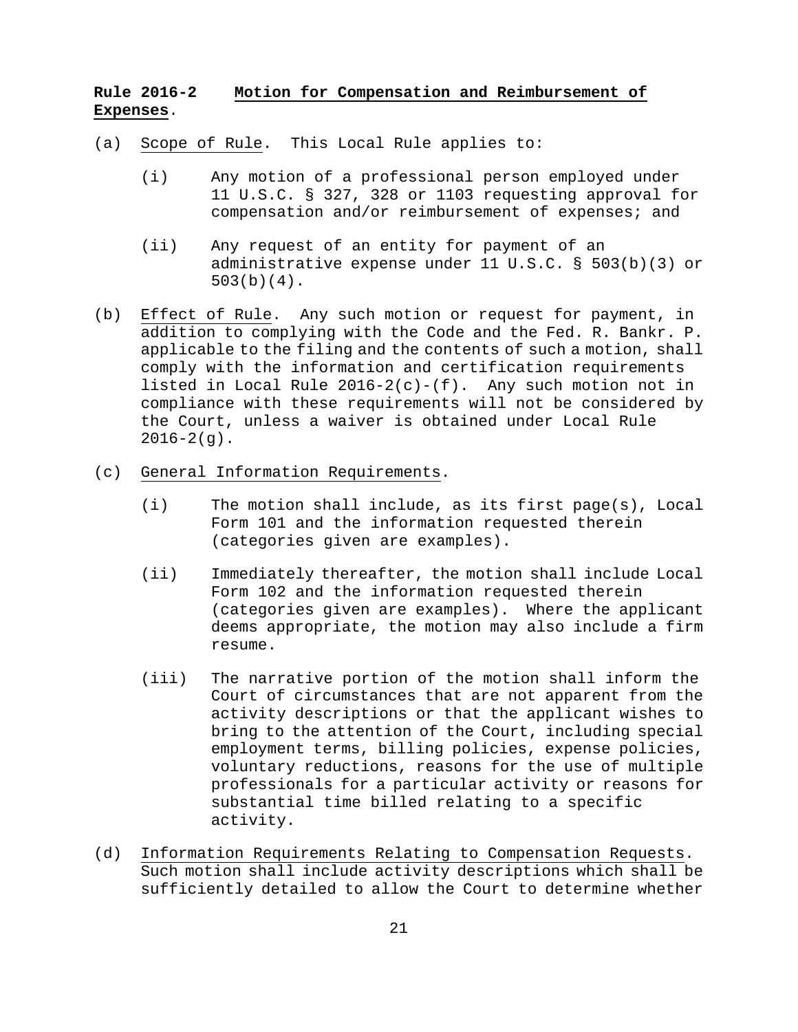**Rule 2016-2 Motion for Compensation and Reimbursement of Expenses**.

(a) Scope of Rule. This Local Rule applies to:

   (i) Any motion of a professional person employed under 11 U.S.C. § 327, 328 or 1103 requesting approval for compensation and/or reimbursement of expenses; and

   (ii) Any request of an entity for payment of an administrative expense under 11 U.S.C. § 503(b)(3) or 503(b)(4).

(b) Effect of Rule. Any such motion or request for payment, in addition to complying with the Code and the Fed. R. Bankr. P. applicable to the filing and the contents of such a motion, shall comply with the information and certification requirements listed in Local Rule 2016-2(c)-(f). Any such motion not in compliance with these requirements will not be considered by the Court, unless a waiver is obtained under Local Rule 2016-2(g).

(c) General Information Requirements.

   (i) The motion shall include, as its first page(s), Local Form 101 and the information requested therein (categories given are examples).

   (ii) Immediately thereafter, the motion shall include Local Form 102 and the information requested therein (categories given are examples). Where the applicant deems appropriate, the motion may also include a firm resume.

   (iii) The narrative portion of the motion shall inform the Court of circumstances that are not apparent from the activity descriptions or that the applicant wishes to bring to the attention of the Court, including special employment terms, billing policies, expense policies, voluntary reductions, reasons for the use of multiple professionals for a particular activity or reasons for substantial time billed relating to a specific activity.

(d) Information Requirements Relating to Compensation Requests. Such motion shall include activity descriptions which shall be sufficiently detailed to allow the Court to determine whether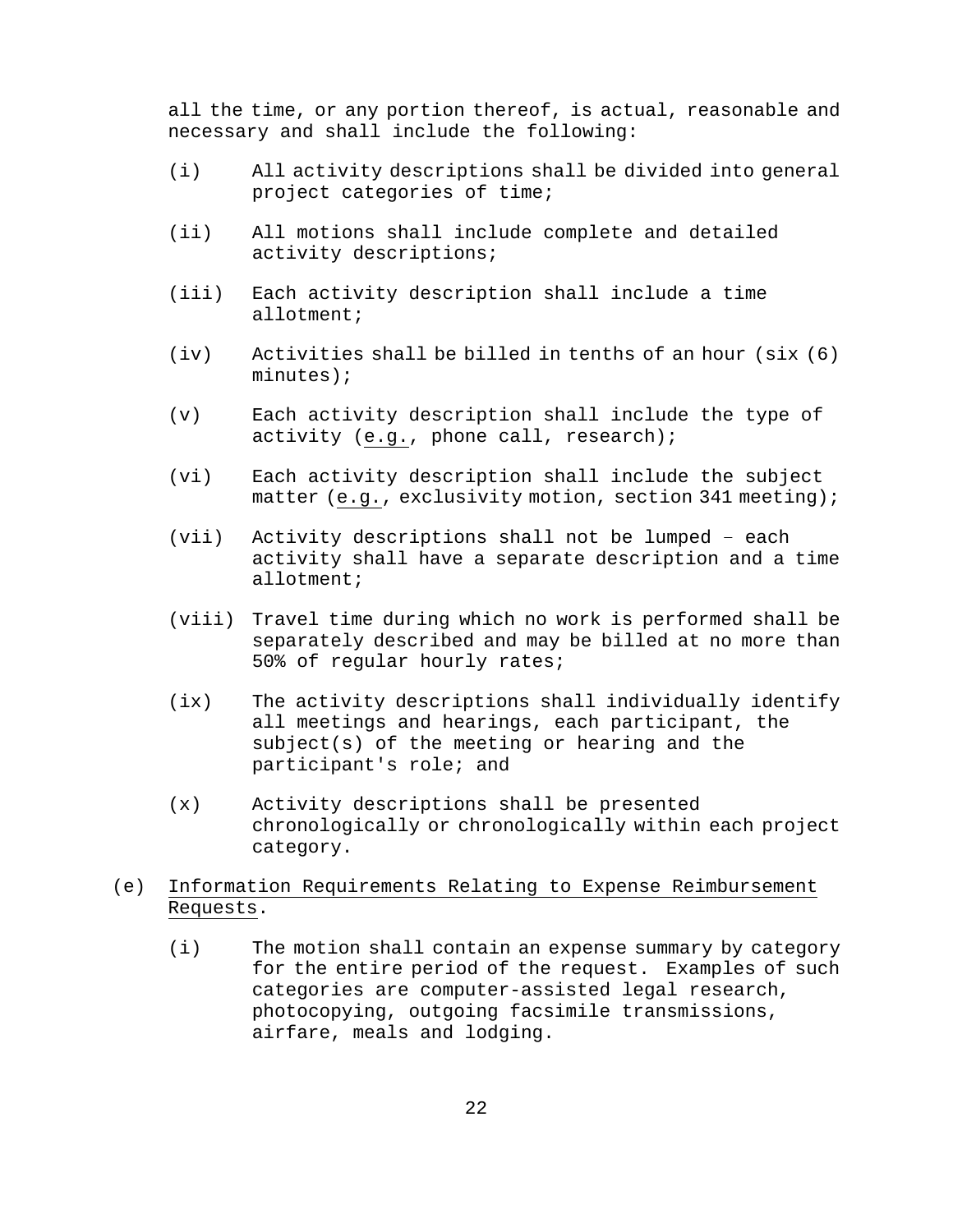all the time, or any portion thereof, is actual, reasonable and necessary and shall include the following:

(i) All activity descriptions shall be divided into general project categories of time;

(ii) All motions shall include complete and detailed activity descriptions;

(iii) Each activity description shall include a time allotment;

(iv) Activities shall be billed in tenths of an hour (six (6) minutes);

(v) Each activity description shall include the type of activity (e.g., phone call, research);

(vi) Each activity description shall include the subject matter (e.g., exclusivity motion, section 341 meeting);

(vii) Activity descriptions shall not be lumped – each activity shall have a separate description and a time allotment;

(viii) Travel time during which no work is performed shall be separately described and may be billed at no more than 50% of regular hourly rates;

(ix) The activity descriptions shall individually identify all meetings and hearings, each participant, the subject(s) of the meeting or hearing and the participant's role; and

(x) Activity descriptions shall be presented chronologically or chronologically within each project category.

(e) Information Requirements Relating to Expense Reimbursement Requests.

(i) The motion shall contain an expense summary by category for the entire period of the request. Examples of such categories are computer-assisted legal research, photocopying, outgoing facsimile transmissions, airfare, meals and lodging.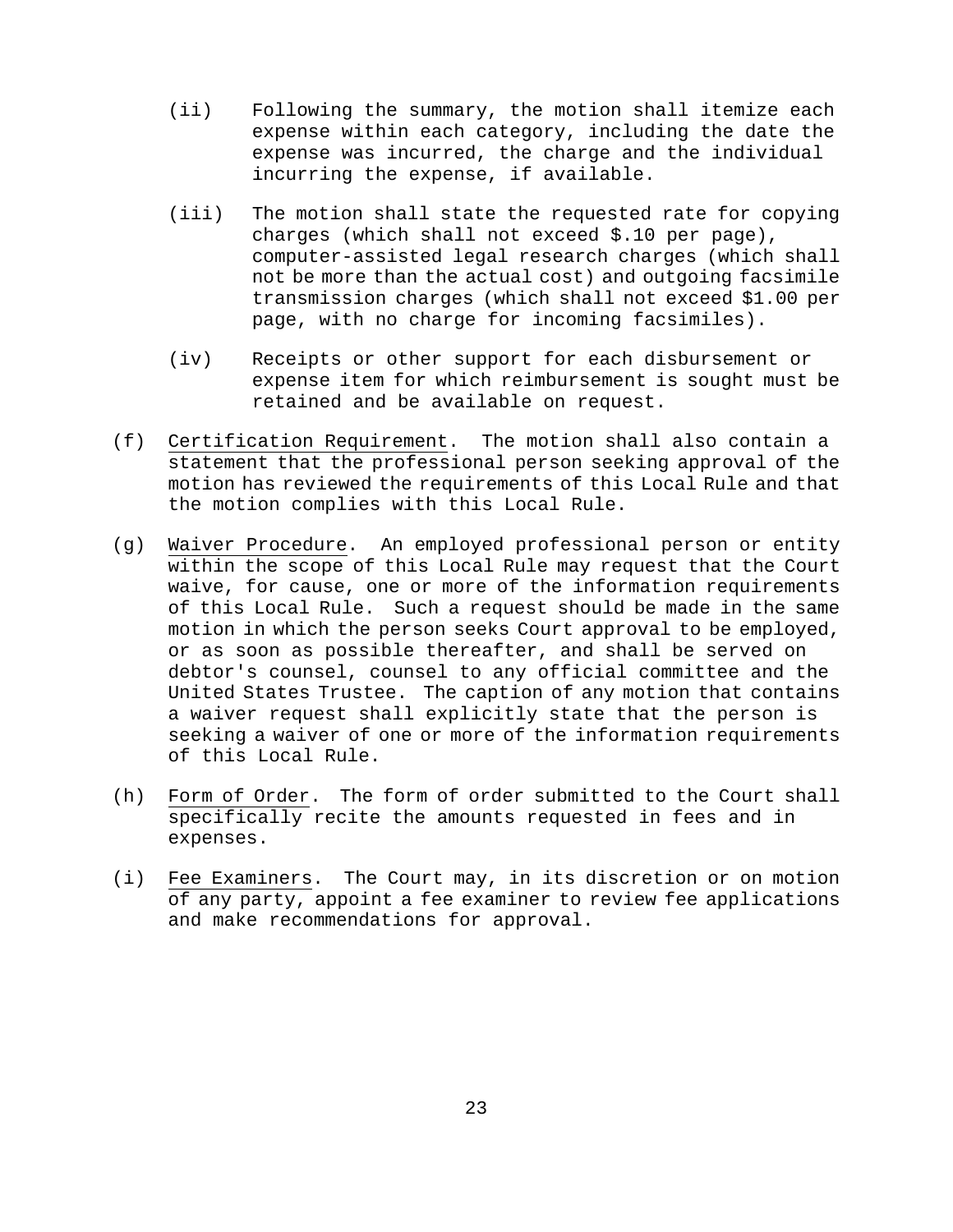(ii) Following the summary, the motion shall itemize each expense within each category, including the date the expense was incurred, the charge and the individual incurring the expense, if available.

(iii) The motion shall state the requested rate for copying charges (which shall not exceed $.10 per page), computer-assisted legal research charges (which shall not be more than the actual cost) and outgoing facsimile transmission charges (which shall not exceed $1.00 per page, with no charge for incoming facsimiles).

(iv) Receipts or other support for each disbursement or expense item for which reimbursement is sought must be retained and be available on request.

(f) <u>Certification Requirement</u>. The motion shall also contain a statement that the professional person seeking approval of the motion has reviewed the requirements of this Local Rule and that the motion complies with this Local Rule.

(g) <u>Waiver Procedure</u>. An employed professional person or entity within the scope of this Local Rule may request that the Court waive, for cause, one or more of the information requirements of this Local Rule. Such a request should be made in the same motion in which the person seeks Court approval to be employed, or as soon as possible thereafter, and shall be served on debtor's counsel, counsel to any official committee and the United States Trustee. The caption of any motion that contains a waiver request shall explicitly state that the person is seeking a waiver of one or more of the information requirements of this Local Rule.

(h) <u>Form of Order</u>. The form of order submitted to the Court shall specifically recite the amounts requested in fees and in expenses.

(i) <u>Fee Examiners</u>. The Court may, in its discretion or on motion of any party, appoint a fee examiner to review fee applications and make recommendations for approval.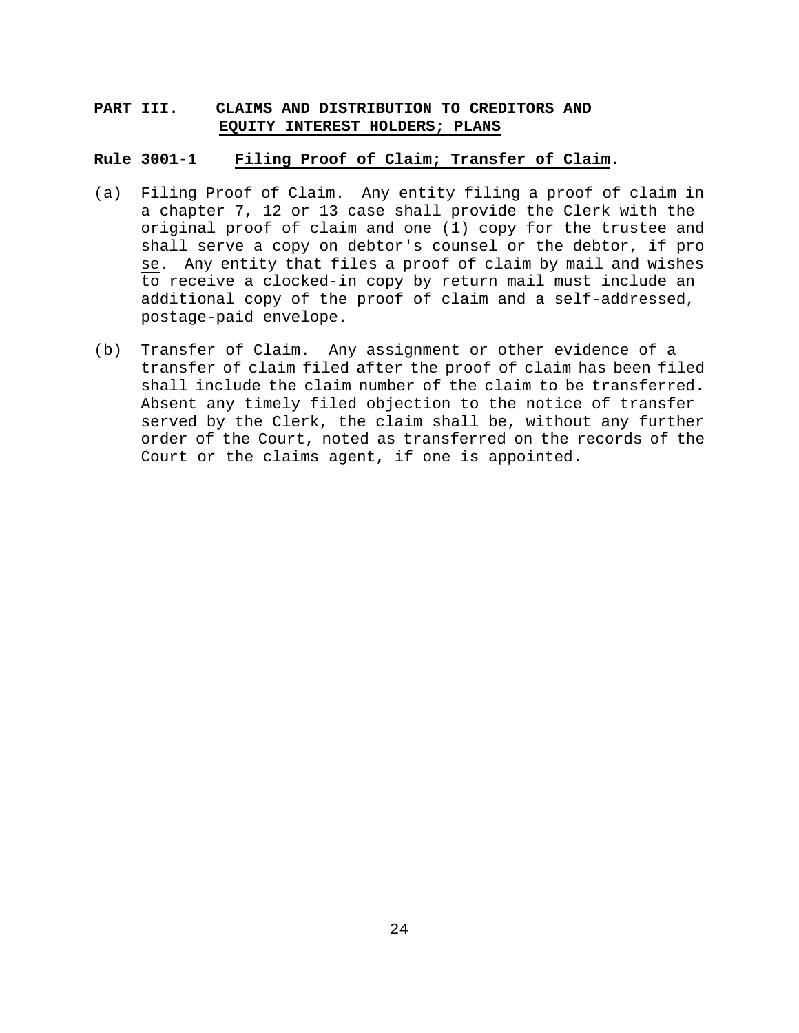## PART III. CLAIMS AND DISTRIBUTION TO CREDITORS AND EQUITY INTEREST HOLDERS; PLANS

### Rule 3001-1 Filing Proof of Claim; Transfer of Claim.

(a) Filing Proof of Claim. Any entity filing a proof of claim in a chapter 7, 12 or 13 case shall provide the Clerk with the original proof of claim and one (1) copy for the trustee and shall serve a copy on debtor's counsel or the debtor, if *pro se*. Any entity that files a proof of claim by mail and wishes to receive a clocked-in copy by return mail must include an additional copy of the proof of claim and a self-addressed, postage-paid envelope.

(b) Transfer of Claim. Any assignment or other evidence of a transfer of claim filed after the proof of claim has been filed shall include the claim number of the claim to be transferred. Absent any timely filed objection to the notice of transfer served by the Clerk, the claim shall be, without any further order of the Court, noted as transferred on the records of the Court or the claims agent, if one is appointed.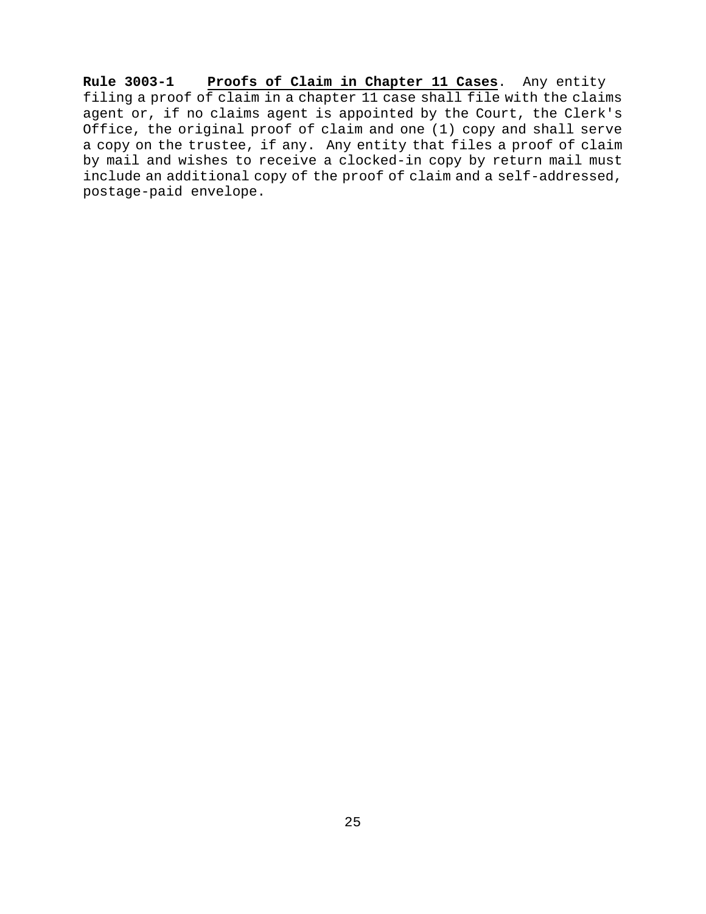**Rule 3003-1** **Proofs of Claim in Chapter 11 Cases**. Any entity filing a proof of claim in a chapter 11 case shall file with the claims agent or, if no claims agent is appointed by the Court, the Clerk's Office, the original proof of claim and one (1) copy and shall serve a copy on the trustee, if any. Any entity that files a proof of claim by mail and wishes to receive a clocked-in copy by return mail must include an additional copy of the proof of claim and a self-addressed, postage-paid envelope.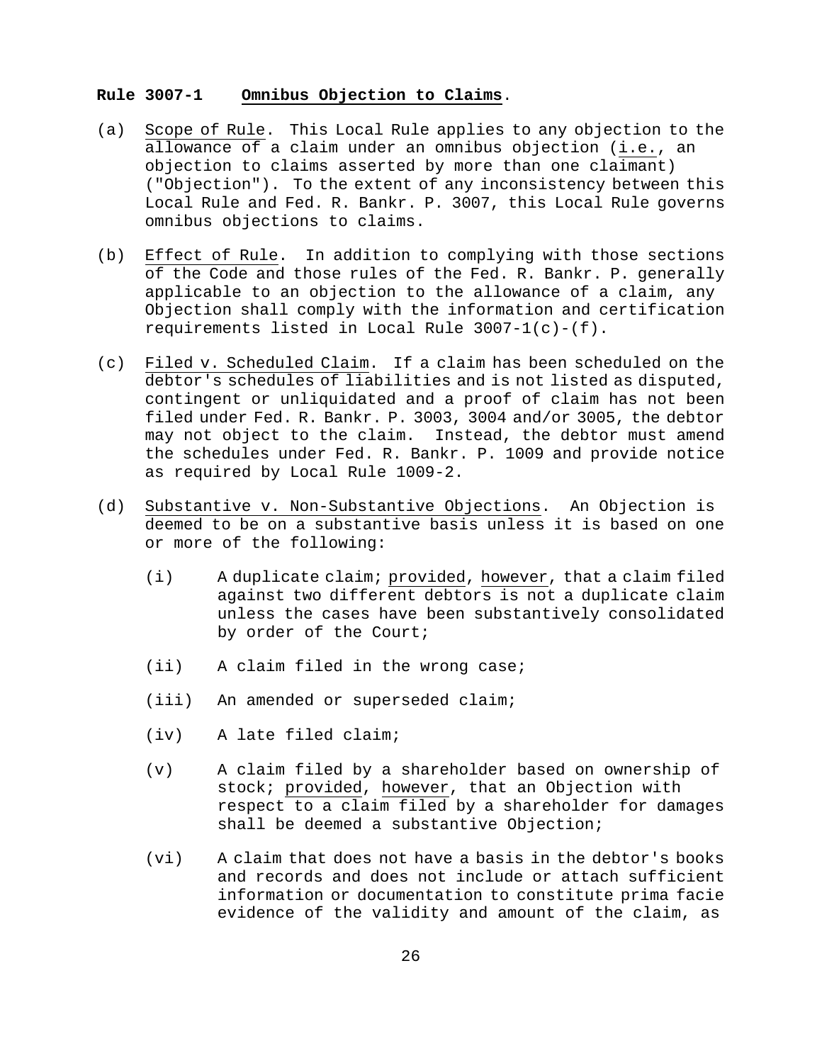**Rule 3007-1 Omnibus Objection to Claims.**

(a) Scope of Rule. This Local Rule applies to any objection to the allowance of a claim under an omnibus objection (i.e., an objection to claims asserted by more than one claimant) ("Objection"). To the extent of any inconsistency between this Local Rule and Fed. R. Bankr. P. 3007, this Local Rule governs omnibus objections to claims.

(b) Effect of Rule. In addition to complying with those sections of the Code and those rules of the Fed. R. Bankr. P. generally applicable to an objection to the allowance of a claim, any Objection shall comply with the information and certification requirements listed in Local Rule 3007-1(c)-(f).

(c) Filed v. Scheduled Claim. If a claim has been scheduled on the debtor's schedules of liabilities and is not listed as disputed, contingent or unliquidated and a proof of claim has not been filed under Fed. R. Bankr. P. 3003, 3004 and/or 3005, the debtor may not object to the claim. Instead, the debtor must amend the schedules under Fed. R. Bankr. P. 1009 and provide notice as required by Local Rule 1009-2.

(d) Substantive v. Non-Substantive Objections. An Objection is deemed to be on a substantive basis unless it is based on one or more of the following:

- (i) A duplicate claim; provided, however, that a claim filed against two different debtors is not a duplicate claim unless the cases have been substantively consolidated by order of the Court;
- (ii) A claim filed in the wrong case;
- (iii) An amended or superseded claim;
- (iv) A late filed claim;
- (v) A claim filed by a shareholder based on ownership of stock; provided, however, that an Objection with respect to a claim filed by a shareholder for damages shall be deemed a substantive Objection;
- (vi) A claim that does not have a basis in the debtor's books and records and does not include or attach sufficient information or documentation to constitute prima facie evidence of the validity and amount of the claim, as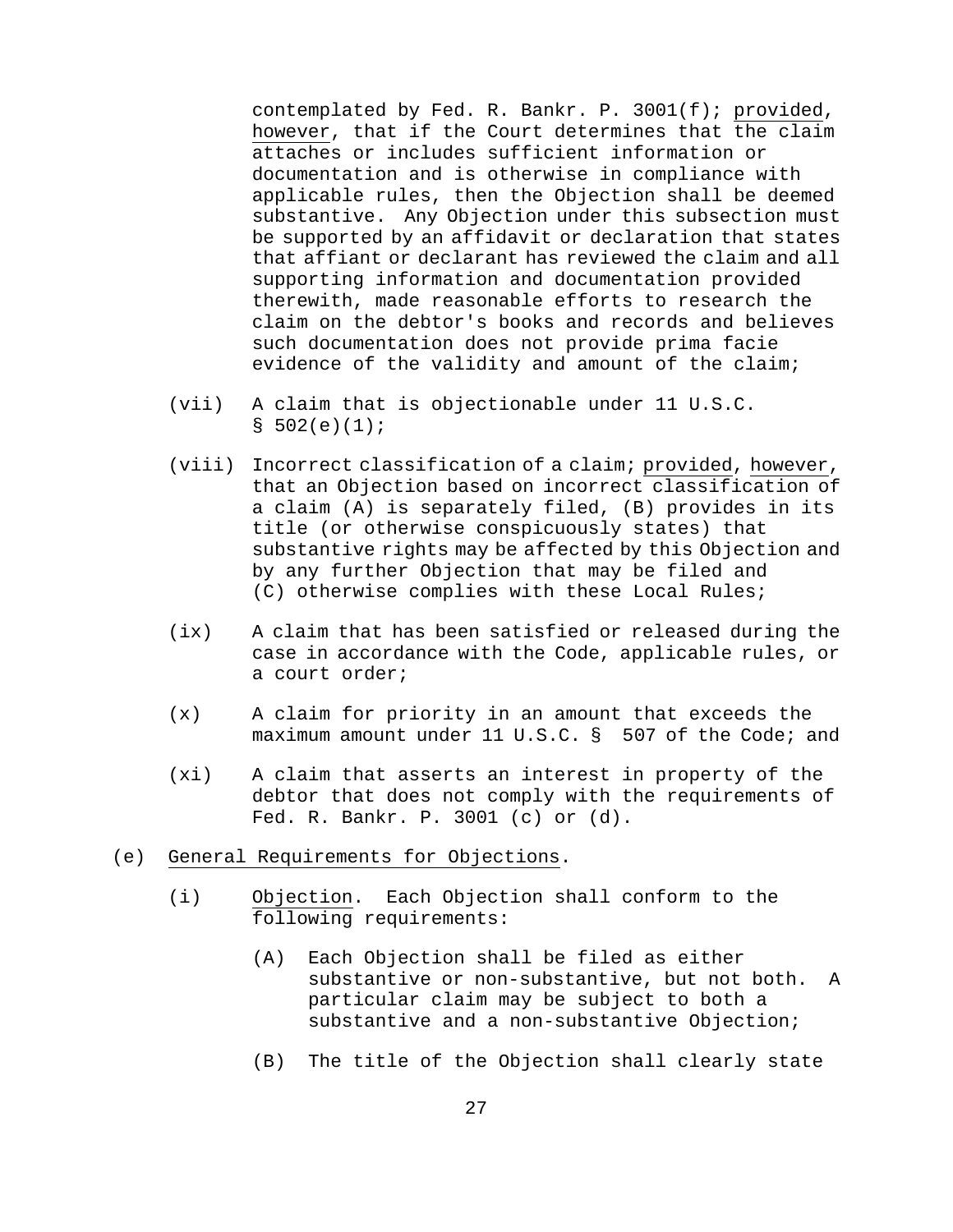contemplated by Fed. R. Bankr. P. 3001(f); provided, however, that if the Court determines that the claim attaches or includes sufficient information or documentation and is otherwise in compliance with applicable rules, then the Objection shall be deemed substantive. Any Objection under this subsection must be supported by an affidavit or declaration that states that affiant or declarant has reviewed the claim and all supporting information and documentation provided therewith, made reasonable efforts to research the claim on the debtor's books and records and believes such documentation does not provide prima facie evidence of the validity and amount of the claim;

(vii) A claim that is objectionable under 11 U.S.C. § 502(e)(1);

(viii) Incorrect classification of a claim; provided, however, that an Objection based on incorrect classification of a claim (A) is separately filed, (B) provides in its title (or otherwise conspicuously states) that substantive rights may be affected by this Objection and by any further Objection that may be filed and (C) otherwise complies with these Local Rules;

(ix) A claim that has been satisfied or released during the case in accordance with the Code, applicable rules, or a court order;

(x) A claim for priority in an amount that exceeds the maximum amount under 11 U.S.C. § 507 of the Code; and

(xi) A claim that asserts an interest in property of the debtor that does not comply with the requirements of Fed. R. Bankr. P. 3001 (c) or (d).

(e) General Requirements for Objections.

(i) Objection. Each Objection shall conform to the following requirements:

(A) Each Objection shall be filed as either substantive or non-substantive, but not both. A particular claim may be subject to both a substantive and a non-substantive Objection;

(B) The title of the Objection shall clearly state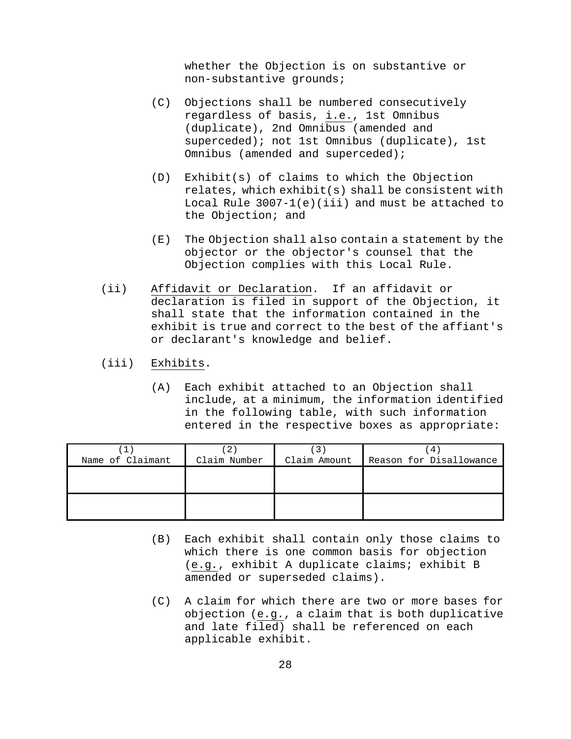whether the Objection is on substantive or non-substantive grounds;

(C) Objections shall be numbered consecutively regardless of basis, i.e., 1st Omnibus (duplicate), 2nd Omnibus (amended and superceded); not 1st Omnibus (duplicate), 1st Omnibus (amended and superceded);

(D) Exhibit(s) of claims to which the Objection relates, which exhibit(s) shall be consistent with Local Rule 3007-1(e)(iii) and must be attached to the Objection; and

(E) The Objection shall also contain a statement by the objector or the objector's counsel that the Objection complies with this Local Rule.

(ii) Affidavit or Declaration. If an affidavit or declaration is filed in support of the Objection, it shall state that the information contained in the exhibit is true and correct to the best of the affiant's or declarant's knowledge and belief.

(iii) Exhibits.

(A) Each exhibit attached to an Objection shall include, at a minimum, the information identified in the following table, with such information entered in the respective boxes as appropriate:

| (1) Name of Claimant | (2) Claim Number | (3) Claim Amount | (4) Reason for Disallowance |
|---|---|---|---|
| | | | |
| | | | |

(B) Each exhibit shall contain only those claims to which there is one common basis for objection (e.g., exhibit A duplicate claims; exhibit B amended or superseded claims).

(C) A claim for which there are two or more bases for objection (e.g., a claim that is both duplicative and late filed) shall be referenced on each applicable exhibit.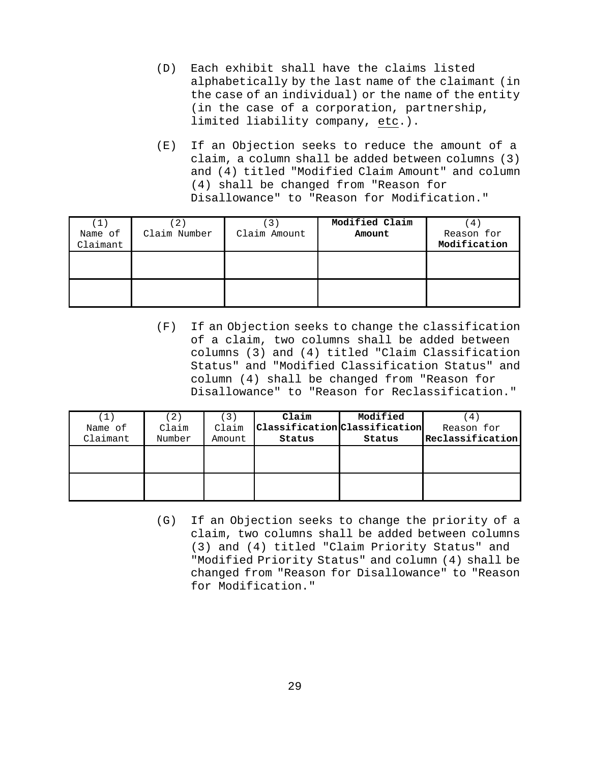(D) Each exhibit shall have the claims listed alphabetically by the last name of the claimant (in the case of an individual) or the name of the entity (in the case of a corporation, partnership, limited liability company, <u>etc</u>.).

(E) If an Objection seeks to reduce the amount of a claim, a column shall be added between columns (3) and (4) titled "Modified Claim Amount" and column (4) shall be changed from "Reason for Disallowance" to "Reason for Modification."

| (1) Name of Claimant | (2) Claim Number | (3) Claim Amount | **Modified Claim Amount** | (4) Reason for **Modification** |
|---|---|---|---|---|
| | | | | |
| | | | | |

(F) If an Objection seeks to change the classification of a claim, two columns shall be added between columns (3) and (4) titled "Claim Classification Status" and "Modified Classification Status" and column (4) shall be changed from "Reason for Disallowance" to "Reason for Reclassification."

| (1) Name of Claimant | (2) Claim Number | (3) Claim Amount | **Claim Classification Status** | **Modified Classification Status** | (4) Reason for **Reclassification** |
|---|---|---|---|---|---|
| | | | | | |
| | | | | | |

(G) If an Objection seeks to change the priority of a claim, two columns shall be added between columns (3) and (4) titled "Claim Priority Status" and "Modified Priority Status" and column (4) shall be changed from "Reason for Disallowance" to "Reason for Modification."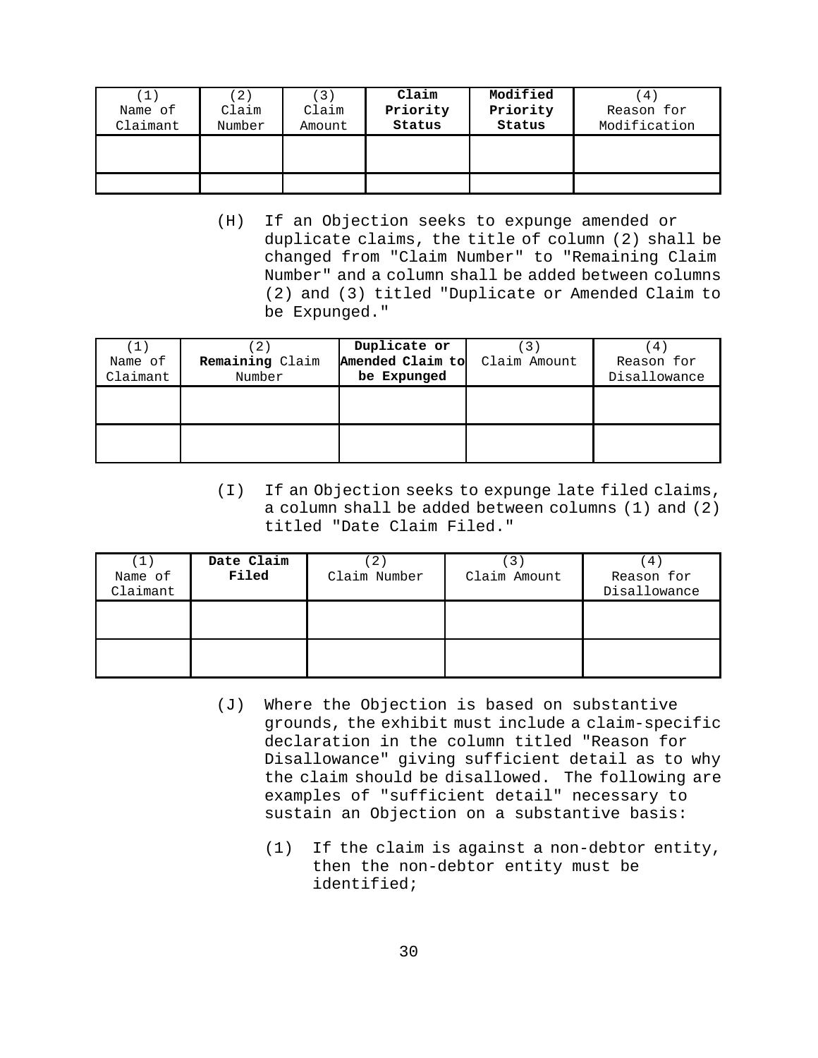| (1) Name of Claimant | (2) Claim Number | (3) Claim Amount | **Claim Priority Status** | **Modified Priority Status** | (4) Reason for Modification |
|---|---|---|---|---|---|
| | | | | | |
| | | | | | |

(H) If an Objection seeks to expunge amended or duplicate claims, the title of column (2) shall be changed from "Claim Number" to "Remaining Claim Number" and a column shall be added between columns (2) and (3) titled "Duplicate or Amended Claim to be Expunged."

| (1) Name of Claimant | (2) **Remaining** Claim Number | **Duplicate or Amended Claim to be Expunged** | (3) Claim Amount | (4) Reason for Disallowance |
|---|---|---|---|---|
| | | | | |
| | | | | |

(I) If an Objection seeks to expunge late filed claims, a column shall be added between columns (1) and (2) titled "Date Claim Filed."

| (1) Name of Claimant | **Date Claim Filed** | (2) Claim Number | (3) Claim Amount | (4) Reason for Disallowance |
|---|---|---|---|---|
| | | | | |
| | | | | |

(J) Where the Objection is based on substantive grounds, the exhibit must include a claim-specific declaration in the column titled "Reason for Disallowance" giving sufficient detail as to why the claim should be disallowed. The following are examples of "sufficient detail" necessary to sustain an Objection on a substantive basis:

(1) If the claim is against a non-debtor entity, then the non-debtor entity must be identified;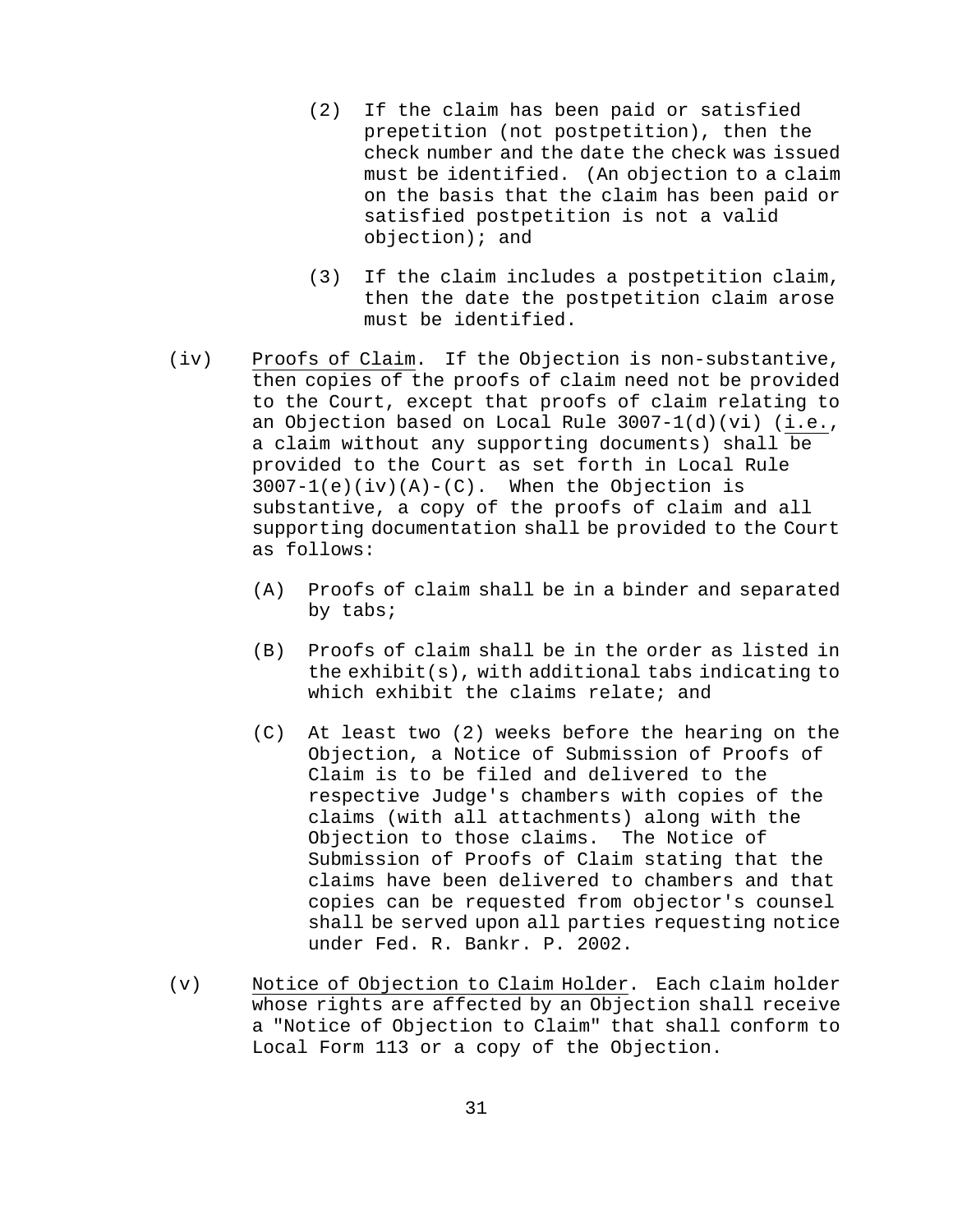(2) If the claim has been paid or satisfied prepetition (not postpetition), then the check number and the date the check was issued must be identified. (An objection to a claim on the basis that the claim has been paid or satisfied postpetition is not a valid objection); and

(3) If the claim includes a postpetition claim, then the date the postpetition claim arose must be identified.

(iv) Proofs of Claim. If the Objection is non-substantive, then copies of the proofs of claim need not be provided to the Court, except that proofs of claim relating to an Objection based on Local Rule 3007-1(d)(vi) (i.e., a claim without any supporting documents) shall be provided to the Court as set forth in Local Rule 3007-1(e)(iv)(A)-(C). When the Objection is substantive, a copy of the proofs of claim and all supporting documentation shall be provided to the Court as follows:

(A) Proofs of claim shall be in a binder and separated by tabs;

(B) Proofs of claim shall be in the order as listed in the exhibit(s), with additional tabs indicating to which exhibit the claims relate; and

(C) At least two (2) weeks before the hearing on the Objection, a Notice of Submission of Proofs of Claim is to be filed and delivered to the respective Judge's chambers with copies of the claims (with all attachments) along with the Objection to those claims. The Notice of Submission of Proofs of Claim stating that the claims have been delivered to chambers and that copies can be requested from objector's counsel shall be served upon all parties requesting notice under Fed. R. Bankr. P. 2002.

(v) Notice of Objection to Claim Holder. Each claim holder whose rights are affected by an Objection shall receive a "Notice of Objection to Claim" that shall conform to Local Form 113 or a copy of the Objection.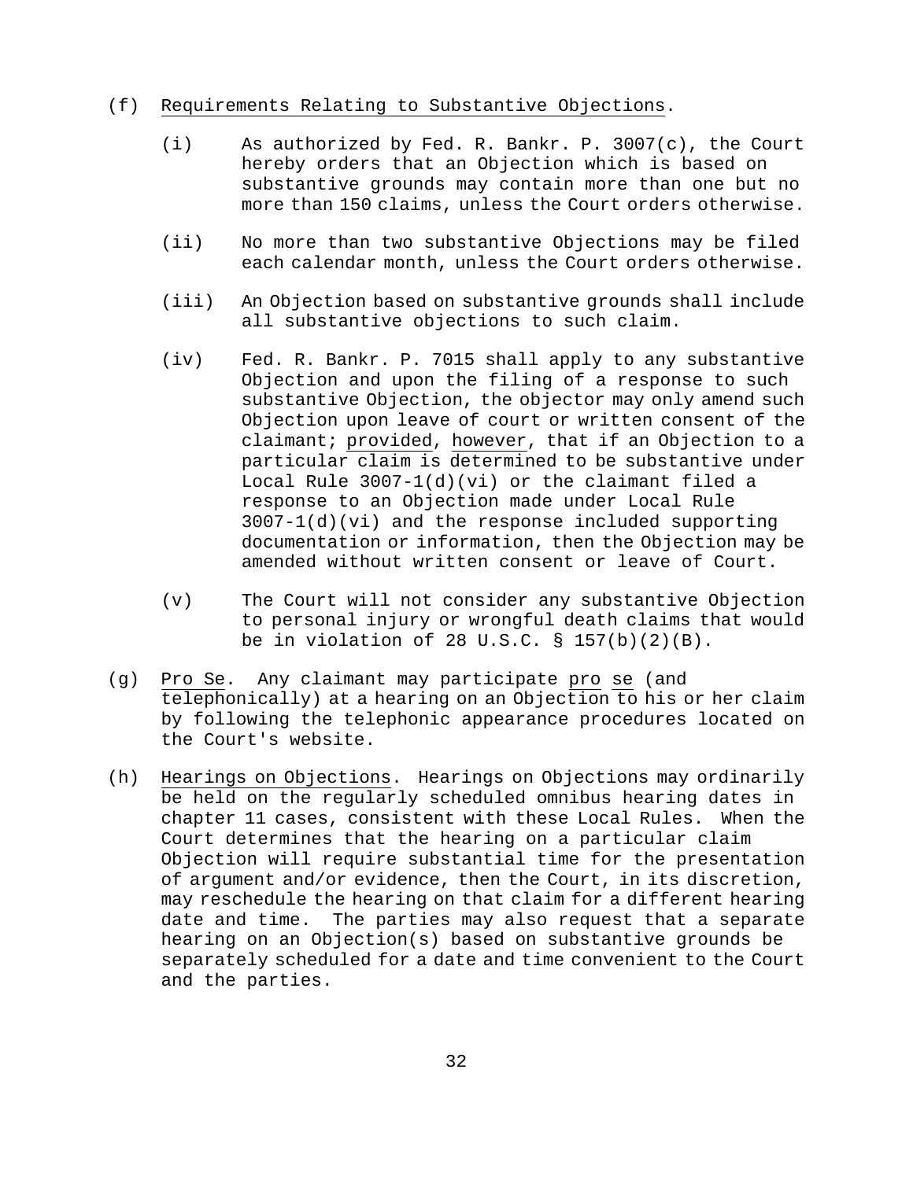(f) Requirements Relating to Substantive Objections.

(i) As authorized by Fed. R. Bankr. P. 3007(c), the Court hereby orders that an Objection which is based on substantive grounds may contain more than one but no more than 150 claims, unless the Court orders otherwise.

(ii) No more than two substantive Objections may be filed each calendar month, unless the Court orders otherwise.

(iii) An Objection based on substantive grounds shall include all substantive objections to such claim.

(iv) Fed. R. Bankr. P. 7015 shall apply to any substantive Objection and upon the filing of a response to such substantive Objection, the objector may only amend such Objection upon leave of court or written consent of the claimant; provided, however, that if an Objection to a particular claim is determined to be substantive under Local Rule 3007-1(d)(vi) or the claimant filed a response to an Objection made under Local Rule 3007-1(d)(vi) and the response included supporting documentation or information, then the Objection may be amended without written consent or leave of Court.

(v) The Court will not consider any substantive Objection to personal injury or wrongful death claims that would be in violation of 28 U.S.C. § 157(b)(2)(B).

(g) Pro Se. Any claimant may participate pro se (and telephonically) at a hearing on an Objection to his or her claim by following the telephonic appearance procedures located on the Court's website.

(h) Hearings on Objections. Hearings on Objections may ordinarily be held on the regularly scheduled omnibus hearing dates in chapter 11 cases, consistent with these Local Rules. When the Court determines that the hearing on a particular claim Objection will require substantial time for the presentation of argument and/or evidence, then the Court, in its discretion, may reschedule the hearing on that claim for a different hearing date and time. The parties may also request that a separate hearing on an Objection(s) based on substantive grounds be separately scheduled for a date and time convenient to the Court and the parties.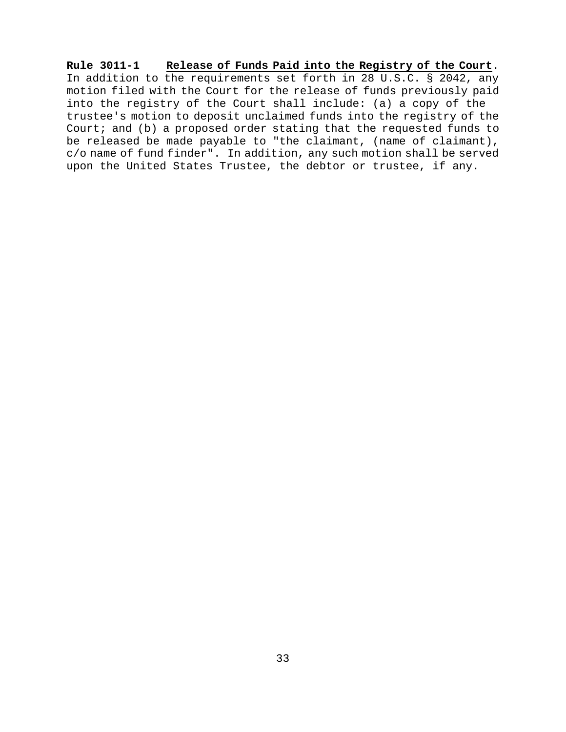**Rule 3011-1 Release of Funds Paid into the Registry of the Court**. In addition to the requirements set forth in 28 U.S.C. § 2042, any motion filed with the Court for the release of funds previously paid into the registry of the Court shall include: (a) a copy of the trustee's motion to deposit unclaimed funds into the registry of the Court; and (b) a proposed order stating that the requested funds to be released be made payable to "the claimant, (name of claimant), c/o name of fund finder". In addition, any such motion shall be served upon the United States Trustee, the debtor or trustee, if any.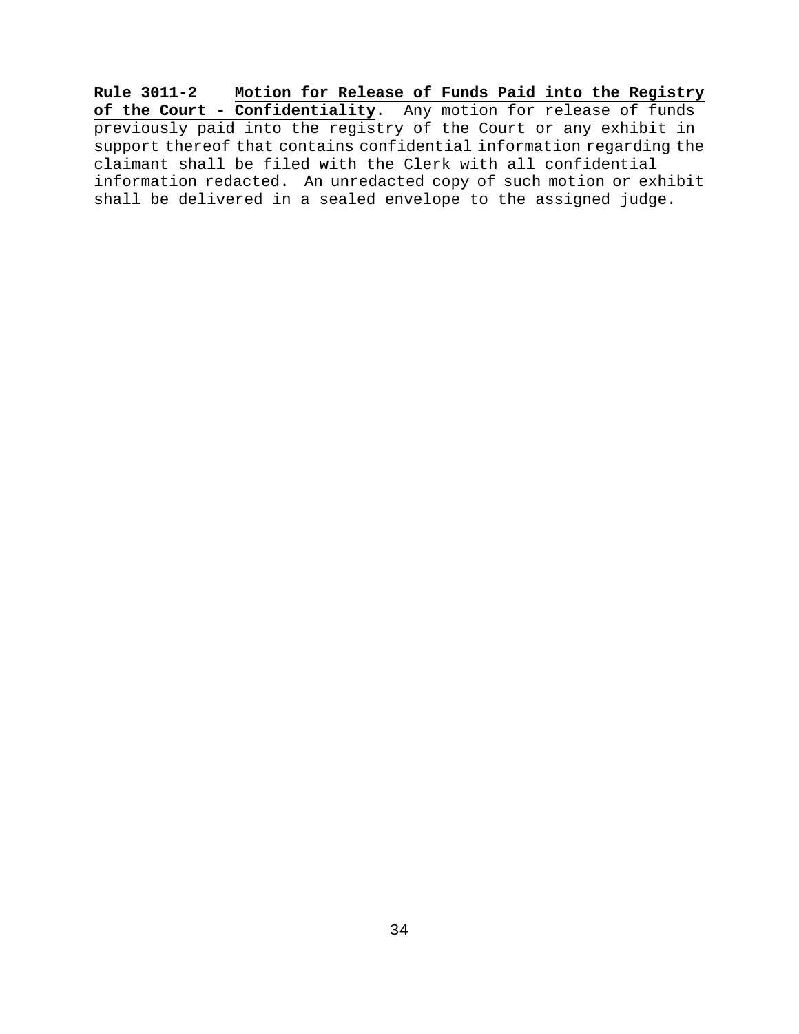**Rule 3011-2 Motion for Release of Funds Paid into the Registry of the Court - Confidentiality**. Any motion for release of funds previously paid into the registry of the Court or any exhibit in support thereof that contains confidential information regarding the claimant shall be filed with the Clerk with all confidential information redacted. An unredacted copy of such motion or exhibit shall be delivered in a sealed envelope to the assigned judge.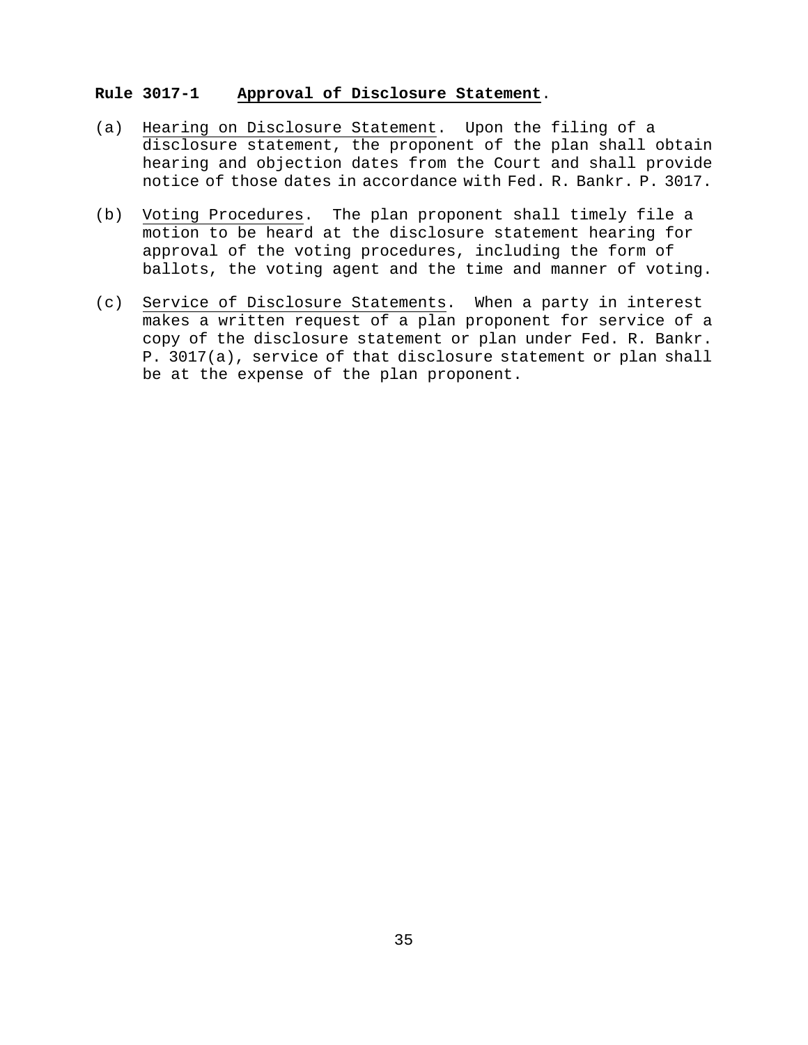**Rule 3017-1 Approval of Disclosure Statement.**

(a) Hearing on Disclosure Statement. Upon the filing of a disclosure statement, the proponent of the plan shall obtain hearing and objection dates from the Court and shall provide notice of those dates in accordance with Fed. R. Bankr. P. 3017.

(b) Voting Procedures. The plan proponent shall timely file a motion to be heard at the disclosure statement hearing for approval of the voting procedures, including the form of ballots, the voting agent and the time and manner of voting.

(c) Service of Disclosure Statements. When a party in interest makes a written request of a plan proponent for service of a copy of the disclosure statement or plan under Fed. R. Bankr. P. 3017(a), service of that disclosure statement or plan shall be at the expense of the plan proponent.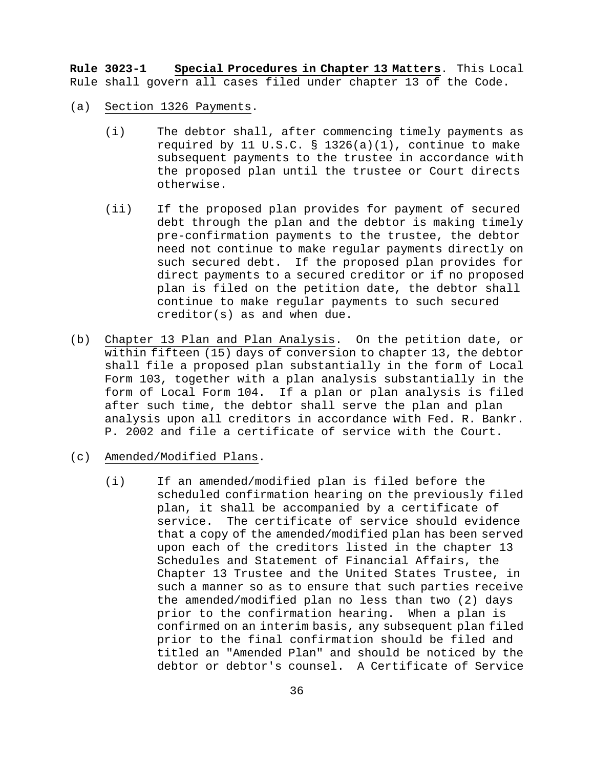**Rule 3023-1 Special Procedures in Chapter 13 Matters**. This Local Rule shall govern all cases filed under chapter 13 of the Code.

(a) Section 1326 Payments.

(i) The debtor shall, after commencing timely payments as required by 11 U.S.C. § 1326(a)(1), continue to make subsequent payments to the trustee in accordance with the proposed plan until the trustee or Court directs otherwise.

(ii) If the proposed plan provides for payment of secured debt through the plan and the debtor is making timely pre-confirmation payments to the trustee, the debtor need not continue to make regular payments directly on such secured debt. If the proposed plan provides for direct payments to a secured creditor or if no proposed plan is filed on the petition date, the debtor shall continue to make regular payments to such secured creditor(s) as and when due.

(b) Chapter 13 Plan and Plan Analysis. On the petition date, or within fifteen (15) days of conversion to chapter 13, the debtor shall file a proposed plan substantially in the form of Local Form 103, together with a plan analysis substantially in the form of Local Form 104. If a plan or plan analysis is filed after such time, the debtor shall serve the plan and plan analysis upon all creditors in accordance with Fed. R. Bankr. P. 2002 and file a certificate of service with the Court.

(c) Amended/Modified Plans.

(i) If an amended/modified plan is filed before the scheduled confirmation hearing on the previously filed plan, it shall be accompanied by a certificate of service. The certificate of service should evidence that a copy of the amended/modified plan has been served upon each of the creditors listed in the chapter 13 Schedules and Statement of Financial Affairs, the Chapter 13 Trustee and the United States Trustee, in such a manner so as to ensure that such parties receive the amended/modified plan no less than two (2) days prior to the confirmation hearing. When a plan is confirmed on an interim basis, any subsequent plan filed prior to the final confirmation should be filed and titled an "Amended Plan" and should be noticed by the debtor or debtor's counsel. A Certificate of Service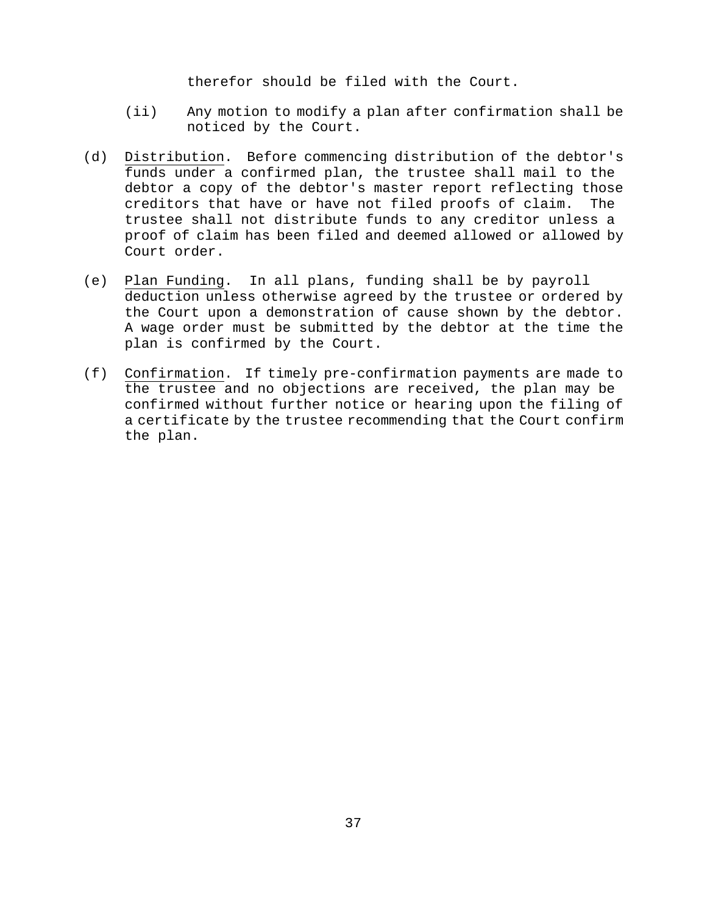therefor should be filed with the Court.

(ii) Any motion to modify a plan after confirmation shall be noticed by the Court.

(d) Distribution. Before commencing distribution of the debtor's funds under a confirmed plan, the trustee shall mail to the debtor a copy of the debtor's master report reflecting those creditors that have or have not filed proofs of claim. The trustee shall not distribute funds to any creditor unless a proof of claim has been filed and deemed allowed or allowed by Court order.

(e) Plan Funding. In all plans, funding shall be by payroll deduction unless otherwise agreed by the trustee or ordered by the Court upon a demonstration of cause shown by the debtor. A wage order must be submitted by the debtor at the time the plan is confirmed by the Court.

(f) Confirmation. If timely pre-confirmation payments are made to the trustee and no objections are received, the plan may be confirmed without further notice or hearing upon the filing of a certificate by the trustee recommending that the Court confirm the plan.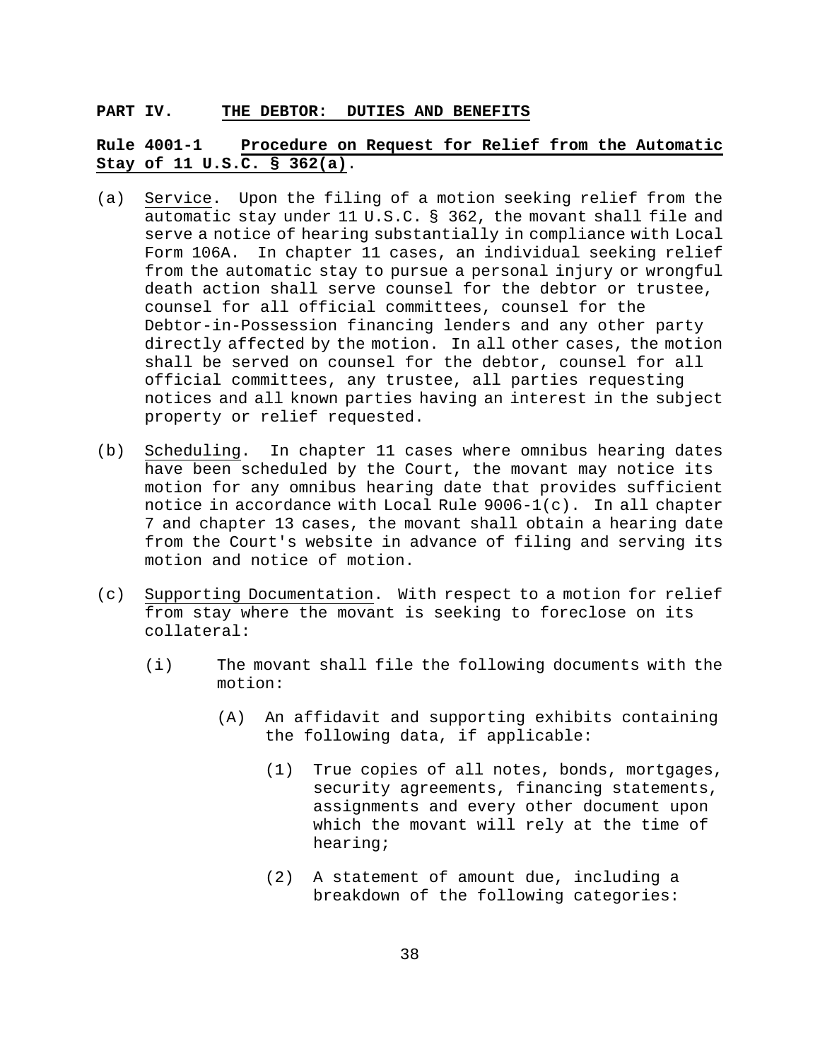## PART IV. THE DEBTOR: DUTIES AND BENEFITS

### Rule 4001-1 Procedure on Request for Relief from the Automatic Stay of 11 U.S.C. § 362(a).

(a) Service. Upon the filing of a motion seeking relief from the automatic stay under 11 U.S.C. § 362, the movant shall file and serve a notice of hearing substantially in compliance with Local Form 106A. In chapter 11 cases, an individual seeking relief from the automatic stay to pursue a personal injury or wrongful death action shall serve counsel for the debtor or trustee, counsel for all official committees, counsel for the Debtor-in-Possession financing lenders and any other party directly affected by the motion. In all other cases, the motion shall be served on counsel for the debtor, counsel for all official committees, any trustee, all parties requesting notices and all known parties having an interest in the subject property or relief requested.

(b) Scheduling. In chapter 11 cases where omnibus hearing dates have been scheduled by the Court, the movant may notice its motion for any omnibus hearing date that provides sufficient notice in accordance with Local Rule 9006-1(c). In all chapter 7 and chapter 13 cases, the movant shall obtain a hearing date from the Court's website in advance of filing and serving its motion and notice of motion.

(c) Supporting Documentation. With respect to a motion for relief from stay where the movant is seeking to foreclose on its collateral:

   (i) The movant shall file the following documents with the motion:

      (A) An affidavit and supporting exhibits containing the following data, if applicable:

         (1) True copies of all notes, bonds, mortgages, security agreements, financing statements, assignments and every other document upon which the movant will rely at the time of hearing;

         (2) A statement of amount due, including a breakdown of the following categories: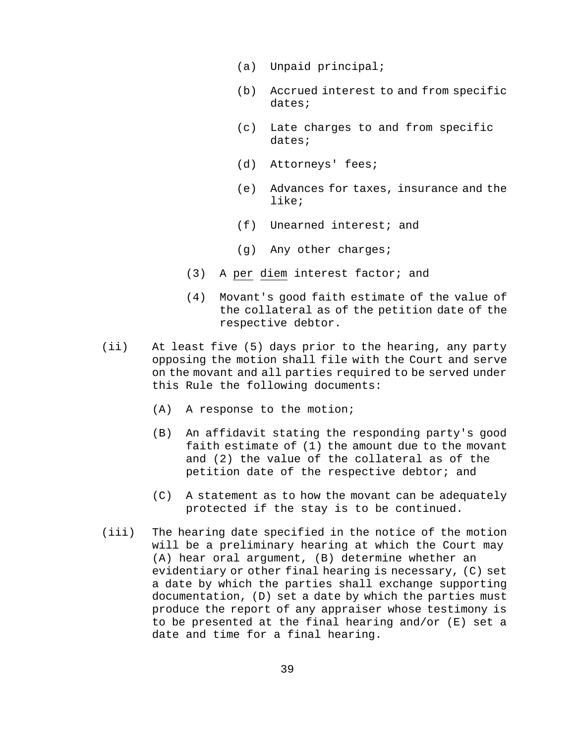(a) Unpaid principal;

(b) Accrued interest to and from specific dates;

(c) Late charges to and from specific dates;

(d) Attorneys' fees;

(e) Advances for taxes, insurance and the like;

(f) Unearned interest; and

(g) Any other charges;

(3) A <u>per</u> <u>diem</u> interest factor; and

(4) Movant's good faith estimate of the value of the collateral as of the petition date of the respective debtor.

(ii) At least five (5) days prior to the hearing, any party opposing the motion shall file with the Court and serve on the movant and all parties required to be served under this Rule the following documents:

(A) A response to the motion;

(B) An affidavit stating the responding party's good faith estimate of (1) the amount due to the movant and (2) the value of the collateral as of the petition date of the respective debtor; and

(C) A statement as to how the movant can be adequately protected if the stay is to be continued.

(iii) The hearing date specified in the notice of the motion will be a preliminary hearing at which the Court may (A) hear oral argument, (B) determine whether an evidentiary or other final hearing is necessary, (C) set a date by which the parties shall exchange supporting documentation, (D) set a date by which the parties must produce the report of any appraiser whose testimony is to be presented at the final hearing and/or (E) set a date and time for a final hearing.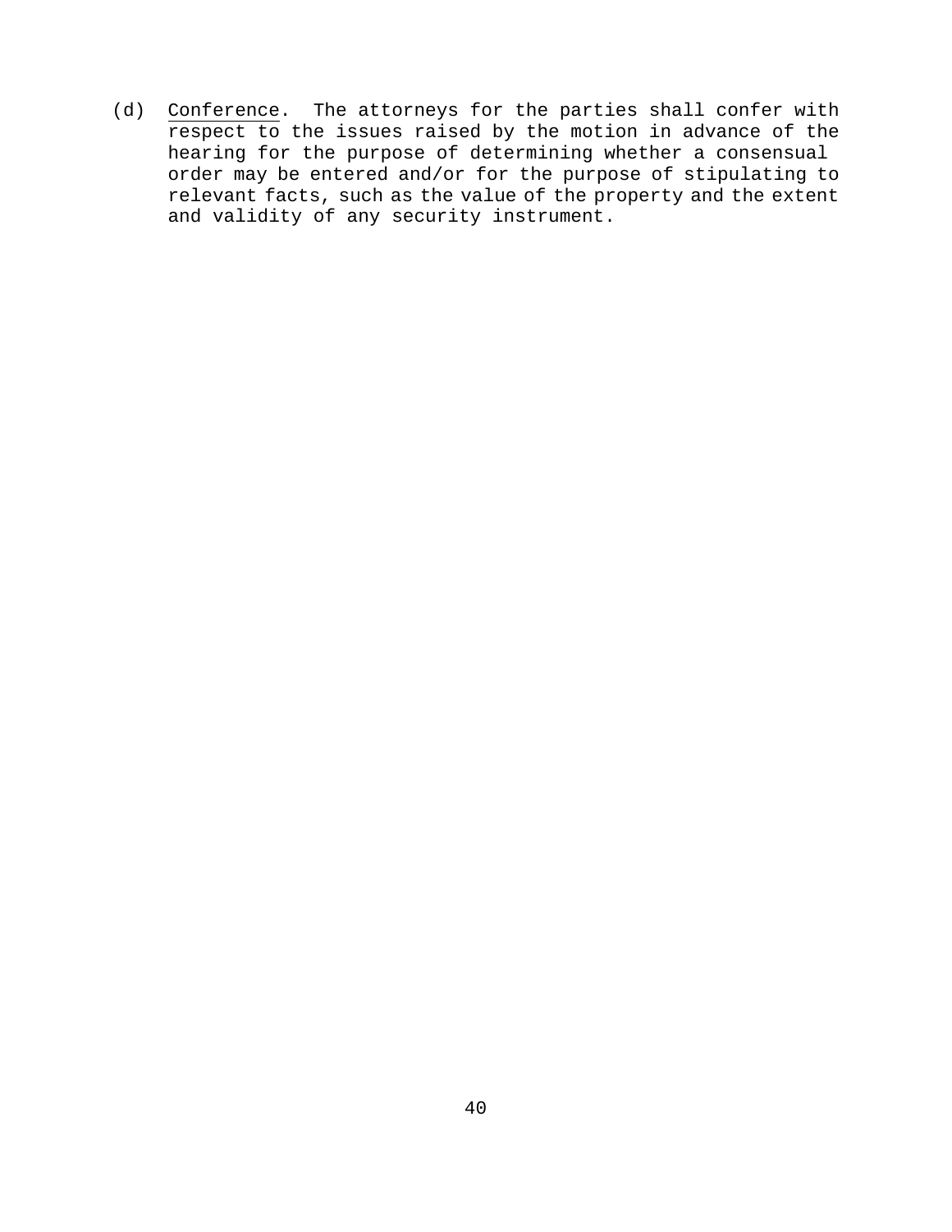(d) Conference. The attorneys for the parties shall confer with respect to the issues raised by the motion in advance of the hearing for the purpose of determining whether a consensual order may be entered and/or for the purpose of stipulating to relevant facts, such as the value of the property and the extent and validity of any security instrument.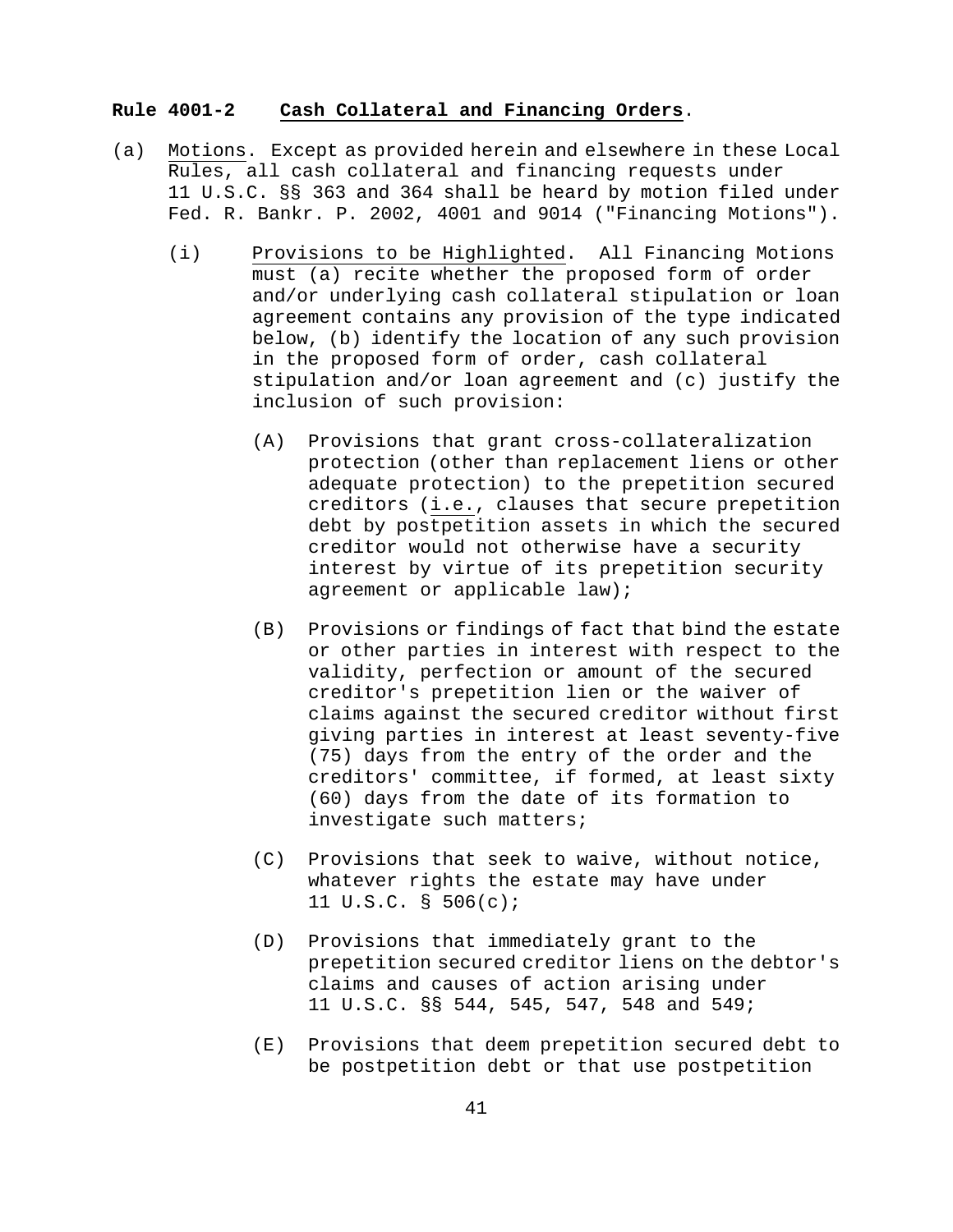**Rule 4001-2 Cash Collateral and Financing Orders**.

(a) Motions. Except as provided herein and elsewhere in these Local Rules, all cash collateral and financing requests under 11 U.S.C. §§ 363 and 364 shall be heard by motion filed under Fed. R. Bankr. P. 2002, 4001 and 9014 ("Financing Motions").

(i) Provisions to be Highlighted. All Financing Motions must (a) recite whether the proposed form of order and/or underlying cash collateral stipulation or loan agreement contains any provision of the type indicated below, (b) identify the location of any such provision in the proposed form of order, cash collateral stipulation and/or loan agreement and (c) justify the inclusion of such provision:

(A) Provisions that grant cross-collateralization protection (other than replacement liens or other adequate protection) to the prepetition secured creditors (i.e., clauses that secure prepetition debt by postpetition assets in which the secured creditor would not otherwise have a security interest by virtue of its prepetition security agreement or applicable law);

(B) Provisions or findings of fact that bind the estate or other parties in interest with respect to the validity, perfection or amount of the secured creditor's prepetition lien or the waiver of claims against the secured creditor without first giving parties in interest at least seventy-five (75) days from the entry of the order and the creditors' committee, if formed, at least sixty (60) days from the date of its formation to investigate such matters;

(C) Provisions that seek to waive, without notice, whatever rights the estate may have under 11 U.S.C. § 506(c);

(D) Provisions that immediately grant to the prepetition secured creditor liens on the debtor's claims and causes of action arising under 11 U.S.C. §§ 544, 545, 547, 548 and 549;

(E) Provisions that deem prepetition secured debt to be postpetition debt or that use postpetition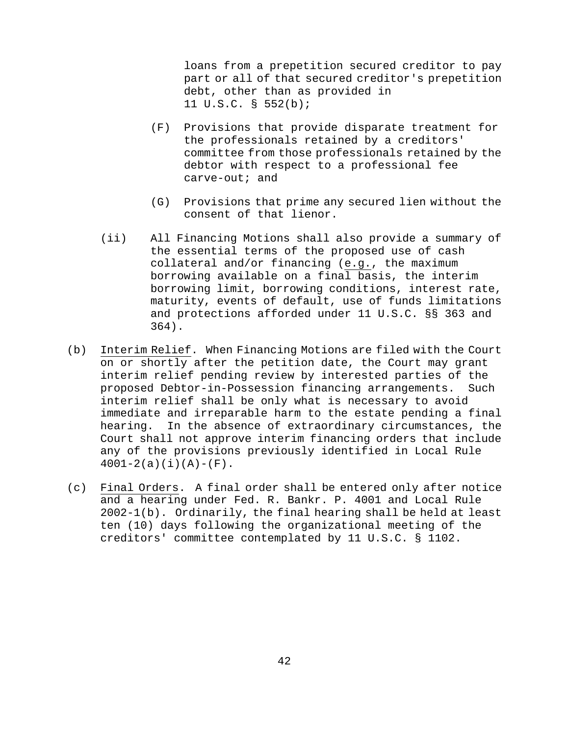loans from a prepetition secured creditor to pay part or all of that secured creditor's prepetition debt, other than as provided in 11 U.S.C. § 552(b);

(F) Provisions that provide disparate treatment for the professionals retained by a creditors' committee from those professionals retained by the debtor with respect to a professional fee carve-out; and

(G) Provisions that prime any secured lien without the consent of that lienor.

(ii) All Financing Motions shall also provide a summary of the essential terms of the proposed use of cash collateral and/or financing (e.g., the maximum borrowing available on a final basis, the interim borrowing limit, borrowing conditions, interest rate, maturity, events of default, use of funds limitations and protections afforded under 11 U.S.C. §§ 363 and 364).

(b) Interim Relief. When Financing Motions are filed with the Court on or shortly after the petition date, the Court may grant interim relief pending review by interested parties of the proposed Debtor-in-Possession financing arrangements. Such interim relief shall be only what is necessary to avoid immediate and irreparable harm to the estate pending a final hearing. In the absence of extraordinary circumstances, the Court shall not approve interim financing orders that include any of the provisions previously identified in Local Rule 4001-2(a)(i)(A)-(F).

(c) Final Orders. A final order shall be entered only after notice and a hearing under Fed. R. Bankr. P. 4001 and Local Rule 2002-1(b). Ordinarily, the final hearing shall be held at least ten (10) days following the organizational meeting of the creditors' committee contemplated by 11 U.S.C. § 1102.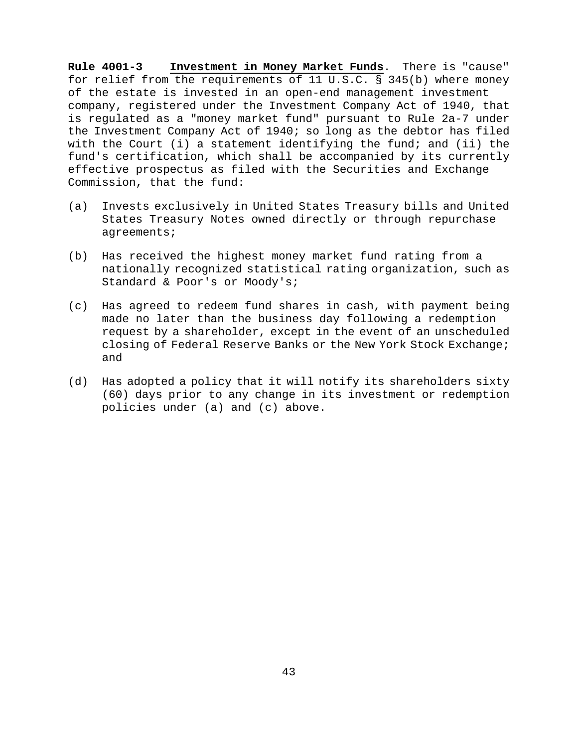**Rule 4001-3** **<u>Investment in Money Market Funds</u>**. There is "cause" for relief from the requirements of 11 U.S.C. § 345(b) where money of the estate is invested in an open-end management investment company, registered under the Investment Company Act of 1940, that is regulated as a "money market fund" pursuant to Rule 2a-7 under the Investment Company Act of 1940; so long as the debtor has filed with the Court (i) a statement identifying the fund; and (ii) the fund's certification, which shall be accompanied by its currently effective prospectus as filed with the Securities and Exchange Commission, that the fund:

(a) Invests exclusively in United States Treasury bills and United States Treasury Notes owned directly or through repurchase agreements;

(b) Has received the highest money market fund rating from a nationally recognized statistical rating organization, such as Standard & Poor's or Moody's;

(c) Has agreed to redeem fund shares in cash, with payment being made no later than the business day following a redemption request by a shareholder, except in the event of an unscheduled closing of Federal Reserve Banks or the New York Stock Exchange; and

(d) Has adopted a policy that it will notify its shareholders sixty (60) days prior to any change in its investment or redemption policies under (a) and (c) above.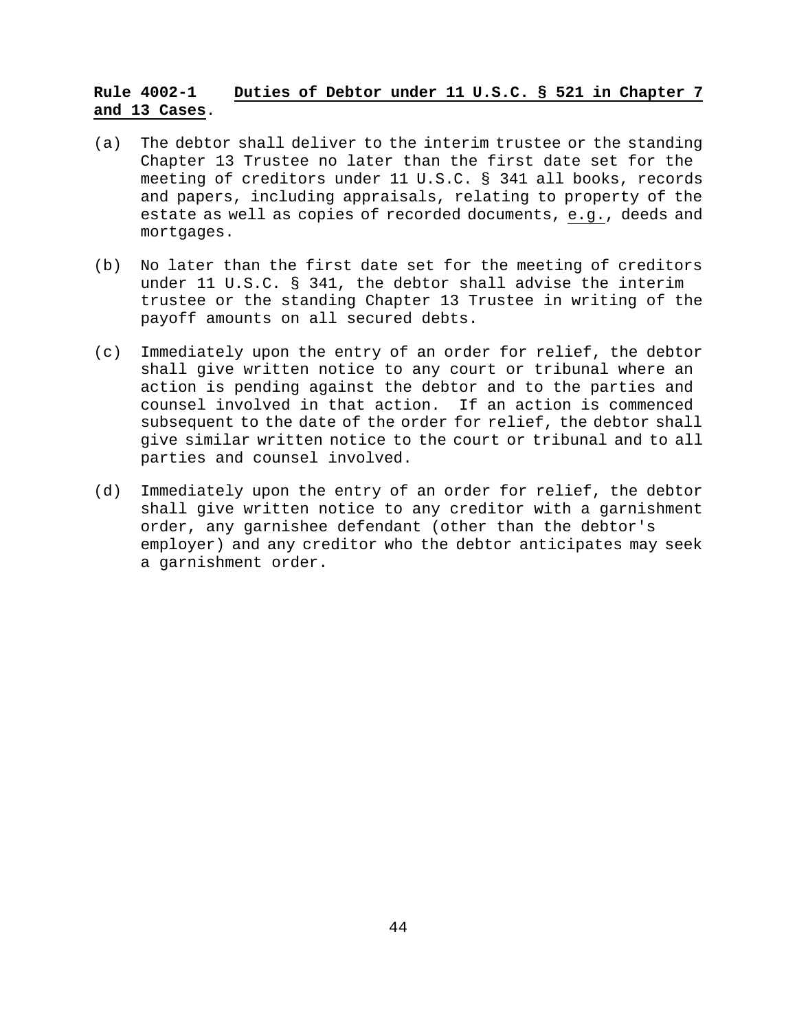**Rule 4002-1 Duties of Debtor under 11 U.S.C. § 521 in Chapter 7 and 13 Cases.**

(a) The debtor shall deliver to the interim trustee or the standing Chapter 13 Trustee no later than the first date set for the meeting of creditors under 11 U.S.C. § 341 all books, records and papers, including appraisals, relating to property of the estate as well as copies of recorded documents, e.g., deeds and mortgages.

(b) No later than the first date set for the meeting of creditors under 11 U.S.C. § 341, the debtor shall advise the interim trustee or the standing Chapter 13 Trustee in writing of the payoff amounts on all secured debts.

(c) Immediately upon the entry of an order for relief, the debtor shall give written notice to any court or tribunal where an action is pending against the debtor and to the parties and counsel involved in that action. If an action is commenced subsequent to the date of the order for relief, the debtor shall give similar written notice to the court or tribunal and to all parties and counsel involved.

(d) Immediately upon the entry of an order for relief, the debtor shall give written notice to any creditor with a garnishment order, any garnishee defendant (other than the debtor's employer) and any creditor who the debtor anticipates may seek a garnishment order.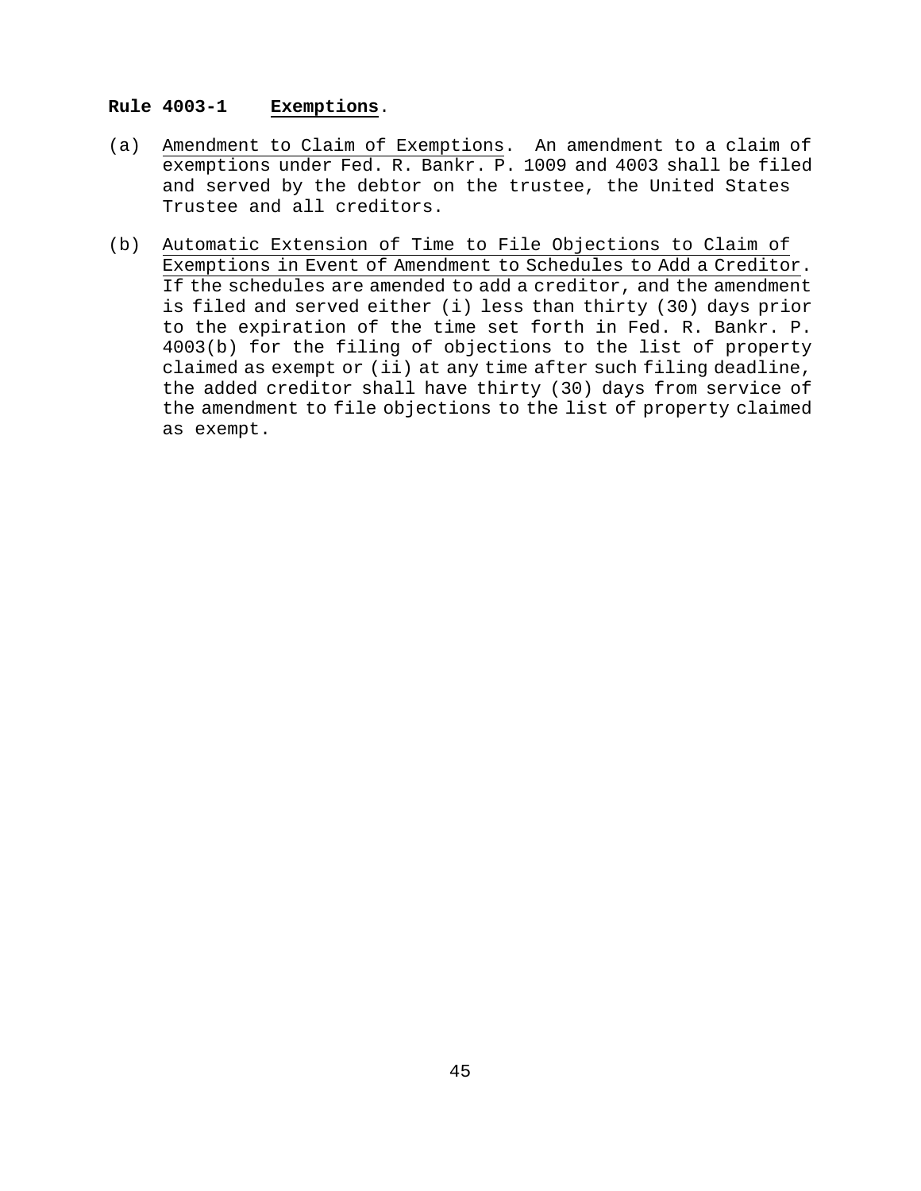## Rule 4003-1 **Exemptions**.

(a) Amendment to Claim of Exemptions. An amendment to a claim of exemptions under Fed. R. Bankr. P. 1009 and 4003 shall be filed and served by the debtor on the trustee, the United States Trustee and all creditors.

(b) Automatic Extension of Time to File Objections to Claim of Exemptions in Event of Amendment to Schedules to Add a Creditor. If the schedules are amended to add a creditor, and the amendment is filed and served either (i) less than thirty (30) days prior to the expiration of the time set forth in Fed. R. Bankr. P. 4003(b) for the filing of objections to the list of property claimed as exempt or (ii) at any time after such filing deadline, the added creditor shall have thirty (30) days from service of the amendment to file objections to the list of property claimed as exempt.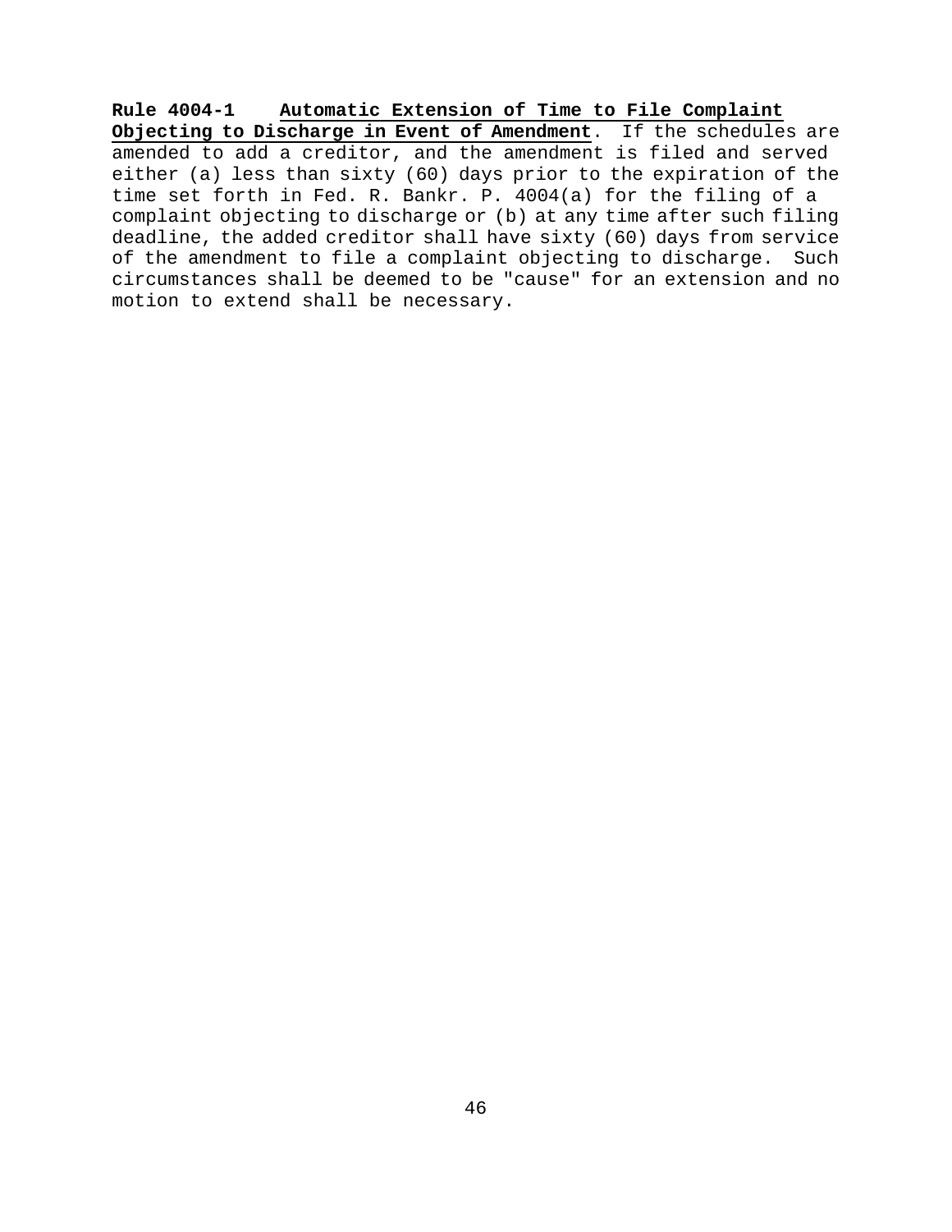**Rule 4004-1** <u>**Automatic Extension of Time to File Complaint Objecting to Discharge in Event of Amendment**</u>. If the schedules are amended to add a creditor, and the amendment is filed and served either (a) less than sixty (60) days prior to the expiration of the time set forth in Fed. R. Bankr. P. 4004(a) for the filing of a complaint objecting to discharge or (b) at any time after such filing deadline, the added creditor shall have sixty (60) days from service of the amendment to file a complaint objecting to discharge. Such circumstances shall be deemed to be "cause" for an extension and no motion to extend shall be necessary.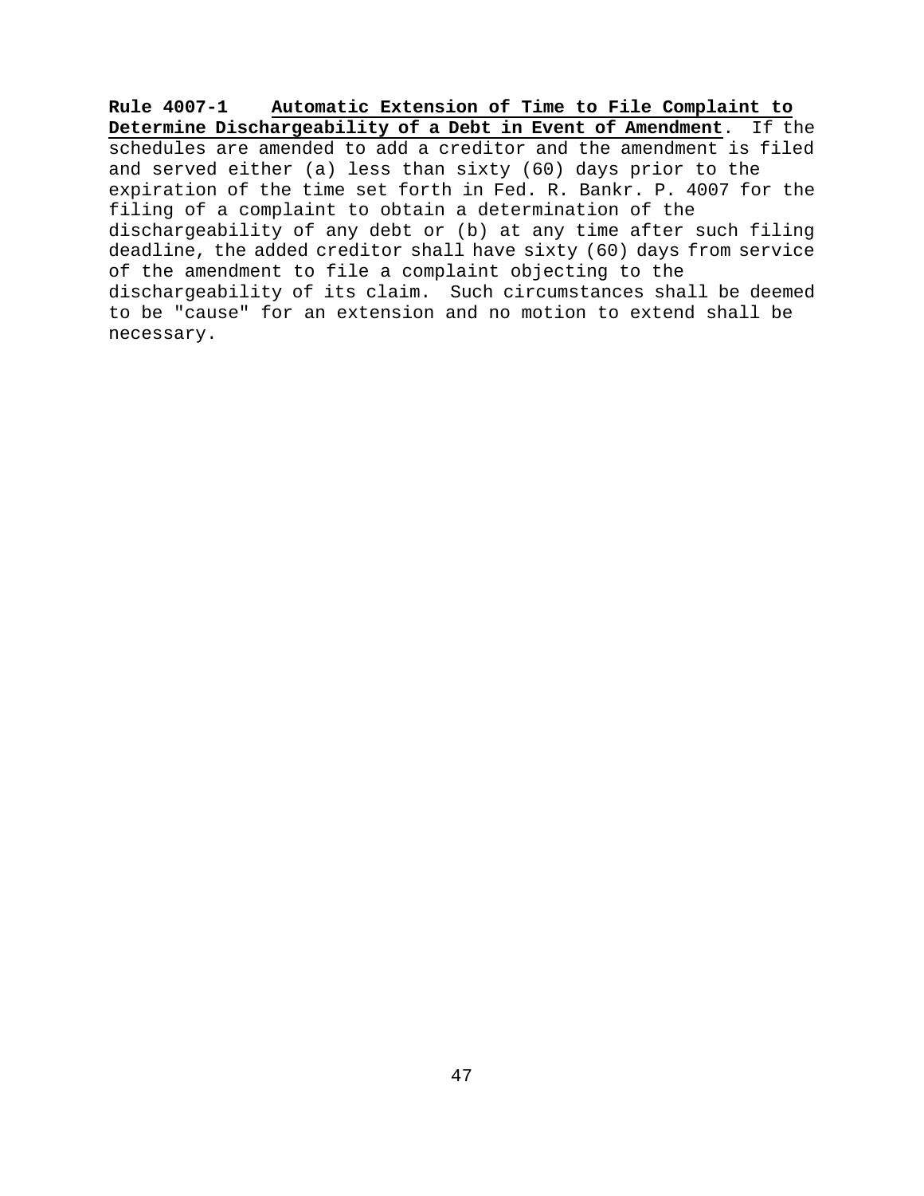**Rule 4007-1 Automatic Extension of Time to File Complaint to Determine Dischargeability of a Debt in Event of Amendment**. If the schedules are amended to add a creditor and the amendment is filed and served either (a) less than sixty (60) days prior to the expiration of the time set forth in Fed. R. Bankr. P. 4007 for the filing of a complaint to obtain a determination of the dischargeability of any debt or (b) at any time after such filing deadline, the added creditor shall have sixty (60) days from service of the amendment to file a complaint objecting to the dischargeability of its claim. Such circumstances shall be deemed to be "cause" for an extension and no motion to extend shall be necessary.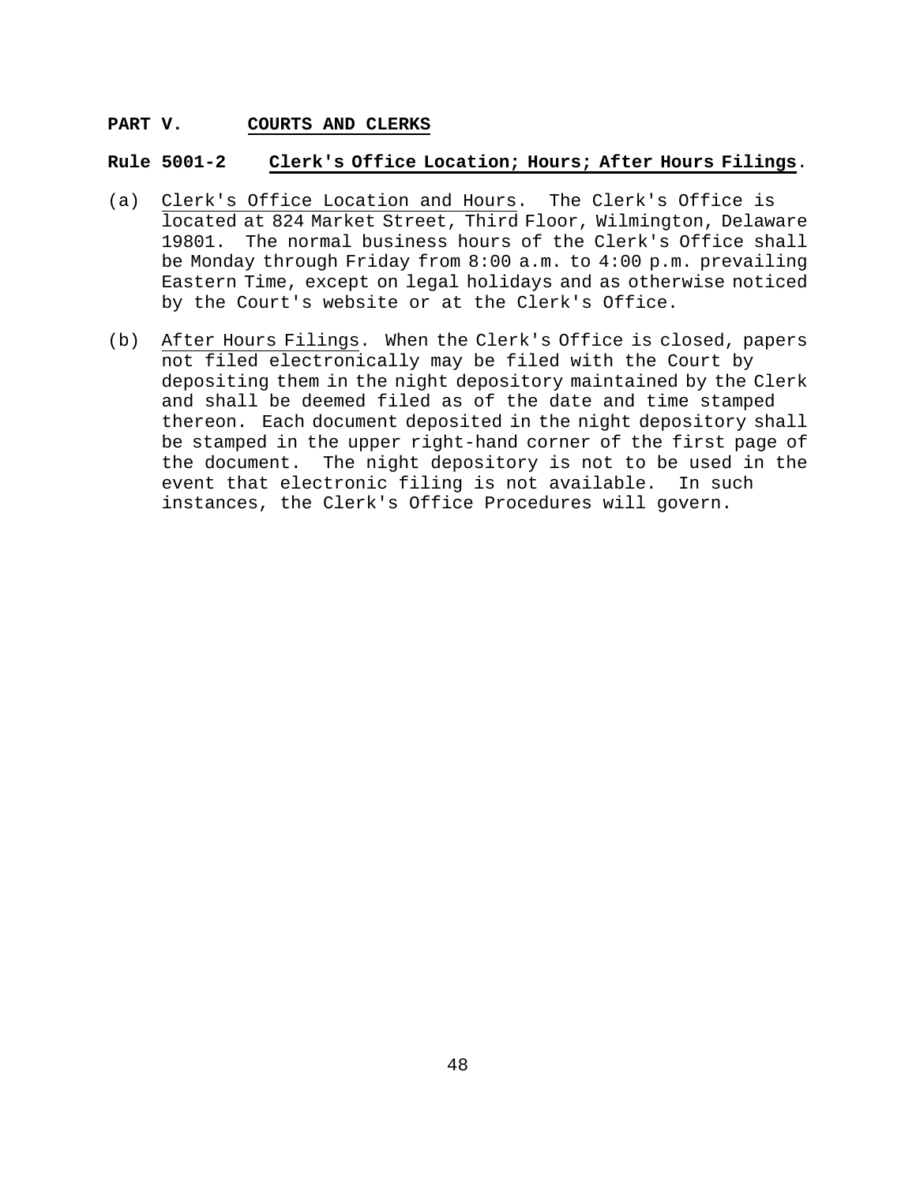## PART V. COURTS AND CLERKS

### Rule 5001-2 Clerk's Office Location; Hours; After Hours Filings.

(a) Clerk's Office Location and Hours. The Clerk's Office is located at 824 Market Street, Third Floor, Wilmington, Delaware 19801. The normal business hours of the Clerk's Office shall be Monday through Friday from 8:00 a.m. to 4:00 p.m. prevailing Eastern Time, except on legal holidays and as otherwise noticed by the Court's website or at the Clerk's Office.

(b) After Hours Filings. When the Clerk's Office is closed, papers not filed electronically may be filed with the Court by depositing them in the night depository maintained by the Clerk and shall be deemed filed as of the date and time stamped thereon. Each document deposited in the night depository shall be stamped in the upper right-hand corner of the first page of the document. The night depository is not to be used in the event that electronic filing is not available. In such instances, the Clerk's Office Procedures will govern.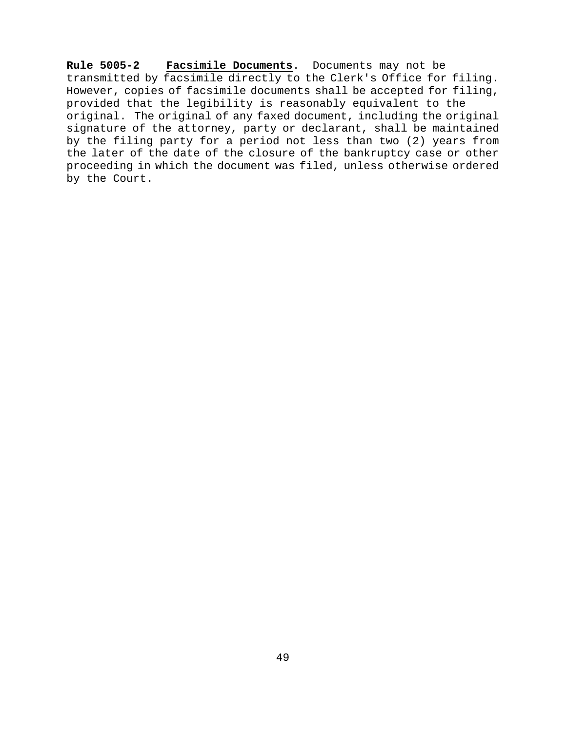**Rule 5005-2** **Facsimile Documents**. Documents may not be transmitted by facsimile directly to the Clerk's Office for filing. However, copies of facsimile documents shall be accepted for filing, provided that the legibility is reasonably equivalent to the original. The original of any faxed document, including the original signature of the attorney, party or declarant, shall be maintained by the filing party for a period not less than two (2) years from the later of the date of the closure of the bankruptcy case or other proceeding in which the document was filed, unless otherwise ordered by the Court.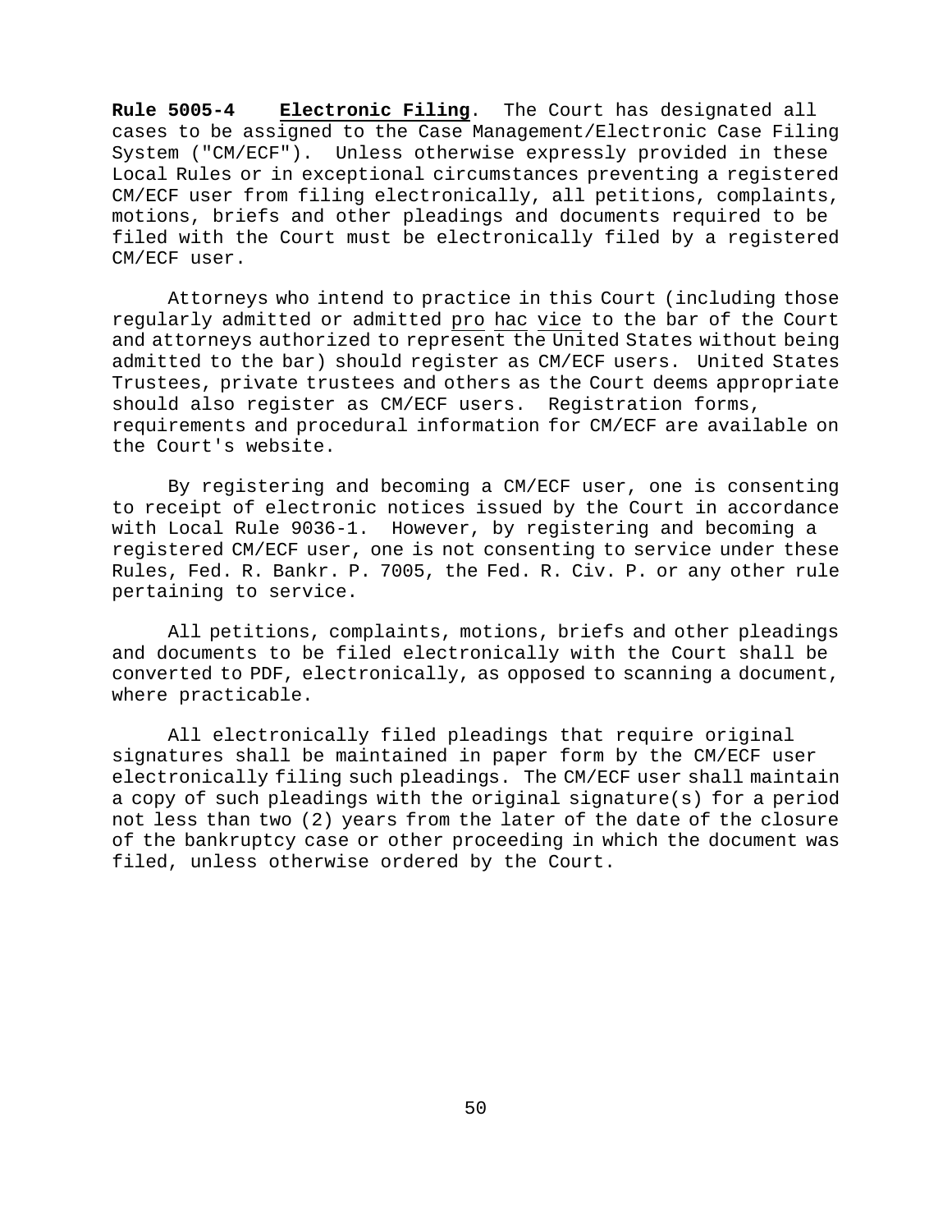**Rule 5005-4** **Electronic Filing**. The Court has designated all cases to be assigned to the Case Management/Electronic Case Filing System ("CM/ECF"). Unless otherwise expressly provided in these Local Rules or in exceptional circumstances preventing a registered CM/ECF user from filing electronically, all petitions, complaints, motions, briefs and other pleadings and documents required to be filed with the Court must be electronically filed by a registered CM/ECF user.

Attorneys who intend to practice in this Court (including those regularly admitted or admitted pro hac vice to the bar of the Court and attorneys authorized to represent the United States without being admitted to the bar) should register as CM/ECF users. United States Trustees, private trustees and others as the Court deems appropriate should also register as CM/ECF users. Registration forms, requirements and procedural information for CM/ECF are available on the Court's website.

By registering and becoming a CM/ECF user, one is consenting to receipt of electronic notices issued by the Court in accordance with Local Rule 9036-1. However, by registering and becoming a registered CM/ECF user, one is not consenting to service under these Rules, Fed. R. Bankr. P. 7005, the Fed. R. Civ. P. or any other rule pertaining to service.

All petitions, complaints, motions, briefs and other pleadings and documents to be filed electronically with the Court shall be converted to PDF, electronically, as opposed to scanning a document, where practicable.

All electronically filed pleadings that require original signatures shall be maintained in paper form by the CM/ECF user electronically filing such pleadings. The CM/ECF user shall maintain a copy of such pleadings with the original signature(s) for a period not less than two (2) years from the later of the date of the closure of the bankruptcy case or other proceeding in which the document was filed, unless otherwise ordered by the Court.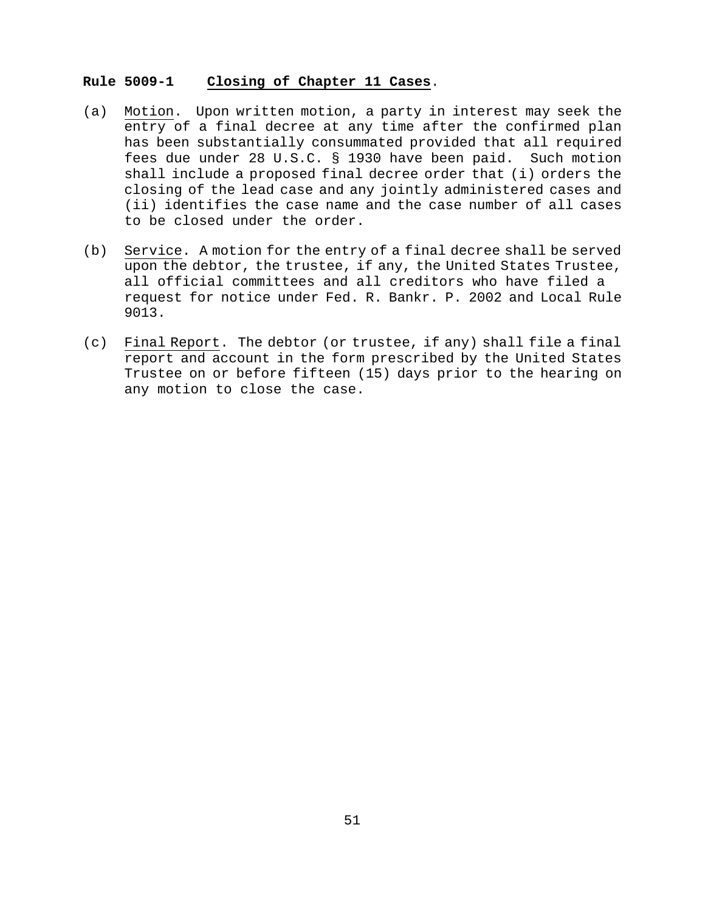**Rule 5009-1 Closing of Chapter 11 Cases.**

(a) Motion. Upon written motion, a party in interest may seek the entry of a final decree at any time after the confirmed plan has been substantially consummated provided that all required fees due under 28 U.S.C. § 1930 have been paid. Such motion shall include a proposed final decree order that (i) orders the closing of the lead case and any jointly administered cases and (ii) identifies the case name and the case number of all cases to be closed under the order.

(b) Service. A motion for the entry of a final decree shall be served upon the debtor, the trustee, if any, the United States Trustee, all official committees and all creditors who have filed a request for notice under Fed. R. Bankr. P. 2002 and Local Rule 9013.

(c) Final Report. The debtor (or trustee, if any) shall file a final report and account in the form prescribed by the United States Trustee on or before fifteen (15) days prior to the hearing on any motion to close the case.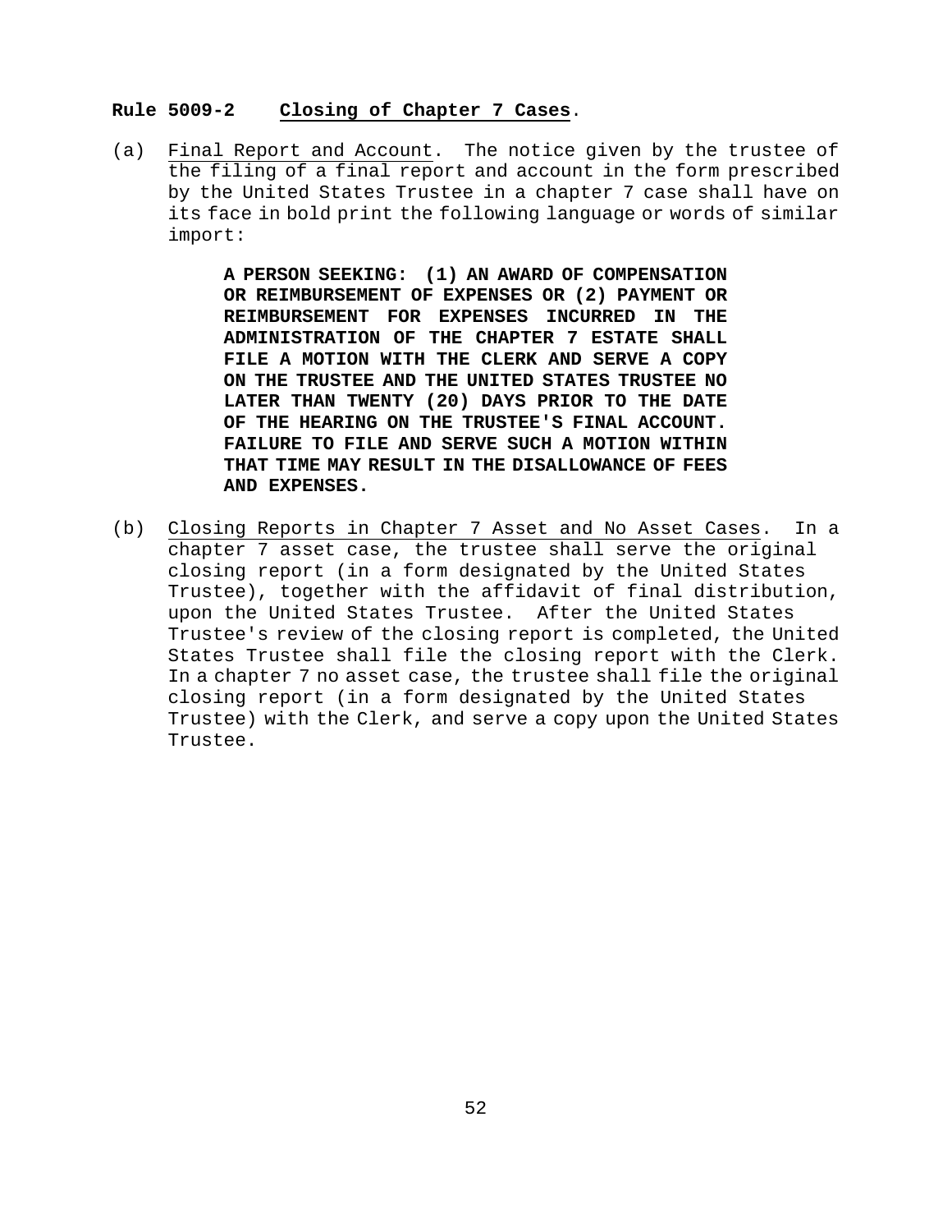**Rule 5009-2 Closing of Chapter 7 Cases**.

(a) Final Report and Account. The notice given by the trustee of the filing of a final report and account in the form prescribed by the United States Trustee in a chapter 7 case shall have on its face in bold print the following language or words of similar import:

> **A PERSON SEEKING: (1) AN AWARD OF COMPENSATION OR REIMBURSEMENT OF EXPENSES OR (2) PAYMENT OR REIMBURSEMENT FOR EXPENSES INCURRED IN THE ADMINISTRATION OF THE CHAPTER 7 ESTATE SHALL FILE A MOTION WITH THE CLERK AND SERVE A COPY ON THE TRUSTEE AND THE UNITED STATES TRUSTEE NO LATER THAN TWENTY (20) DAYS PRIOR TO THE DATE OF THE HEARING ON THE TRUSTEE'S FINAL ACCOUNT. FAILURE TO FILE AND SERVE SUCH A MOTION WITHIN THAT TIME MAY RESULT IN THE DISALLOWANCE OF FEES AND EXPENSES.**

(b) Closing Reports in Chapter 7 Asset and No Asset Cases. In a chapter 7 asset case, the trustee shall serve the original closing report (in a form designated by the United States Trustee), together with the affidavit of final distribution, upon the United States Trustee. After the United States Trustee's review of the closing report is completed, the United States Trustee shall file the closing report with the Clerk. In a chapter 7 no asset case, the trustee shall file the original closing report (in a form designated by the United States Trustee) with the Clerk, and serve a copy upon the United States Trustee.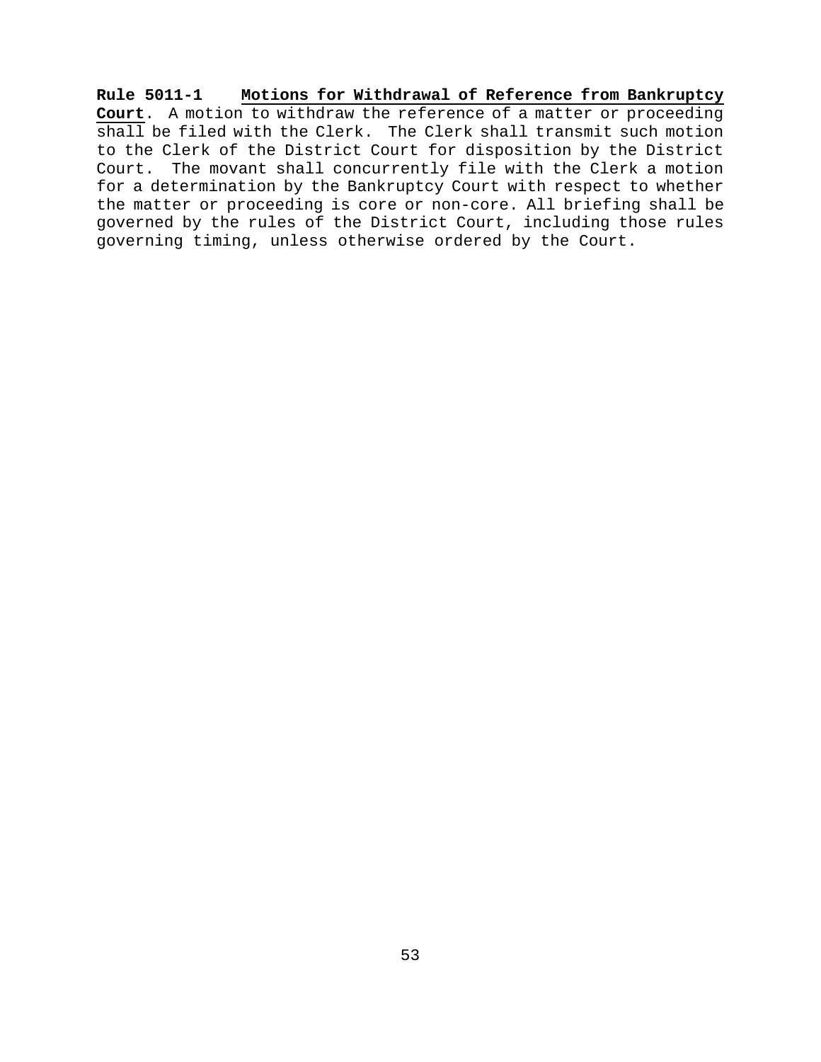**Rule 5011-1 Motions for Withdrawal of Reference from Bankruptcy Court**. A motion to withdraw the reference of a matter or proceeding shall be filed with the Clerk. The Clerk shall transmit such motion to the Clerk of the District Court for disposition by the District Court. The movant shall concurrently file with the Clerk a motion for a determination by the Bankruptcy Court with respect to whether the matter or proceeding is core or non-core. All briefing shall be governed by the rules of the District Court, including those rules governing timing, unless otherwise ordered by the Court.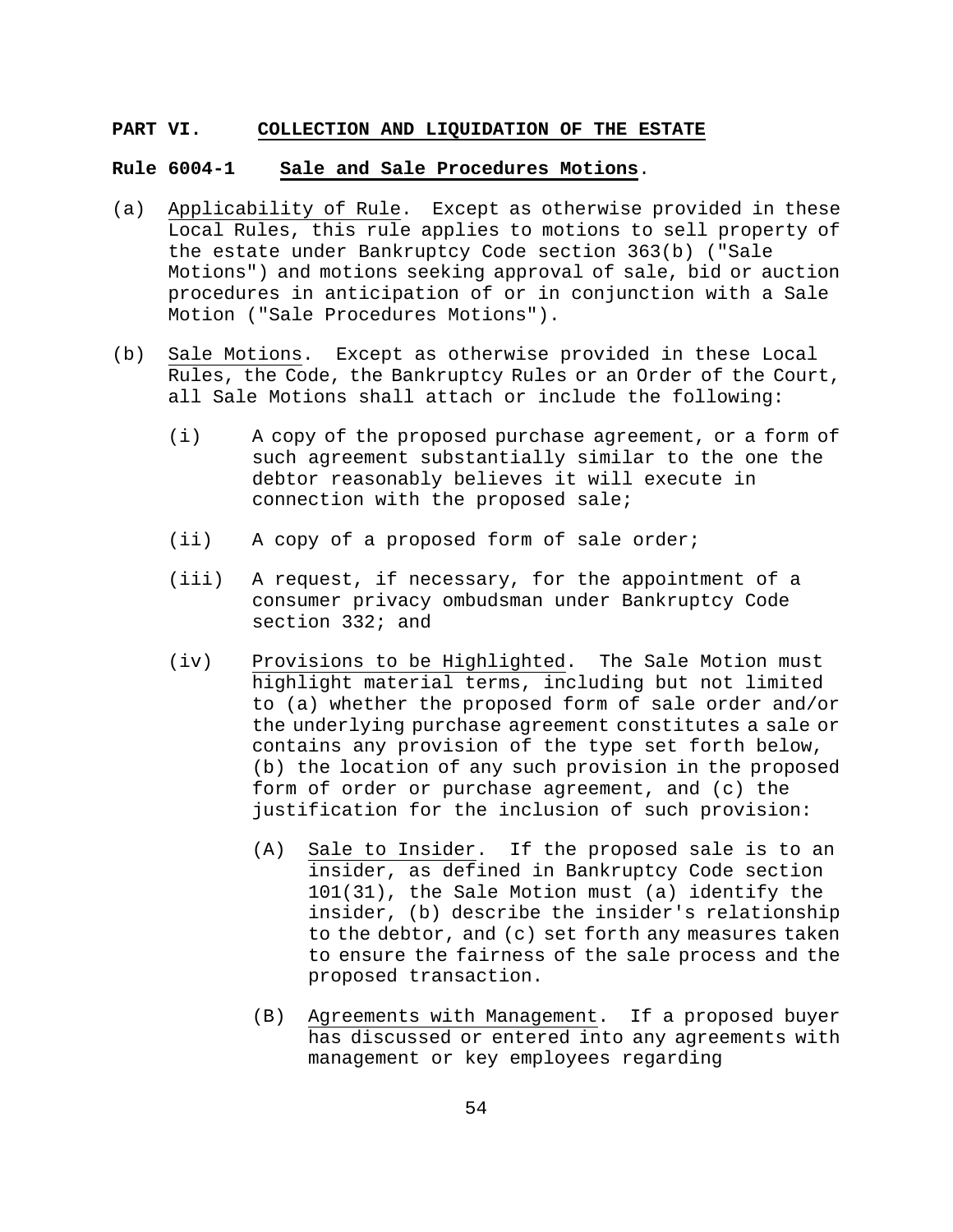## PART VI. COLLECTION AND LIQUIDATION OF THE ESTATE

### Rule 6004-1 Sale and Sale Procedures Motions.

(a) Applicability of Rule. Except as otherwise provided in these Local Rules, this rule applies to motions to sell property of the estate under Bankruptcy Code section 363(b) ("Sale Motions") and motions seeking approval of sale, bid or auction procedures in anticipation of or in conjunction with a Sale Motion ("Sale Procedures Motions").

(b) Sale Motions. Except as otherwise provided in these Local Rules, the Code, the Bankruptcy Rules or an Order of the Court, all Sale Motions shall attach or include the following:

- (i) A copy of the proposed purchase agreement, or a form of such agreement substantially similar to the one the debtor reasonably believes it will execute in connection with the proposed sale;

- (ii) A copy of a proposed form of sale order;

- (iii) A request, if necessary, for the appointment of a consumer privacy ombudsman under Bankruptcy Code section 332; and

- (iv) Provisions to be Highlighted. The Sale Motion must highlight material terms, including but not limited to (a) whether the proposed form of sale order and/or the underlying purchase agreement constitutes a sale or contains any provision of the type set forth below, (b) the location of any such provision in the proposed form of order or purchase agreement, and (c) the justification for the inclusion of such provision:

  - (A) Sale to Insider. If the proposed sale is to an insider, as defined in Bankruptcy Code section 101(31), the Sale Motion must (a) identify the insider, (b) describe the insider's relationship to the debtor, and (c) set forth any measures taken to ensure the fairness of the sale process and the proposed transaction.

  - (B) Agreements with Management. If a proposed buyer has discussed or entered into any agreements with management or key employees regarding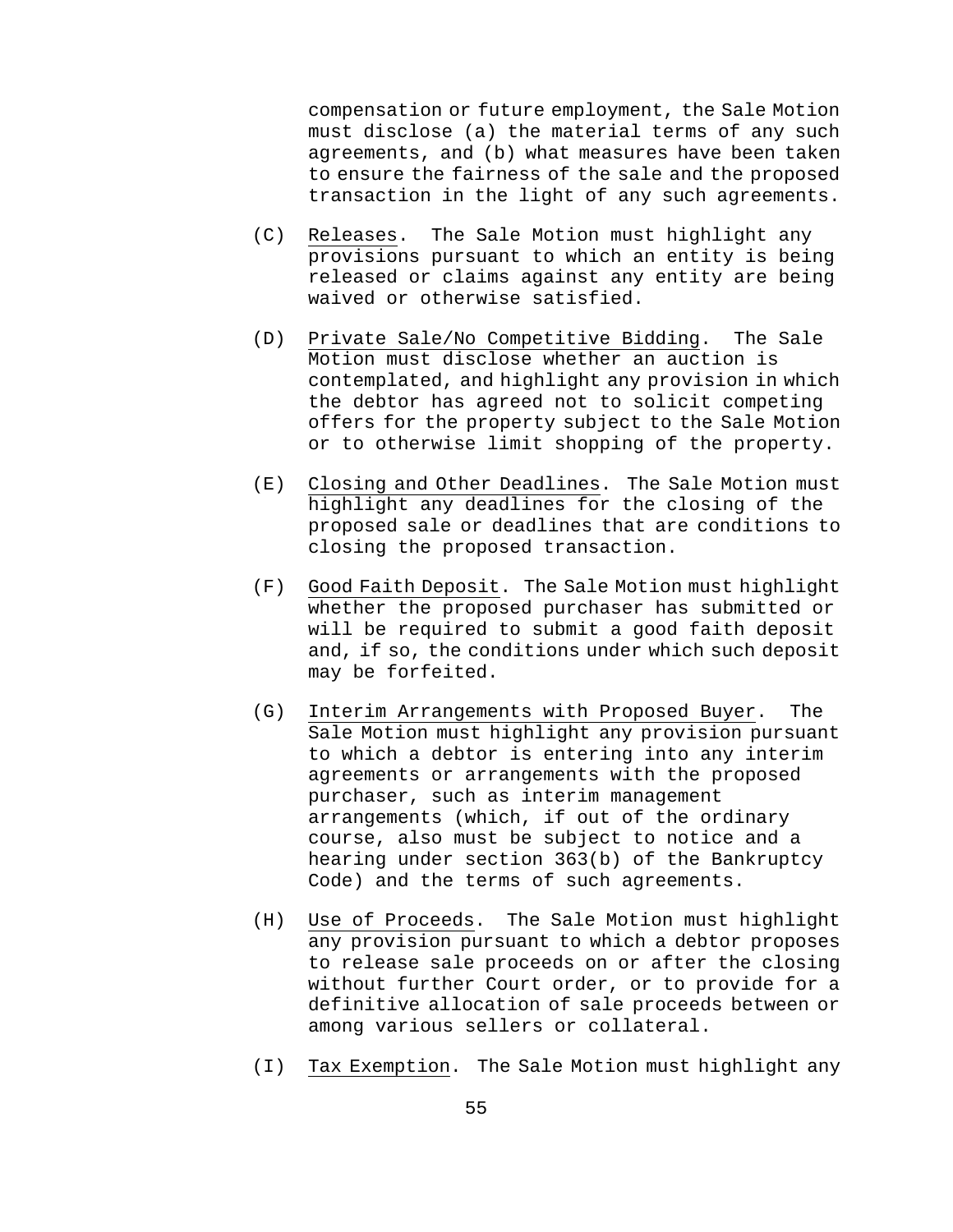compensation or future employment, the Sale Motion must disclose (a) the material terms of any such agreements, and (b) what measures have been taken to ensure the fairness of the sale and the proposed transaction in the light of any such agreements.

(C) Releases. The Sale Motion must highlight any provisions pursuant to which an entity is being released or claims against any entity are being waived or otherwise satisfied.

(D) Private Sale/No Competitive Bidding. The Sale Motion must disclose whether an auction is contemplated, and highlight any provision in which the debtor has agreed not to solicit competing offers for the property subject to the Sale Motion or to otherwise limit shopping of the property.

(E) Closing and Other Deadlines. The Sale Motion must highlight any deadlines for the closing of the proposed sale or deadlines that are conditions to closing the proposed transaction.

(F) Good Faith Deposit. The Sale Motion must highlight whether the proposed purchaser has submitted or will be required to submit a good faith deposit and, if so, the conditions under which such deposit may be forfeited.

(G) Interim Arrangements with Proposed Buyer. The Sale Motion must highlight any provision pursuant to which a debtor is entering into any interim agreements or arrangements with the proposed purchaser, such as interim management arrangements (which, if out of the ordinary course, also must be subject to notice and a hearing under section 363(b) of the Bankruptcy Code) and the terms of such agreements.

(H) Use of Proceeds. The Sale Motion must highlight any provision pursuant to which a debtor proposes to release sale proceeds on or after the closing without further Court order, or to provide for a definitive allocation of sale proceeds between or among various sellers or collateral.

(I) Tax Exemption. The Sale Motion must highlight any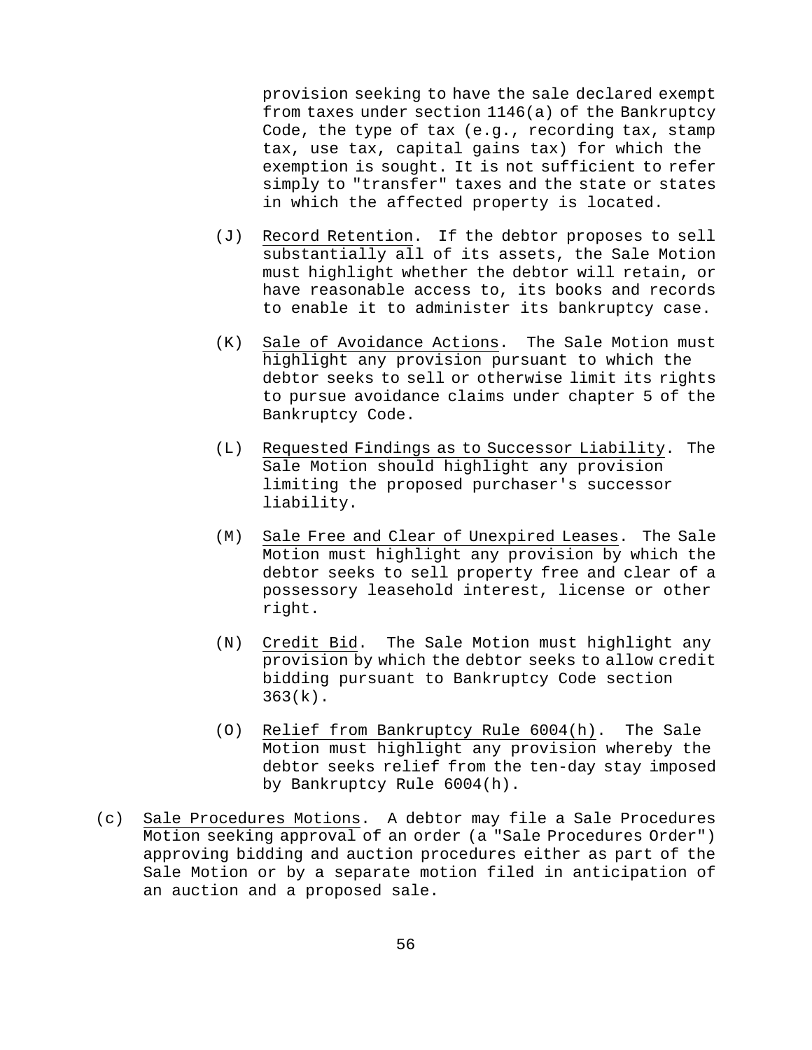provision seeking to have the sale declared exempt from taxes under section 1146(a) of the Bankruptcy Code, the type of tax (e.g., recording tax, stamp tax, use tax, capital gains tax) for which the exemption is sought. It is not sufficient to refer simply to "transfer" taxes and the state or states in which the affected property is located.

(J) Record Retention. If the debtor proposes to sell substantially all of its assets, the Sale Motion must highlight whether the debtor will retain, or have reasonable access to, its books and records to enable it to administer its bankruptcy case.

(K) Sale of Avoidance Actions. The Sale Motion must highlight any provision pursuant to which the debtor seeks to sell or otherwise limit its rights to pursue avoidance claims under chapter 5 of the Bankruptcy Code.

(L) Requested Findings as to Successor Liability. The Sale Motion should highlight any provision limiting the proposed purchaser's successor liability.

(M) Sale Free and Clear of Unexpired Leases. The Sale Motion must highlight any provision by which the debtor seeks to sell property free and clear of a possessory leasehold interest, license or other right.

(N) Credit Bid. The Sale Motion must highlight any provision by which the debtor seeks to allow credit bidding pursuant to Bankruptcy Code section 363(k).

(O) Relief from Bankruptcy Rule 6004(h). The Sale Motion must highlight any provision whereby the debtor seeks relief from the ten-day stay imposed by Bankruptcy Rule 6004(h).

(c) Sale Procedures Motions. A debtor may file a Sale Procedures Motion seeking approval of an order (a "Sale Procedures Order") approving bidding and auction procedures either as part of the Sale Motion or by a separate motion filed in anticipation of an auction and a proposed sale.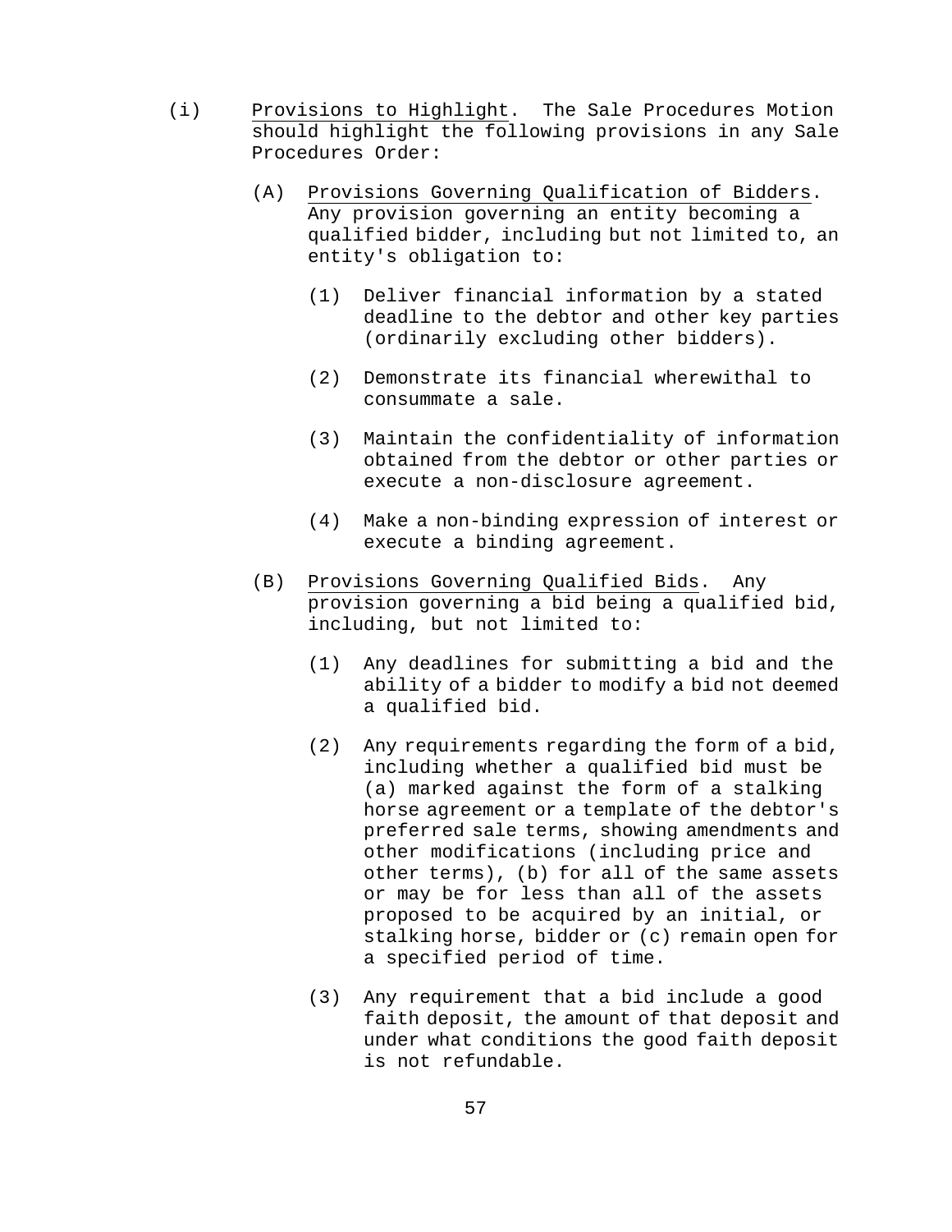(i) Provisions to Highlight. The Sale Procedures Motion should highlight the following provisions in any Sale Procedures Order:

  (A) Provisions Governing Qualification of Bidders. Any provision governing an entity becoming a qualified bidder, including but not limited to, an entity's obligation to:

    (1) Deliver financial information by a stated deadline to the debtor and other key parties (ordinarily excluding other bidders).

    (2) Demonstrate its financial wherewithal to consummate a sale.

    (3) Maintain the confidentiality of information obtained from the debtor or other parties or execute a non-disclosure agreement.

    (4) Make a non-binding expression of interest or execute a binding agreement.

  (B) Provisions Governing Qualified Bids. Any provision governing a bid being a qualified bid, including, but not limited to:

    (1) Any deadlines for submitting a bid and the ability of a bidder to modify a bid not deemed a qualified bid.

    (2) Any requirements regarding the form of a bid, including whether a qualified bid must be (a) marked against the form of a stalking horse agreement or a template of the debtor's preferred sale terms, showing amendments and other modifications (including price and other terms), (b) for all of the same assets or may be for less than all of the assets proposed to be acquired by an initial, or stalking horse, bidder or (c) remain open for a specified period of time.

    (3) Any requirement that a bid include a good faith deposit, the amount of that deposit and under what conditions the good faith deposit is not refundable.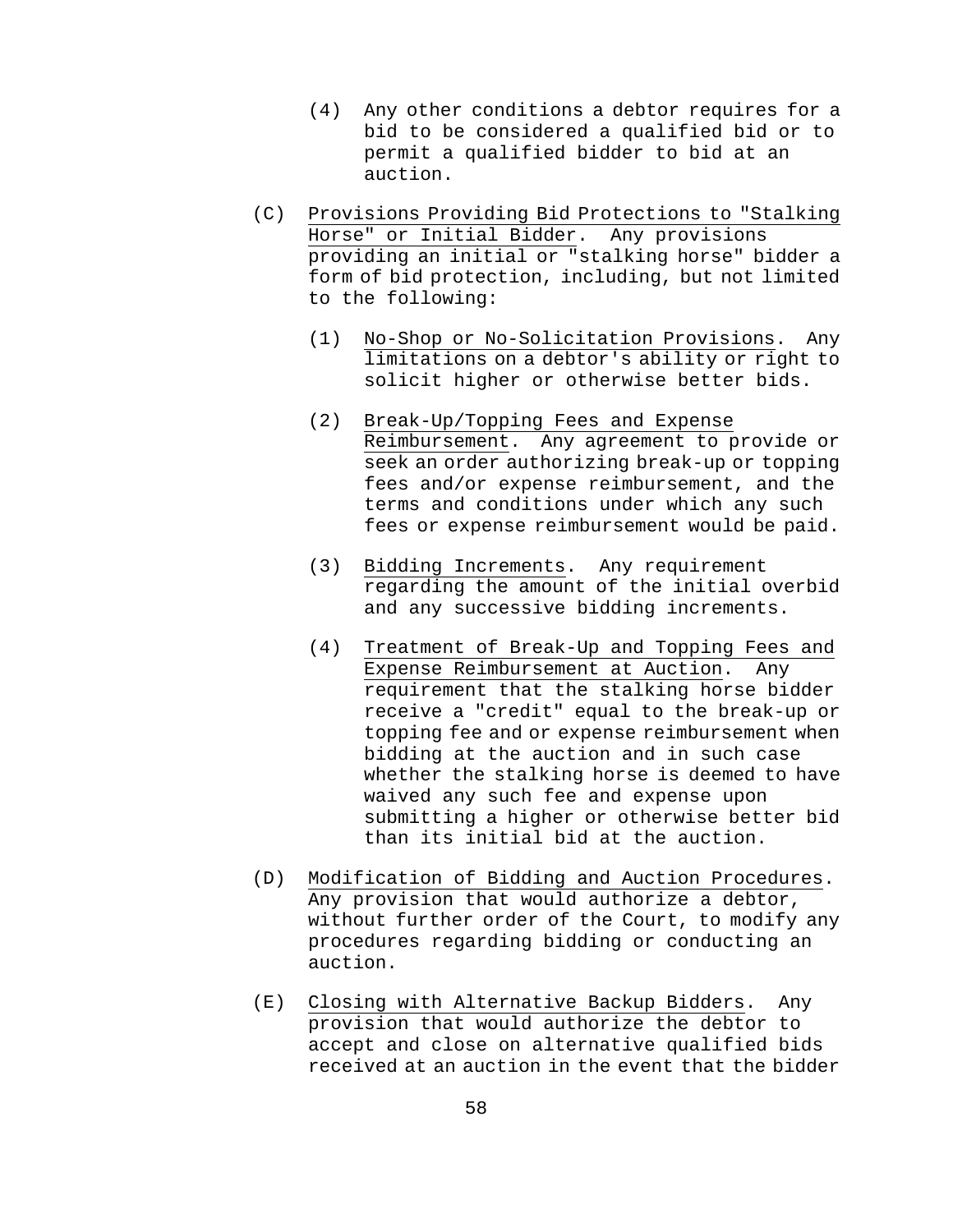(4) Any other conditions a debtor requires for a bid to be considered a qualified bid or to permit a qualified bidder to bid at an auction.

(C) Provisions Providing Bid Protections to "Stalking Horse" or Initial Bidder. Any provisions providing an initial or "stalking horse" bidder a form of bid protection, including, but not limited to the following:

(1) No-Shop or No-Solicitation Provisions. Any limitations on a debtor's ability or right to solicit higher or otherwise better bids.

(2) Break-Up/Topping Fees and Expense Reimbursement. Any agreement to provide or seek an order authorizing break-up or topping fees and/or expense reimbursement, and the terms and conditions under which any such fees or expense reimbursement would be paid.

(3) Bidding Increments. Any requirement regarding the amount of the initial overbid and any successive bidding increments.

(4) Treatment of Break-Up and Topping Fees and Expense Reimbursement at Auction. Any requirement that the stalking horse bidder receive a "credit" equal to the break-up or topping fee and or expense reimbursement when bidding at the auction and in such case whether the stalking horse is deemed to have waived any such fee and expense upon submitting a higher or otherwise better bid than its initial bid at the auction.

(D) Modification of Bidding and Auction Procedures. Any provision that would authorize a debtor, without further order of the Court, to modify any procedures regarding bidding or conducting an auction.

(E) Closing with Alternative Backup Bidders. Any provision that would authorize the debtor to accept and close on alternative qualified bids received at an auction in the event that the bidder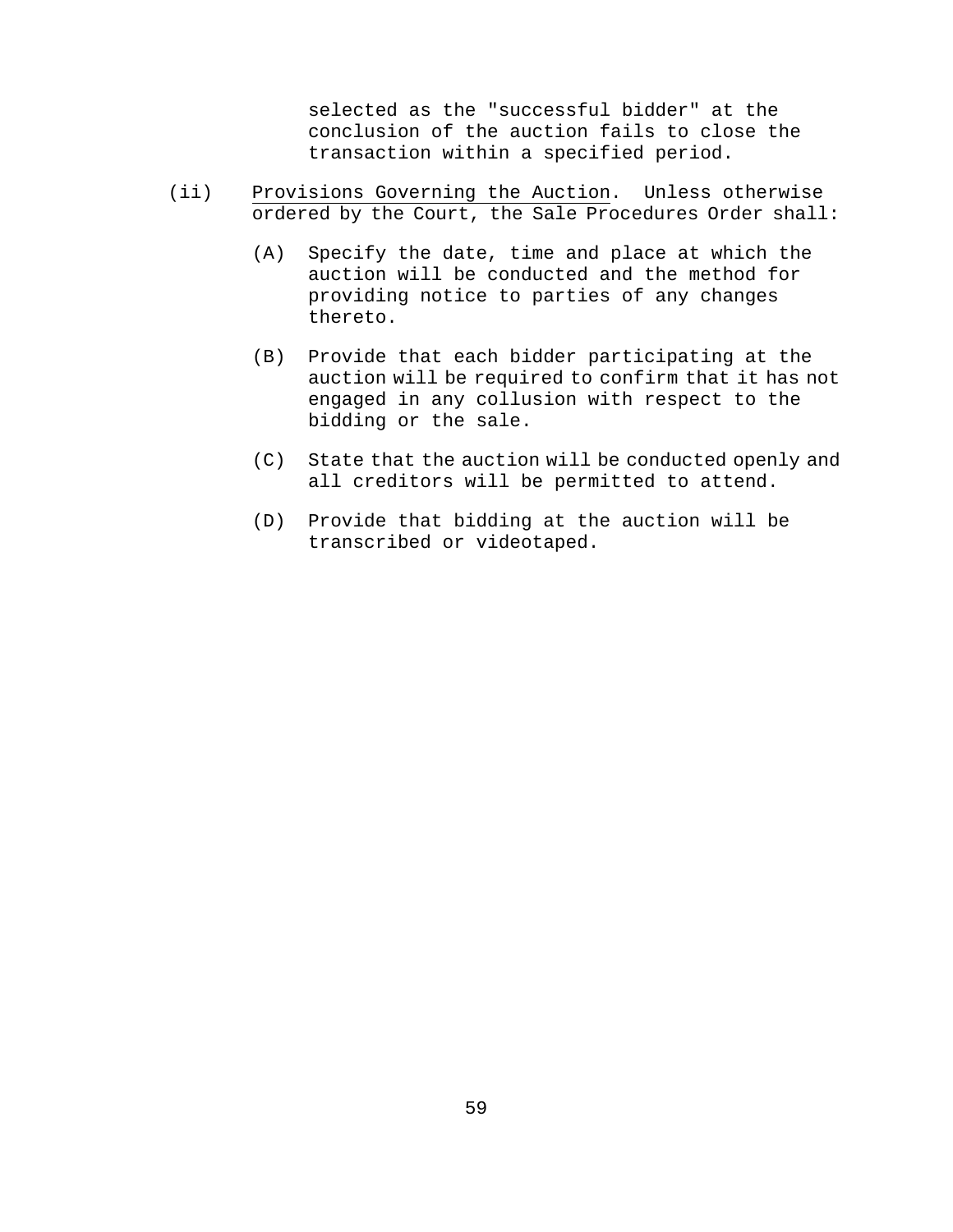selected as the "successful bidder" at the conclusion of the auction fails to close the transaction within a specified period.

(ii) Provisions Governing the Auction. Unless otherwise ordered by the Court, the Sale Procedures Order shall:

(A) Specify the date, time and place at which the auction will be conducted and the method for providing notice to parties of any changes thereto.

(B) Provide that each bidder participating at the auction will be required to confirm that it has not engaged in any collusion with respect to the bidding or the sale.

(C) State that the auction will be conducted openly and all creditors will be permitted to attend.

(D) Provide that bidding at the auction will be transcribed or videotaped.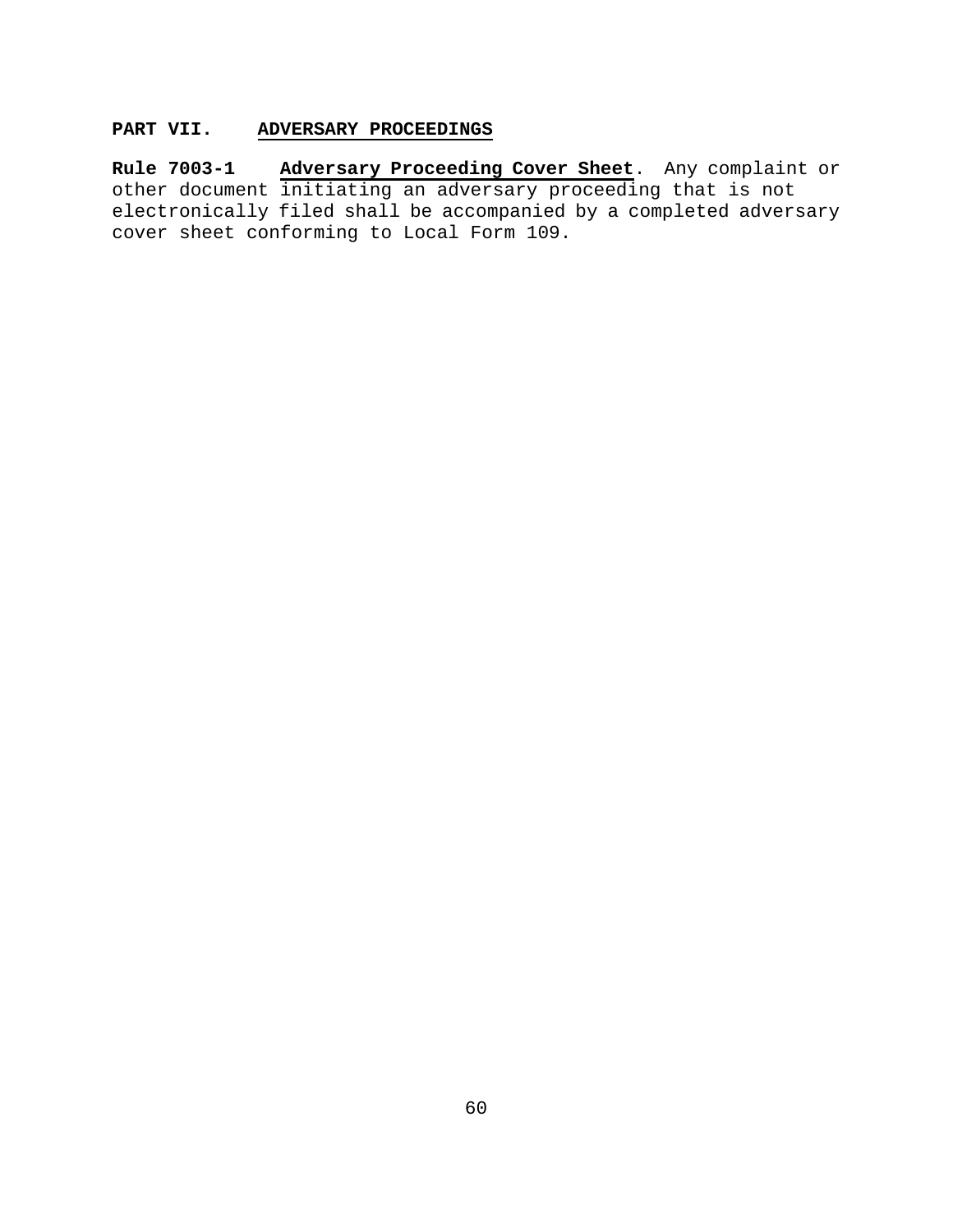## PART VII. ADVERSARY PROCEEDINGS

**Rule 7003-1** **Adversary Proceeding Cover Sheet**. Any complaint or other document initiating an adversary proceeding that is not electronically filed shall be accompanied by a completed adversary cover sheet conforming to Local Form 109.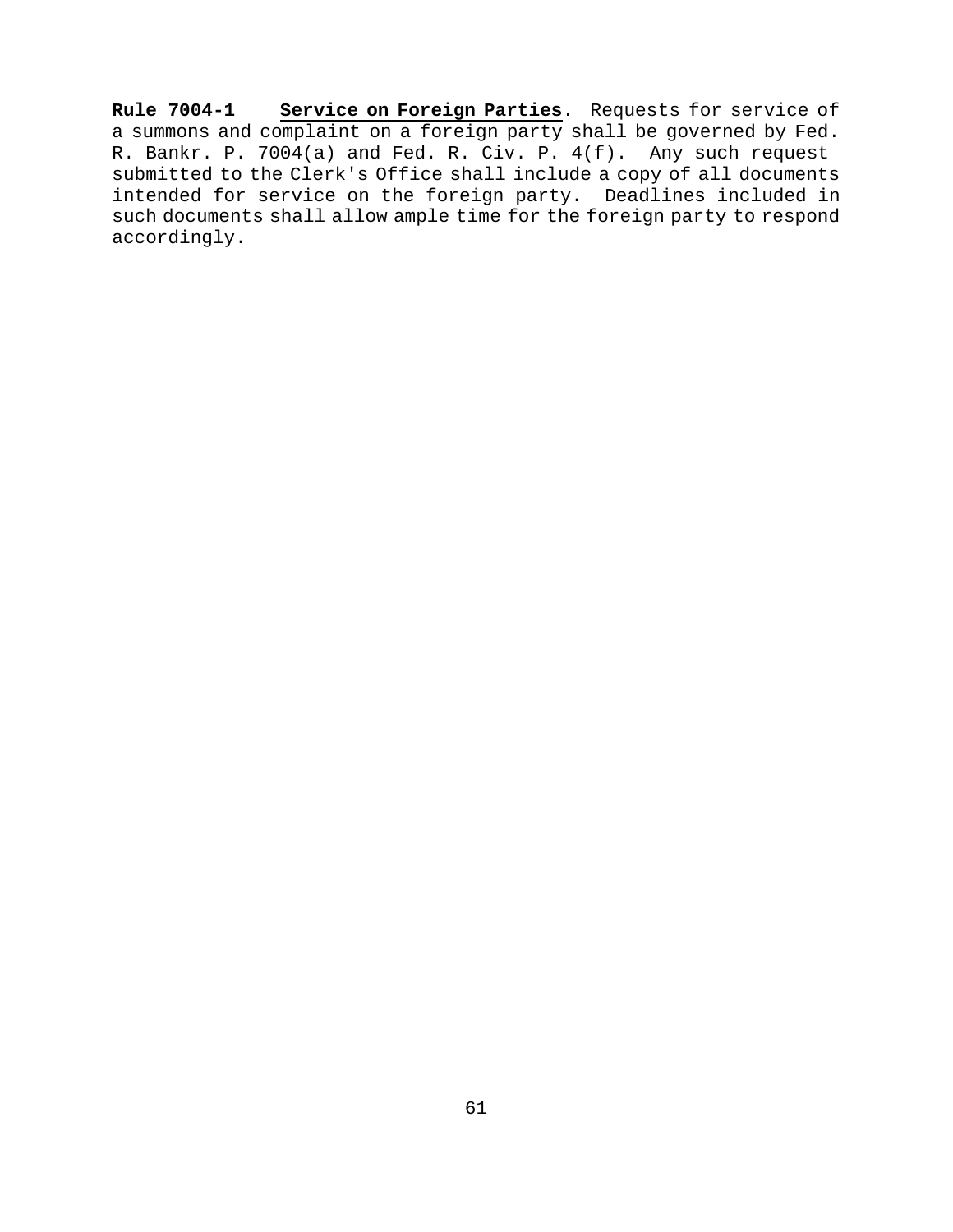**Rule 7004-1** **Service on Foreign Parties**. Requests for service of a summons and complaint on a foreign party shall be governed by Fed. R. Bankr. P. 7004(a) and Fed. R. Civ. P. 4(f). Any such request submitted to the Clerk's Office shall include a copy of all documents intended for service on the foreign party. Deadlines included in such documents shall allow ample time for the foreign party to respond accordingly.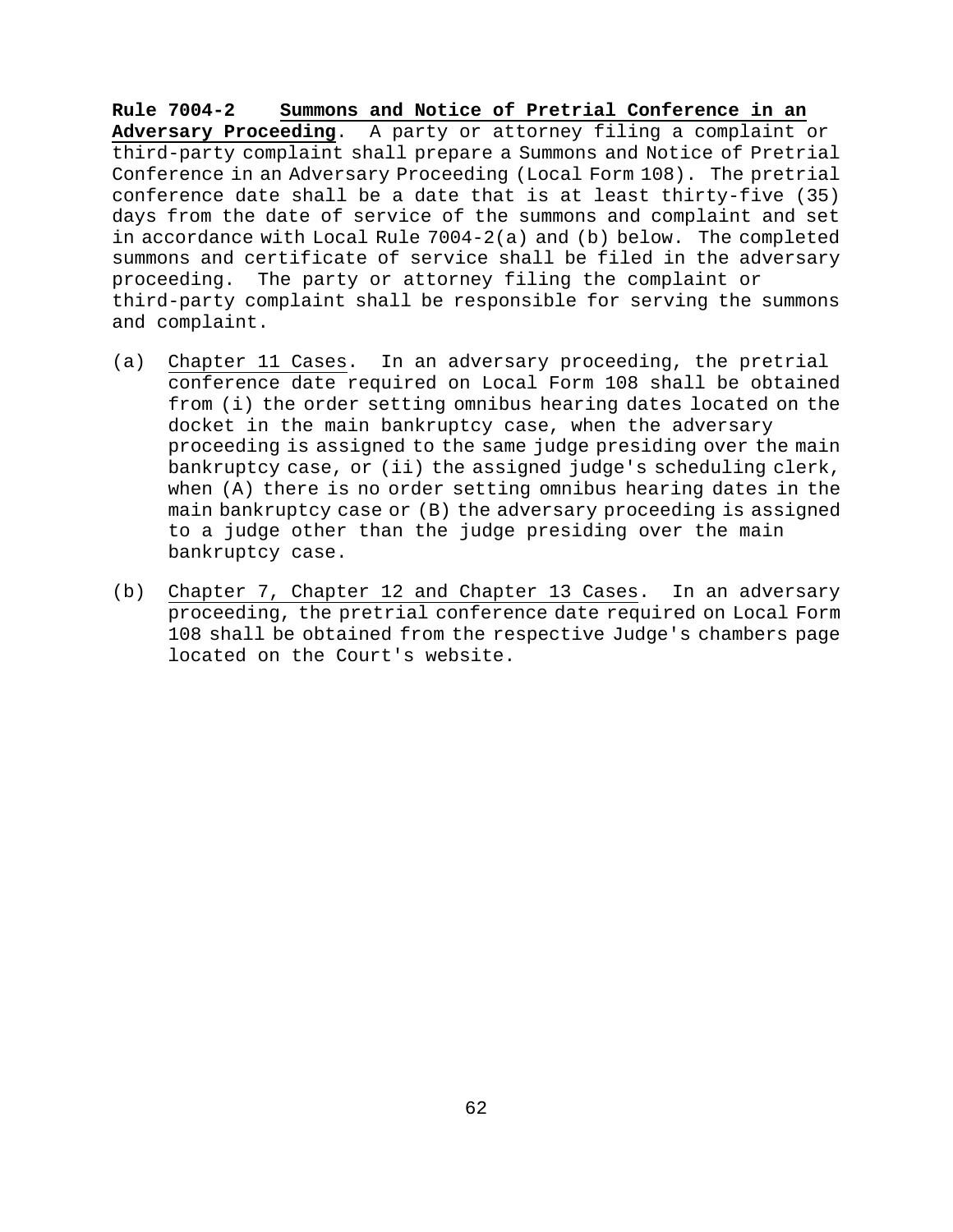**Rule 7004-2 <u>Summons and Notice of Pretrial Conference in an Adversary Proceeding</u>**. A party or attorney filing a complaint or third-party complaint shall prepare a Summons and Notice of Pretrial Conference in an Adversary Proceeding (Local Form 108). The pretrial conference date shall be a date that is at least thirty-five (35) days from the date of service of the summons and complaint and set in accordance with Local Rule 7004-2(a) and (b) below. The completed summons and certificate of service shall be filed in the adversary proceeding. The party or attorney filing the complaint or third-party complaint shall be responsible for serving the summons and complaint.

(a) <u>Chapter 11 Cases</u>. In an adversary proceeding, the pretrial conference date required on Local Form 108 shall be obtained from (i) the order setting omnibus hearing dates located on the docket in the main bankruptcy case, when the adversary proceeding is assigned to the same judge presiding over the main bankruptcy case, or (ii) the assigned judge's scheduling clerk, when (A) there is no order setting omnibus hearing dates in the main bankruptcy case or (B) the adversary proceeding is assigned to a judge other than the judge presiding over the main bankruptcy case.

(b) <u>Chapter 7, Chapter 12 and Chapter 13 Cases</u>. In an adversary proceeding, the pretrial conference date required on Local Form 108 shall be obtained from the respective Judge's chambers page located on the Court's website.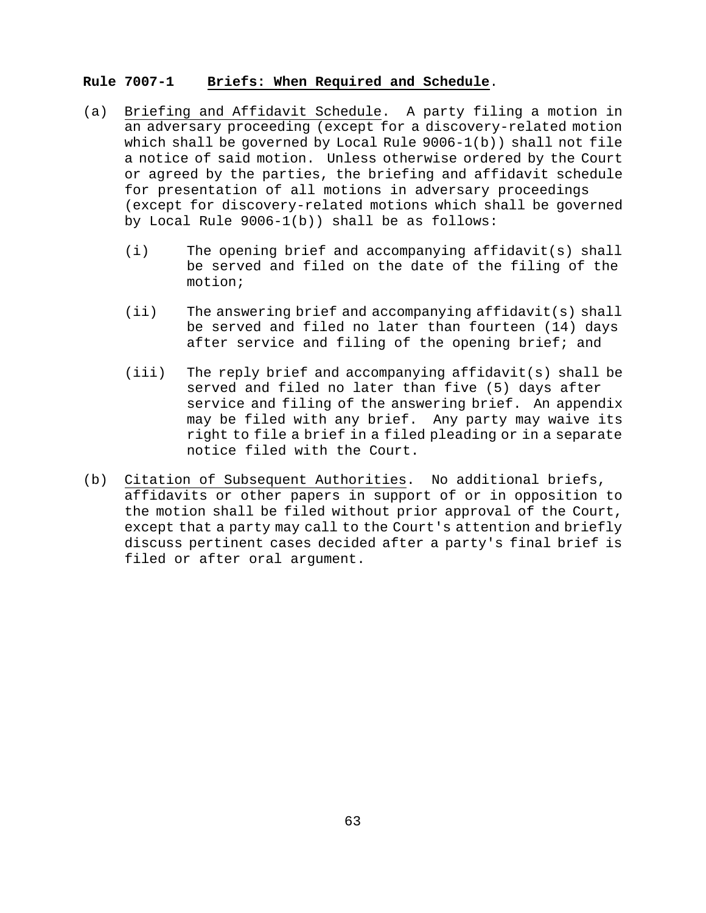**Rule 7007-1 Briefs: When Required and Schedule.**

(a) Briefing and Affidavit Schedule. A party filing a motion in an adversary proceeding (except for a discovery-related motion which shall be governed by Local Rule 9006-1(b)) shall not file a notice of said motion. Unless otherwise ordered by the Court or agreed by the parties, the briefing and affidavit schedule for presentation of all motions in adversary proceedings (except for discovery-related motions which shall be governed by Local Rule 9006-1(b)) shall be as follows:

  (i) The opening brief and accompanying affidavit(s) shall be served and filed on the date of the filing of the motion;

  (ii) The answering brief and accompanying affidavit(s) shall be served and filed no later than fourteen (14) days after service and filing of the opening brief; and

  (iii) The reply brief and accompanying affidavit(s) shall be served and filed no later than five (5) days after service and filing of the answering brief. An appendix may be filed with any brief. Any party may waive its right to file a brief in a filed pleading or in a separate notice filed with the Court.

(b) Citation of Subsequent Authorities. No additional briefs, affidavits or other papers in support of or in opposition to the motion shall be filed without prior approval of the Court, except that a party may call to the Court's attention and briefly discuss pertinent cases decided after a party's final brief is filed or after oral argument.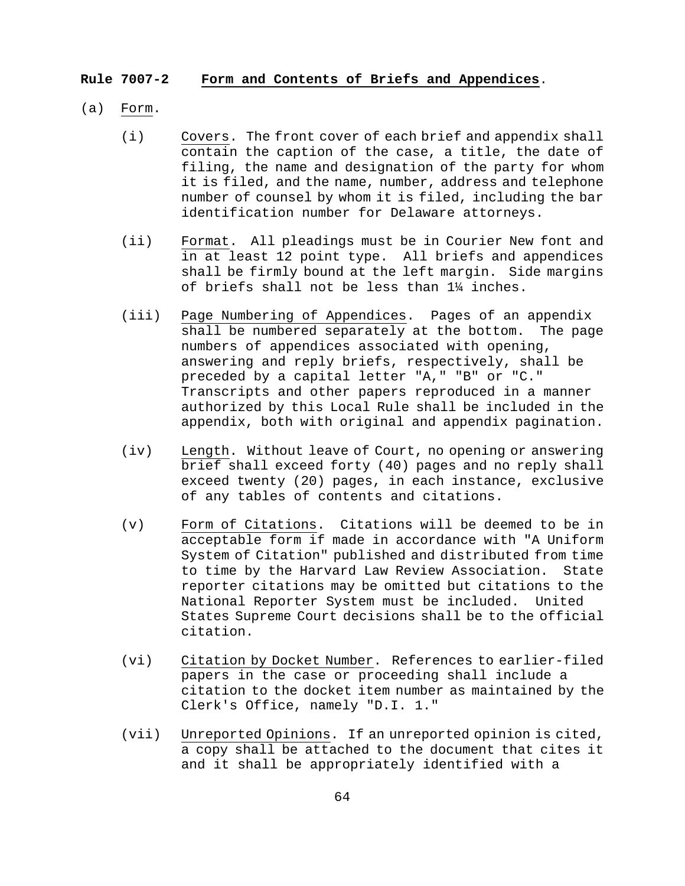**Rule 7007-2 Form and Contents of Briefs and Appendices.**

(a) Form.

(i) Covers. The front cover of each brief and appendix shall contain the caption of the case, a title, the date of filing, the name and designation of the party for whom it is filed, and the name, number, address and telephone number of counsel by whom it is filed, including the bar identification number for Delaware attorneys.

(ii) Format. All pleadings must be in Courier New font and in at least 12 point type. All briefs and appendices shall be firmly bound at the left margin. Side margins of briefs shall not be less than 1¼ inches.

(iii) Page Numbering of Appendices. Pages of an appendix shall be numbered separately at the bottom. The page numbers of appendices associated with opening, answering and reply briefs, respectively, shall be preceded by a capital letter "A," "B" or "C." Transcripts and other papers reproduced in a manner authorized by this Local Rule shall be included in the appendix, both with original and appendix pagination.

(iv) Length. Without leave of Court, no opening or answering brief shall exceed forty (40) pages and no reply shall exceed twenty (20) pages, in each instance, exclusive of any tables of contents and citations.

(v) Form of Citations. Citations will be deemed to be in acceptable form if made in accordance with "A Uniform System of Citation" published and distributed from time to time by the Harvard Law Review Association. State reporter citations may be omitted but citations to the National Reporter System must be included. United States Supreme Court decisions shall be to the official citation.

(vi) Citation by Docket Number. References to earlier-filed papers in the case or proceeding shall include a citation to the docket item number as maintained by the Clerk's Office, namely "D.I. 1."

(vii) Unreported Opinions. If an unreported opinion is cited, a copy shall be attached to the document that cites it and it shall be appropriately identified with a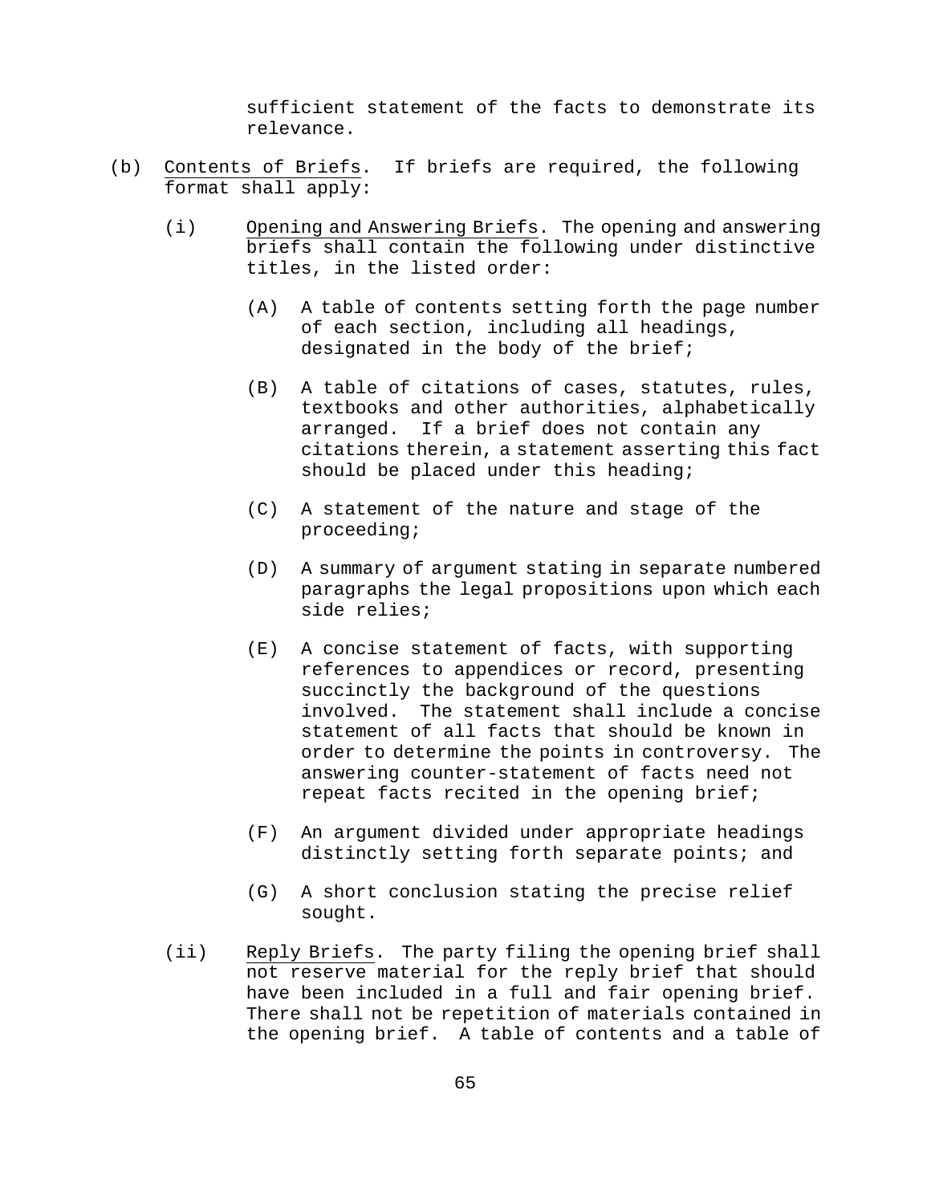sufficient statement of the facts to demonstrate its relevance.

(b) Contents of Briefs. If briefs are required, the following format shall apply:

(i) Opening and Answering Briefs. The opening and answering briefs shall contain the following under distinctive titles, in the listed order:

(A) A table of contents setting forth the page number of each section, including all headings, designated in the body of the brief;

(B) A table of citations of cases, statutes, rules, textbooks and other authorities, alphabetically arranged. If a brief does not contain any citations therein, a statement asserting this fact should be placed under this heading;

(C) A statement of the nature and stage of the proceeding;

(D) A summary of argument stating in separate numbered paragraphs the legal propositions upon which each side relies;

(E) A concise statement of facts, with supporting references to appendices or record, presenting succinctly the background of the questions involved. The statement shall include a concise statement of all facts that should be known in order to determine the points in controversy. The answering counter-statement of facts need not repeat facts recited in the opening brief;

(F) An argument divided under appropriate headings distinctly setting forth separate points; and

(G) A short conclusion stating the precise relief sought.

(ii) Reply Briefs. The party filing the opening brief shall not reserve material for the reply brief that should have been included in a full and fair opening brief. There shall not be repetition of materials contained in the opening brief. A table of contents and a table of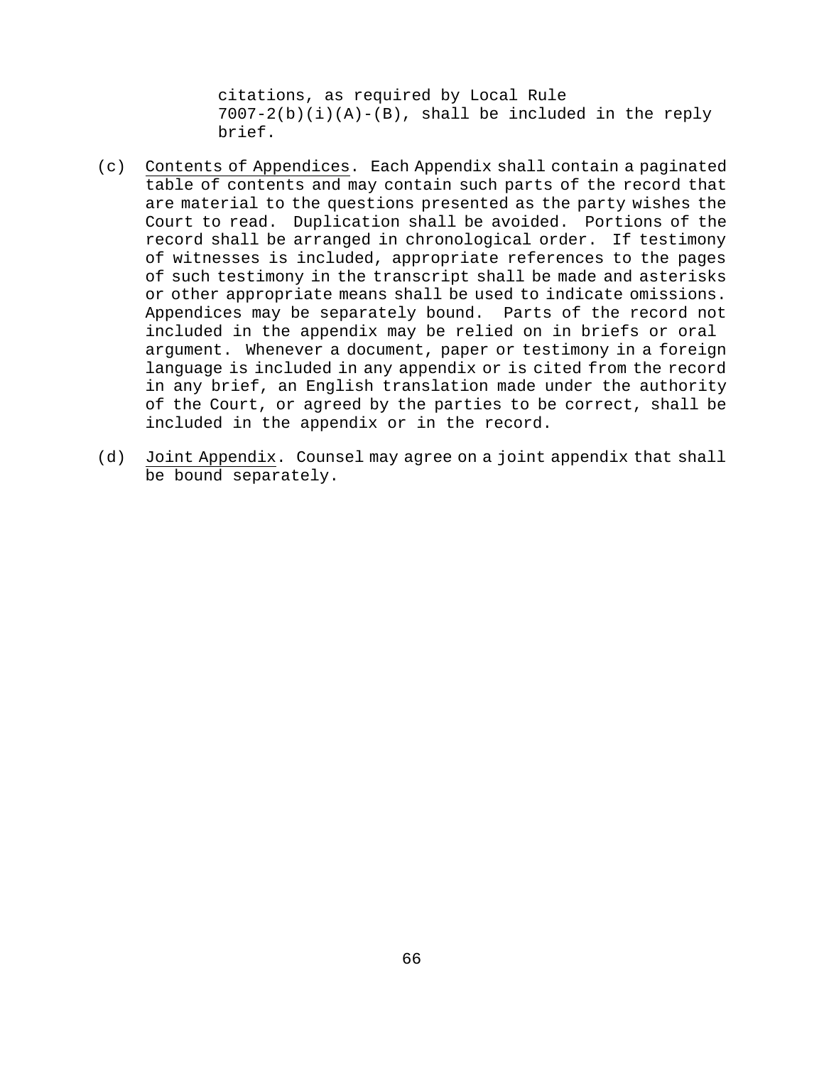citations, as required by Local Rule 7007-2(b)(i)(A)-(B), shall be included in the reply brief.

(c) Contents of Appendices. Each Appendix shall contain a paginated table of contents and may contain such parts of the record that are material to the questions presented as the party wishes the Court to read. Duplication shall be avoided. Portions of the record shall be arranged in chronological order. If testimony of witnesses is included, appropriate references to the pages of such testimony in the transcript shall be made and asterisks or other appropriate means shall be used to indicate omissions. Appendices may be separately bound. Parts of the record not included in the appendix may be relied on in briefs or oral argument. Whenever a document, paper or testimony in a foreign language is included in any appendix or is cited from the record in any brief, an English translation made under the authority of the Court, or agreed by the parties to be correct, shall be included in the appendix or in the record.

(d) Joint Appendix. Counsel may agree on a joint appendix that shall be bound separately.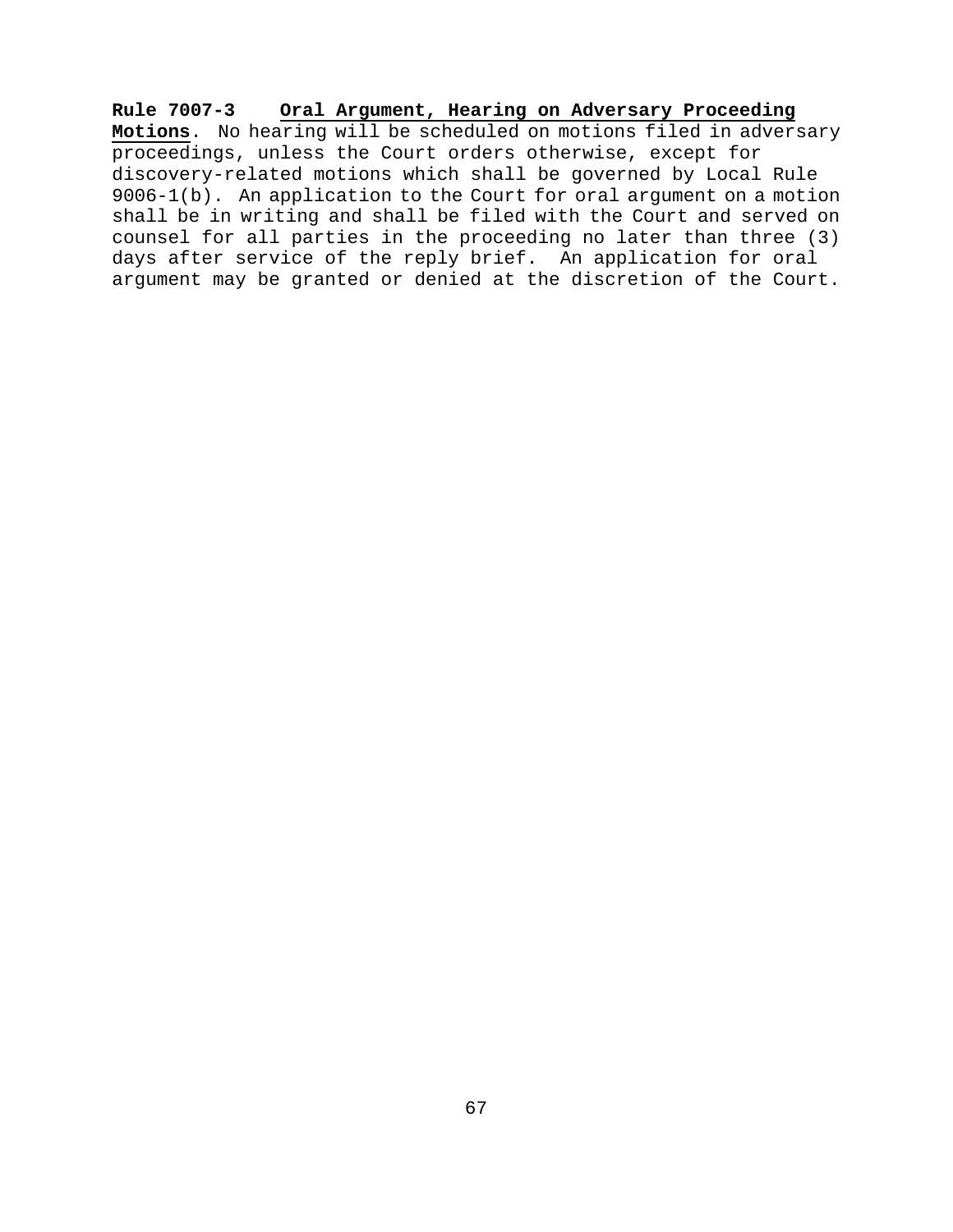**Rule 7007-3 Oral Argument, Hearing on Adversary Proceeding Motions**. No hearing will be scheduled on motions filed in adversary proceedings, unless the Court orders otherwise, except for discovery-related motions which shall be governed by Local Rule 9006-1(b). An application to the Court for oral argument on a motion shall be in writing and shall be filed with the Court and served on counsel for all parties in the proceeding no later than three (3) days after service of the reply brief. An application for oral argument may be granted or denied at the discretion of the Court.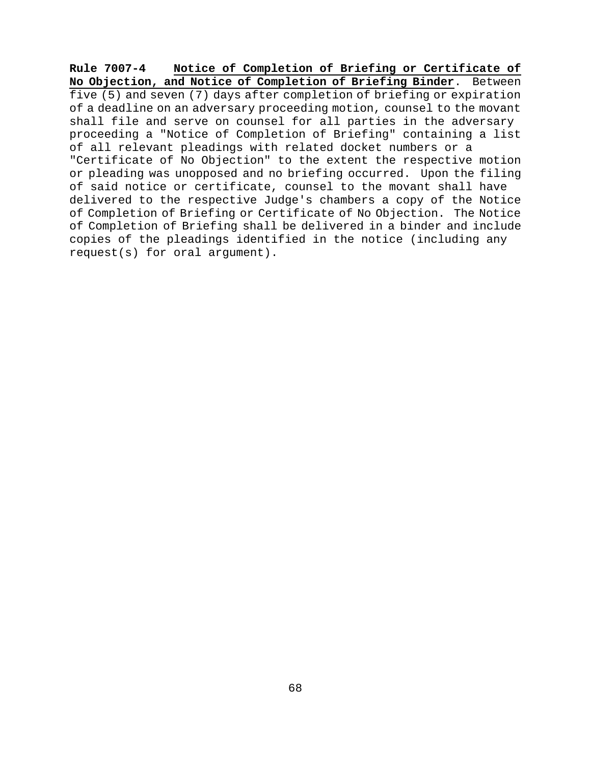**Rule 7007-4** **Notice of Completion of Briefing or Certificate of No Objection, and Notice of Completion of Briefing Binder**. Between five (5) and seven (7) days after completion of briefing or expiration of a deadline on an adversary proceeding motion, counsel to the movant shall file and serve on counsel for all parties in the adversary proceeding a "Notice of Completion of Briefing" containing a list of all relevant pleadings with related docket numbers or a "Certificate of No Objection" to the extent the respective motion or pleading was unopposed and no briefing occurred. Upon the filing of said notice or certificate, counsel to the movant shall have delivered to the respective Judge's chambers a copy of the Notice of Completion of Briefing or Certificate of No Objection. The Notice of Completion of Briefing shall be delivered in a binder and include copies of the pleadings identified in the notice (including any request(s) for oral argument).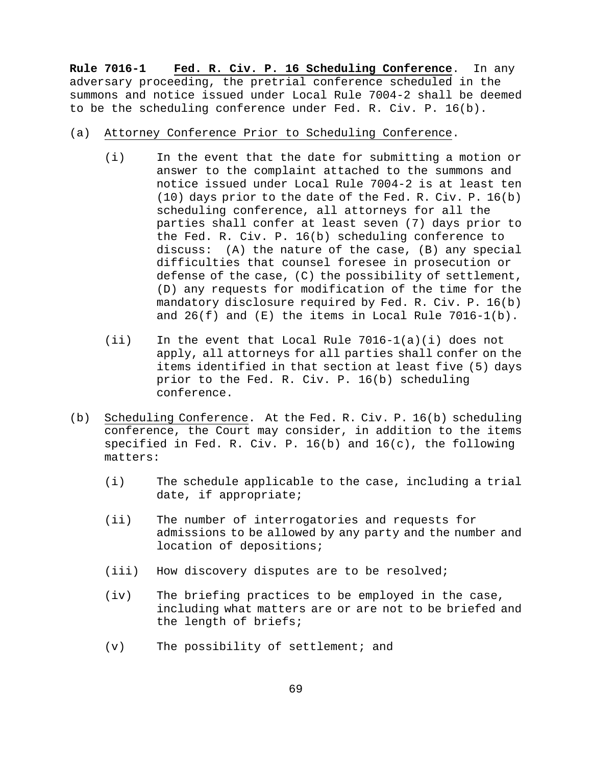**Rule 7016-1** <u>**Fed. R. Civ. P. 16 Scheduling Conference**</u>. In any adversary proceeding, the pretrial conference scheduled in the summons and notice issued under Local Rule 7004-2 shall be deemed to be the scheduling conference under Fed. R. Civ. P. 16(b).

(a) <u>Attorney Conference Prior to Scheduling Conference</u>.

(i) In the event that the date for submitting a motion or answer to the complaint attached to the summons and notice issued under Local Rule 7004-2 is at least ten (10) days prior to the date of the Fed. R. Civ. P. 16(b) scheduling conference, all attorneys for all the parties shall confer at least seven (7) days prior to the Fed. R. Civ. P. 16(b) scheduling conference to discuss: (A) the nature of the case, (B) any special difficulties that counsel foresee in prosecution or defense of the case, (C) the possibility of settlement, (D) any requests for modification of the time for the mandatory disclosure required by Fed. R. Civ. P. 16(b) and 26(f) and (E) the items in Local Rule 7016-1(b).

(ii) In the event that Local Rule 7016-1(a)(i) does not apply, all attorneys for all parties shall confer on the items identified in that section at least five (5) days prior to the Fed. R. Civ. P. 16(b) scheduling conference.

(b) <u>Scheduling Conference</u>. At the Fed. R. Civ. P. 16(b) scheduling conference, the Court may consider, in addition to the items specified in Fed. R. Civ. P. 16(b) and 16(c), the following matters:

(i) The schedule applicable to the case, including a trial date, if appropriate;

(ii) The number of interrogatories and requests for admissions to be allowed by any party and the number and location of depositions;

(iii) How discovery disputes are to be resolved;

(iv) The briefing practices to be employed in the case, including what matters are or are not to be briefed and the length of briefs;

(v) The possibility of settlement; and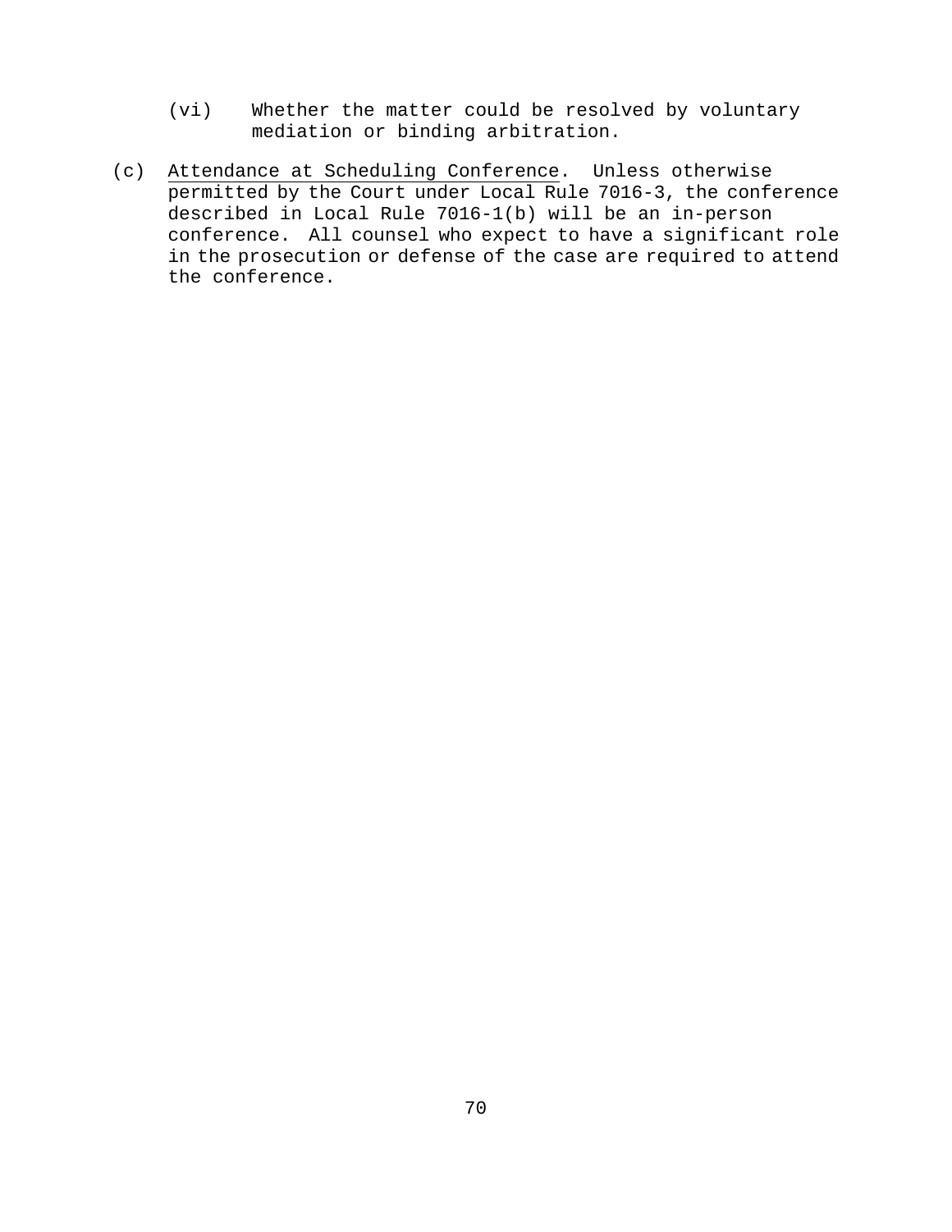(vi) Whether the matter could be resolved by voluntary mediation or binding arbitration.

(c) Attendance at Scheduling Conference. Unless otherwise permitted by the Court under Local Rule 7016-3, the conference described in Local Rule 7016-1(b) will be an in-person conference. All counsel who expect to have a significant role in the prosecution or defense of the case are required to attend the conference.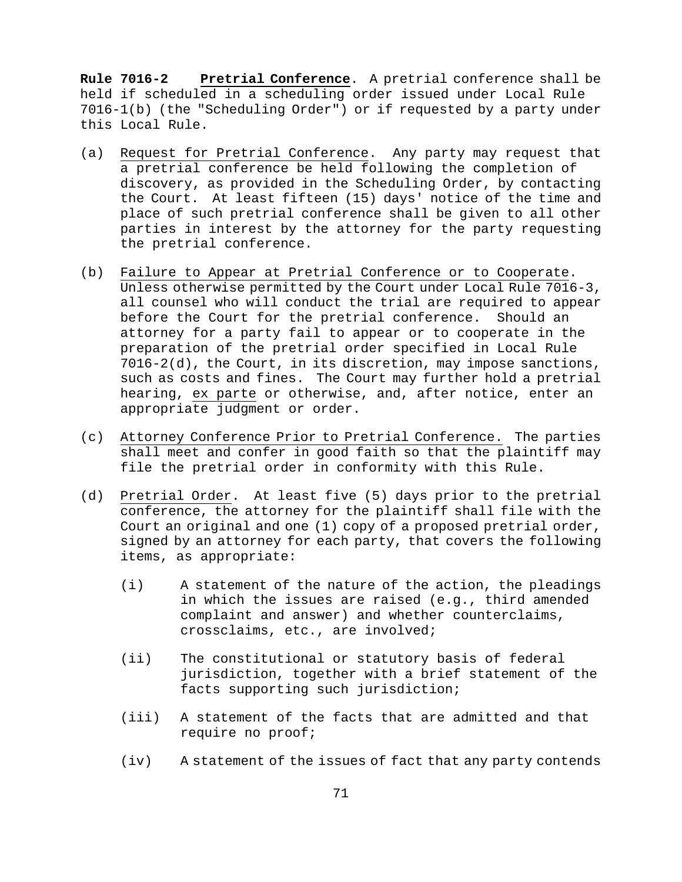**Rule 7016-2 Pretrial Conference**. A pretrial conference shall be held if scheduled in a scheduling order issued under Local Rule 7016-1(b) (the "Scheduling Order") or if requested by a party under this Local Rule.

(a) Request for Pretrial Conference. Any party may request that a pretrial conference be held following the completion of discovery, as provided in the Scheduling Order, by contacting the Court. At least fifteen (15) days' notice of the time and place of such pretrial conference shall be given to all other parties in interest by the attorney for the party requesting the pretrial conference.

(b) Failure to Appear at Pretrial Conference or to Cooperate. Unless otherwise permitted by the Court under Local Rule 7016-3, all counsel who will conduct the trial are required to appear before the Court for the pretrial conference. Should an attorney for a party fail to appear or to cooperate in the preparation of the pretrial order specified in Local Rule 7016-2(d), the Court, in its discretion, may impose sanctions, such as costs and fines. The Court may further hold a pretrial hearing, ex parte or otherwise, and, after notice, enter an appropriate judgment or order.

(c) Attorney Conference Prior to Pretrial Conference. The parties shall meet and confer in good faith so that the plaintiff may file the pretrial order in conformity with this Rule.

(d) Pretrial Order. At least five (5) days prior to the pretrial conference, the attorney for the plaintiff shall file with the Court an original and one (1) copy of a proposed pretrial order, signed by an attorney for each party, that covers the following items, as appropriate:

  (i) A statement of the nature of the action, the pleadings in which the issues are raised (e.g., third amended complaint and answer) and whether counterclaims, crossclaims, etc., are involved;

  (ii) The constitutional or statutory basis of federal jurisdiction, together with a brief statement of the facts supporting such jurisdiction;

  (iii) A statement of the facts that are admitted and that require no proof;

  (iv) A statement of the issues of fact that any party contends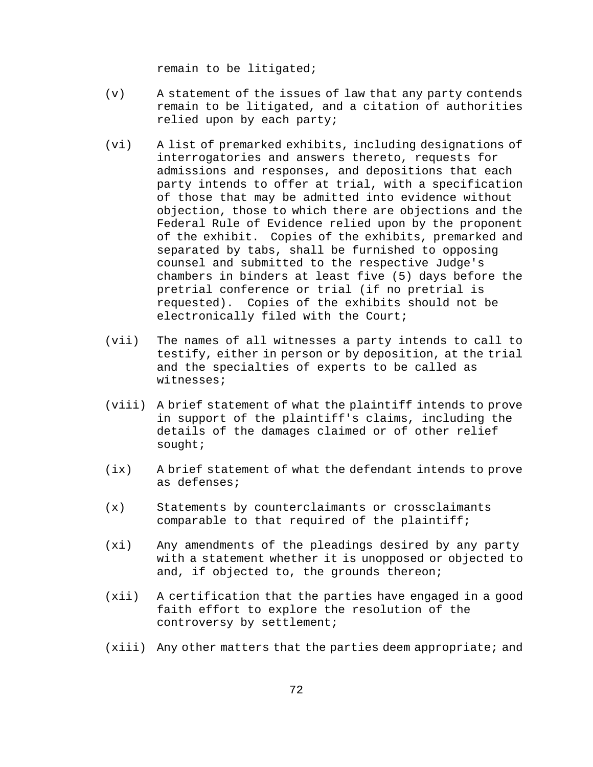remain to be litigated;

(v) A statement of the issues of law that any party contends remain to be litigated, and a citation of authorities relied upon by each party;

(vi) A list of premarked exhibits, including designations of interrogatories and answers thereto, requests for admissions and responses, and depositions that each party intends to offer at trial, with a specification of those that may be admitted into evidence without objection, those to which there are objections and the Federal Rule of Evidence relied upon by the proponent of the exhibit. Copies of the exhibits, premarked and separated by tabs, shall be furnished to opposing counsel and submitted to the respective Judge's chambers in binders at least five (5) days before the pretrial conference or trial (if no pretrial is requested). Copies of the exhibits should not be electronically filed with the Court;

(vii) The names of all witnesses a party intends to call to testify, either in person or by deposition, at the trial and the specialties of experts to be called as witnesses;

(viii) A brief statement of what the plaintiff intends to prove in support of the plaintiff's claims, including the details of the damages claimed or of other relief sought;

(ix) A brief statement of what the defendant intends to prove as defenses;

(x) Statements by counterclaimants or crossclaimants comparable to that required of the plaintiff;

(xi) Any amendments of the pleadings desired by any party with a statement whether it is unopposed or objected to and, if objected to, the grounds thereon;

(xii) A certification that the parties have engaged in a good faith effort to explore the resolution of the controversy by settlement;

(xiii) Any other matters that the parties deem appropriate; and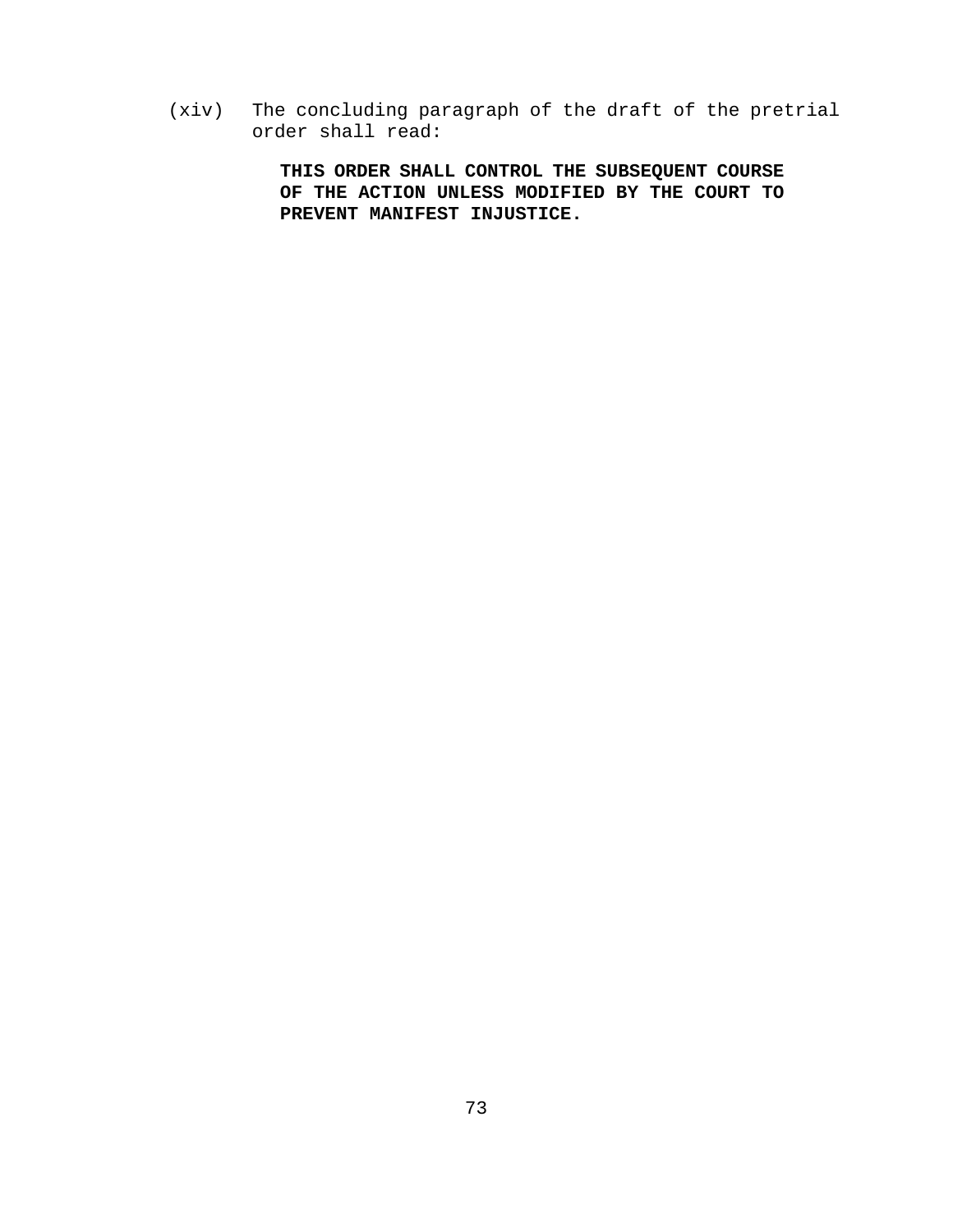(xiv) The concluding paragraph of the draft of the pretrial order shall read:

> **THIS ORDER SHALL CONTROL THE SUBSEQUENT COURSE OF THE ACTION UNLESS MODIFIED BY THE COURT TO PREVENT MANIFEST INJUSTICE.**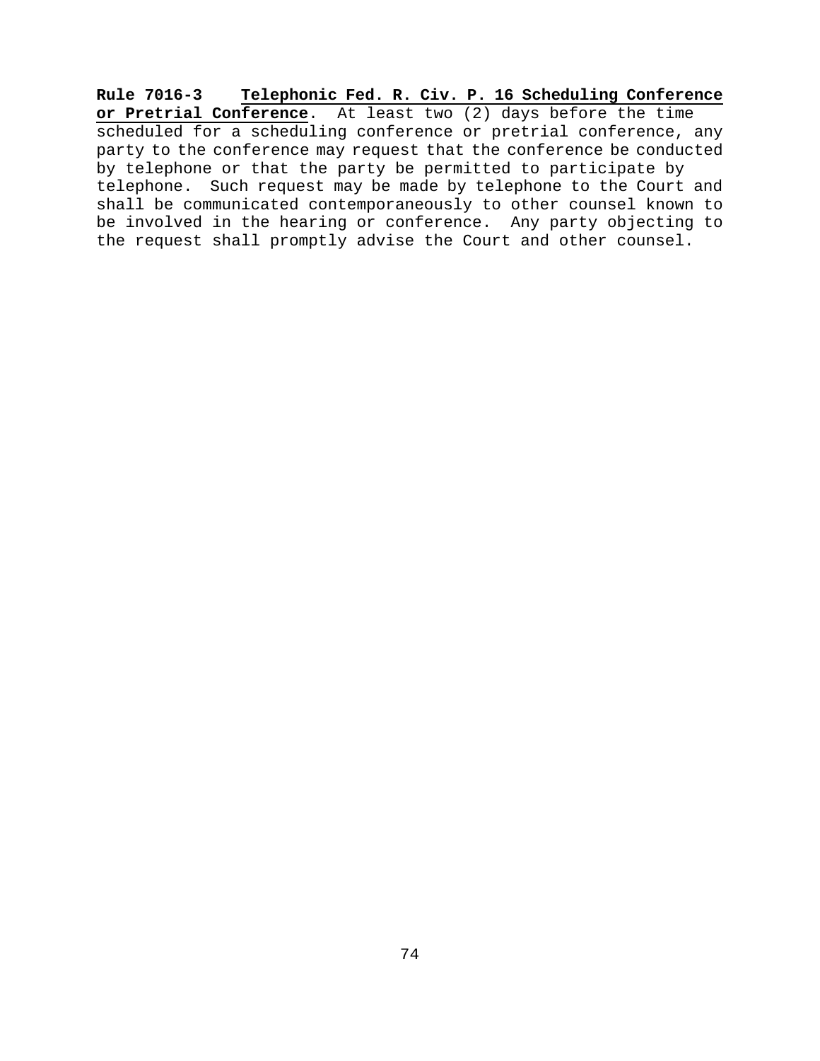**Rule 7016-3** **<u>Telephonic Fed. R. Civ. P. 16 Scheduling Conference or Pretrial Conference</u>**. At least two (2) days before the time scheduled for a scheduling conference or pretrial conference, any party to the conference may request that the conference be conducted by telephone or that the party be permitted to participate by telephone. Such request may be made by telephone to the Court and shall be communicated contemporaneously to other counsel known to be involved in the hearing or conference. Any party objecting to the request shall promptly advise the Court and other counsel.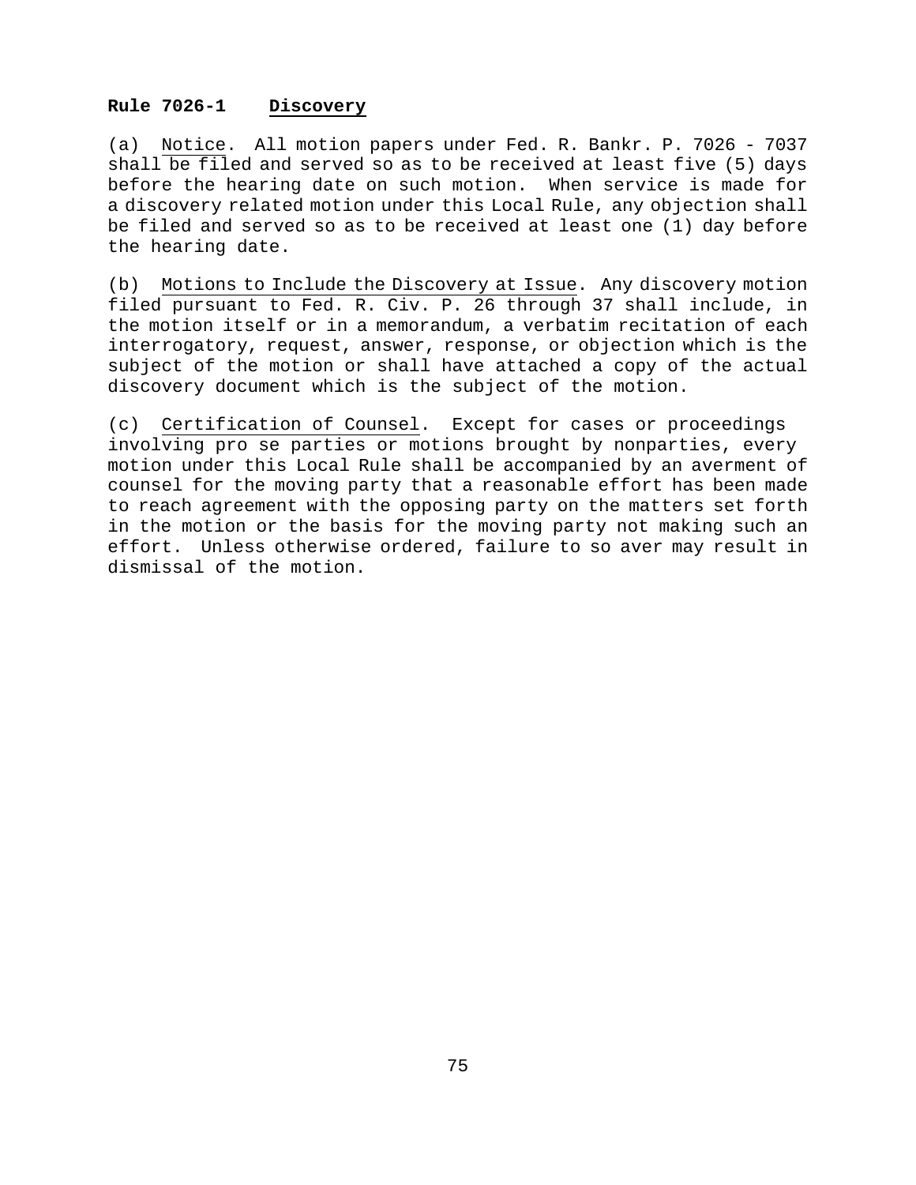## Rule 7026-1 Discovery

(a) Notice. All motion papers under Fed. R. Bankr. P. 7026 - 7037 shall be filed and served so as to be received at least five (5) days before the hearing date on such motion. When service is made for a discovery related motion under this Local Rule, any objection shall be filed and served so as to be received at least one (1) day before the hearing date.

(b) Motions to Include the Discovery at Issue. Any discovery motion filed pursuant to Fed. R. Civ. P. 26 through 37 shall include, in the motion itself or in a memorandum, a verbatim recitation of each interrogatory, request, answer, response, or objection which is the subject of the motion or shall have attached a copy of the actual discovery document which is the subject of the motion.

(c) Certification of Counsel. Except for cases or proceedings involving pro se parties or motions brought by nonparties, every motion under this Local Rule shall be accompanied by an averment of counsel for the moving party that a reasonable effort has been made to reach agreement with the opposing party on the matters set forth in the motion or the basis for the moving party not making such an effort. Unless otherwise ordered, failure to so aver may result in dismissal of the motion.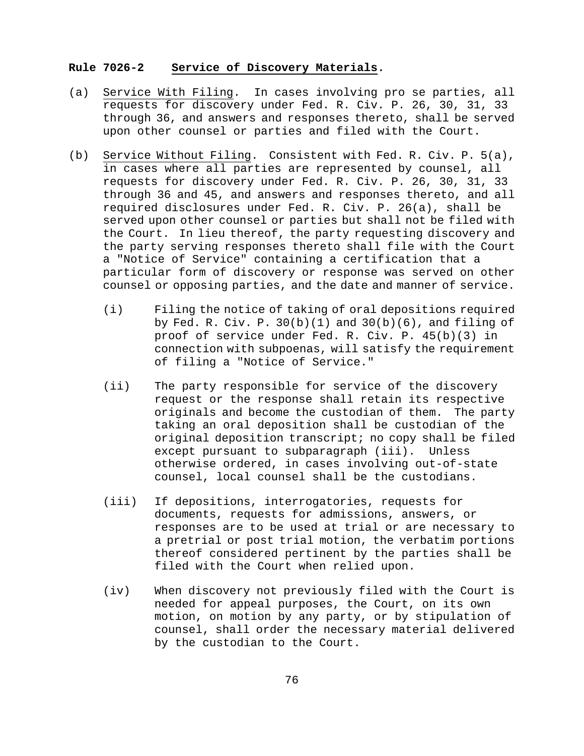**Rule 7026-2 Service of Discovery Materials.**

(a) Service With Filing. In cases involving pro se parties, all requests for discovery under Fed. R. Civ. P. 26, 30, 31, 33 through 36, and answers and responses thereto, shall be served upon other counsel or parties and filed with the Court.

(b) Service Without Filing. Consistent with Fed. R. Civ. P. 5(a), in cases where all parties are represented by counsel, all requests for discovery under Fed. R. Civ. P. 26, 30, 31, 33 through 36 and 45, and answers and responses thereto, and all required disclosures under Fed. R. Civ. P. 26(a), shall be served upon other counsel or parties but shall not be filed with the Court. In lieu thereof, the party requesting discovery and the party serving responses thereto shall file with the Court a "Notice of Service" containing a certification that a particular form of discovery or response was served on other counsel or opposing parties, and the date and manner of service.

  (i) Filing the notice of taking of oral depositions required by Fed. R. Civ. P. 30(b)(1) and 30(b)(6), and filing of proof of service under Fed. R. Civ. P. 45(b)(3) in connection with subpoenas, will satisfy the requirement of filing a "Notice of Service."

  (ii) The party responsible for service of the discovery request or the response shall retain its respective originals and become the custodian of them. The party taking an oral deposition shall be custodian of the original deposition transcript; no copy shall be filed except pursuant to subparagraph (iii). Unless otherwise ordered, in cases involving out-of-state counsel, local counsel shall be the custodians.

  (iii) If depositions, interrogatories, requests for documents, requests for admissions, answers, or responses are to be used at trial or are necessary to a pretrial or post trial motion, the verbatim portions thereof considered pertinent by the parties shall be filed with the Court when relied upon.

  (iv) When discovery not previously filed with the Court is needed for appeal purposes, the Court, on its own motion, on motion by any party, or by stipulation of counsel, shall order the necessary material delivered by the custodian to the Court.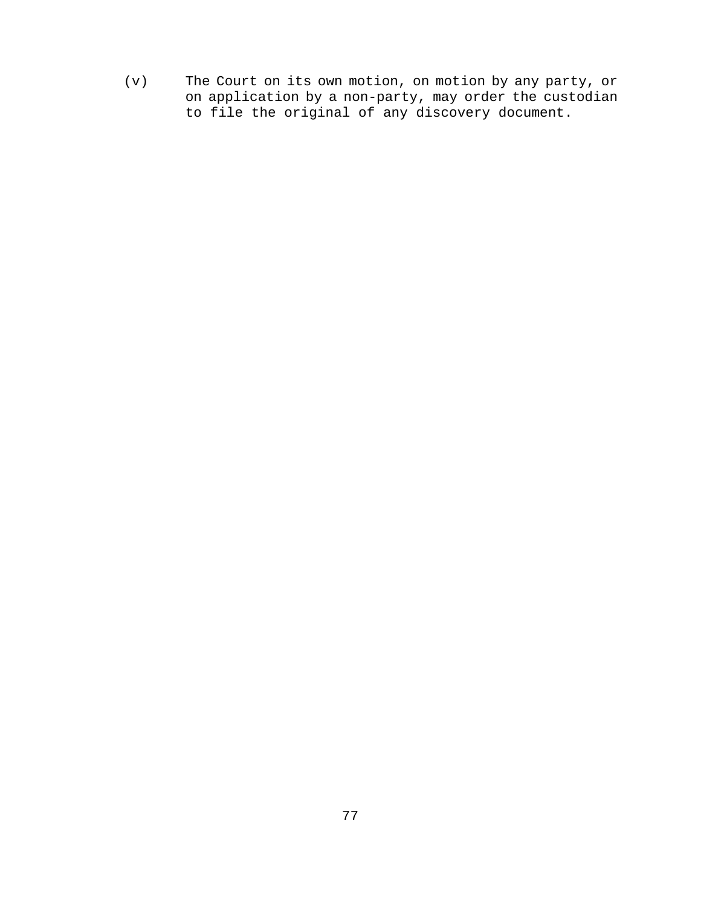(v) The Court on its own motion, on motion by any party, or on application by a non-party, may order the custodian to file the original of any discovery document.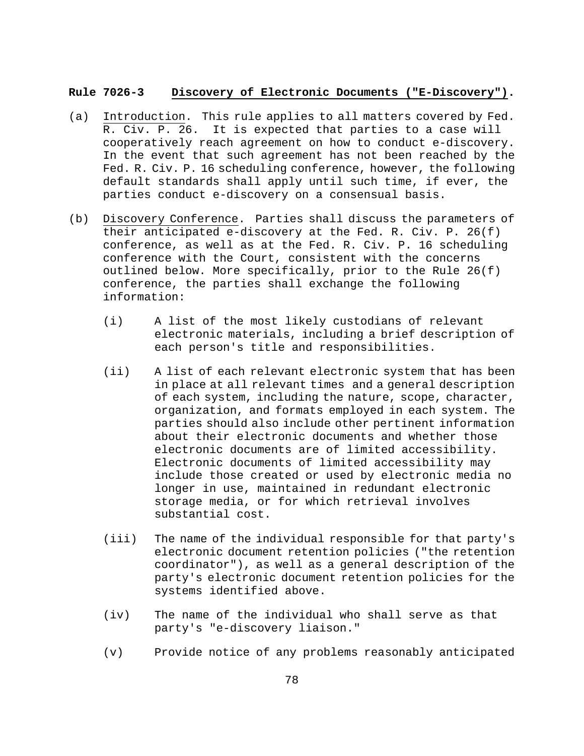**Rule 7026-3 Discovery of Electronic Documents ("E-Discovery").**

(a) Introduction. This rule applies to all matters covered by Fed. R. Civ. P. 26. It is expected that parties to a case will cooperatively reach agreement on how to conduct e-discovery. In the event that such agreement has not been reached by the Fed. R. Civ. P. 16 scheduling conference, however, the following default standards shall apply until such time, if ever, the parties conduct e-discovery on a consensual basis.

(b) Discovery Conference. Parties shall discuss the parameters of their anticipated e-discovery at the Fed. R. Civ. P. 26(f) conference, as well as at the Fed. R. Civ. P. 16 scheduling conference with the Court, consistent with the concerns outlined below. More specifically, prior to the Rule 26(f) conference, the parties shall exchange the following information:

   (i) A list of the most likely custodians of relevant electronic materials, including a brief description of each person's title and responsibilities.

   (ii) A list of each relevant electronic system that has been in place at all relevant times and a general description of each system, including the nature, scope, character, organization, and formats employed in each system. The parties should also include other pertinent information about their electronic documents and whether those electronic documents are of limited accessibility. Electronic documents of limited accessibility may include those created or used by electronic media no longer in use, maintained in redundant electronic storage media, or for which retrieval involves substantial cost.

   (iii) The name of the individual responsible for that party's electronic document retention policies ("the retention coordinator"), as well as a general description of the party's electronic document retention policies for the systems identified above.

   (iv) The name of the individual who shall serve as that party's "e-discovery liaison."

   (v) Provide notice of any problems reasonably anticipated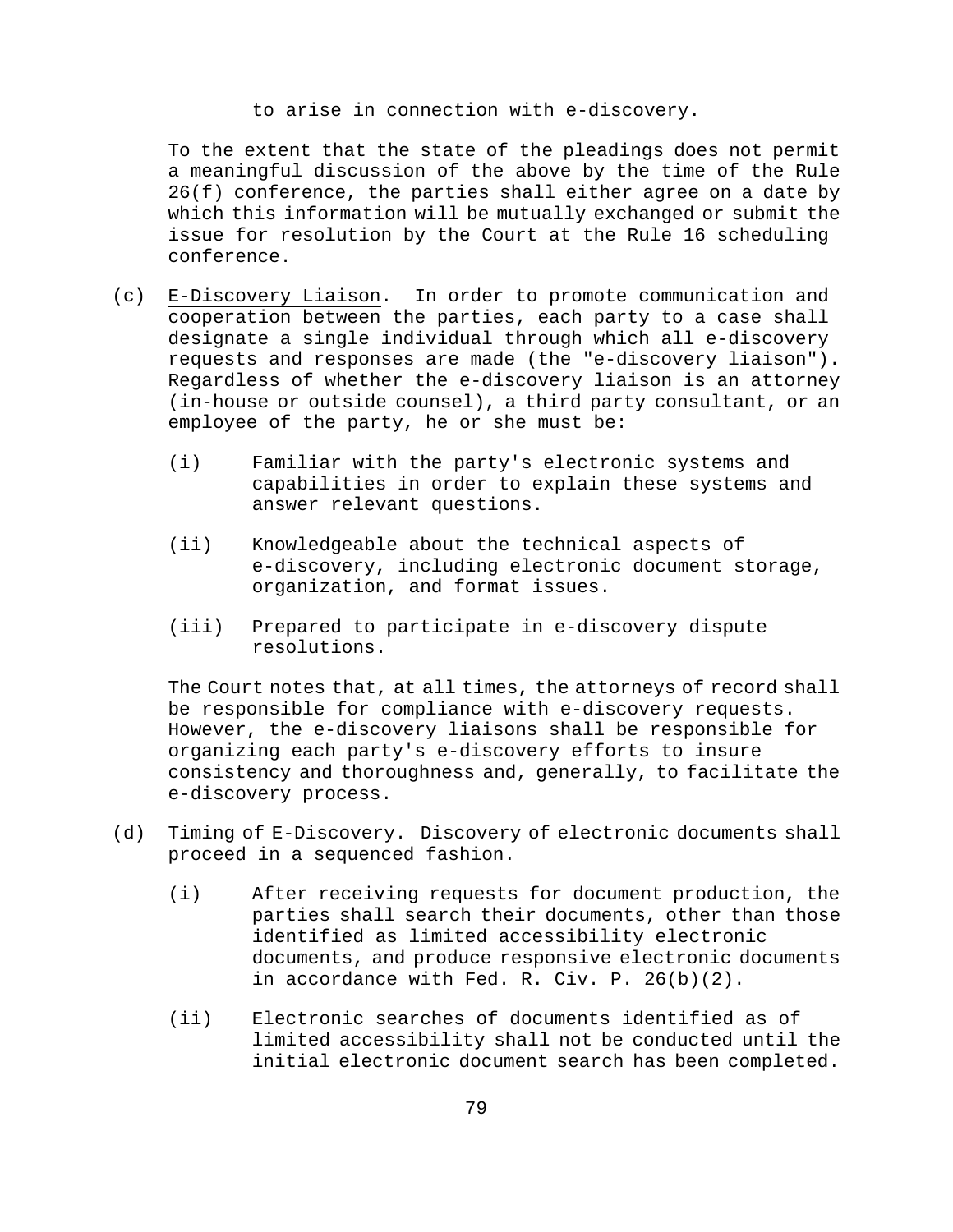to arise in connection with e-discovery.

To the extent that the state of the pleadings does not permit a meaningful discussion of the above by the time of the Rule 26(f) conference, the parties shall either agree on a date by which this information will be mutually exchanged or submit the issue for resolution by the Court at the Rule 16 scheduling conference.

(c) E-Discovery Liaison. In order to promote communication and cooperation between the parties, each party to a case shall designate a single individual through which all e-discovery requests and responses are made (the "e-discovery liaison"). Regardless of whether the e-discovery liaison is an attorney (in-house or outside counsel), a third party consultant, or an employee of the party, he or she must be:

(i) Familiar with the party's electronic systems and capabilities in order to explain these systems and answer relevant questions.

(ii) Knowledgeable about the technical aspects of e-discovery, including electronic document storage, organization, and format issues.

(iii) Prepared to participate in e-discovery dispute resolutions.

The Court notes that, at all times, the attorneys of record shall be responsible for compliance with e-discovery requests. However, the e-discovery liaisons shall be responsible for organizing each party's e-discovery efforts to insure consistency and thoroughness and, generally, to facilitate the e-discovery process.

(d) Timing of E-Discovery. Discovery of electronic documents shall proceed in a sequenced fashion.

(i) After receiving requests for document production, the parties shall search their documents, other than those identified as limited accessibility electronic documents, and produce responsive electronic documents in accordance with Fed. R. Civ. P. 26(b)(2).

(ii) Electronic searches of documents identified as of limited accessibility shall not be conducted until the initial electronic document search has been completed.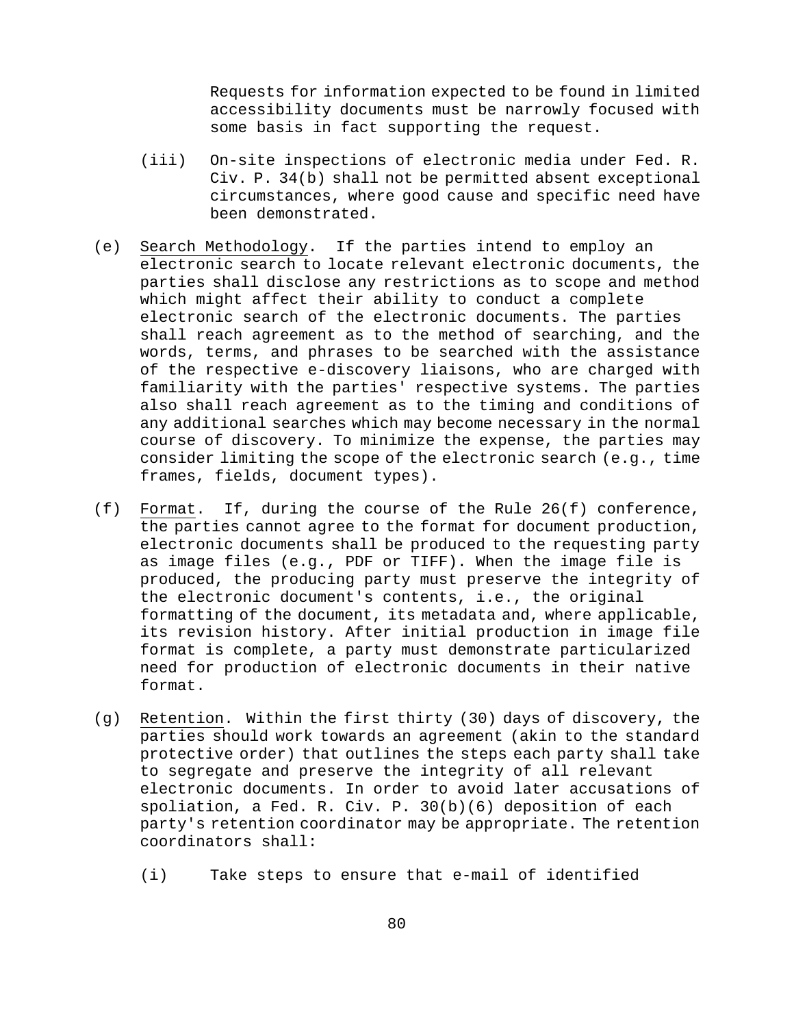Requests for information expected to be found in limited accessibility documents must be narrowly focused with some basis in fact supporting the request.

(iii) On-site inspections of electronic media under Fed. R. Civ. P. 34(b) shall not be permitted absent exceptional circumstances, where good cause and specific need have been demonstrated.

(e) Search Methodology. If the parties intend to employ an electronic search to locate relevant electronic documents, the parties shall disclose any restrictions as to scope and method which might affect their ability to conduct a complete electronic search of the electronic documents. The parties shall reach agreement as to the method of searching, and the words, terms, and phrases to be searched with the assistance of the respective e-discovery liaisons, who are charged with familiarity with the parties' respective systems. The parties also shall reach agreement as to the timing and conditions of any additional searches which may become necessary in the normal course of discovery. To minimize the expense, the parties may consider limiting the scope of the electronic search (e.g., time frames, fields, document types).

(f) Format. If, during the course of the Rule 26(f) conference, the parties cannot agree to the format for document production, electronic documents shall be produced to the requesting party as image files (e.g., PDF or TIFF). When the image file is produced, the producing party must preserve the integrity of the electronic document's contents, i.e., the original formatting of the document, its metadata and, where applicable, its revision history. After initial production in image file format is complete, a party must demonstrate particularized need for production of electronic documents in their native format.

(g) Retention. Within the first thirty (30) days of discovery, the parties should work towards an agreement (akin to the standard protective order) that outlines the steps each party shall take to segregate and preserve the integrity of all relevant electronic documents. In order to avoid later accusations of spoliation, a Fed. R. Civ. P. 30(b)(6) deposition of each party's retention coordinator may be appropriate. The retention coordinators shall:

(i) Take steps to ensure that e-mail of identified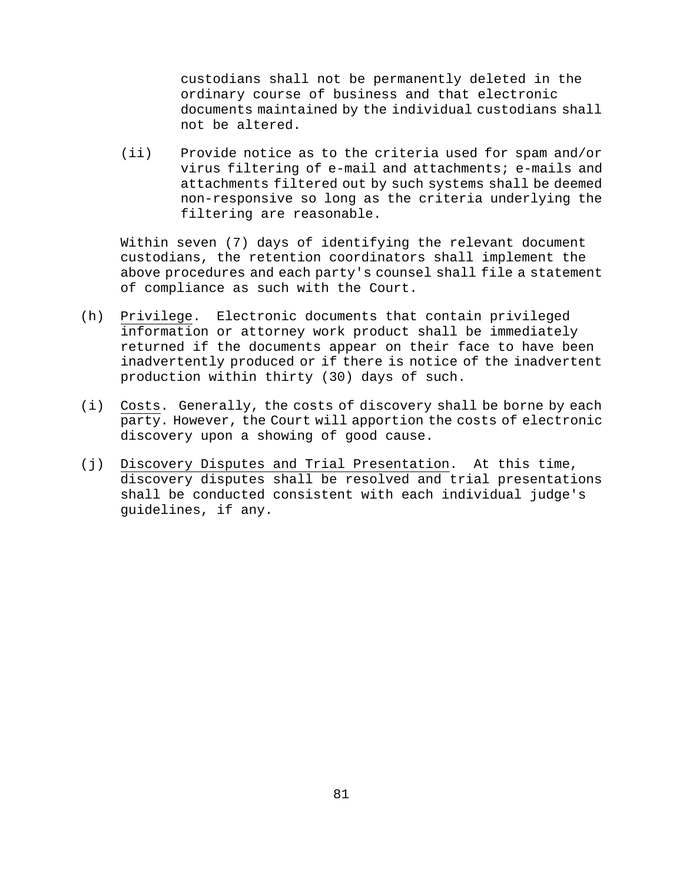custodians shall not be permanently deleted in the ordinary course of business and that electronic documents maintained by the individual custodians shall not be altered.

(ii) Provide notice as to the criteria used for spam and/or virus filtering of e-mail and attachments; e-mails and attachments filtered out by such systems shall be deemed non-responsive so long as the criteria underlying the filtering are reasonable.

Within seven (7) days of identifying the relevant document custodians, the retention coordinators shall implement the above procedures and each party's counsel shall file a statement of compliance as such with the Court.

(h) Privilege. Electronic documents that contain privileged information or attorney work product shall be immediately returned if the documents appear on their face to have been inadvertently produced or if there is notice of the inadvertent production within thirty (30) days of such.

(i) Costs. Generally, the costs of discovery shall be borne by each party. However, the Court will apportion the costs of electronic discovery upon a showing of good cause.

(j) Discovery Disputes and Trial Presentation. At this time, discovery disputes shall be resolved and trial presentations shall be conducted consistent with each individual judge's guidelines, if any.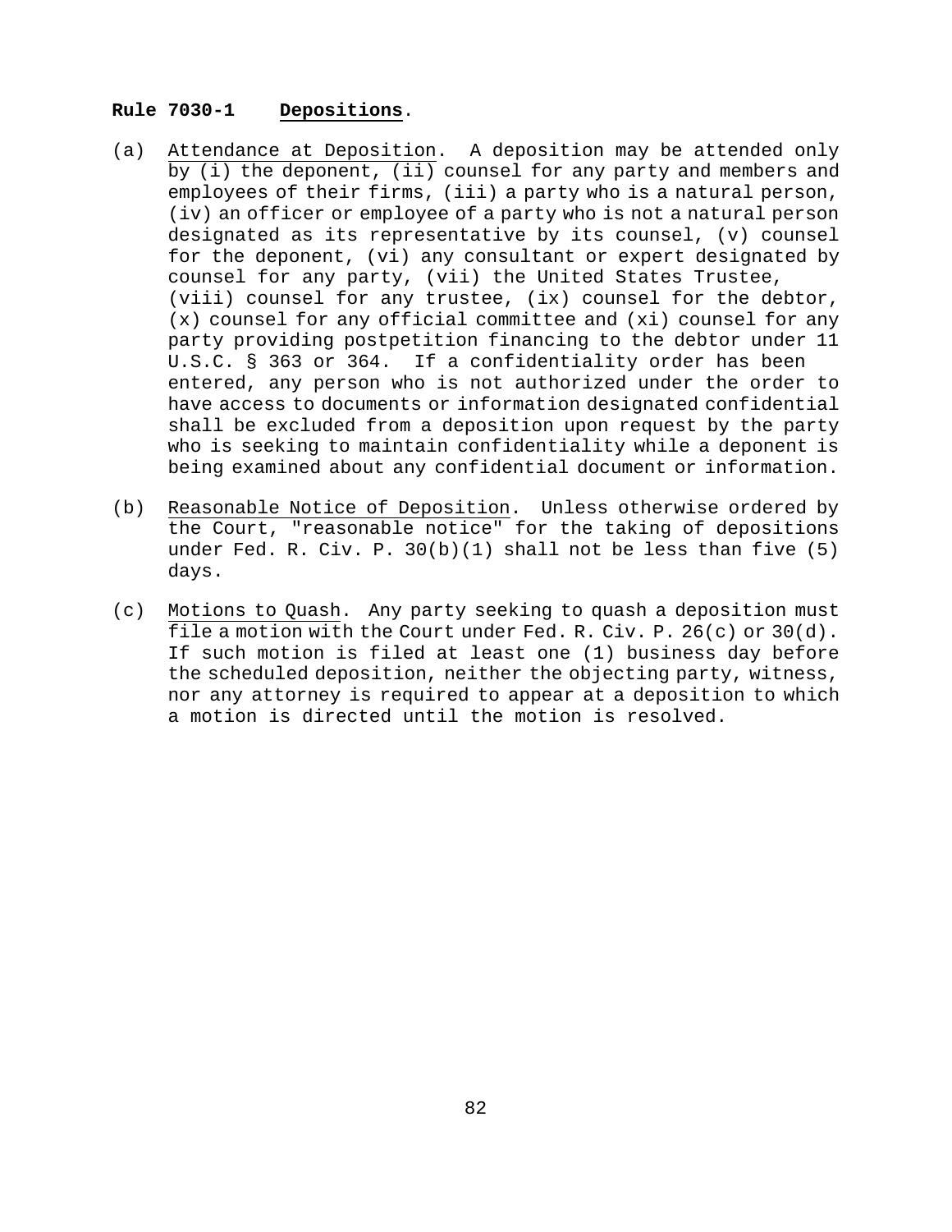**Rule 7030-1 Depositions.**

(a) Attendance at Deposition. A deposition may be attended only by (i) the deponent, (ii) counsel for any party and members and employees of their firms, (iii) a party who is a natural person, (iv) an officer or employee of a party who is not a natural person designated as its representative by its counsel, (v) counsel for the deponent, (vi) any consultant or expert designated by counsel for any party, (vii) the United States Trustee, (viii) counsel for any trustee, (ix) counsel for the debtor, (x) counsel for any official committee and (xi) counsel for any party providing postpetition financing to the debtor under 11 U.S.C. § 363 or 364. If a confidentiality order has been entered, any person who is not authorized under the order to have access to documents or information designated confidential shall be excluded from a deposition upon request by the party who is seeking to maintain confidentiality while a deponent is being examined about any confidential document or information.

(b) Reasonable Notice of Deposition. Unless otherwise ordered by the Court, "reasonable notice" for the taking of depositions under Fed. R. Civ. P. 30(b)(1) shall not be less than five (5) days.

(c) Motions to Quash. Any party seeking to quash a deposition must file a motion with the Court under Fed. R. Civ. P. 26(c) or 30(d). If such motion is filed at least one (1) business day before the scheduled deposition, neither the objecting party, witness, nor any attorney is required to appear at a deposition to which a motion is directed until the motion is resolved.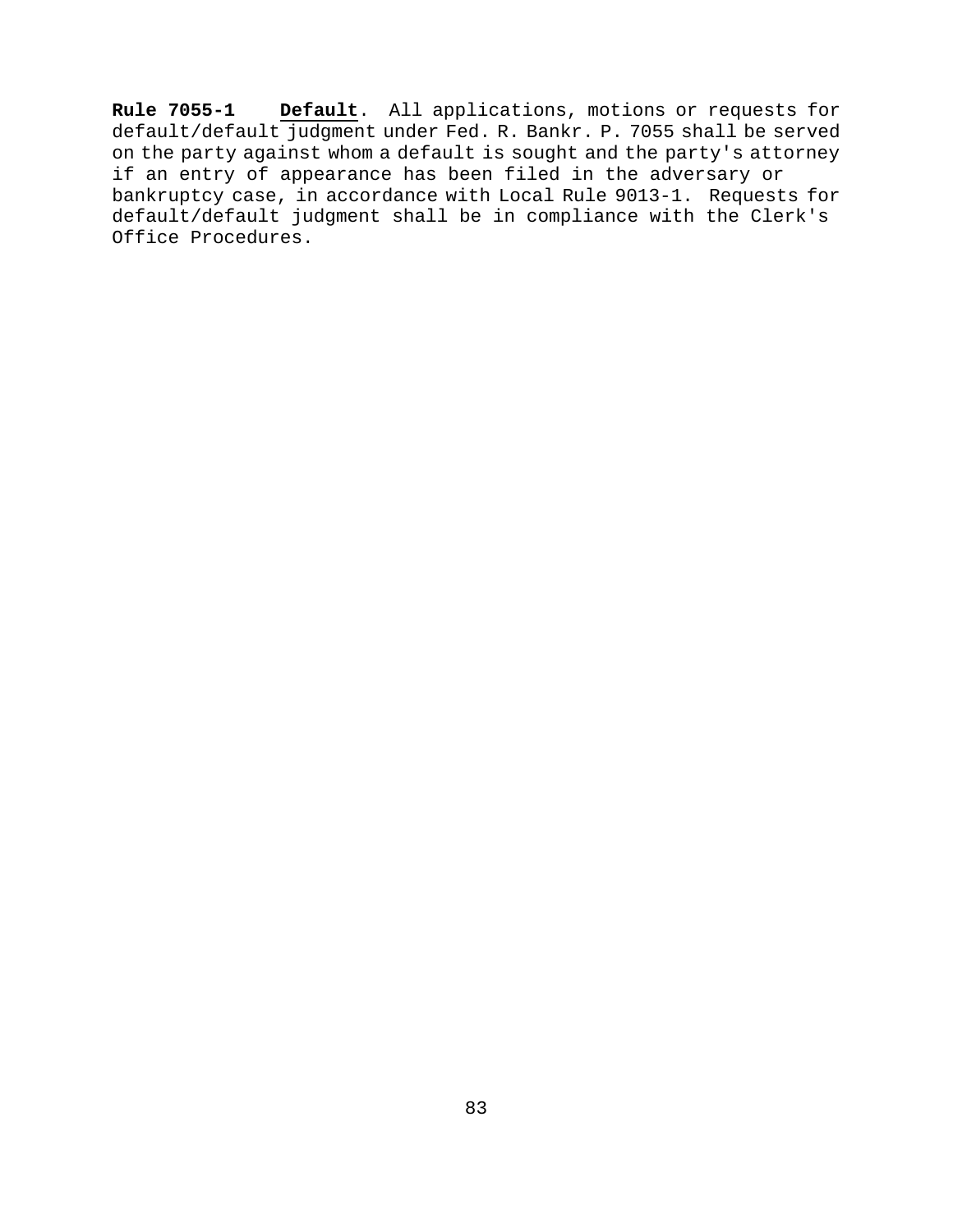**Rule 7055-1** **Default**. All applications, motions or requests for default/default judgment under Fed. R. Bankr. P. 7055 shall be served on the party against whom a default is sought and the party's attorney if an entry of appearance has been filed in the adversary or bankruptcy case, in accordance with Local Rule 9013-1. Requests for default/default judgment shall be in compliance with the Clerk's Office Procedures.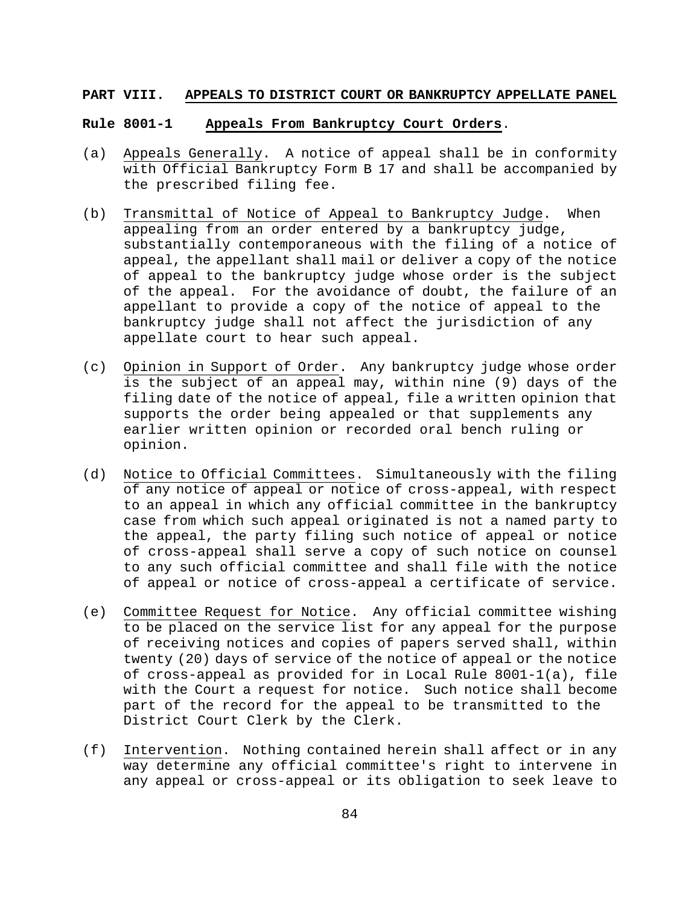## PART VIII. APPEALS TO DISTRICT COURT OR BANKRUPTCY APPELLATE PANEL

### Rule 8001-1 Appeals From Bankruptcy Court Orders.

(a) Appeals Generally. A notice of appeal shall be in conformity with Official Bankruptcy Form B 17 and shall be accompanied by the prescribed filing fee.

(b) Transmittal of Notice of Appeal to Bankruptcy Judge. When appealing from an order entered by a bankruptcy judge, substantially contemporaneous with the filing of a notice of appeal, the appellant shall mail or deliver a copy of the notice of appeal to the bankruptcy judge whose order is the subject of the appeal. For the avoidance of doubt, the failure of an appellant to provide a copy of the notice of appeal to the bankruptcy judge shall not affect the jurisdiction of any appellate court to hear such appeal.

(c) Opinion in Support of Order. Any bankruptcy judge whose order is the subject of an appeal may, within nine (9) days of the filing date of the notice of appeal, file a written opinion that supports the order being appealed or that supplements any earlier written opinion or recorded oral bench ruling or opinion.

(d) Notice to Official Committees. Simultaneously with the filing of any notice of appeal or notice of cross-appeal, with respect to an appeal in which any official committee in the bankruptcy case from which such appeal originated is not a named party to the appeal, the party filing such notice of appeal or notice of cross-appeal shall serve a copy of such notice on counsel to any such official committee and shall file with the notice of appeal or notice of cross-appeal a certificate of service.

(e) Committee Request for Notice. Any official committee wishing to be placed on the service list for any appeal for the purpose of receiving notices and copies of papers served shall, within twenty (20) days of service of the notice of appeal or the notice of cross-appeal as provided for in Local Rule 8001-1(a), file with the Court a request for notice. Such notice shall become part of the record for the appeal to be transmitted to the District Court Clerk by the Clerk.

(f) Intervention. Nothing contained herein shall affect or in any way determine any official committee's right to intervene in any appeal or cross-appeal or its obligation to seek leave to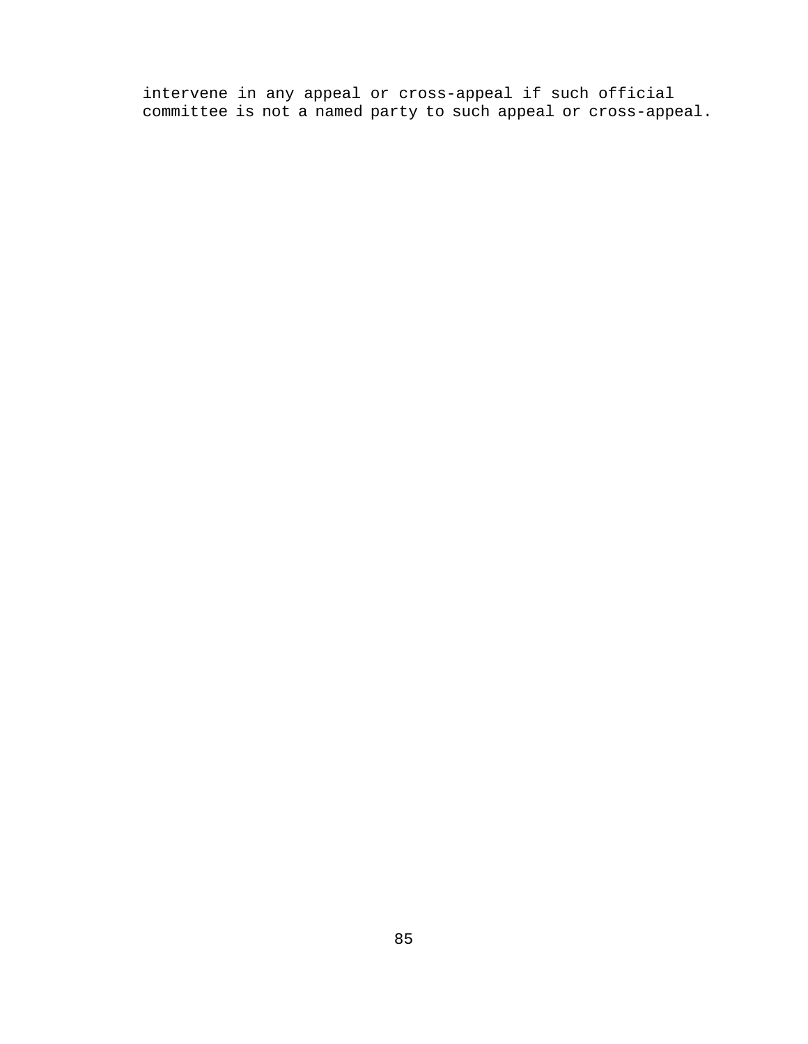intervene in any appeal or cross-appeal if such official committee is not a named party to such appeal or cross-appeal.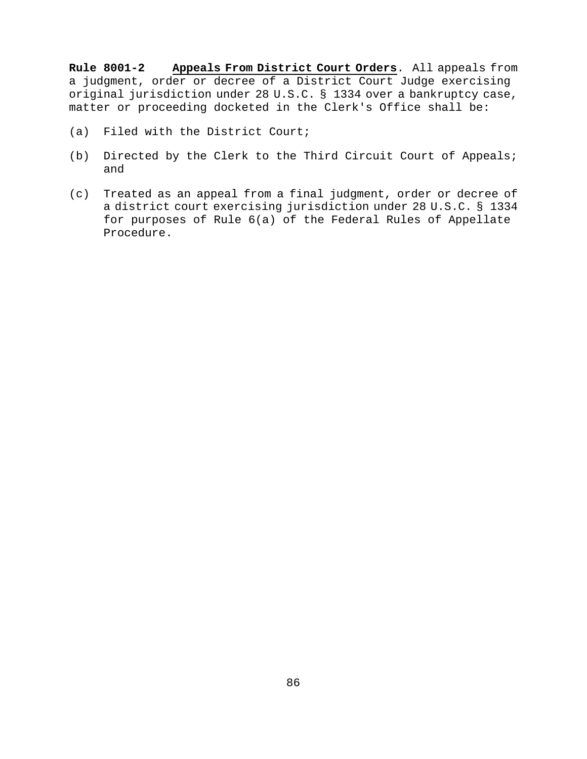**Rule 8001-2** **Appeals From District Court Orders**. All appeals from a judgment, order or decree of a District Court Judge exercising original jurisdiction under 28 U.S.C. § 1334 over a bankruptcy case, matter or proceeding docketed in the Clerk's Office shall be:

(a) Filed with the District Court;

(b) Directed by the Clerk to the Third Circuit Court of Appeals; and

(c) Treated as an appeal from a final judgment, order or decree of a district court exercising jurisdiction under 28 U.S.C. § 1334 for purposes of Rule 6(a) of the Federal Rules of Appellate Procedure.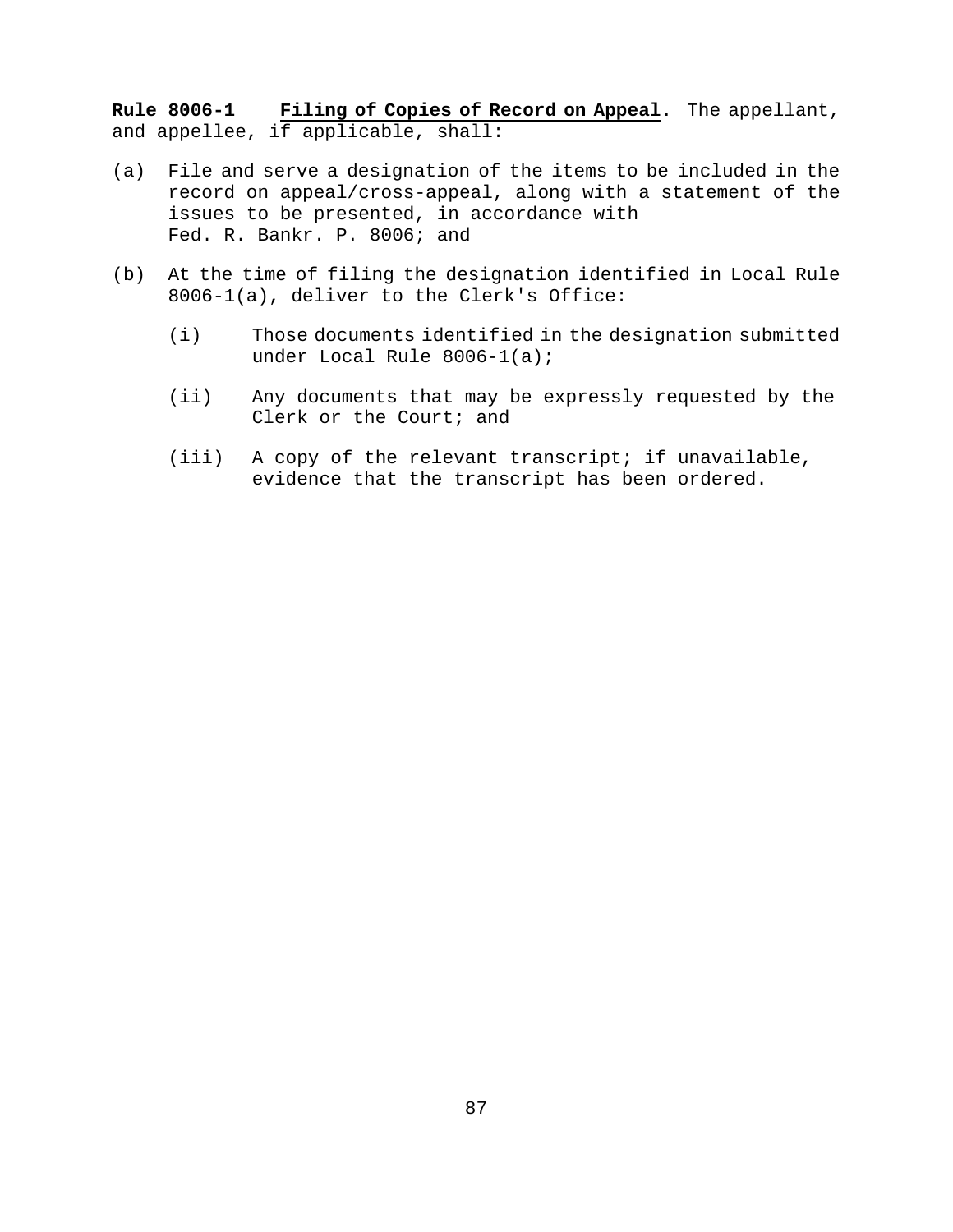**Rule 8006-1** **Filing of Copies of Record on Appeal**. The appellant, and appellee, if applicable, shall:

(a) File and serve a designation of the items to be included in the record on appeal/cross-appeal, along with a statement of the issues to be presented, in accordance with Fed. R. Bankr. P. 8006; and

(b) At the time of filing the designation identified in Local Rule 8006-1(a), deliver to the Clerk's Office:

  (i) Those documents identified in the designation submitted under Local Rule 8006-1(a);

  (ii) Any documents that may be expressly requested by the Clerk or the Court; and

  (iii) A copy of the relevant transcript; if unavailable, evidence that the transcript has been ordered.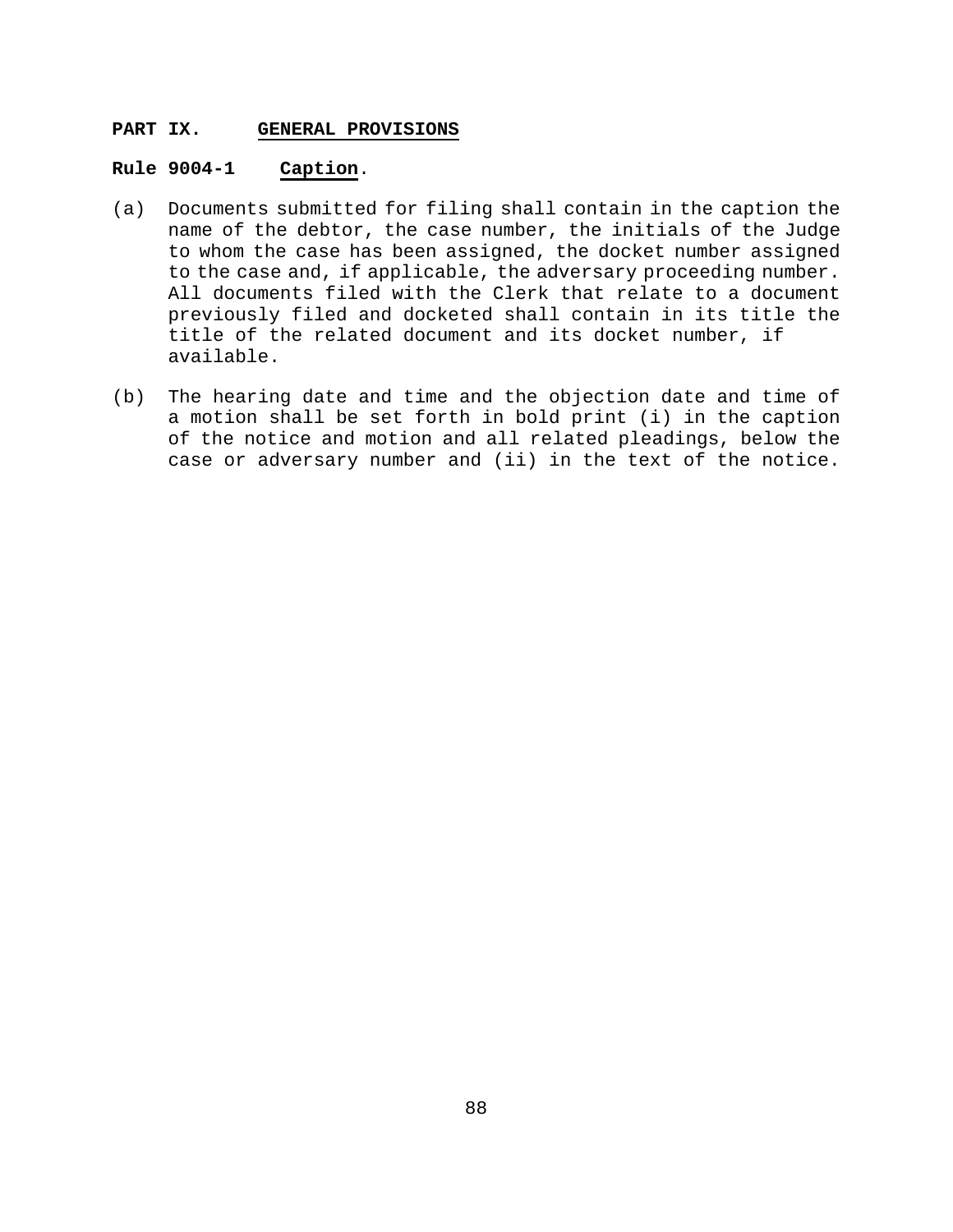## **PART IX. GENERAL PROVISIONS**

### **Rule 9004-1 Caption.**

(a) Documents submitted for filing shall contain in the caption the name of the debtor, the case number, the initials of the Judge to whom the case has been assigned, the docket number assigned to the case and, if applicable, the adversary proceeding number. All documents filed with the Clerk that relate to a document previously filed and docketed shall contain in its title the title of the related document and its docket number, if available.

(b) The hearing date and time and the objection date and time of a motion shall be set forth in bold print (i) in the caption of the notice and motion and all related pleadings, below the case or adversary number and (ii) in the text of the notice.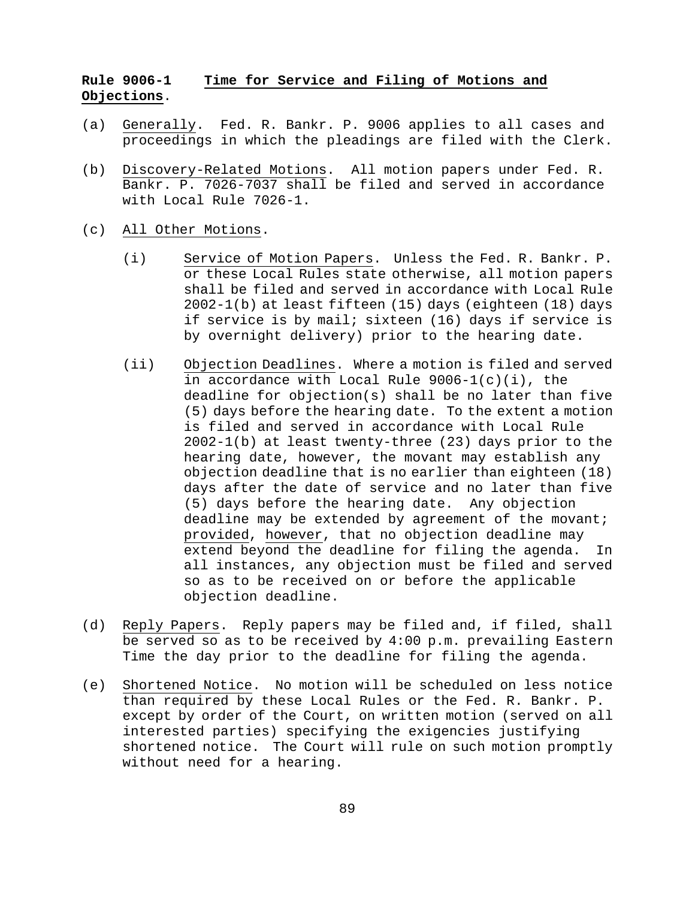**Rule 9006-1 Time for Service and Filing of Motions and Objections.**

(a) Generally. Fed. R. Bankr. P. 9006 applies to all cases and proceedings in which the pleadings are filed with the Clerk.

(b) Discovery-Related Motions. All motion papers under Fed. R. Bankr. P. 7026-7037 shall be filed and served in accordance with Local Rule 7026-1.

(c) All Other Motions.

  (i) Service of Motion Papers. Unless the Fed. R. Bankr. P. or these Local Rules state otherwise, all motion papers shall be filed and served in accordance with Local Rule 2002-1(b) at least fifteen (15) days (eighteen (18) days if service is by mail; sixteen (16) days if service is by overnight delivery) prior to the hearing date.

  (ii) Objection Deadlines. Where a motion is filed and served in accordance with Local Rule 9006-1(c)(i), the deadline for objection(s) shall be no later than five (5) days before the hearing date. To the extent a motion is filed and served in accordance with Local Rule 2002-1(b) at least twenty-three (23) days prior to the hearing date, however, the movant may establish any objection deadline that is no earlier than eighteen (18) days after the date of service and no later than five (5) days before the hearing date. Any objection deadline may be extended by agreement of the movant; provided, however, that no objection deadline may extend beyond the deadline for filing the agenda. In all instances, any objection must be filed and served so as to be received on or before the applicable objection deadline.

(d) Reply Papers. Reply papers may be filed and, if filed, shall be served so as to be received by 4:00 p.m. prevailing Eastern Time the day prior to the deadline for filing the agenda.

(e) Shortened Notice. No motion will be scheduled on less notice than required by these Local Rules or the Fed. R. Bankr. P. except by order of the Court, on written motion (served on all interested parties) specifying the exigencies justifying shortened notice. The Court will rule on such motion promptly without need for a hearing.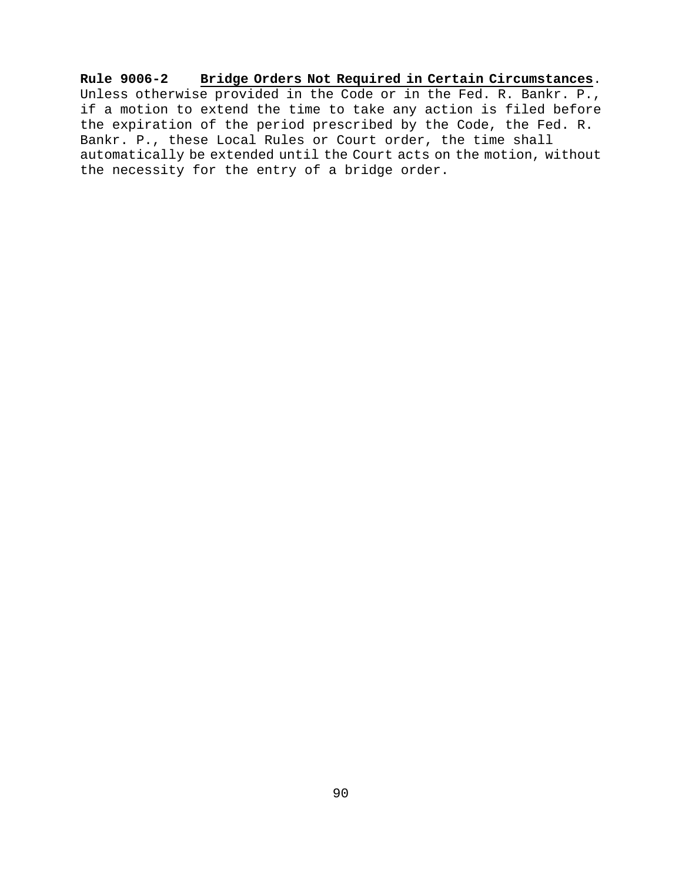**Rule 9006-2 Bridge Orders Not Required in Certain Circumstances.** Unless otherwise provided in the Code or in the Fed. R. Bankr. P., if a motion to extend the time to take any action is filed before the expiration of the period prescribed by the Code, the Fed. R. Bankr. P., these Local Rules or Court order, the time shall automatically be extended until the Court acts on the motion, without the necessity for the entry of a bridge order.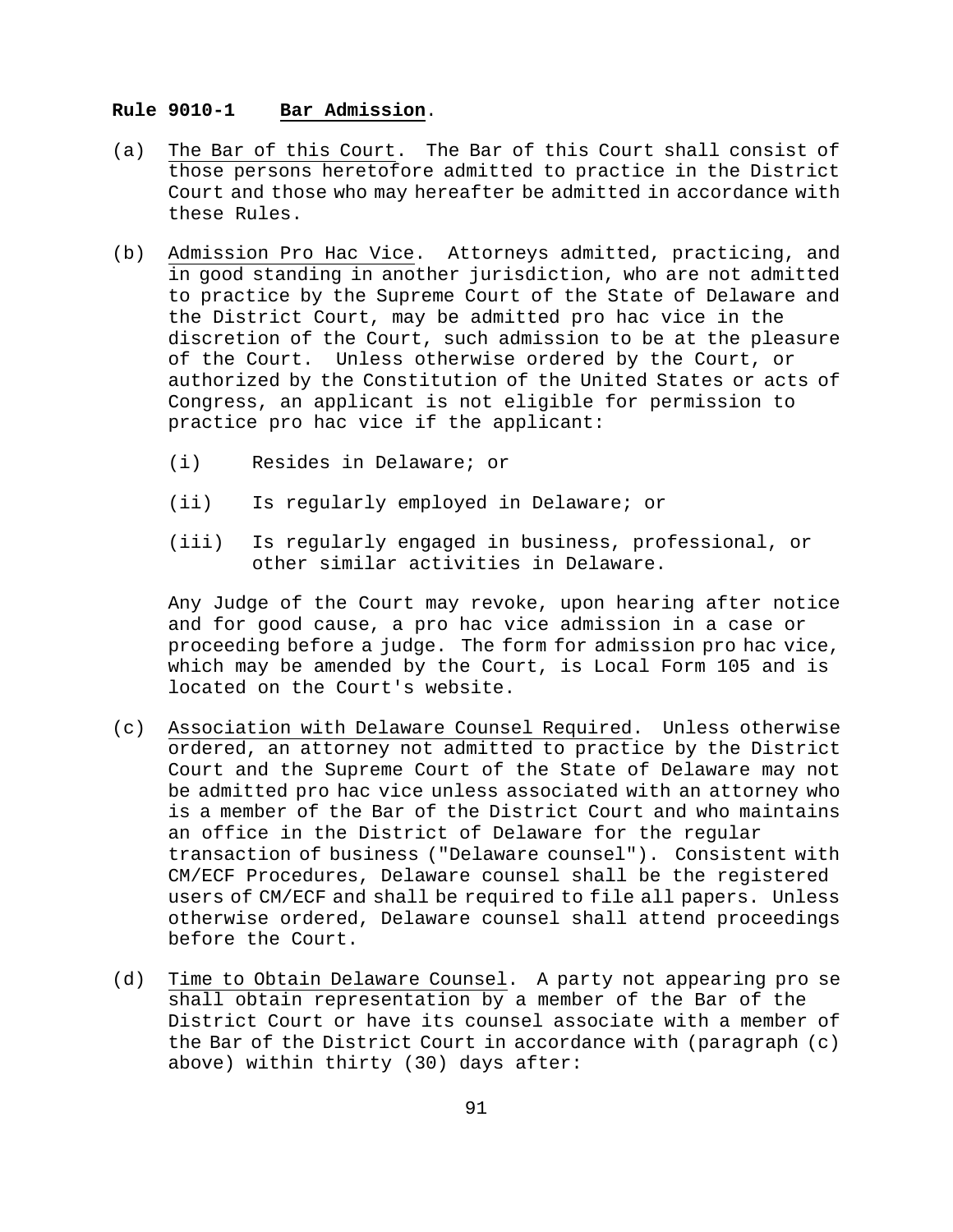**Rule 9010-1 <u>Bar Admission</u>.**

(a) <u>The Bar of this Court</u>. The Bar of this Court shall consist of those persons heretofore admitted to practice in the District Court and those who may hereafter be admitted in accordance with these Rules.

(b) <u>Admission Pro Hac Vice</u>. Attorneys admitted, practicing, and in good standing in another jurisdiction, who are not admitted to practice by the Supreme Court of the State of Delaware and the District Court, may be admitted pro hac vice in the discretion of the Court, such admission to be at the pleasure of the Court. Unless otherwise ordered by the Court, or authorized by the Constitution of the United States or acts of Congress, an applicant is not eligible for permission to practice pro hac vice if the applicant:

- (i) Resides in Delaware; or
- (ii) Is regularly employed in Delaware; or
- (iii) Is regularly engaged in business, professional, or other similar activities in Delaware.

Any Judge of the Court may revoke, upon hearing after notice and for good cause, a pro hac vice admission in a case or proceeding before a judge. The form for admission pro hac vice, which may be amended by the Court, is Local Form 105 and is located on the Court's website.

(c) <u>Association with Delaware Counsel Required</u>. Unless otherwise ordered, an attorney not admitted to practice by the District Court and the Supreme Court of the State of Delaware may not be admitted pro hac vice unless associated with an attorney who is a member of the Bar of the District Court and who maintains an office in the District of Delaware for the regular transaction of business ("Delaware counsel"). Consistent with CM/ECF Procedures, Delaware counsel shall be the registered users of CM/ECF and shall be required to file all papers. Unless otherwise ordered, Delaware counsel shall attend proceedings before the Court.

(d) <u>Time to Obtain Delaware Counsel</u>. A party not appearing pro se shall obtain representation by a member of the Bar of the District Court or have its counsel associate with a member of the Bar of the District Court in accordance with (paragraph (c) above) within thirty (30) days after: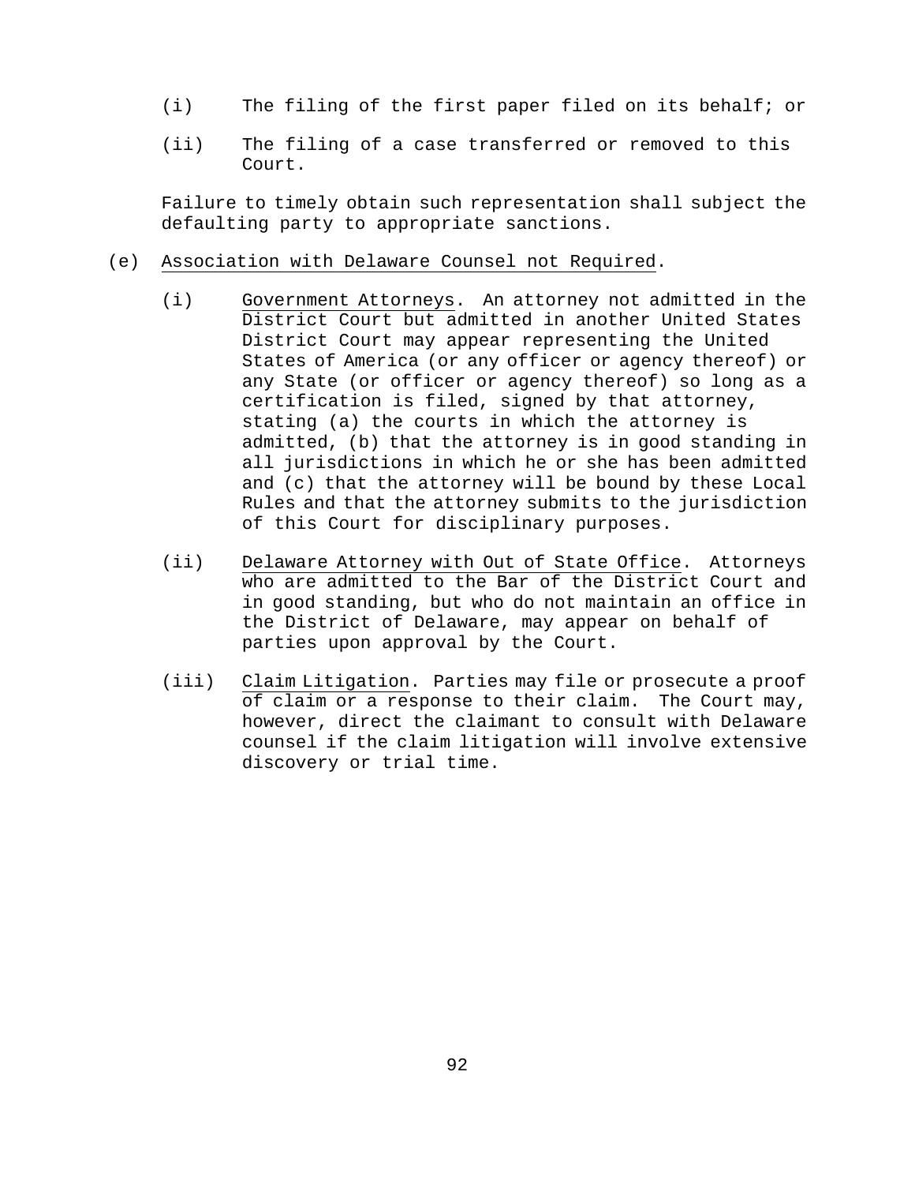(i) The filing of the first paper filed on its behalf; or

(ii) The filing of a case transferred or removed to this Court.

Failure to timely obtain such representation shall subject the defaulting party to appropriate sanctions.

(e) Association with Delaware Counsel not Required.

(i) Government Attorneys. An attorney not admitted in the District Court but admitted in another United States District Court may appear representing the United States of America (or any officer or agency thereof) or any State (or officer or agency thereof) so long as a certification is filed, signed by that attorney, stating (a) the courts in which the attorney is admitted, (b) that the attorney is in good standing in all jurisdictions in which he or she has been admitted and (c) that the attorney will be bound by these Local Rules and that the attorney submits to the jurisdiction of this Court for disciplinary purposes.

(ii) Delaware Attorney with Out of State Office. Attorneys who are admitted to the Bar of the District Court and in good standing, but who do not maintain an office in the District of Delaware, may appear on behalf of parties upon approval by the Court.

(iii) Claim Litigation. Parties may file or prosecute a proof of claim or a response to their claim. The Court may, however, direct the claimant to consult with Delaware counsel if the claim litigation will involve extensive discovery or trial time.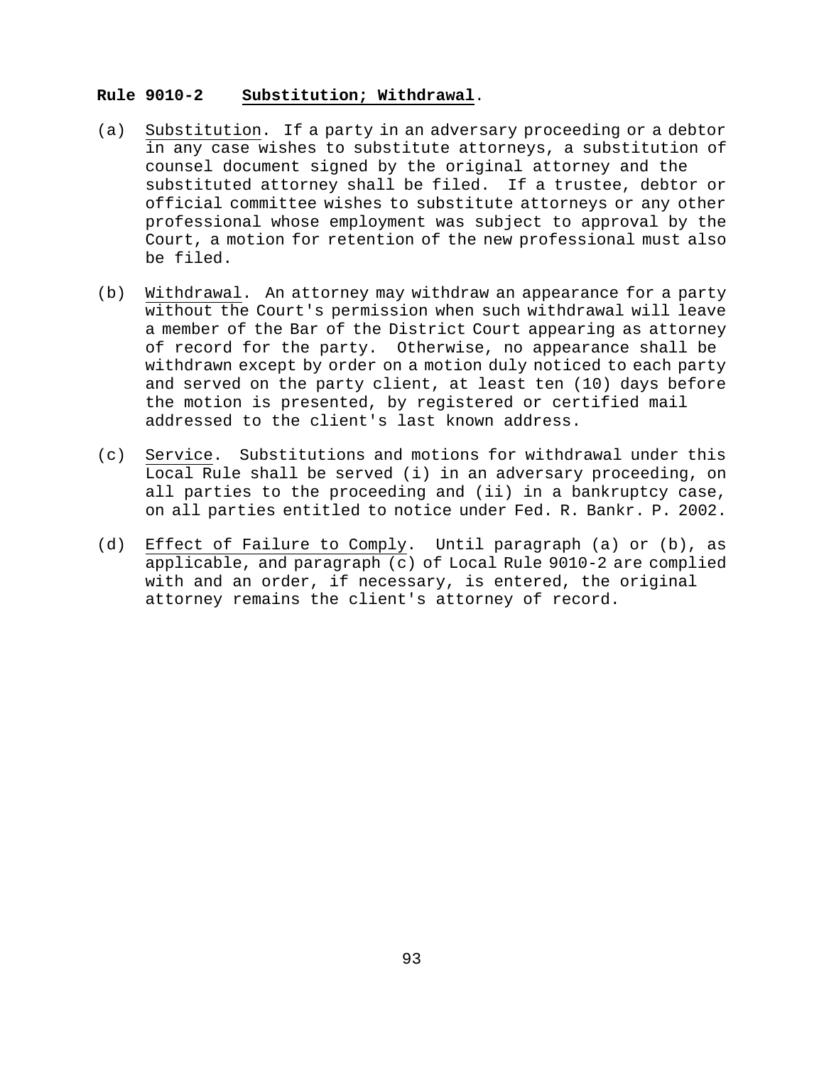**Rule 9010-2 Substitution; Withdrawal.**

(a) Substitution. If a party in an adversary proceeding or a debtor in any case wishes to substitute attorneys, a substitution of counsel document signed by the original attorney and the substituted attorney shall be filed. If a trustee, debtor or official committee wishes to substitute attorneys or any other professional whose employment was subject to approval by the Court, a motion for retention of the new professional must also be filed.

(b) Withdrawal. An attorney may withdraw an appearance for a party without the Court's permission when such withdrawal will leave a member of the Bar of the District Court appearing as attorney of record for the party. Otherwise, no appearance shall be withdrawn except by order on a motion duly noticed to each party and served on the party client, at least ten (10) days before the motion is presented, by registered or certified mail addressed to the client's last known address.

(c) Service. Substitutions and motions for withdrawal under this Local Rule shall be served (i) in an adversary proceeding, on all parties to the proceeding and (ii) in a bankruptcy case, on all parties entitled to notice under Fed. R. Bankr. P. 2002.

(d) Effect of Failure to Comply. Until paragraph (a) or (b), as applicable, and paragraph (c) of Local Rule 9010-2 are complied with and an order, if necessary, is entered, the original attorney remains the client's attorney of record.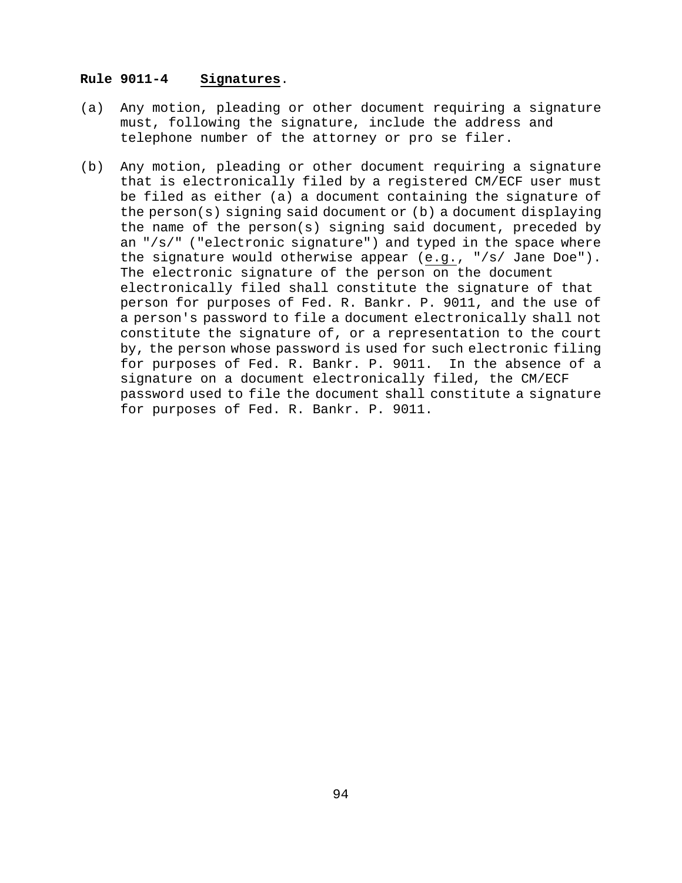**Rule 9011-4 Signatures**.

(a) Any motion, pleading or other document requiring a signature must, following the signature, include the address and telephone number of the attorney or pro se filer.

(b) Any motion, pleading or other document requiring a signature that is electronically filed by a registered CM/ECF user must be filed as either (a) a document containing the signature of the person(s) signing said document or (b) a document displaying the name of the person(s) signing said document, preceded by an "/s/" ("electronic signature") and typed in the space where the signature would otherwise appear (e.g., "/s/ Jane Doe"). The electronic signature of the person on the document electronically filed shall constitute the signature of that person for purposes of Fed. R. Bankr. P. 9011, and the use of a person's password to file a document electronically shall not constitute the signature of, or a representation to the court by, the person whose password is used for such electronic filing for purposes of Fed. R. Bankr. P. 9011. In the absence of a signature on a document electronically filed, the CM/ECF password used to file the document shall constitute a signature for purposes of Fed. R. Bankr. P. 9011.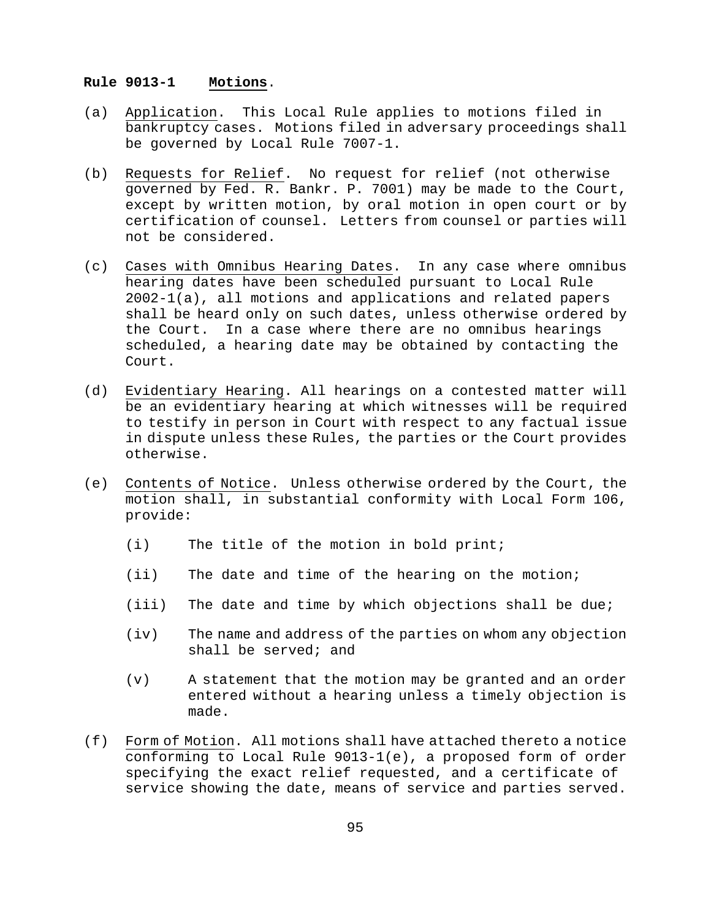**Rule 9013-1 Motions.**

(a) Application. This Local Rule applies to motions filed in bankruptcy cases. Motions filed in adversary proceedings shall be governed by Local Rule 7007-1.

(b) Requests for Relief. No request for relief (not otherwise governed by Fed. R. Bankr. P. 7001) may be made to the Court, except by written motion, by oral motion in open court or by certification of counsel. Letters from counsel or parties will not be considered.

(c) Cases with Omnibus Hearing Dates. In any case where omnibus hearing dates have been scheduled pursuant to Local Rule 2002-1(a), all motions and applications and related papers shall be heard only on such dates, unless otherwise ordered by the Court. In a case where there are no omnibus hearings scheduled, a hearing date may be obtained by contacting the Court.

(d) Evidentiary Hearing. All hearings on a contested matter will be an evidentiary hearing at which witnesses will be required to testify in person in Court with respect to any factual issue in dispute unless these Rules, the parties or the Court provides otherwise.

(e) Contents of Notice. Unless otherwise ordered by the Court, the motion shall, in substantial conformity with Local Form 106, provide:

   (i) The title of the motion in bold print;

   (ii) The date and time of the hearing on the motion;

   (iii) The date and time by which objections shall be due;

   (iv) The name and address of the parties on whom any objection shall be served; and

   (v) A statement that the motion may be granted and an order entered without a hearing unless a timely objection is made.

(f) Form of Motion. All motions shall have attached thereto a notice conforming to Local Rule 9013-1(e), a proposed form of order specifying the exact relief requested, and a certificate of service showing the date, means of service and parties served.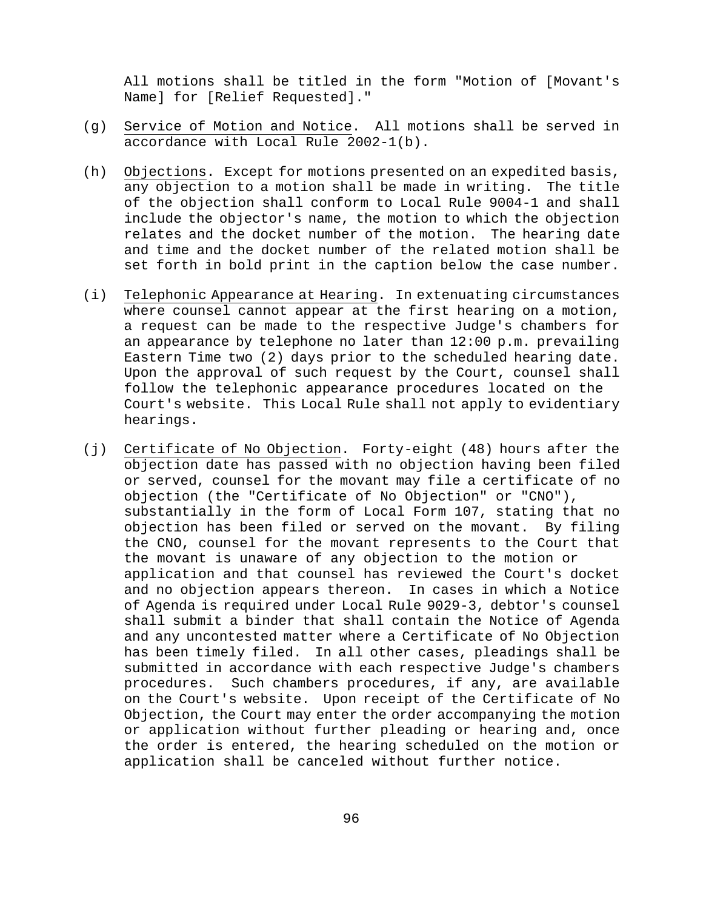All motions shall be titled in the form "Motion of [Movant's Name] for [Relief Requested]."

(g) Service of Motion and Notice. All motions shall be served in accordance with Local Rule 2002-1(b).

(h) Objections. Except for motions presented on an expedited basis, any objection to a motion shall be made in writing. The title of the objection shall conform to Local Rule 9004-1 and shall include the objector's name, the motion to which the objection relates and the docket number of the motion. The hearing date and time and the docket number of the related motion shall be set forth in bold print in the caption below the case number.

(i) Telephonic Appearance at Hearing. In extenuating circumstances where counsel cannot appear at the first hearing on a motion, a request can be made to the respective Judge's chambers for an appearance by telephone no later than 12:00 p.m. prevailing Eastern Time two (2) days prior to the scheduled hearing date. Upon the approval of such request by the Court, counsel shall follow the telephonic appearance procedures located on the Court's website. This Local Rule shall not apply to evidentiary hearings.

(j) Certificate of No Objection. Forty-eight (48) hours after the objection date has passed with no objection having been filed or served, counsel for the movant may file a certificate of no objection (the "Certificate of No Objection" or "CNO"), substantially in the form of Local Form 107, stating that no objection has been filed or served on the movant. By filing the CNO, counsel for the movant represents to the Court that the movant is unaware of any objection to the motion or application and that counsel has reviewed the Court's docket and no objection appears thereon. In cases in which a Notice of Agenda is required under Local Rule 9029-3, debtor's counsel shall submit a binder that shall contain the Notice of Agenda and any uncontested matter where a Certificate of No Objection has been timely filed. In all other cases, pleadings shall be submitted in accordance with each respective Judge's chambers procedures. Such chambers procedures, if any, are available on the Court's website. Upon receipt of the Certificate of No Objection, the Court may enter the order accompanying the motion or application without further pleading or hearing and, once the order is entered, the hearing scheduled on the motion or application shall be canceled without further notice.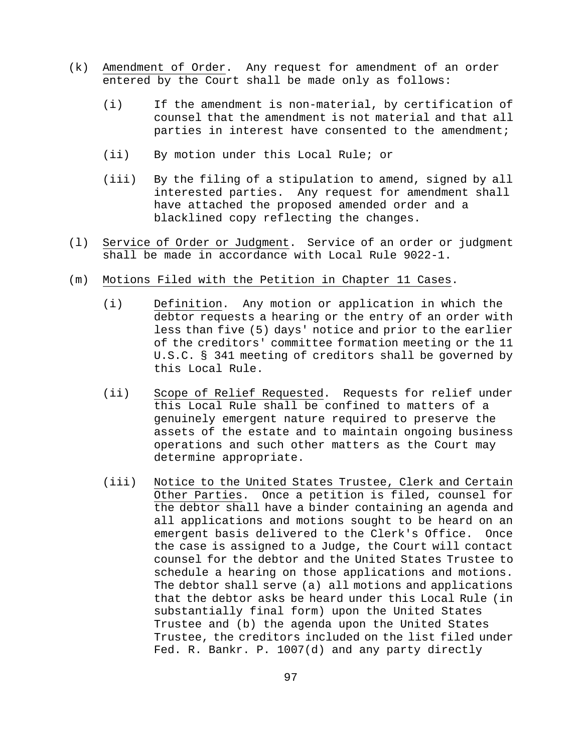(k) Amendment of Order. Any request for amendment of an order entered by the Court shall be made only as follows:

   (i) If the amendment is non-material, by certification of counsel that the amendment is not material and that all parties in interest have consented to the amendment;

   (ii) By motion under this Local Rule; or

   (iii) By the filing of a stipulation to amend, signed by all interested parties. Any request for amendment shall have attached the proposed amended order and a blacklined copy reflecting the changes.

(l) Service of Order or Judgment. Service of an order or judgment shall be made in accordance with Local Rule 9022-1.

(m) Motions Filed with the Petition in Chapter 11 Cases.

   (i) Definition. Any motion or application in which the debtor requests a hearing or the entry of an order with less than five (5) days' notice and prior to the earlier of the creditors' committee formation meeting or the 11 U.S.C. § 341 meeting of creditors shall be governed by this Local Rule.

   (ii) Scope of Relief Requested. Requests for relief under this Local Rule shall be confined to matters of a genuinely emergent nature required to preserve the assets of the estate and to maintain ongoing business operations and such other matters as the Court may determine appropriate.

   (iii) Notice to the United States Trustee, Clerk and Certain Other Parties. Once a petition is filed, counsel for the debtor shall have a binder containing an agenda and all applications and motions sought to be heard on an emergent basis delivered to the Clerk's Office. Once the case is assigned to a Judge, the Court will contact counsel for the debtor and the United States Trustee to schedule a hearing on those applications and motions. The debtor shall serve (a) all motions and applications that the debtor asks be heard under this Local Rule (in substantially final form) upon the United States Trustee and (b) the agenda upon the United States Trustee, the creditors included on the list filed under Fed. R. Bankr. P. 1007(d) and any party directly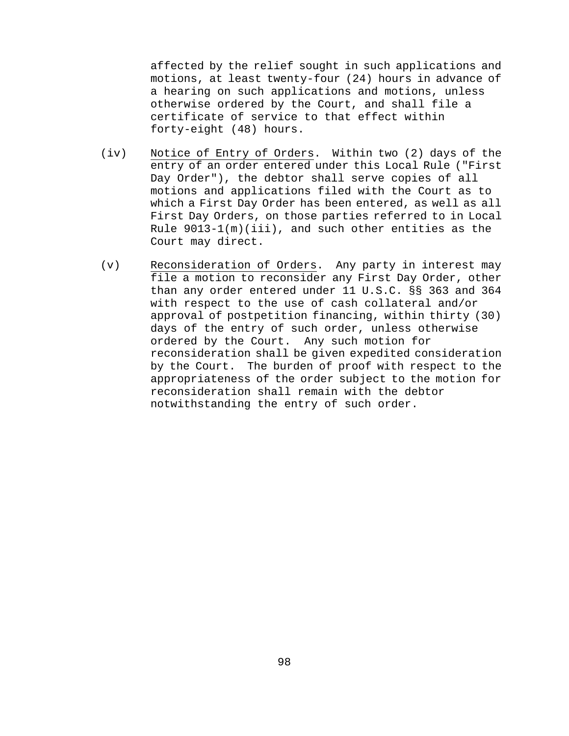affected by the relief sought in such applications and motions, at least twenty-four (24) hours in advance of a hearing on such applications and motions, unless otherwise ordered by the Court, and shall file a certificate of service to that effect within forty-eight (48) hours.

(iv) Notice of Entry of Orders. Within two (2) days of the entry of an order entered under this Local Rule ("First Day Order"), the debtor shall serve copies of all motions and applications filed with the Court as to which a First Day Order has been entered, as well as all First Day Orders, on those parties referred to in Local Rule 9013-1(m)(iii), and such other entities as the Court may direct.

(v) Reconsideration of Orders. Any party in interest may file a motion to reconsider any First Day Order, other than any order entered under 11 U.S.C. §§ 363 and 364 with respect to the use of cash collateral and/or approval of postpetition financing, within thirty (30) days of the entry of such order, unless otherwise ordered by the Court. Any such motion for reconsideration shall be given expedited consideration by the Court. The burden of proof with respect to the appropriateness of the order subject to the motion for reconsideration shall remain with the debtor notwithstanding the entry of such order.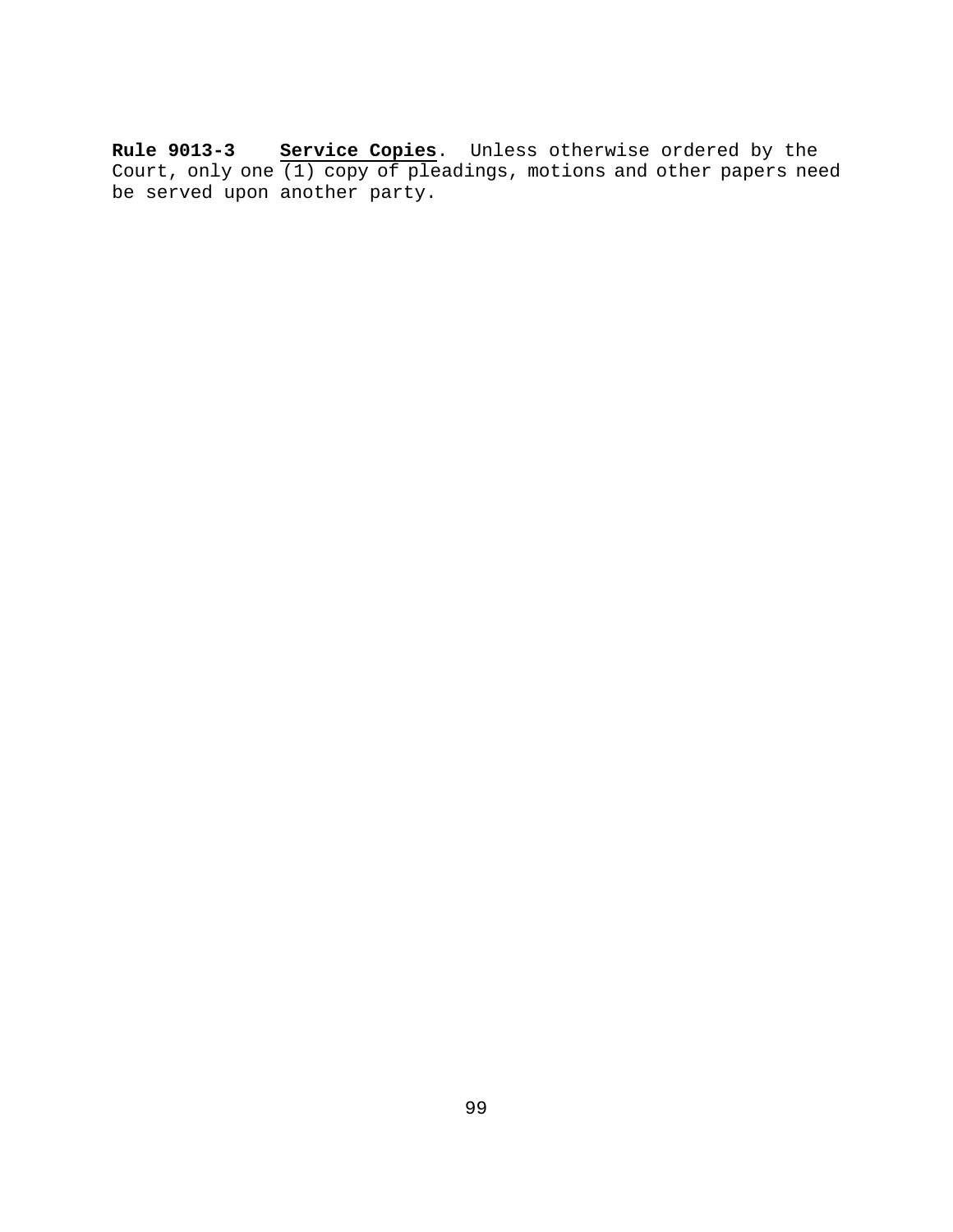**Rule 9013-3** <u>**Service Copies**</u>. Unless otherwise ordered by the Court, only one (1) copy of pleadings, motions and other papers need be served upon another party.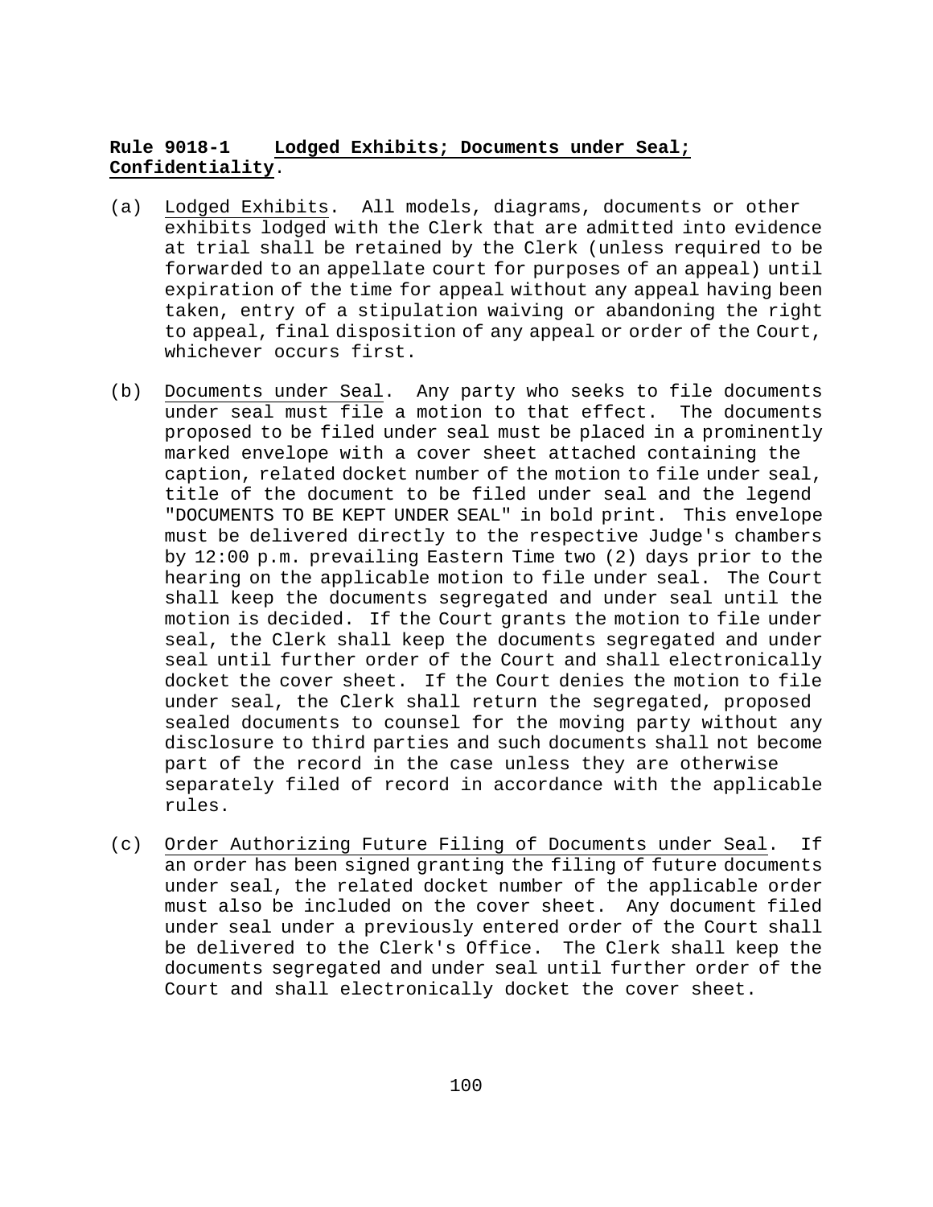**Rule 9018-1 Lodged Exhibits; Documents under Seal; Confidentiality.**

(a) Lodged Exhibits. All models, diagrams, documents or other exhibits lodged with the Clerk that are admitted into evidence at trial shall be retained by the Clerk (unless required to be forwarded to an appellate court for purposes of an appeal) until expiration of the time for appeal without any appeal having been taken, entry of a stipulation waiving or abandoning the right to appeal, final disposition of any appeal or order of the Court, whichever occurs first.

(b) Documents under Seal. Any party who seeks to file documents under seal must file a motion to that effect. The documents proposed to be filed under seal must be placed in a prominently marked envelope with a cover sheet attached containing the caption, related docket number of the motion to file under seal, title of the document to be filed under seal and the legend "DOCUMENTS TO BE KEPT UNDER SEAL" in bold print. This envelope must be delivered directly to the respective Judge's chambers by 12:00 p.m. prevailing Eastern Time two (2) days prior to the hearing on the applicable motion to file under seal. The Court shall keep the documents segregated and under seal until the motion is decided. If the Court grants the motion to file under seal, the Clerk shall keep the documents segregated and under seal until further order of the Court and shall electronically docket the cover sheet. If the Court denies the motion to file under seal, the Clerk shall return the segregated, proposed sealed documents to counsel for the moving party without any disclosure to third parties and such documents shall not become part of the record in the case unless they are otherwise separately filed of record in accordance with the applicable rules.

(c) Order Authorizing Future Filing of Documents under Seal. If an order has been signed granting the filing of future documents under seal, the related docket number of the applicable order must also be included on the cover sheet. Any document filed under seal under a previously entered order of the Court shall be delivered to the Clerk's Office. The Clerk shall keep the documents segregated and under seal until further order of the Court and shall electronically docket the cover sheet.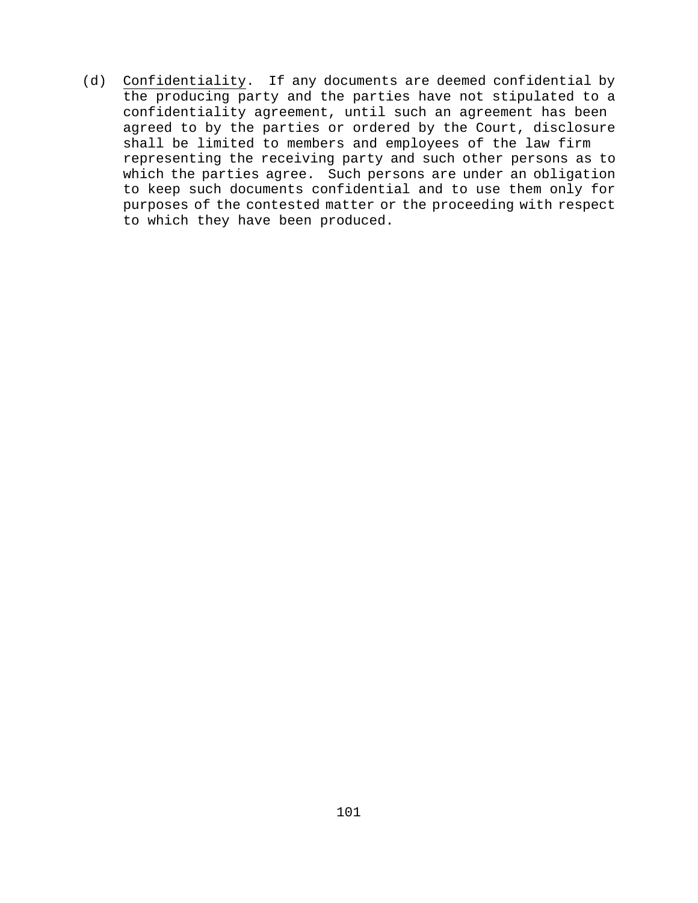(d) <u>Confidentiality</u>. If any documents are deemed confidential by the producing party and the parties have not stipulated to a confidentiality agreement, until such an agreement has been agreed to by the parties or ordered by the Court, disclosure shall be limited to members and employees of the law firm representing the receiving party and such other persons as to which the parties agree. Such persons are under an obligation to keep such documents confidential and to use them only for purposes of the contested matter or the proceeding with respect to which they have been produced.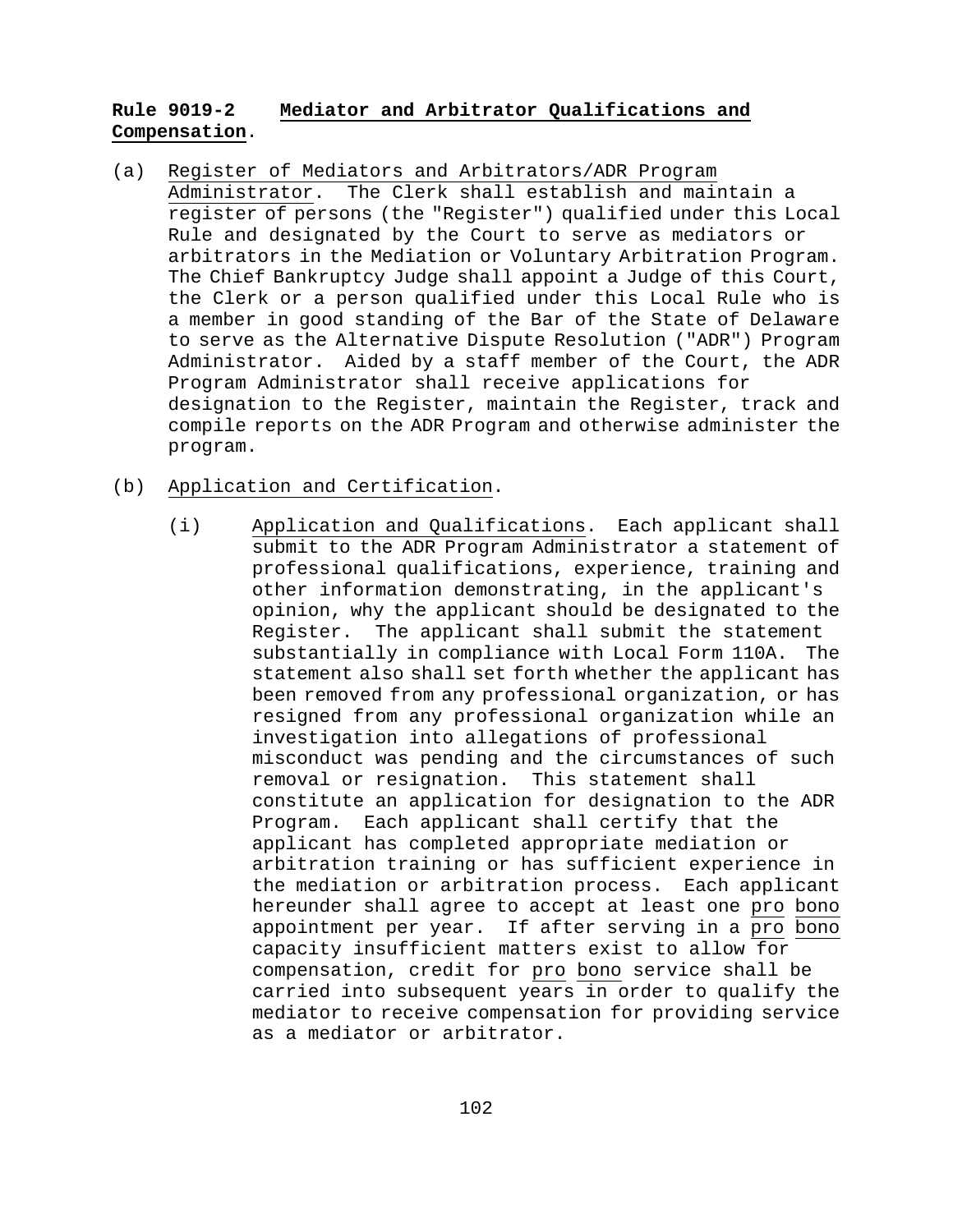**Rule 9019-2 Mediator and Arbitrator Qualifications and Compensation.**

(a) Register of Mediators and Arbitrators/ADR Program Administrator. The Clerk shall establish and maintain a register of persons (the "Register") qualified under this Local Rule and designated by the Court to serve as mediators or arbitrators in the Mediation or Voluntary Arbitration Program. The Chief Bankruptcy Judge shall appoint a Judge of this Court, the Clerk or a person qualified under this Local Rule who is a member in good standing of the Bar of the State of Delaware to serve as the Alternative Dispute Resolution ("ADR") Program Administrator. Aided by a staff member of the Court, the ADR Program Administrator shall receive applications for designation to the Register, maintain the Register, track and compile reports on the ADR Program and otherwise administer the program.

(b) Application and Certification.

(i) Application and Qualifications. Each applicant shall submit to the ADR Program Administrator a statement of professional qualifications, experience, training and other information demonstrating, in the applicant's opinion, why the applicant should be designated to the Register. The applicant shall submit the statement substantially in compliance with Local Form 110A. The statement also shall set forth whether the applicant has been removed from any professional organization, or has resigned from any professional organization while an investigation into allegations of professional misconduct was pending and the circumstances of such removal or resignation. This statement shall constitute an application for designation to the ADR Program. Each applicant shall certify that the applicant has completed appropriate mediation or arbitration training or has sufficient experience in the mediation or arbitration process. Each applicant hereunder shall agree to accept at least one pro bono appointment per year. If after serving in a pro bono capacity insufficient matters exist to allow for compensation, credit for pro bono service shall be carried into subsequent years in order to qualify the mediator to receive compensation for providing service as a mediator or arbitrator.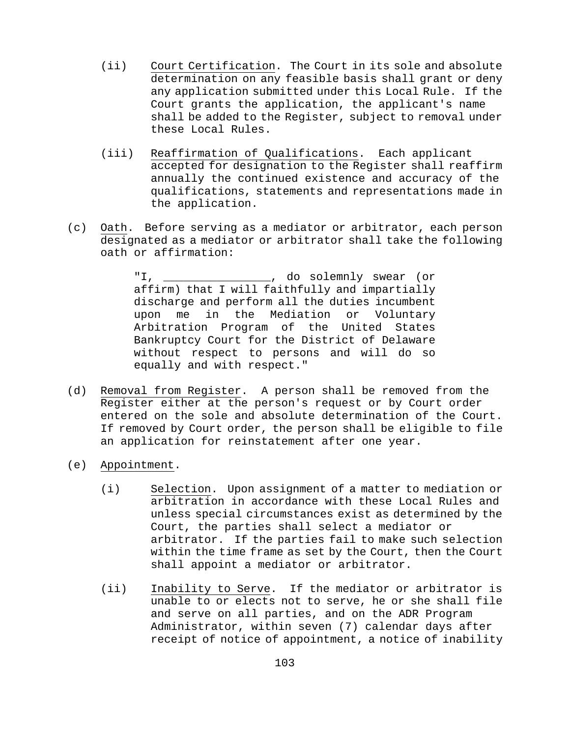(ii) Court Certification. The Court in its sole and absolute determination on any feasible basis shall grant or deny any application submitted under this Local Rule. If the Court grants the application, the applicant's name shall be added to the Register, subject to removal under these Local Rules.

(iii) Reaffirmation of Qualifications. Each applicant accepted for designation to the Register shall reaffirm annually the continued existence and accuracy of the qualifications, statements and representations made in the application.

(c) Oath. Before serving as a mediator or arbitrator, each person designated as a mediator or arbitrator shall take the following oath or affirmation:

> "I, _______________, do solemnly swear (or affirm) that I will faithfully and impartially discharge and perform all the duties incumbent upon me in the Mediation or Voluntary Arbitration Program of the United States Bankruptcy Court for the District of Delaware without respect to persons and will do so equally and with respect."

(d) Removal from Register. A person shall be removed from the Register either at the person's request or by Court order entered on the sole and absolute determination of the Court. If removed by Court order, the person shall be eligible to file an application for reinstatement after one year.

(e) Appointment.

(i) Selection. Upon assignment of a matter to mediation or arbitration in accordance with these Local Rules and unless special circumstances exist as determined by the Court, the parties shall select a mediator or arbitrator. If the parties fail to make such selection within the time frame as set by the Court, then the Court shall appoint a mediator or arbitrator.

(ii) Inability to Serve. If the mediator or arbitrator is unable to or elects not to serve, he or she shall file and serve on all parties, and on the ADR Program Administrator, within seven (7) calendar days after receipt of notice of appointment, a notice of inability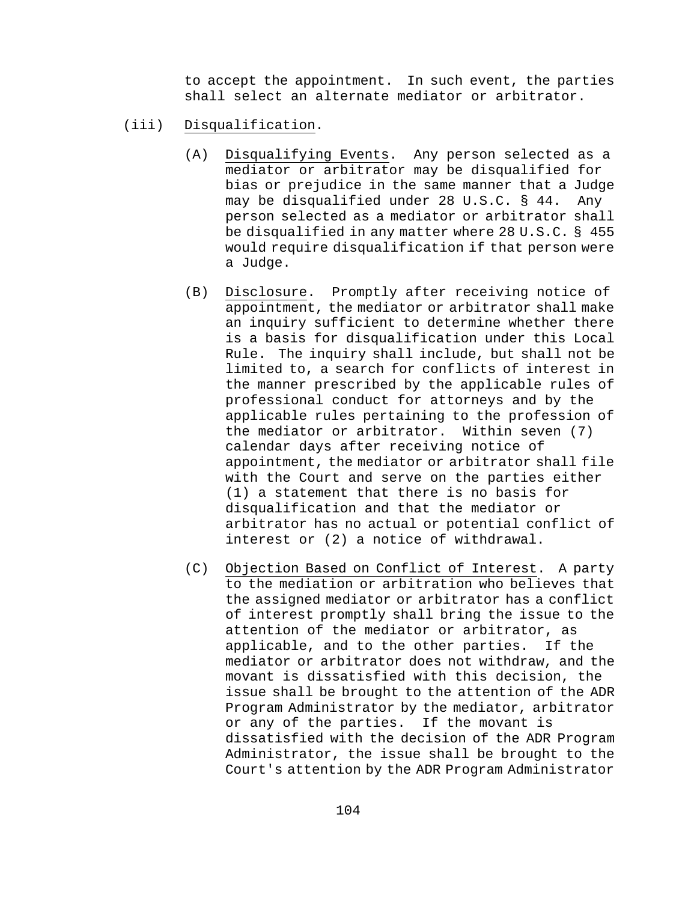to accept the appointment. In such event, the parties shall select an alternate mediator or arbitrator.

(iii) Disqualification.

(A) Disqualifying Events. Any person selected as a mediator or arbitrator may be disqualified for bias or prejudice in the same manner that a Judge may be disqualified under 28 U.S.C. § 44. Any person selected as a mediator or arbitrator shall be disqualified in any matter where 28 U.S.C. § 455 would require disqualification if that person were a Judge.

(B) Disclosure. Promptly after receiving notice of appointment, the mediator or arbitrator shall make an inquiry sufficient to determine whether there is a basis for disqualification under this Local Rule. The inquiry shall include, but shall not be limited to, a search for conflicts of interest in the manner prescribed by the applicable rules of professional conduct for attorneys and by the applicable rules pertaining to the profession of the mediator or arbitrator. Within seven (7) calendar days after receiving notice of appointment, the mediator or arbitrator shall file with the Court and serve on the parties either (1) a statement that there is no basis for disqualification and that the mediator or arbitrator has no actual or potential conflict of interest or (2) a notice of withdrawal.

(C) Objection Based on Conflict of Interest. A party to the mediation or arbitration who believes that the assigned mediator or arbitrator has a conflict of interest promptly shall bring the issue to the attention of the mediator or arbitrator, as applicable, and to the other parties. If the mediator or arbitrator does not withdraw, and the movant is dissatisfied with this decision, the issue shall be brought to the attention of the ADR Program Administrator by the mediator, arbitrator or any of the parties. If the movant is dissatisfied with the decision of the ADR Program Administrator, the issue shall be brought to the Court's attention by the ADR Program Administrator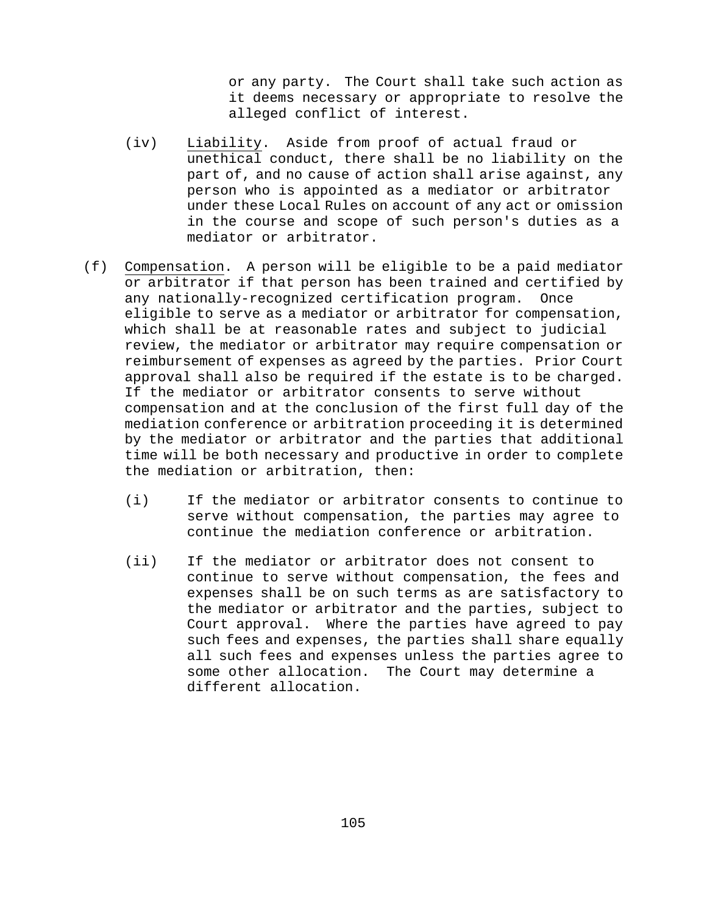or any party. The Court shall take such action as it deems necessary or appropriate to resolve the alleged conflict of interest.

(iv) Liability. Aside from proof of actual fraud or unethical conduct, there shall be no liability on the part of, and no cause of action shall arise against, any person who is appointed as a mediator or arbitrator under these Local Rules on account of any act or omission in the course and scope of such person's duties as a mediator or arbitrator.

(f) Compensation. A person will be eligible to be a paid mediator or arbitrator if that person has been trained and certified by any nationally-recognized certification program. Once eligible to serve as a mediator or arbitrator for compensation, which shall be at reasonable rates and subject to judicial review, the mediator or arbitrator may require compensation or reimbursement of expenses as agreed by the parties. Prior Court approval shall also be required if the estate is to be charged. If the mediator or arbitrator consents to serve without compensation and at the conclusion of the first full day of the mediation conference or arbitration proceeding it is determined by the mediator or arbitrator and the parties that additional time will be both necessary and productive in order to complete the mediation or arbitration, then:

(i) If the mediator or arbitrator consents to continue to serve without compensation, the parties may agree to continue the mediation conference or arbitration.

(ii) If the mediator or arbitrator does not consent to continue to serve without compensation, the fees and expenses shall be on such terms as are satisfactory to the mediator or arbitrator and the parties, subject to Court approval. Where the parties have agreed to pay such fees and expenses, the parties shall share equally all such fees and expenses unless the parties agree to some other allocation. The Court may determine a different allocation.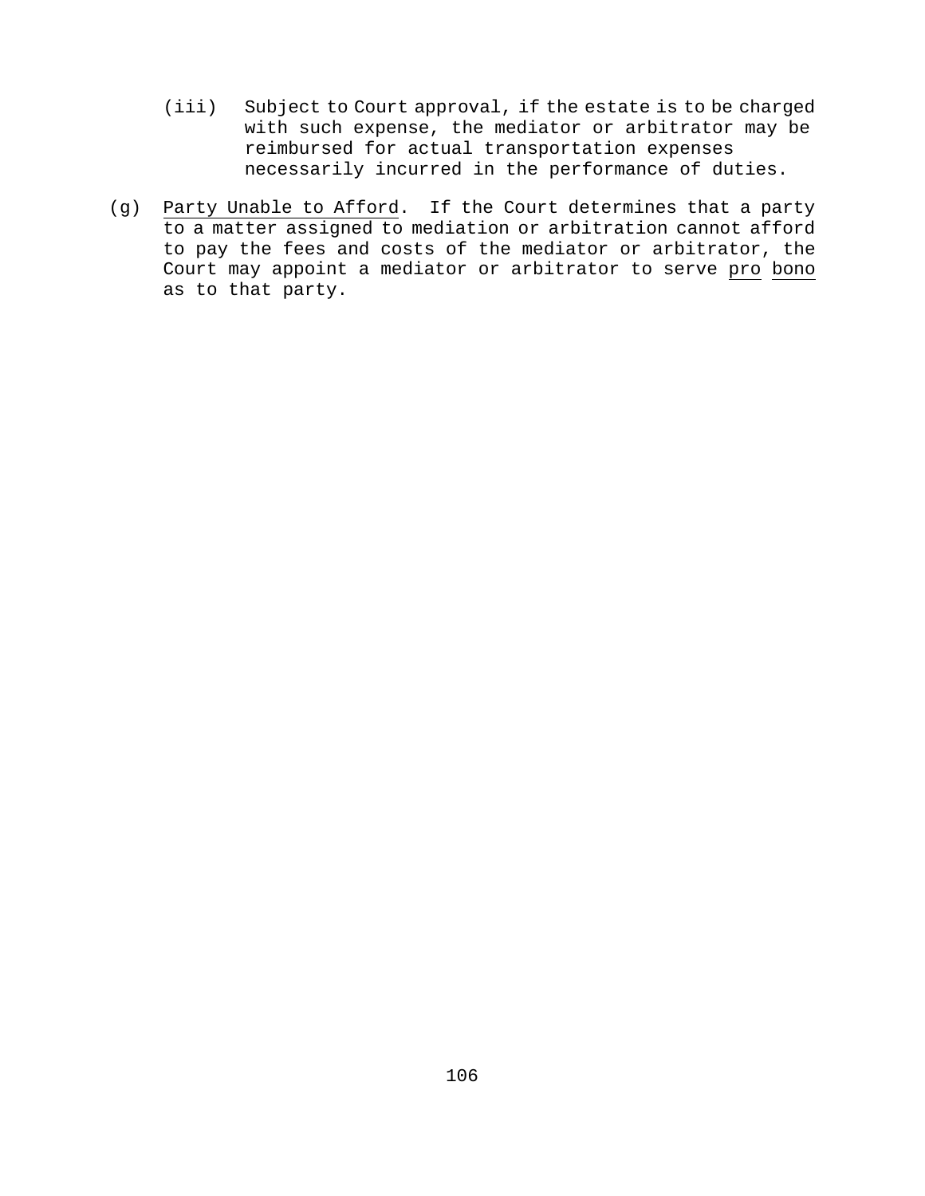(iii) Subject to Court approval, if the estate is to be charged with such expense, the mediator or arbitrator may be reimbursed for actual transportation expenses necessarily incurred in the performance of duties.

(g) <u>Party Unable to Afford</u>. If the Court determines that a party to a matter assigned to mediation or arbitration cannot afford to pay the fees and costs of the mediator or arbitrator, the Court may appoint a mediator or arbitrator to serve <u>pro bono</u> as to that party.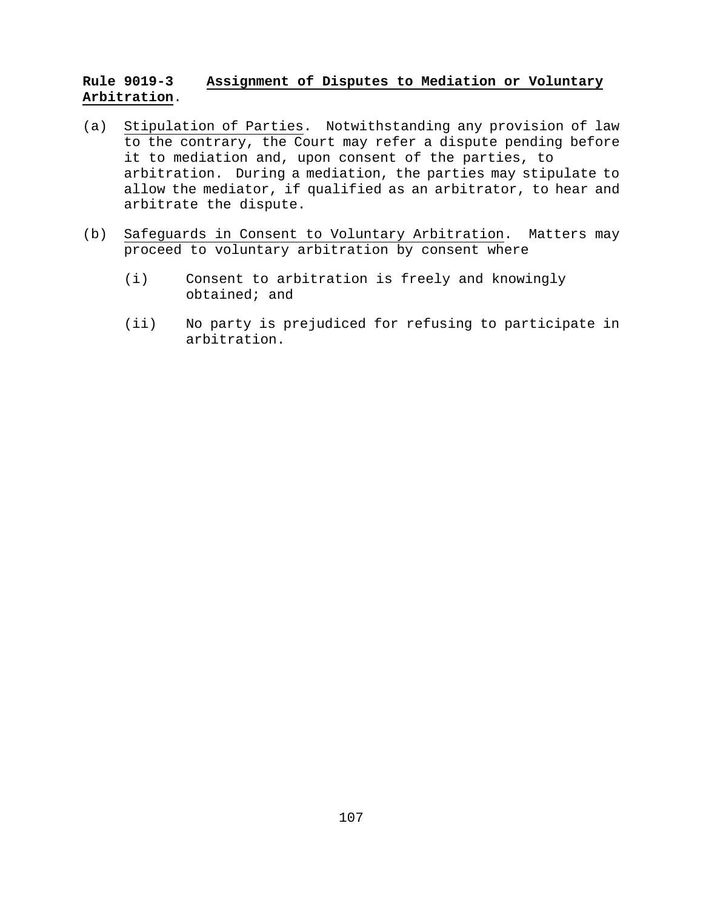**Rule 9019-3 Assignment of Disputes to Mediation or Voluntary Arbitration.**

(a) Stipulation of Parties. Notwithstanding any provision of law to the contrary, the Court may refer a dispute pending before it to mediation and, upon consent of the parties, to arbitration. During a mediation, the parties may stipulate to allow the mediator, if qualified as an arbitrator, to hear and arbitrate the dispute.

(b) Safeguards in Consent to Voluntary Arbitration. Matters may proceed to voluntary arbitration by consent where

(i) Consent to arbitration is freely and knowingly obtained; and

(ii) No party is prejudiced for refusing to participate in arbitration.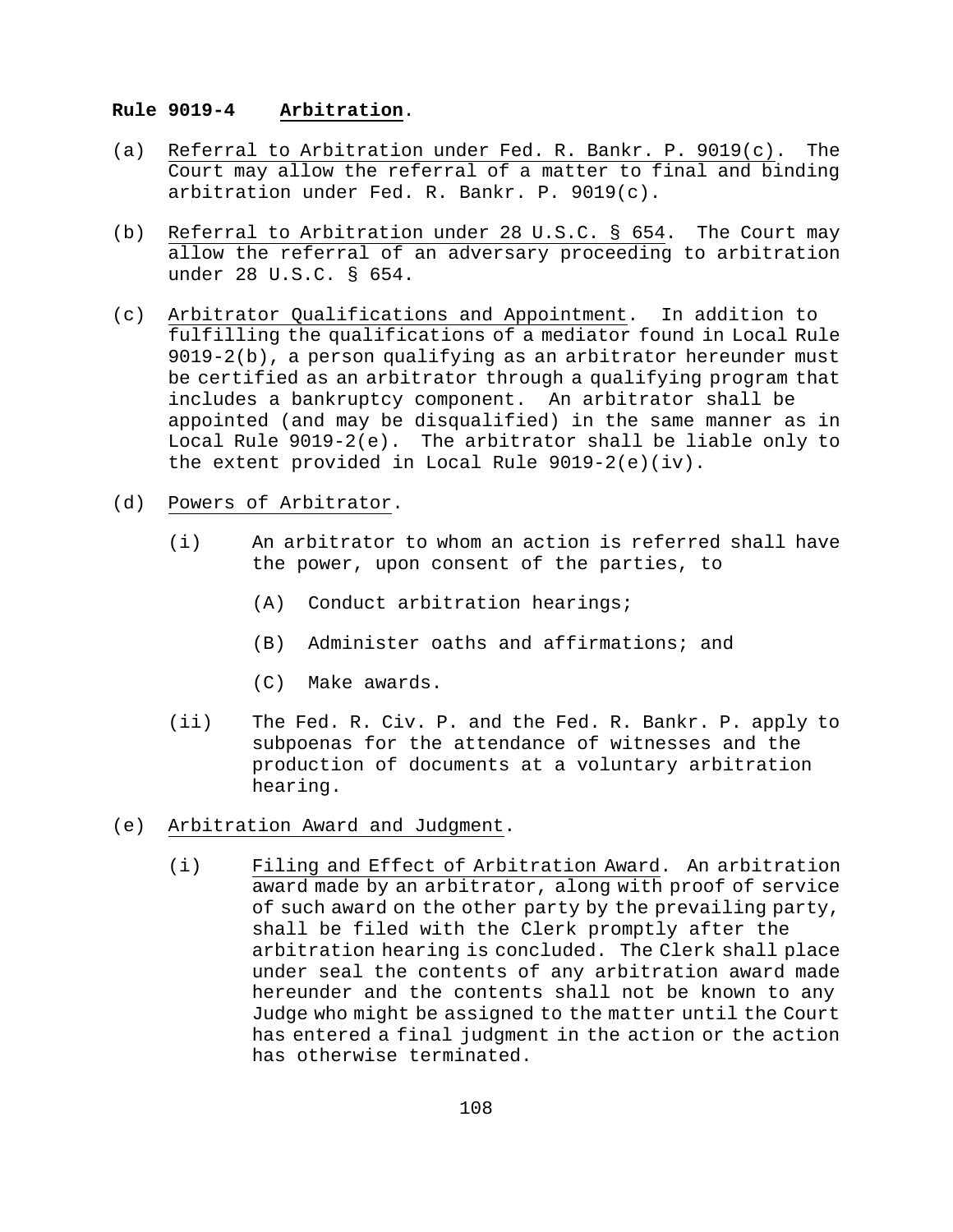**Rule 9019-4 Arbitration.**

(a) Referral to Arbitration under Fed. R. Bankr. P. 9019(c). The Court may allow the referral of a matter to final and binding arbitration under Fed. R. Bankr. P. 9019(c).

(b) Referral to Arbitration under 28 U.S.C. § 654. The Court may allow the referral of an adversary proceeding to arbitration under 28 U.S.C. § 654.

(c) Arbitrator Qualifications and Appointment. In addition to fulfilling the qualifications of a mediator found in Local Rule 9019-2(b), a person qualifying as an arbitrator hereunder must be certified as an arbitrator through a qualifying program that includes a bankruptcy component. An arbitrator shall be appointed (and may be disqualified) in the same manner as in Local Rule 9019-2(e). The arbitrator shall be liable only to the extent provided in Local Rule 9019-2(e)(iv).

(d) Powers of Arbitrator.

  (i) An arbitrator to whom an action is referred shall have the power, upon consent of the parties, to

    (A) Conduct arbitration hearings;

    (B) Administer oaths and affirmations; and

    (C) Make awards.

  (ii) The Fed. R. Civ. P. and the Fed. R. Bankr. P. apply to subpoenas for the attendance of witnesses and the production of documents at a voluntary arbitration hearing.

(e) Arbitration Award and Judgment.

  (i) Filing and Effect of Arbitration Award. An arbitration award made by an arbitrator, along with proof of service of such award on the other party by the prevailing party, shall be filed with the Clerk promptly after the arbitration hearing is concluded. The Clerk shall place under seal the contents of any arbitration award made hereunder and the contents shall not be known to any Judge who might be assigned to the matter until the Court has entered a final judgment in the action or the action has otherwise terminated.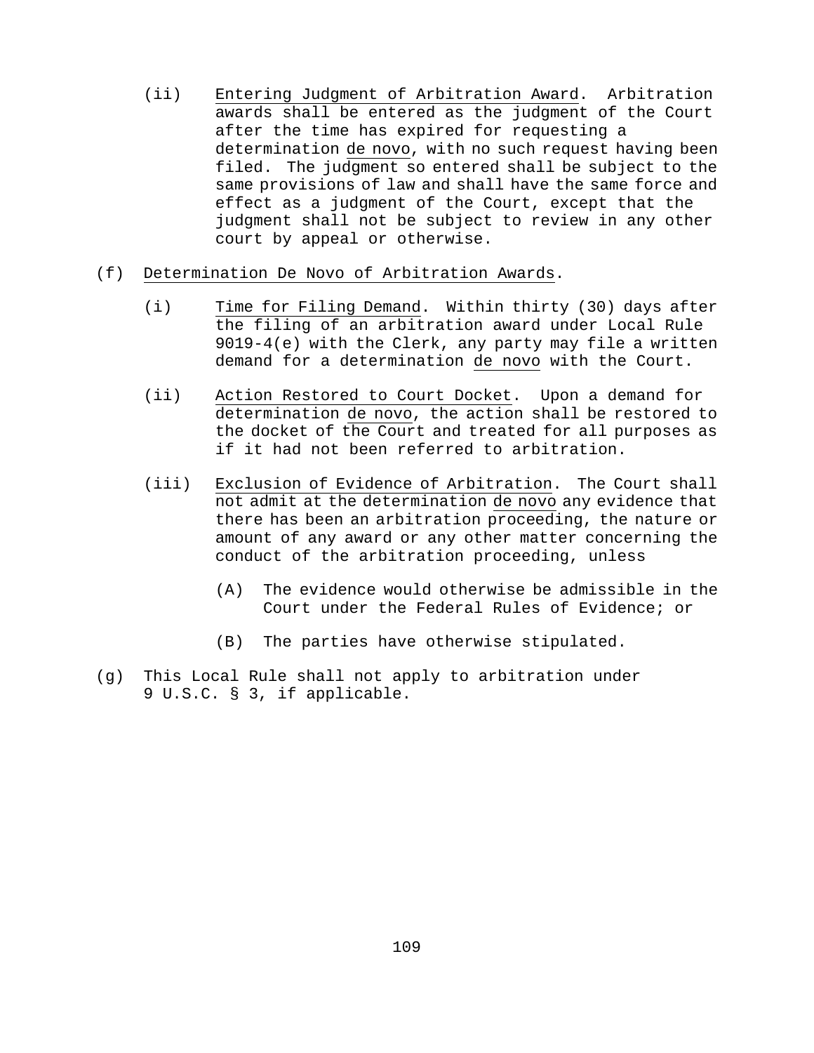(ii) Entering Judgment of Arbitration Award. Arbitration awards shall be entered as the judgment of the Court after the time has expired for requesting a determination de novo, with no such request having been filed. The judgment so entered shall be subject to the same provisions of law and shall have the same force and effect as a judgment of the Court, except that the judgment shall not be subject to review in any other court by appeal or otherwise.

(f) Determination De Novo of Arbitration Awards.

(i) Time for Filing Demand. Within thirty (30) days after the filing of an arbitration award under Local Rule 9019-4(e) with the Clerk, any party may file a written demand for a determination de novo with the Court.

(ii) Action Restored to Court Docket. Upon a demand for determination de novo, the action shall be restored to the docket of the Court and treated for all purposes as if it had not been referred to arbitration.

(iii) Exclusion of Evidence of Arbitration. The Court shall not admit at the determination de novo any evidence that there has been an arbitration proceeding, the nature or amount of any award or any other matter concerning the conduct of the arbitration proceeding, unless

(A) The evidence would otherwise be admissible in the Court under the Federal Rules of Evidence; or

(B) The parties have otherwise stipulated.

(g) This Local Rule shall not apply to arbitration under 9 U.S.C. § 3, if applicable.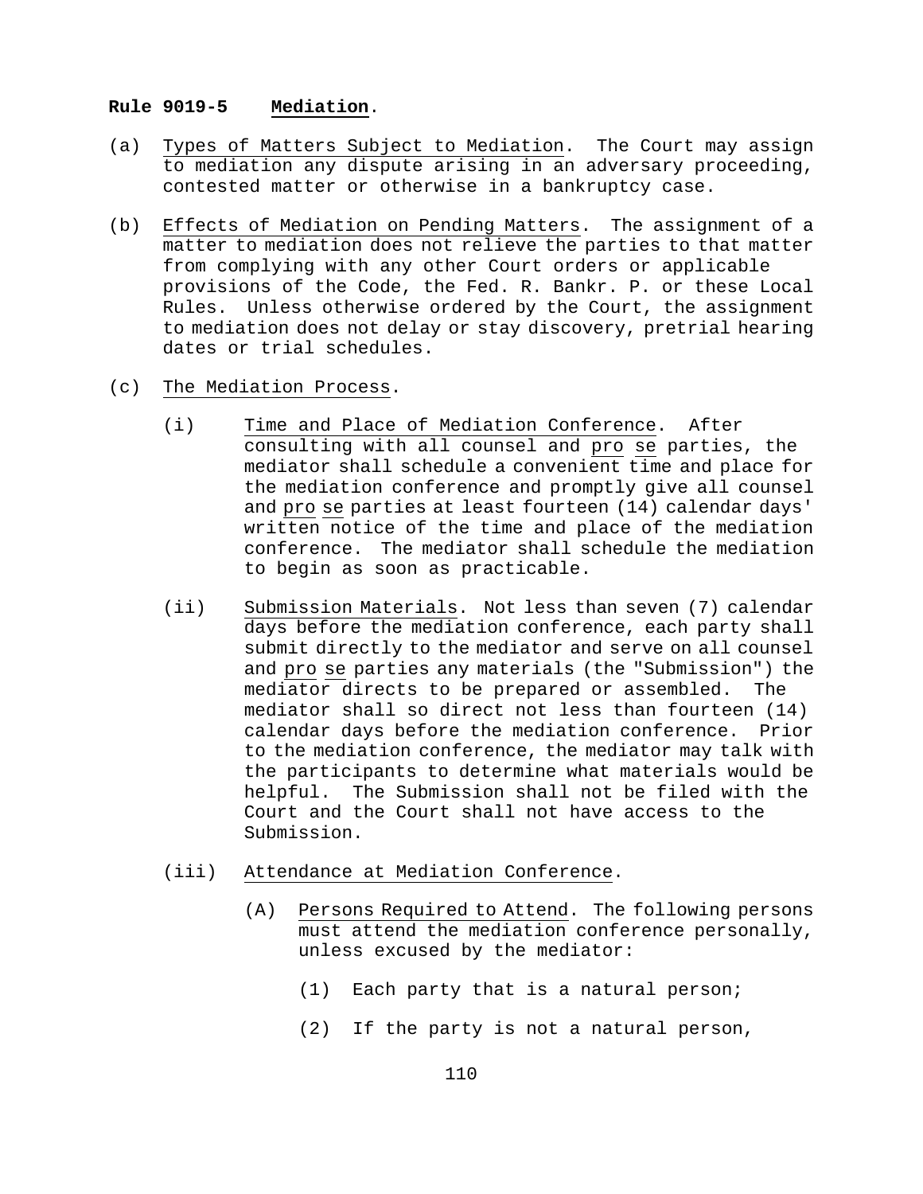**Rule 9019-5 Mediation.**

(a) Types of Matters Subject to Mediation. The Court may assign to mediation any dispute arising in an adversary proceeding, contested matter or otherwise in a bankruptcy case.

(b) Effects of Mediation on Pending Matters. The assignment of a matter to mediation does not relieve the parties to that matter from complying with any other Court orders or applicable provisions of the Code, the Fed. R. Bankr. P. or these Local Rules. Unless otherwise ordered by the Court, the assignment to mediation does not delay or stay discovery, pretrial hearing dates or trial schedules.

(c) The Mediation Process.

(i) Time and Place of Mediation Conference. After consulting with all counsel and pro se parties, the mediator shall schedule a convenient time and place for the mediation conference and promptly give all counsel and pro se parties at least fourteen (14) calendar days' written notice of the time and place of the mediation conference. The mediator shall schedule the mediation to begin as soon as practicable.

(ii) Submission Materials. Not less than seven (7) calendar days before the mediation conference, each party shall submit directly to the mediator and serve on all counsel and pro se parties any materials (the "Submission") the mediator directs to be prepared or assembled. The mediator shall so direct not less than fourteen (14) calendar days before the mediation conference. Prior to the mediation conference, the mediator may talk with the participants to determine what materials would be helpful. The Submission shall not be filed with the Court and the Court shall not have access to the Submission.

(iii) Attendance at Mediation Conference.

(A) Persons Required to Attend. The following persons must attend the mediation conference personally, unless excused by the mediator:

(1) Each party that is a natural person;

(2) If the party is not a natural person,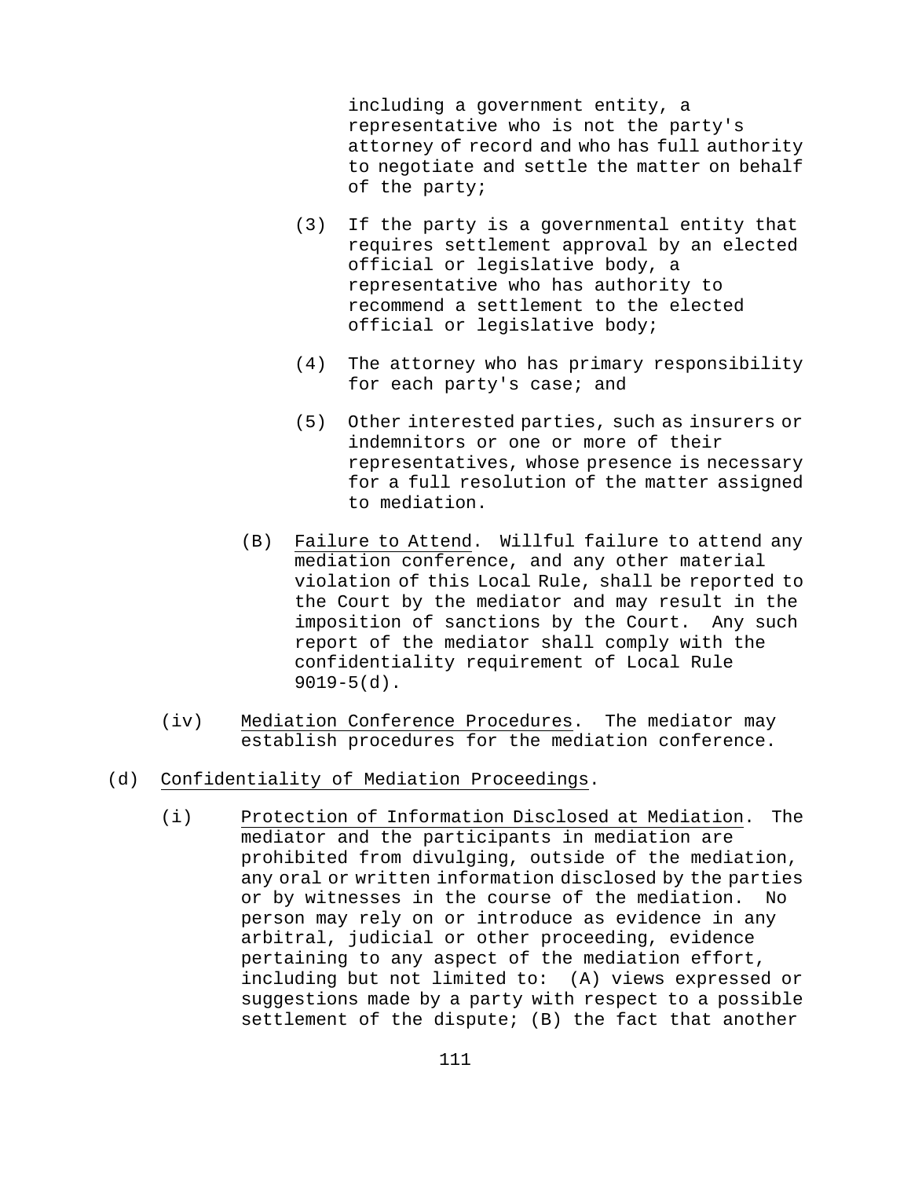including a government entity, a representative who is not the party's attorney of record and who has full authority to negotiate and settle the matter on behalf of the party;

(3) If the party is a governmental entity that requires settlement approval by an elected official or legislative body, a representative who has authority to recommend a settlement to the elected official or legislative body;

(4) The attorney who has primary responsibility for each party's case; and

(5) Other interested parties, such as insurers or indemnitors or one or more of their representatives, whose presence is necessary for a full resolution of the matter assigned to mediation.

(B) Failure to Attend. Willful failure to attend any mediation conference, and any other material violation of this Local Rule, shall be reported to the Court by the mediator and may result in the imposition of sanctions by the Court. Any such report of the mediator shall comply with the confidentiality requirement of Local Rule 9019-5(d).

(iv) Mediation Conference Procedures. The mediator may establish procedures for the mediation conference.

(d) Confidentiality of Mediation Proceedings.

(i) Protection of Information Disclosed at Mediation. The mediator and the participants in mediation are prohibited from divulging, outside of the mediation, any oral or written information disclosed by the parties or by witnesses in the course of the mediation. No person may rely on or introduce as evidence in any arbitral, judicial or other proceeding, evidence pertaining to any aspect of the mediation effort, including but not limited to: (A) views expressed or suggestions made by a party with respect to a possible settlement of the dispute; (B) the fact that another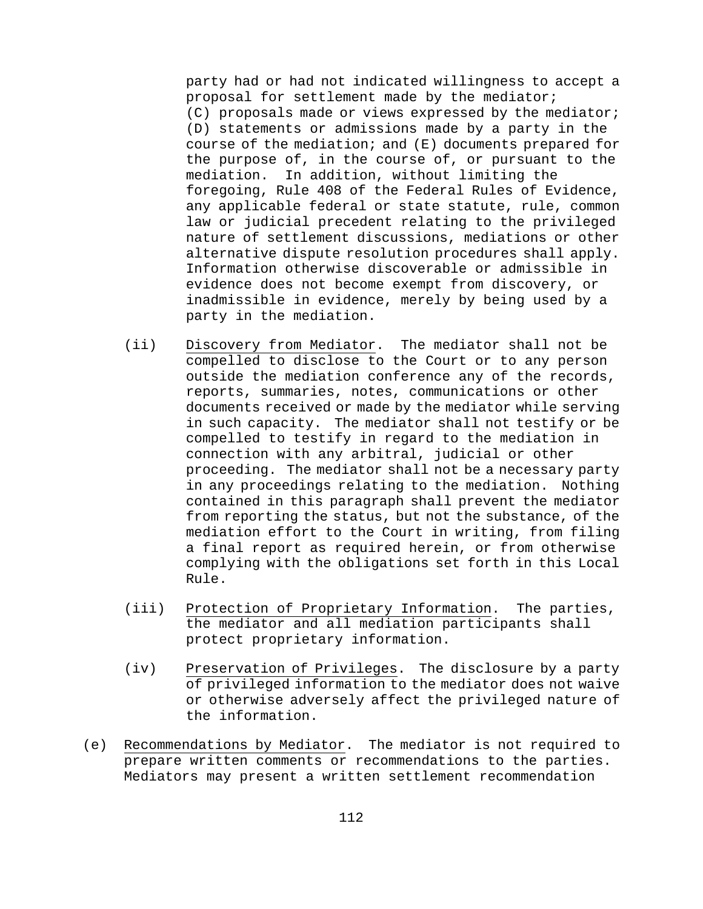party had or had not indicated willingness to accept a proposal for settlement made by the mediator; (C) proposals made or views expressed by the mediator; (D) statements or admissions made by a party in the course of the mediation; and (E) documents prepared for the purpose of, in the course of, or pursuant to the mediation. In addition, without limiting the foregoing, Rule 408 of the Federal Rules of Evidence, any applicable federal or state statute, rule, common law or judicial precedent relating to the privileged nature of settlement discussions, mediations or other alternative dispute resolution procedures shall apply. Information otherwise discoverable or admissible in evidence does not become exempt from discovery, or inadmissible in evidence, merely by being used by a party in the mediation.

(ii) Discovery from Mediator. The mediator shall not be compelled to disclose to the Court or to any person outside the mediation conference any of the records, reports, summaries, notes, communications or other documents received or made by the mediator while serving in such capacity. The mediator shall not testify or be compelled to testify in regard to the mediation in connection with any arbitral, judicial or other proceeding. The mediator shall not be a necessary party in any proceedings relating to the mediation. Nothing contained in this paragraph shall prevent the mediator from reporting the status, but not the substance, of the mediation effort to the Court in writing, from filing a final report as required herein, or from otherwise complying with the obligations set forth in this Local Rule.

(iii) Protection of Proprietary Information. The parties, the mediator and all mediation participants shall protect proprietary information.

(iv) Preservation of Privileges. The disclosure by a party of privileged information to the mediator does not waive or otherwise adversely affect the privileged nature of the information.

(e) Recommendations by Mediator. The mediator is not required to prepare written comments or recommendations to the parties. Mediators may present a written settlement recommendation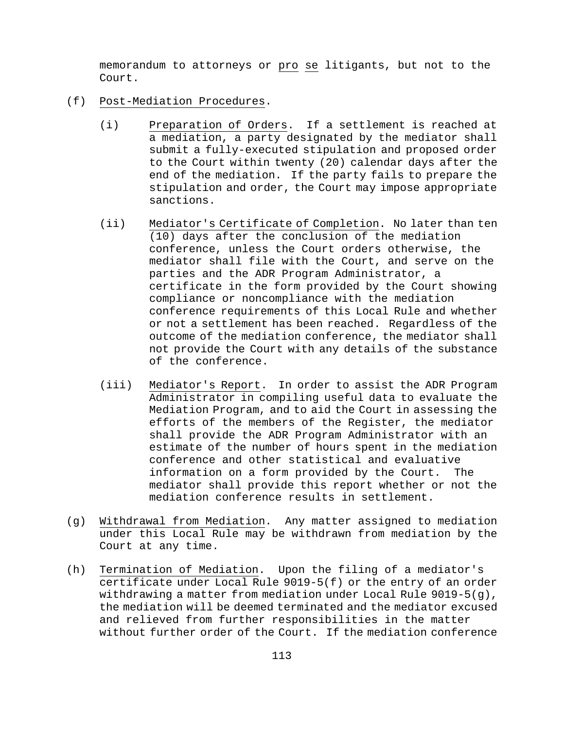memorandum to attorneys or pro se litigants, but not to the Court.

(f) Post-Mediation Procedures.

(i) Preparation of Orders. If a settlement is reached at a mediation, a party designated by the mediator shall submit a fully-executed stipulation and proposed order to the Court within twenty (20) calendar days after the end of the mediation. If the party fails to prepare the stipulation and order, the Court may impose appropriate sanctions.

(ii) Mediator's Certificate of Completion. No later than ten (10) days after the conclusion of the mediation conference, unless the Court orders otherwise, the mediator shall file with the Court, and serve on the parties and the ADR Program Administrator, a certificate in the form provided by the Court showing compliance or noncompliance with the mediation conference requirements of this Local Rule and whether or not a settlement has been reached. Regardless of the outcome of the mediation conference, the mediator shall not provide the Court with any details of the substance of the conference.

(iii) Mediator's Report. In order to assist the ADR Program Administrator in compiling useful data to evaluate the Mediation Program, and to aid the Court in assessing the efforts of the members of the Register, the mediator shall provide the ADR Program Administrator with an estimate of the number of hours spent in the mediation conference and other statistical and evaluative information on a form provided by the Court. The mediator shall provide this report whether or not the mediation conference results in settlement.

(g) Withdrawal from Mediation. Any matter assigned to mediation under this Local Rule may be withdrawn from mediation by the Court at any time.

(h) Termination of Mediation. Upon the filing of a mediator's certificate under Local Rule 9019-5(f) or the entry of an order withdrawing a matter from mediation under Local Rule 9019-5(g), the mediation will be deemed terminated and the mediator excused and relieved from further responsibilities in the matter without further order of the Court. If the mediation conference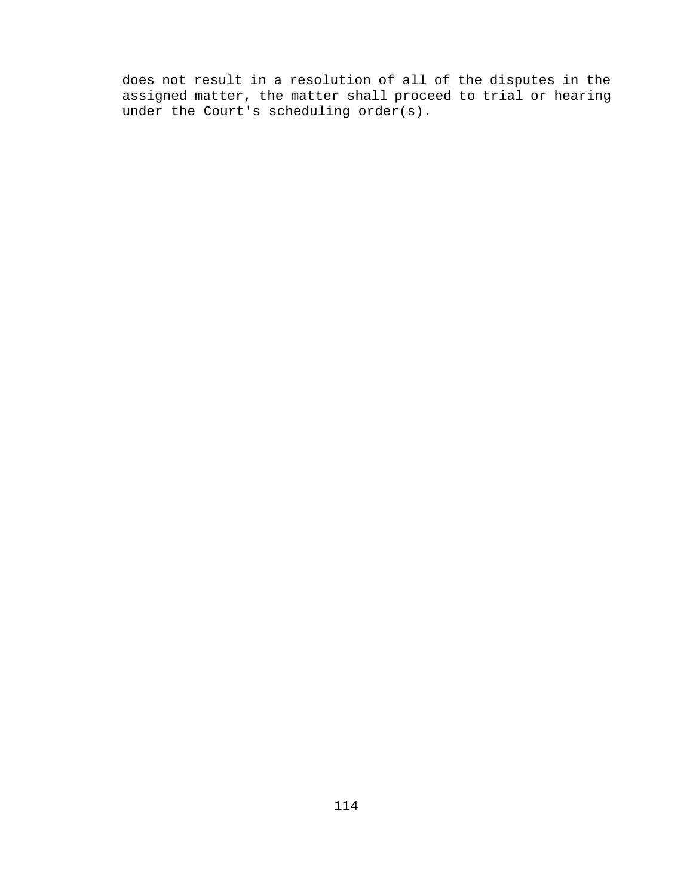does not result in a resolution of all of the disputes in the assigned matter, the matter shall proceed to trial or hearing under the Court's scheduling order(s).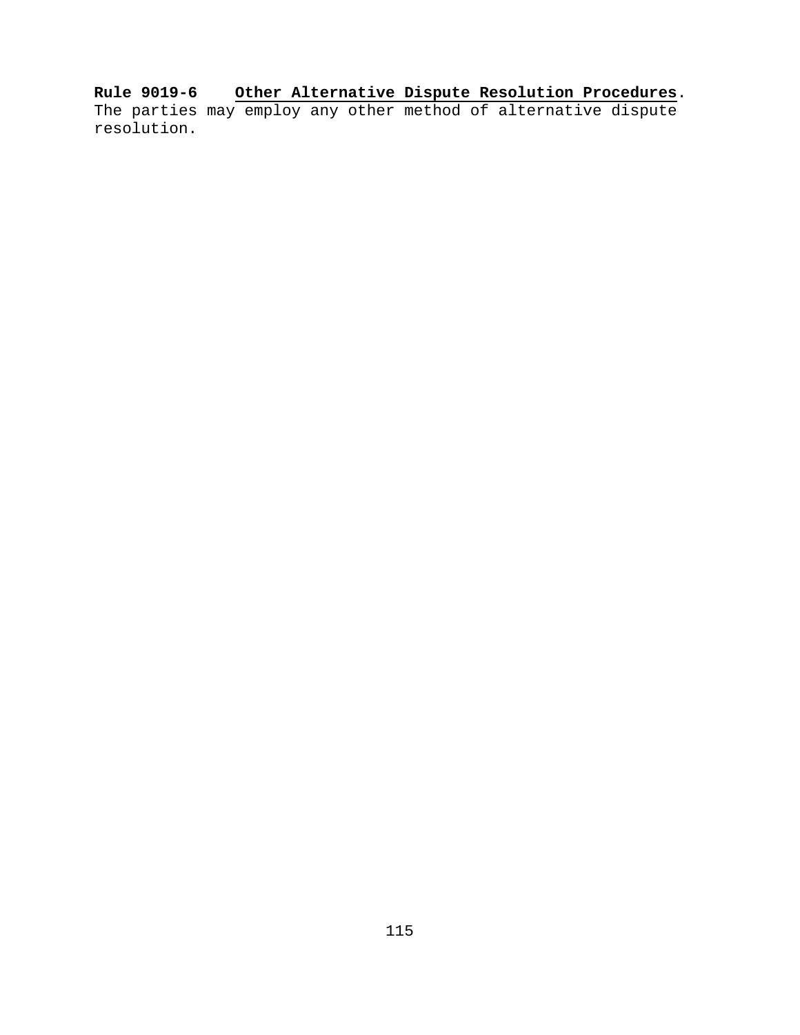**Rule 9019-6** **<u>Other Alternative Dispute Resolution Procedures</u>**. The parties may employ any other method of alternative dispute resolution.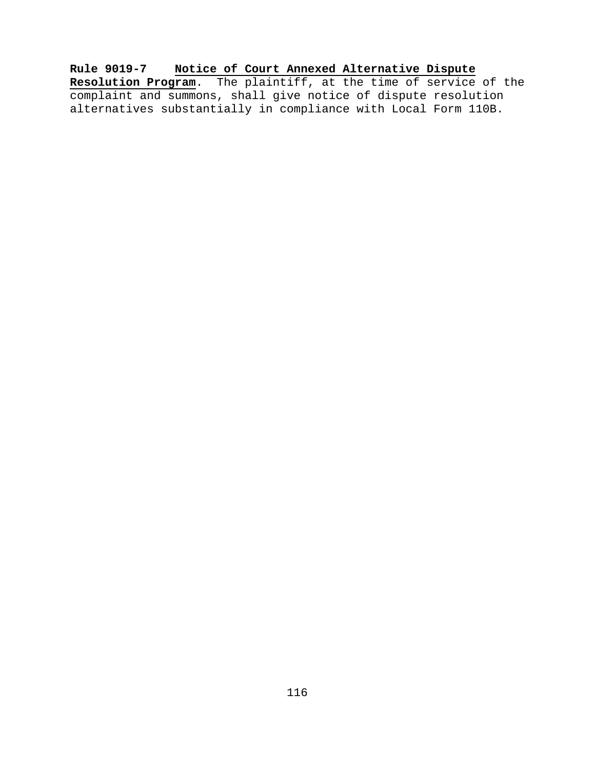**Rule 9019-7** **Notice of Court Annexed Alternative Dispute Resolution Program**. The plaintiff, at the time of service of the complaint and summons, shall give notice of dispute resolution alternatives substantially in compliance with Local Form 110B.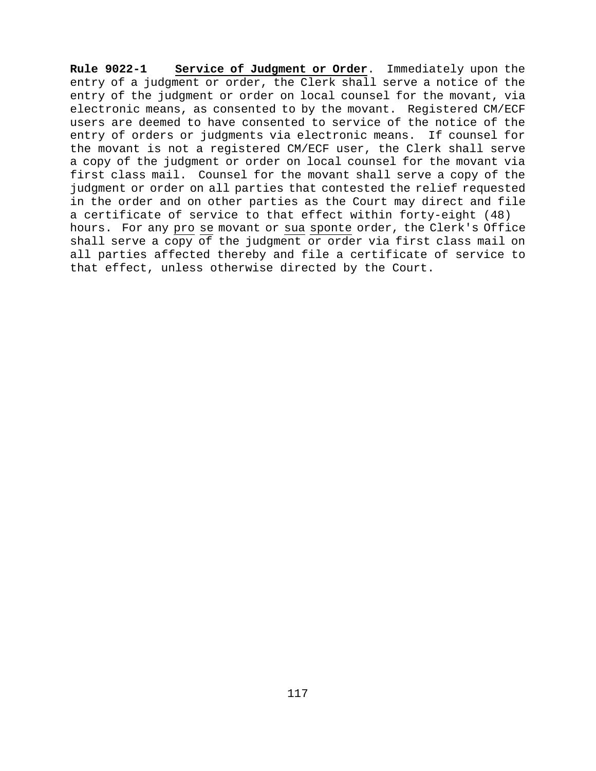**Rule 9022-1** **Service of Judgment or Order**. Immediately upon the entry of a judgment or order, the Clerk shall serve a notice of the entry of the judgment or order on local counsel for the movant, via electronic means, as consented to by the movant. Registered CM/ECF users are deemed to have consented to service of the notice of the entry of orders or judgments via electronic means. If counsel for the movant is not a registered CM/ECF user, the Clerk shall serve a copy of the judgment or order on local counsel for the movant via first class mail. Counsel for the movant shall serve a copy of the judgment or order on all parties that contested the relief requested in the order and on other parties as the Court may direct and file a certificate of service to that effect within forty-eight (48) hours. For any pro se movant or sua sponte order, the Clerk's Office shall serve a copy of the judgment or order via first class mail on all parties affected thereby and file a certificate of service to that effect, unless otherwise directed by the Court.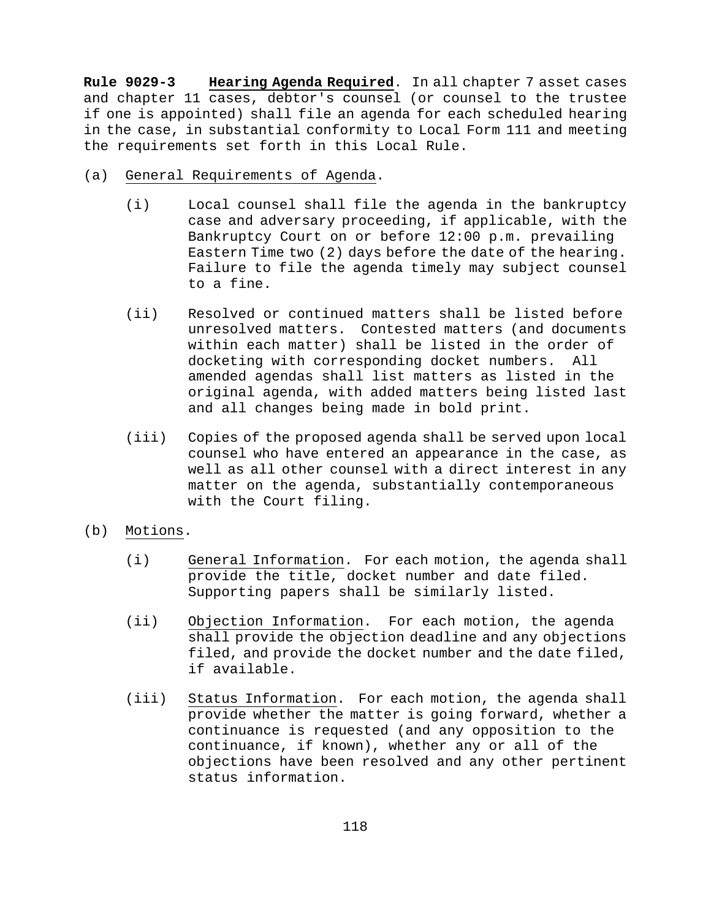**Rule 9029-3** **Hearing Agenda Required**. In all chapter 7 asset cases and chapter 11 cases, debtor's counsel (or counsel to the trustee if one is appointed) shall file an agenda for each scheduled hearing in the case, in substantial conformity to Local Form 111 and meeting the requirements set forth in this Local Rule.

(a) General Requirements of Agenda.

(i) Local counsel shall file the agenda in the bankruptcy case and adversary proceeding, if applicable, with the Bankruptcy Court on or before 12:00 p.m. prevailing Eastern Time two (2) days before the date of the hearing. Failure to file the agenda timely may subject counsel to a fine.

(ii) Resolved or continued matters shall be listed before unresolved matters. Contested matters (and documents within each matter) shall be listed in the order of docketing with corresponding docket numbers. All amended agendas shall list matters as listed in the original agenda, with added matters being listed last and all changes being made in bold print.

(iii) Copies of the proposed agenda shall be served upon local counsel who have entered an appearance in the case, as well as all other counsel with a direct interest in any matter on the agenda, substantially contemporaneous with the Court filing.

(b) Motions.

(i) General Information. For each motion, the agenda shall provide the title, docket number and date filed. Supporting papers shall be similarly listed.

(ii) Objection Information. For each motion, the agenda shall provide the objection deadline and any objections filed, and provide the docket number and the date filed, if available.

(iii) Status Information. For each motion, the agenda shall provide whether the matter is going forward, whether a continuance is requested (and any opposition to the continuance, if known), whether any or all of the objections have been resolved and any other pertinent status information.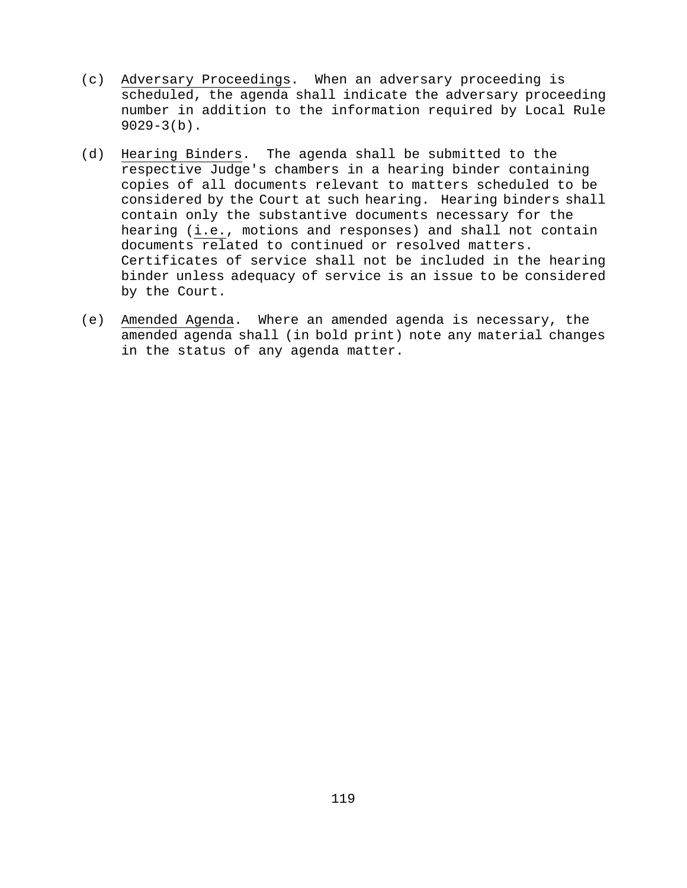(c) Adversary Proceedings. When an adversary proceeding is scheduled, the agenda shall indicate the adversary proceeding number in addition to the information required by Local Rule 9029-3(b).

(d) Hearing Binders. The agenda shall be submitted to the respective Judge's chambers in a hearing binder containing copies of all documents relevant to matters scheduled to be considered by the Court at such hearing. Hearing binders shall contain only the substantive documents necessary for the hearing (i.e., motions and responses) and shall not contain documents related to continued or resolved matters. Certificates of service shall not be included in the hearing binder unless adequacy of service is an issue to be considered by the Court.

(e) Amended Agenda. Where an amended agenda is necessary, the amended agenda shall (in bold print) note any material changes in the status of any agenda matter.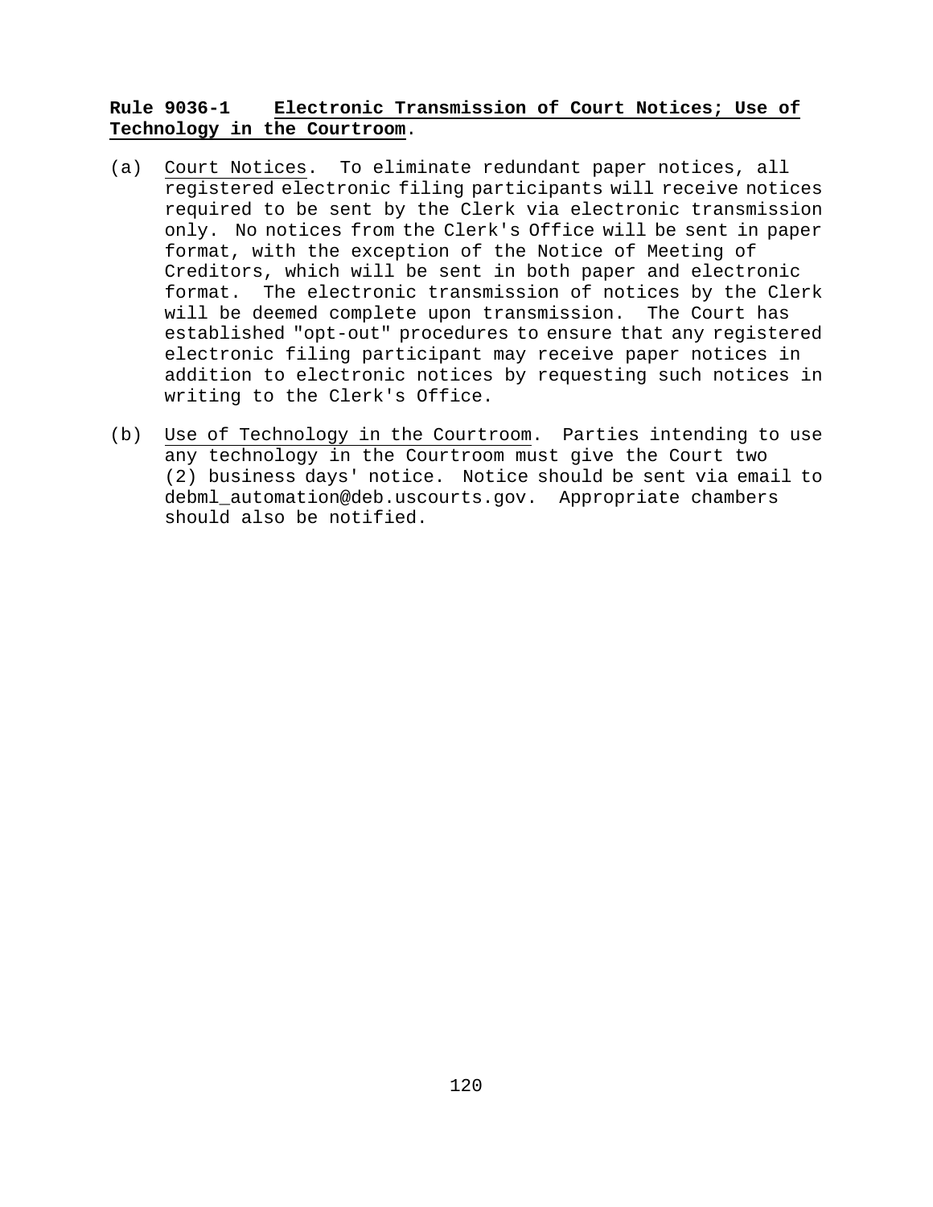**Rule 9036-1 Electronic Transmission of Court Notices; Use of Technology in the Courtroom.**

(a) Court Notices. To eliminate redundant paper notices, all registered electronic filing participants will receive notices required to be sent by the Clerk via electronic transmission only. No notices from the Clerk's Office will be sent in paper format, with the exception of the Notice of Meeting of Creditors, which will be sent in both paper and electronic format. The electronic transmission of notices by the Clerk will be deemed complete upon transmission. The Court has established "opt-out" procedures to ensure that any registered electronic filing participant may receive paper notices in addition to electronic notices by requesting such notices in writing to the Clerk's Office.

(b) Use of Technology in the Courtroom. Parties intending to use any technology in the Courtroom must give the Court two (2) business days' notice. Notice should be sent via email to debml_automation@deb.uscourts.gov. Appropriate chambers should also be notified.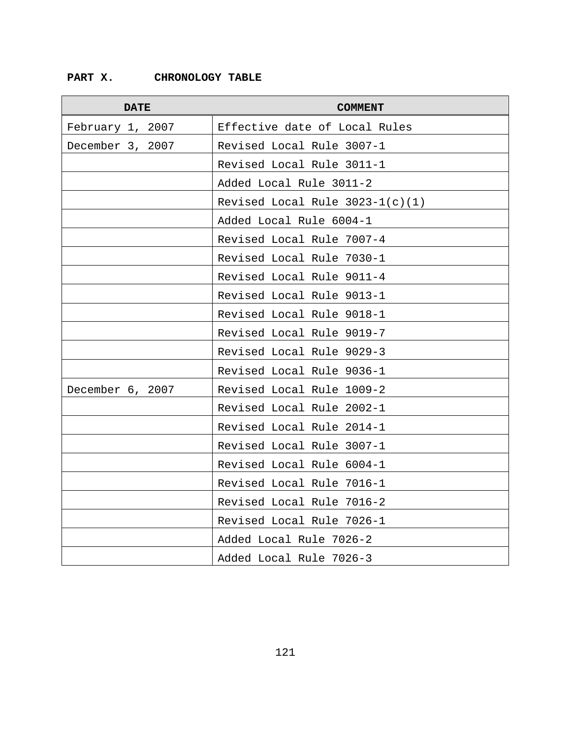## PART X. CHRONOLOGY TABLE

| DATE | COMMENT |
|---|---|
| February 1, 2007 | Effective date of Local Rules |
| December 3, 2007 | Revised Local Rule 3007-1 |
| | Revised Local Rule 3011-1 |
| | Added Local Rule 3011-2 |
| | Revised Local Rule 3023-1(c)(1) |
| | Added Local Rule 6004-1 |
| | Revised Local Rule 7007-4 |
| | Revised Local Rule 7030-1 |
| | Revised Local Rule 9011-4 |
| | Revised Local Rule 9013-1 |
| | Revised Local Rule 9018-1 |
| | Revised Local Rule 9019-7 |
| | Revised Local Rule 9029-3 |
| | Revised Local Rule 9036-1 |
| December 6, 2007 | Revised Local Rule 1009-2 |
| | Revised Local Rule 2002-1 |
| | Revised Local Rule 2014-1 |
| | Revised Local Rule 3007-1 |
| | Revised Local Rule 6004-1 |
| | Revised Local Rule 7016-1 |
| | Revised Local Rule 7016-2 |
| | Revised Local Rule 7026-1 |
| | Added Local Rule 7026-2 |
| | Added Local Rule 7026-3 |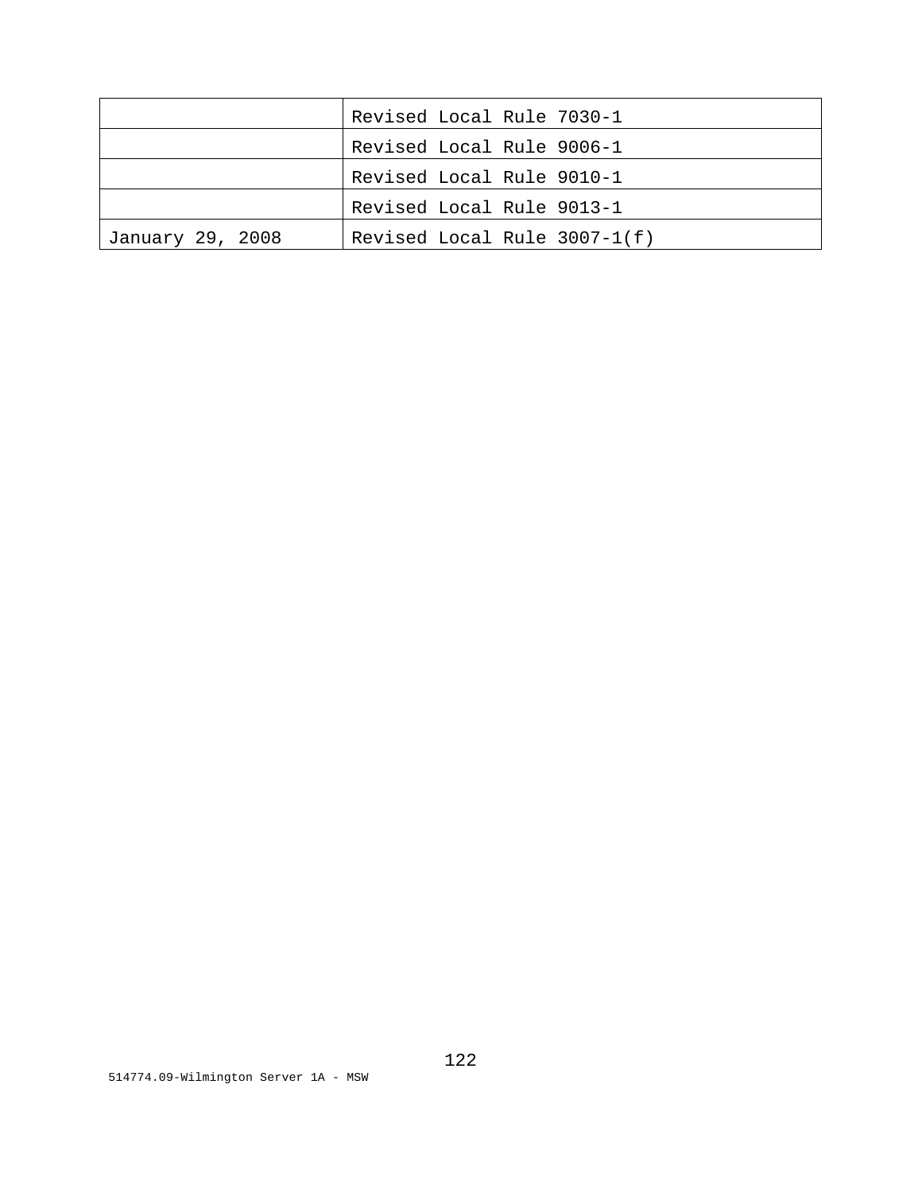| | |
|---|---|
| | Revised Local Rule 7030-1 |
| | Revised Local Rule 9006-1 |
| | Revised Local Rule 9010-1 |
| | Revised Local Rule 9013-1 |
| January 29, 2008 | Revised Local Rule 3007-1(f) |

514774.09-Wilmington Server 1A - MSW